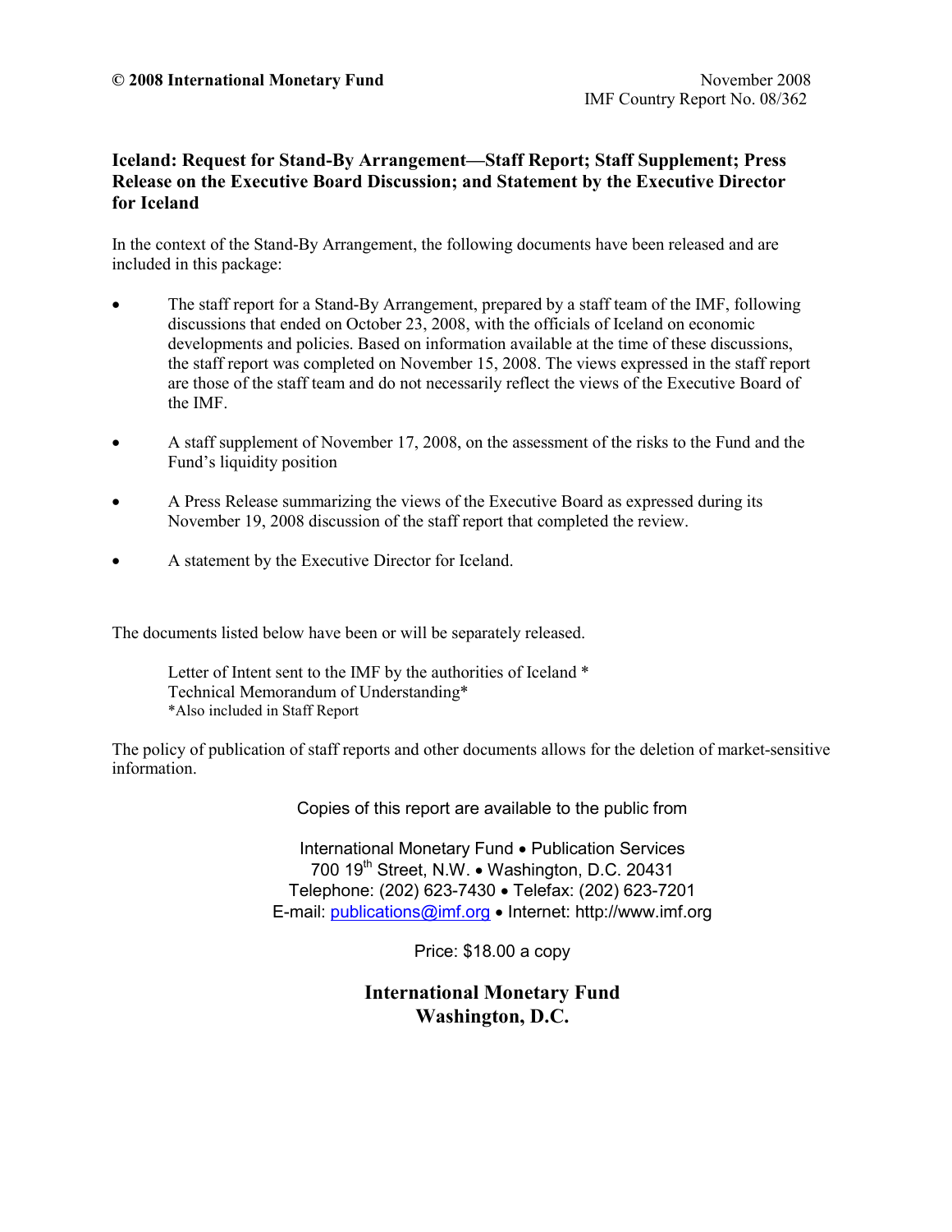**© 2008 International Monetary Fund** November 2008
IMF Country Report No. 08/362

## Iceland: Request for Stand-By Arrangement—Staff Report; Staff Supplement; Press Release on the Executive Board Discussion; and Statement by the Executive Director for Iceland

In the context of the Stand-By Arrangement, the following documents have been released and are included in this package:

- The staff report for a Stand-By Arrangement, prepared by a staff team of the IMF, following discussions that ended on October 23, 2008, with the officials of Iceland on economic developments and policies. Based on information available at the time of these discussions, the staff report was completed on November 15, 2008. The views expressed in the staff report are those of the staff team and do not necessarily reflect the views of the Executive Board of the IMF.

- A staff supplement of November 17, 2008, on the assessment of the risks to the Fund and the Fund's liquidity position

- A Press Release summarizing the views of the Executive Board as expressed during its November 19, 2008 discussion of the staff report that completed the review.

- A statement by the Executive Director for Iceland.

The documents listed below have been or will be separately released.

Letter of Intent sent to the IMF by the authorities of Iceland *
Technical Memorandum of Understanding*
*Also included in Staff Report

The policy of publication of staff reports and other documents allows for the deletion of market-sensitive information.

Copies of this report are available to the public from

International Monetary Fund • Publication Services
700 19th Street, N.W. • Washington, D.C. 20431
Telephone: (202) 623-7430 • Telefax: (202) 623-7201
E-mail: publications@imf.org • Internet: http://www.imf.org

Price: $18.00 a copy

**International Monetary Fund**
**Washington, D.C.**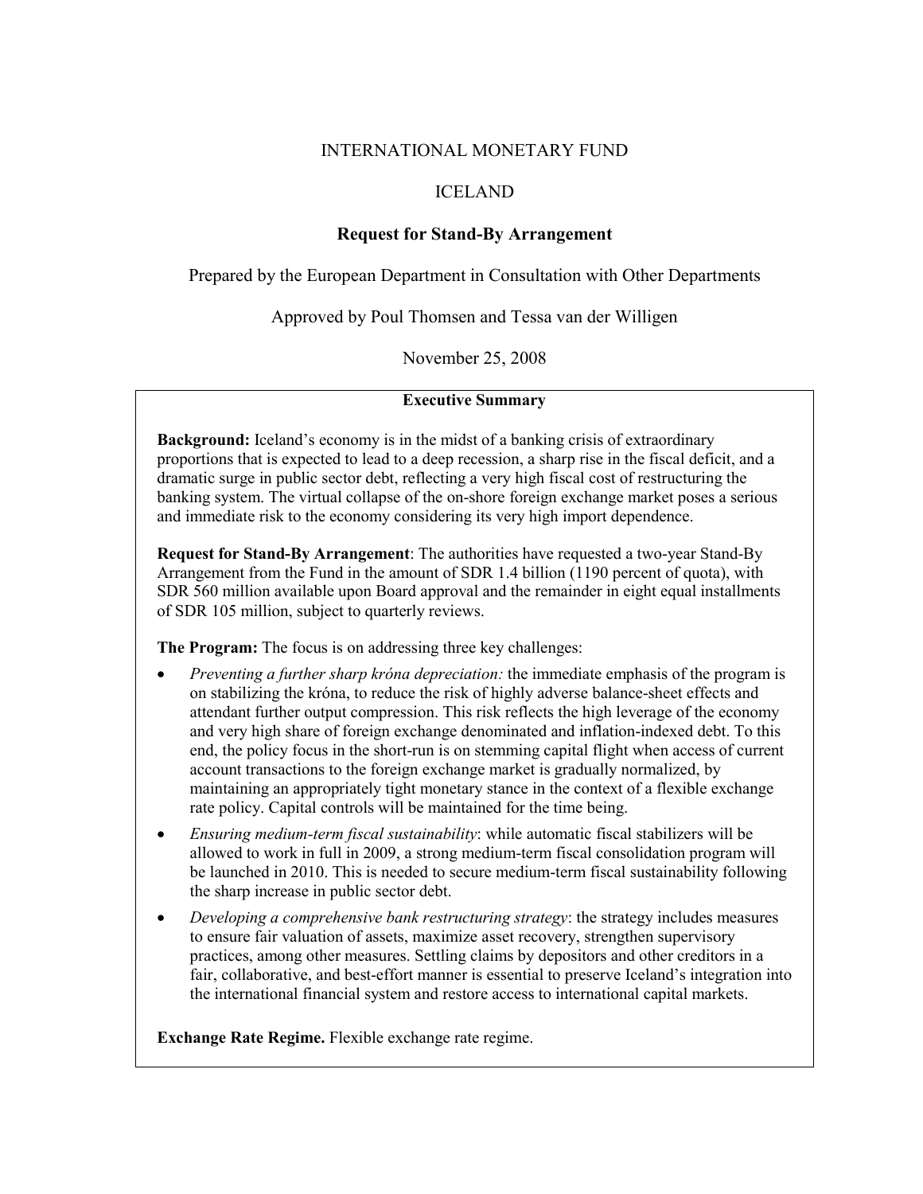INTERNATIONAL MONETARY FUND

ICELAND

**Request for Stand-By Arrangement**

Prepared by the European Department in Consultation with Other Departments

Approved by Poul Thomsen and Tessa van der Willigen

November 25, 2008

**Executive Summary**

**Background:** Iceland's economy is in the midst of a banking crisis of extraordinary proportions that is expected to lead to a deep recession, a sharp rise in the fiscal deficit, and a dramatic surge in public sector debt, reflecting a very high fiscal cost of restructuring the banking system. The virtual collapse of the on-shore foreign exchange market poses a serious and immediate risk to the economy considering its very high import dependence.

**Request for Stand-By Arrangement**: The authorities have requested a two-year Stand-By Arrangement from the Fund in the amount of SDR 1.4 billion (1190 percent of quota), with SDR 560 million available upon Board approval and the remainder in eight equal installments of SDR 105 million, subject to quarterly reviews.

**The Program:** The focus is on addressing three key challenges:

- *Preventing a further sharp króna depreciation:* the immediate emphasis of the program is on stabilizing the króna, to reduce the risk of highly adverse balance-sheet effects and attendant further output compression. This risk reflects the high leverage of the economy and very high share of foreign exchange denominated and inflation-indexed debt. To this end, the policy focus in the short-run is on stemming capital flight when access of current account transactions to the foreign exchange market is gradually normalized, by maintaining an appropriately tight monetary stance in the context of a flexible exchange rate policy. Capital controls will be maintained for the time being.
- *Ensuring medium-term fiscal sustainability*: while automatic fiscal stabilizers will be allowed to work in full in 2009, a strong medium-term fiscal consolidation program will be launched in 2010. This is needed to secure medium-term fiscal sustainability following the sharp increase in public sector debt.
- *Developing a comprehensive bank restructuring strategy*: the strategy includes measures to ensure fair valuation of assets, maximize asset recovery, strengthen supervisory practices, among other measures. Settling claims by depositors and other creditors in a fair, collaborative, and best-effort manner is essential to preserve Iceland's integration into the international financial system and restore access to international capital markets.

**Exchange Rate Regime.** Flexible exchange rate regime.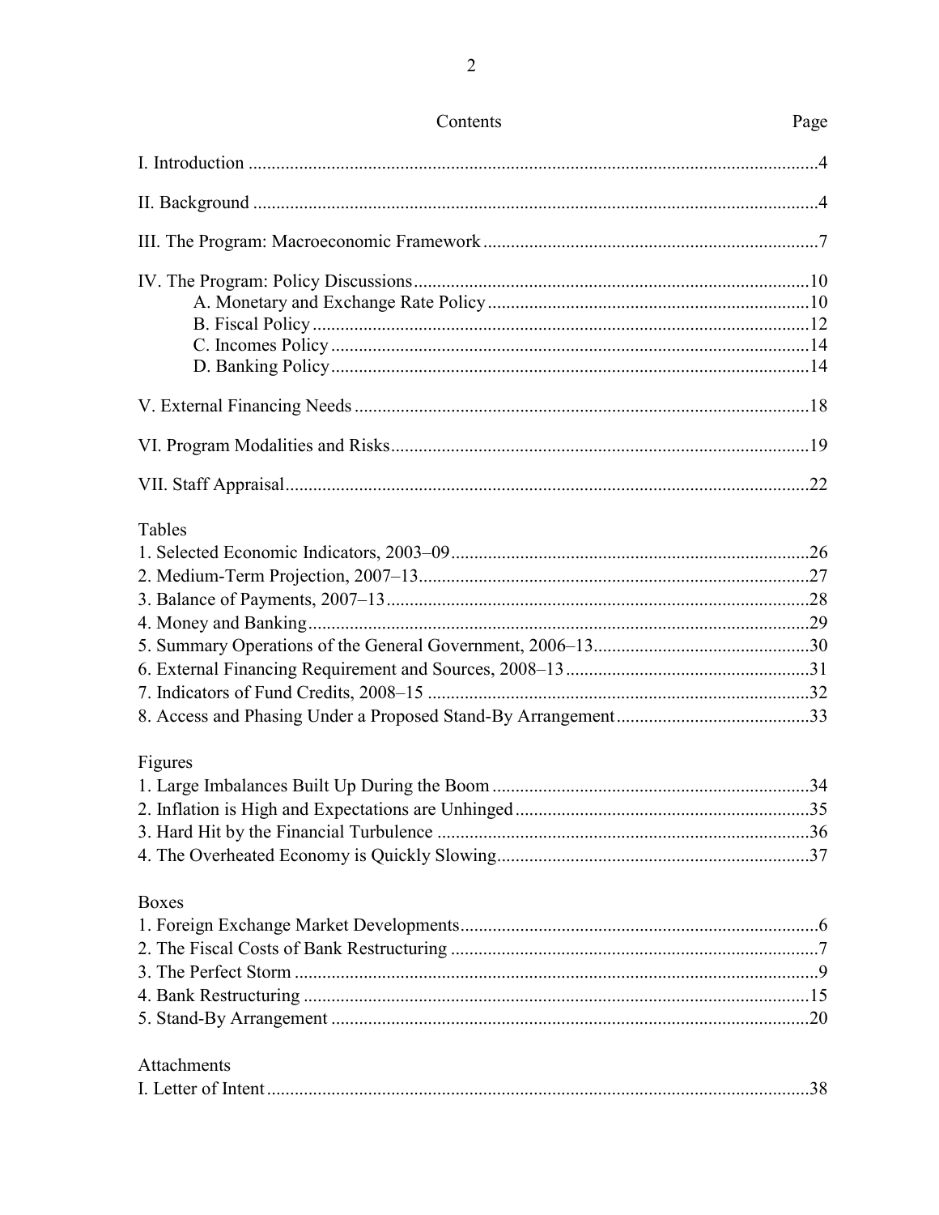# Contents

| Contents | Page |
|---|---|
| I. Introduction | 4 |
| II. Background | 4 |
| III. The Program: Macroeconomic Framework | 7 |
| IV. The Program: Policy Discussions | 10 |
| A. Monetary and Exchange Rate Policy | 10 |
| B. Fiscal Policy | 12 |
| C. Incomes Policy | 14 |
| D. Banking Policy | 14 |
| V. External Financing Needs | 18 |
| VI. Program Modalities and Risks | 19 |
| VII. Staff Appraisal | 22 |

**Tables**

| | |
|---|---|
| 1. Selected Economic Indicators, 2003–09 | 26 |
| 2. Medium-Term Projection, 2007–13 | 27 |
| 3. Balance of Payments, 2007–13 | 28 |
| 4. Money and Banking | 29 |
| 5. Summary Operations of the General Government, 2006–13 | 30 |
| 6. External Financing Requirement and Sources, 2008–13 | 31 |
| 7. Indicators of Fund Credits, 2008–15 | 32 |
| 8. Access and Phasing Under a Proposed Stand-By Arrangement | 33 |

**Figures**

| | |
|---|---|
| 1. Large Imbalances Built Up During the Boom | 34 |
| 2. Inflation is High and Expectations are Unhinged | 35 |
| 3. Hard Hit by the Financial Turbulence | 36 |
| 4. The Overheated Economy is Quickly Slowing | 37 |

**Boxes**

| | |
|---|---|
| 1. Foreign Exchange Market Developments | 6 |
| 2. The Fiscal Costs of Bank Restructuring | 7 |
| 3. The Perfect Storm | 9 |
| 4. Bank Restructuring | 15 |
| 5. Stand-By Arrangement | 20 |

**Attachments**

| | |
|---|---|
| I. Letter of Intent | 38 |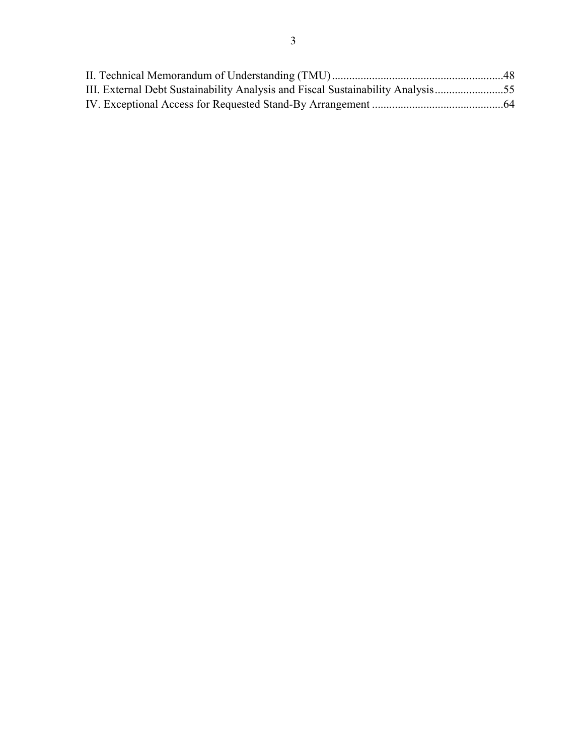II. Technical Memorandum of Understanding (TMU) ............................................................48
III. External Debt Sustainability Analysis and Fiscal Sustainability Analysis........................55
IV. Exceptional Access for Requested Stand-By Arrangement .............................................64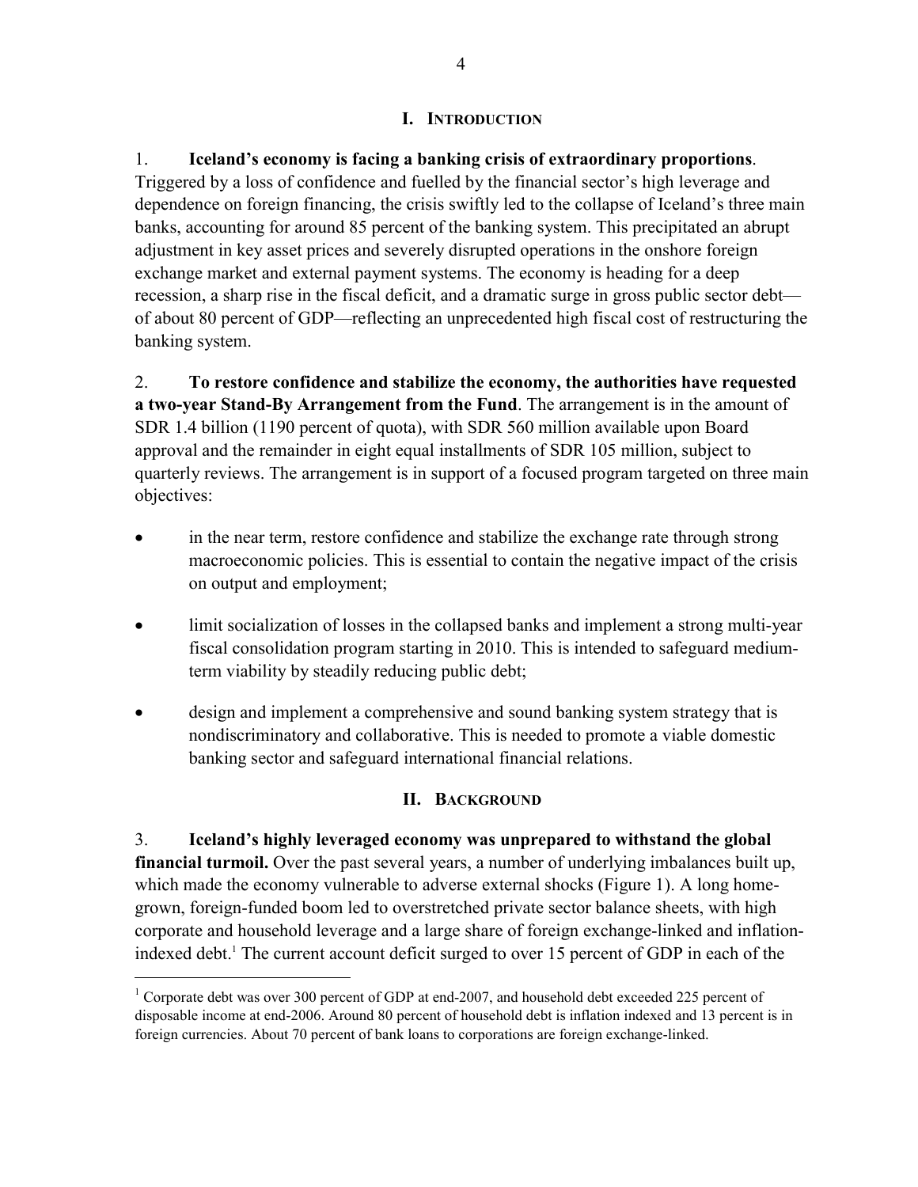## I. Introduction

1. **Iceland's economy is facing a banking crisis of extraordinary proportions**. Triggered by a loss of confidence and fuelled by the financial sector's high leverage and dependence on foreign financing, the crisis swiftly led to the collapse of Iceland's three main banks, accounting for around 85 percent of the banking system. This precipitated an abrupt adjustment in key asset prices and severely disrupted operations in the onshore foreign exchange market and external payment systems. The economy is heading for a deep recession, a sharp rise in the fiscal deficit, and a dramatic surge in gross public sector debt—of about 80 percent of GDP—reflecting an unprecedented high fiscal cost of restructuring the banking system.

2. **To restore confidence and stabilize the economy, the authorities have requested a two-year Stand-By Arrangement from the Fund**. The arrangement is in the amount of SDR 1.4 billion (1190 percent of quota), with SDR 560 million available upon Board approval and the remainder in eight equal installments of SDR 105 million, subject to quarterly reviews. The arrangement is in support of a focused program targeted on three main objectives:

- in the near term, restore confidence and stabilize the exchange rate through strong macroeconomic policies. This is essential to contain the negative impact of the crisis on output and employment;
- limit socialization of losses in the collapsed banks and implement a strong multi-year fiscal consolidation program starting in 2010. This is intended to safeguard medium-term viability by steadily reducing public debt;
- design and implement a comprehensive and sound banking system strategy that is nondiscriminatory and collaborative. This is needed to promote a viable domestic banking sector and safeguard international financial relations.

## II. Background

3. **Iceland's highly leveraged economy was unprepared to withstand the global financial turmoil.** Over the past several years, a number of underlying imbalances built up, which made the economy vulnerable to adverse external shocks (Figure 1). A long home-grown, foreign-funded boom led to overstretched private sector balance sheets, with high corporate and household leverage and a large share of foreign exchange-linked and inflation-indexed debt.[1] The current account deficit surged to over 15 percent of GDP in each of the

[1] Corporate debt was over 300 percent of GDP at end-2007, and household debt exceeded 225 percent of disposable income at end-2006. Around 80 percent of household debt is inflation indexed and 13 percent is in foreign currencies. About 70 percent of bank loans to corporations are foreign exchange-linked.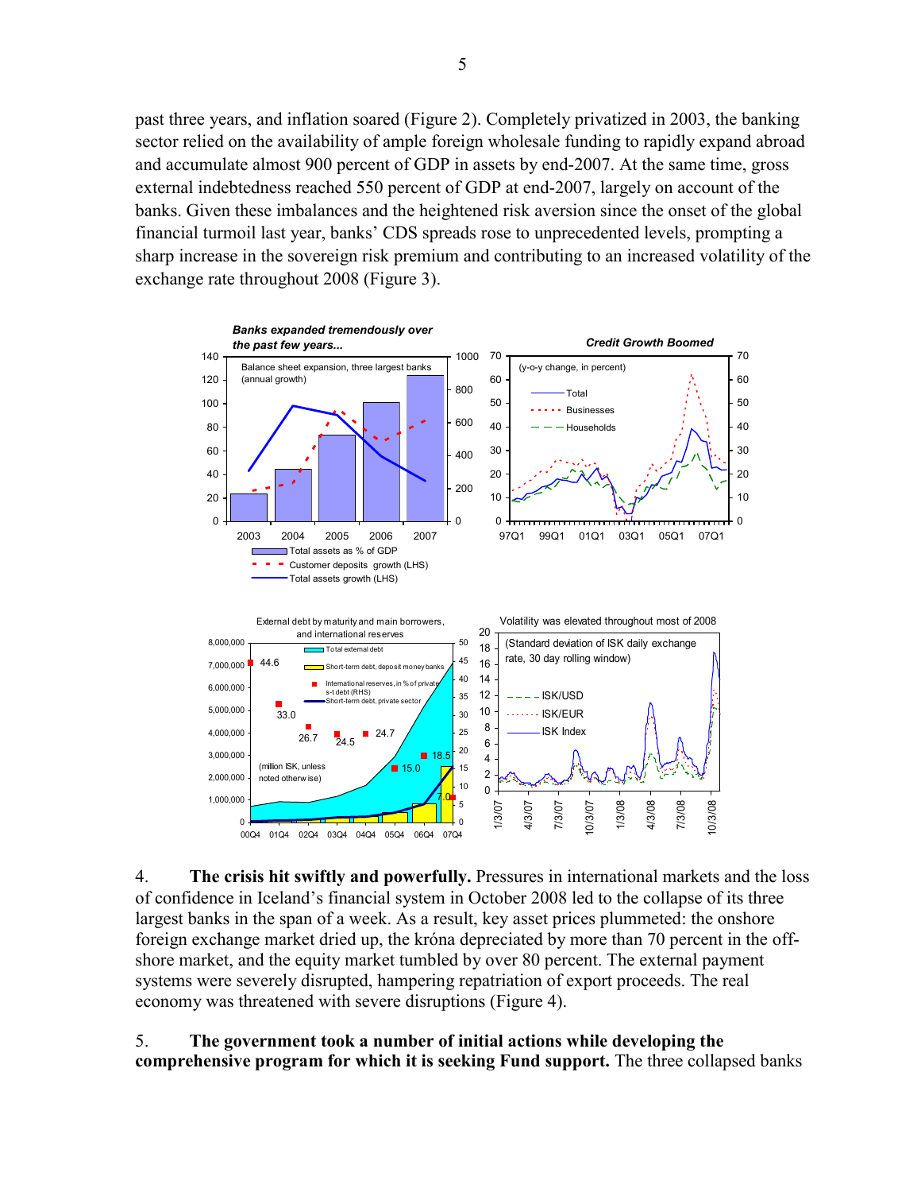past three years, and inflation soared (Figure 2). Completely privatized in 2003, the banking sector relied on the availability of ample foreign wholesale funding to rapidly expand abroad and accumulate almost 900 percent of GDP in assets by end-2007. At the same time, gross external indebtedness reached 550 percent of GDP at end-2007, largely on account of the banks. Given these imbalances and the heightened risk aversion since the onset of the global financial turmoil last year, banks' CDS spreads rose to unprecedented levels, prompting a sharp increase in the sovereign risk premium and contributing to an increased volatility of the exchange rate throughout 2008 (Figure 3).

4. **The crisis hit swiftly and powerfully.** Pressures in international markets and the loss of confidence in Iceland's financial system in October 2008 led to the collapse of its three largest banks in the span of a week. As a result, key asset prices plummeted: the onshore foreign exchange market dried up, the króna depreciated by more than 70 percent in the off-shore market, and the equity market tumbled by over 80 percent. The external payment systems were severely disrupted, hampering repatriation of export proceeds. The real economy was threatened with severe disruptions (Figure 4).

5. **The government took a number of initial actions while developing the comprehensive program for which it is seeking Fund support.** The three collapsed banks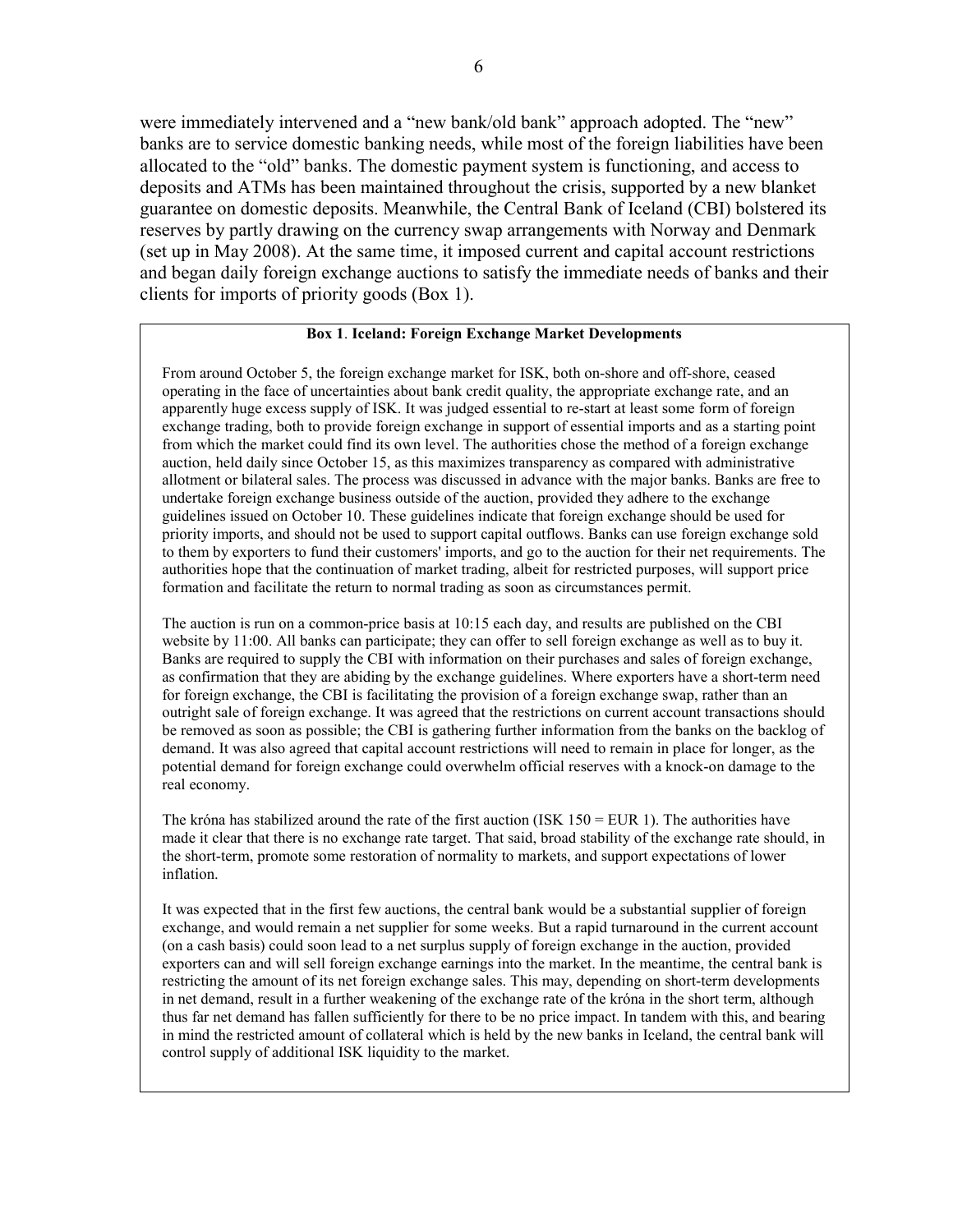were immediately intervened and a "new bank/old bank" approach adopted. The "new" banks are to service domestic banking needs, while most of the foreign liabilities have been allocated to the "old" banks. The domestic payment system is functioning, and access to deposits and ATMs has been maintained throughout the crisis, supported by a new blanket guarantee on domestic deposits. Meanwhile, the Central Bank of Iceland (CBI) bolstered its reserves by partly drawing on the currency swap arrangements with Norway and Denmark (set up in May 2008). At the same time, it imposed current and capital account restrictions and began daily foreign exchange auctions to satisfy the immediate needs of banks and their clients for imports of priority goods (Box 1).

**Box 1. Iceland: Foreign Exchange Market Developments**

From around October 5, the foreign exchange market for ISK, both on-shore and off-shore, ceased operating in the face of uncertainties about bank credit quality, the appropriate exchange rate, and an apparently huge excess supply of ISK. It was judged essential to re-start at least some form of foreign exchange trading, both to provide foreign exchange in support of essential imports and as a starting point from which the market could find its own level. The authorities chose the method of a foreign exchange auction, held daily since October 15, as this maximizes transparency as compared with administrative allotment or bilateral sales. The process was discussed in advance with the major banks. Banks are free to undertake foreign exchange business outside of the auction, provided they adhere to the exchange guidelines issued on October 10. These guidelines indicate that foreign exchange should be used for priority imports, and should not be used to support capital outflows. Banks can use foreign exchange sold to them by exporters to fund their customers' imports, and go to the auction for their net requirements. The authorities hope that the continuation of market trading, albeit for restricted purposes, will support price formation and facilitate the return to normal trading as soon as circumstances permit.

The auction is run on a common-price basis at 10:15 each day, and results are published on the CBI website by 11:00. All banks can participate; they can offer to sell foreign exchange as well as to buy it. Banks are required to supply the CBI with information on their purchases and sales of foreign exchange, as confirmation that they are abiding by the exchange guidelines. Where exporters have a short-term need for foreign exchange, the CBI is facilitating the provision of a foreign exchange swap, rather than an outright sale of foreign exchange. It was agreed that the restrictions on current account transactions should be removed as soon as possible; the CBI is gathering further information from the banks on the backlog of demand. It was also agreed that capital account restrictions will need to remain in place for longer, as the potential demand for foreign exchange could overwhelm official reserves with a knock-on damage to the real economy.

The króna has stabilized around the rate of the first auction (ISK 150 = EUR 1). The authorities have made it clear that there is no exchange rate target. That said, broad stability of the exchange rate should, in the short-term, promote some restoration of normality to markets, and support expectations of lower inflation.

It was expected that in the first few auctions, the central bank would be a substantial supplier of foreign exchange, and would remain a net supplier for some weeks. But a rapid turnaround in the current account (on a cash basis) could soon lead to a net surplus supply of foreign exchange in the auction, provided exporters can and will sell foreign exchange earnings into the market. In the meantime, the central bank is restricting the amount of its net foreign exchange sales. This may, depending on short-term developments in net demand, result in a further weakening of the exchange rate of the króna in the short term, although thus far net demand has fallen sufficiently for there to be no price impact. In tandem with this, and bearing in mind the restricted amount of collateral which is held by the new banks in Iceland, the central bank will control supply of additional ISK liquidity to the market.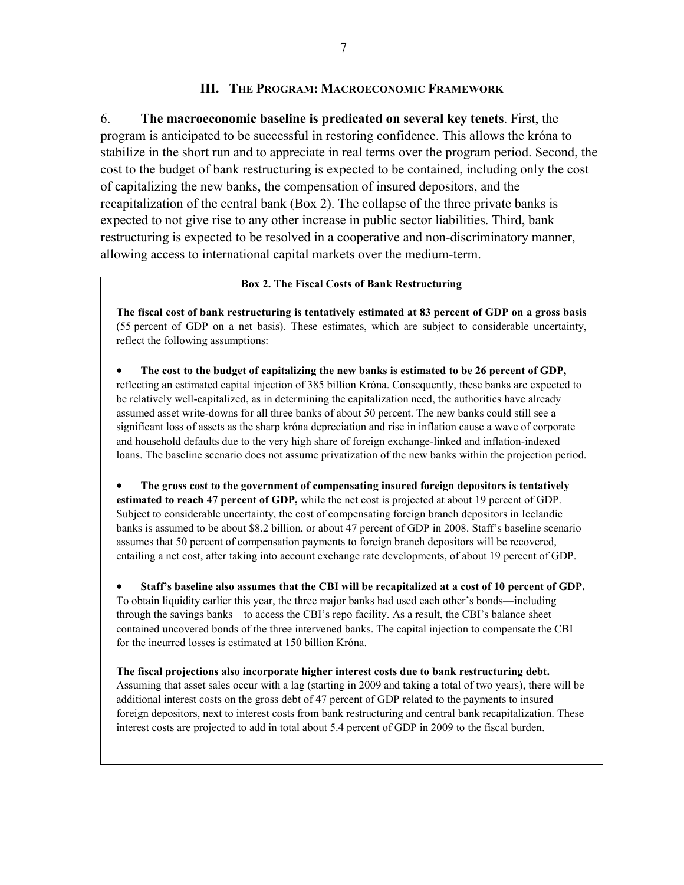## III. The Program: Macroeconomic Framework

6. **The macroeconomic baseline is predicated on several key tenets**. First, the program is anticipated to be successful in restoring confidence. This allows the króna to stabilize in the short run and to appreciate in real terms over the program period. Second, the cost to the budget of bank restructuring is expected to be contained, including only the cost of capitalizing the new banks, the compensation of insured depositors, and the recapitalization of the central bank (Box 2). The collapse of the three private banks is expected to not give rise to any other increase in public sector liabilities. Third, bank restructuring is expected to be resolved in a cooperative and non-discriminatory manner, allowing access to international capital markets over the medium-term.

**Box 2. The Fiscal Costs of Bank Restructuring**

**The fiscal cost of bank restructuring is tentatively estimated at 83 percent of GDP on a gross basis** (55 percent of GDP on a net basis). These estimates, which are subject to considerable uncertainty, reflect the following assumptions:

- **The cost to the budget of capitalizing the new banks is estimated to be 26 percent of GDP,** reflecting an estimated capital injection of 385 billion Króna. Consequently, these banks are expected to be relatively well-capitalized, as in determining the capitalization need, the authorities have already assumed asset write-downs for all three banks of about 50 percent. The new banks could still see a significant loss of assets as the sharp króna depreciation and rise in inflation cause a wave of corporate and household defaults due to the very high share of foreign exchange-linked and inflation-indexed loans. The baseline scenario does not assume privatization of the new banks within the projection period.

- **The gross cost to the government of compensating insured foreign depositors is tentatively estimated to reach 47 percent of GDP,** while the net cost is projected at about 19 percent of GDP. Subject to considerable uncertainty, the cost of compensating foreign branch depositors in Icelandic banks is assumed to be about $8.2 billion, or about 47 percent of GDP in 2008. Staff's baseline scenario assumes that 50 percent of compensation payments to foreign branch depositors will be recovered, entailing a net cost, after taking into account exchange rate developments, of about 19 percent of GDP.

- **Staff's baseline also assumes that the CBI will be recapitalized at a cost of 10 percent of GDP.** To obtain liquidity earlier this year, the three major banks had used each other's bonds—including through the savings banks—to access the CBI's repo facility. As a result, the CBI's balance sheet contained uncovered bonds of the three intervened banks. The capital injection to compensate the CBI for the incurred losses is estimated at 150 billion Króna.

**The fiscal projections also incorporate higher interest costs due to bank restructuring debt.** Assuming that asset sales occur with a lag (starting in 2009 and taking a total of two years), there will be additional interest costs on the gross debt of 47 percent of GDP related to the payments to insured foreign depositors, next to interest costs from bank restructuring and central bank recapitalization. These interest costs are projected to add in total about 5.4 percent of GDP in 2009 to the fiscal burden.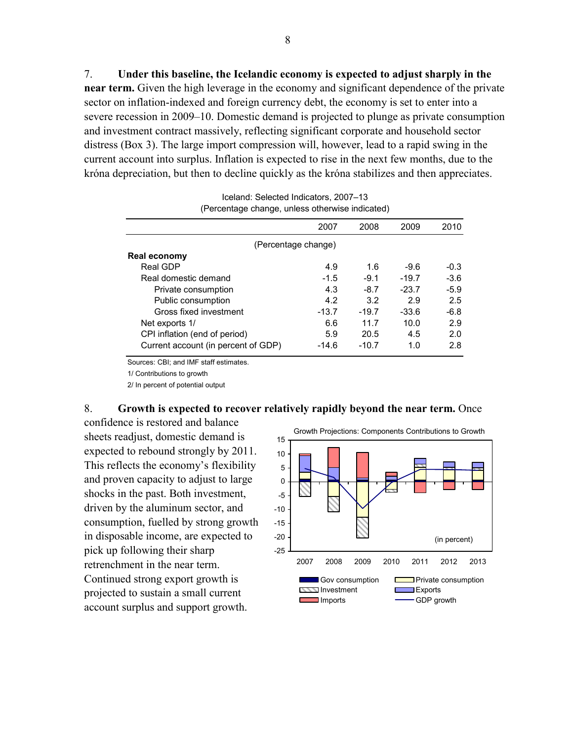7. **Under this baseline, the Icelandic economy is expected to adjust sharply in the near term.** Given the high leverage in the economy and significant dependence of the private sector on inflation-indexed and foreign currency debt, the economy is set to enter into a severe recession in 2009–10. Domestic demand is projected to plunge as private consumption and investment contract massively, reflecting significant corporate and household sector distress (Box 3). The large import compression will, however, lead to a rapid swing in the current account into surplus. Inflation is expected to rise in the next few months, due to the króna depreciation, but then to decline quickly as the króna stabilizes and then appreciates.

Iceland: Selected Indicators, 2007–13
(Percentage change, unless otherwise indicated)

| | 2007 | 2008 | 2009 | 2010 |
|---|---|---|---|---|
| | (Percentage change) | | | |
| **Real economy** | | | | |
| Real GDP | 4.9 | 1.6 | -9.6 | -0.3 |
| Real domestic demand | -1.5 | -9.1 | -19.7 | -3.6 |
| Private consumption | 4.3 | -8.7 | -23.7 | -5.9 |
| Public consumption | 4.2 | 3.2 | 2.9 | 2.5 |
| Gross fixed investment | -13.7 | -19.7 | -33.6 | -6.8 |
| Net exports 1/ | 6.6 | 11.7 | 10.0 | 2.9 |
| CPI inflation (end of period) | 5.9 | 20.5 | 4.5 | 2.0 |
| Current account (in percent of GDP) | -14.6 | -10.7 | 1.0 | 2.8 |

Sources: CBI; and IMF staff estimates.

1/ Contributions to growth

2/ In percent of potential output

8. **Growth is expected to recover relatively rapidly beyond the near term.** Once confidence is restored and balance sheets readjust, domestic demand is expected to rebound strongly by 2011. This reflects the economy's flexibility and proven capacity to adjust to large shocks in the past. Both investment, driven by the aluminum sector, and consumption, fuelled by strong growth in disposable income, are expected to pick up following their sharp retrenchment in the near term. Continued strong export growth is projected to sustain a small current account surplus and support growth.

Growth Projections: Components Contributions to Growth

(in percent)

Legend: Gov consumption, Private consumption, Investment, Exports, Imports, GDP growth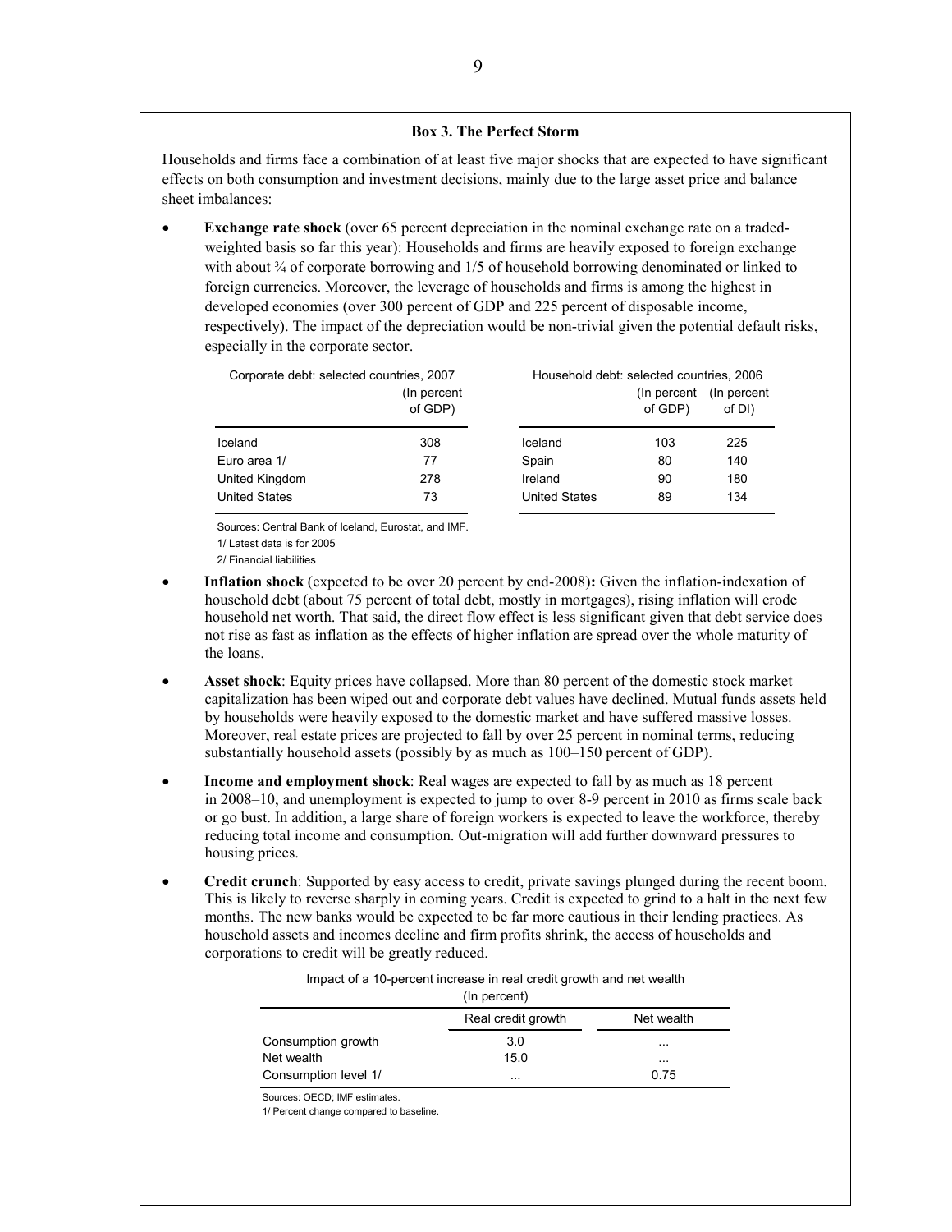### Box 3. The Perfect Storm

Households and firms face a combination of at least five major shocks that are expected to have significant effects on both consumption and investment decisions, mainly due to the large asset price and balance sheet imbalances:

- **Exchange rate shock** (over 65 percent depreciation in the nominal exchange rate on a traded-weighted basis so far this year): Households and firms are heavily exposed to foreign exchange with about ¾ of corporate borrowing and 1/5 of household borrowing denominated or linked to foreign currencies. Moreover, the leverage of households and firms is among the highest in developed economies (over 300 percent of GDP and 225 percent of disposable income, respectively). The impact of the depreciation would be non-trivial given the potential default risks, especially in the corporate sector.

Corporate debt: selected countries, 2007

| | (In percent of GDP) |
|---|---|
| Iceland | 308 |
| Euro area 1/ | 77 |
| United Kingdom | 278 |
| United States | 73 |

Household debt: selected countries, 2006

| | (In percent of GDP) | (In percent of DI) |
|---|---|---|
| Iceland | 103 | 225 |
| Spain | 80 | 140 |
| Ireland | 90 | 180 |
| United States | 89 | 134 |

Sources: Central Bank of Iceland, Eurostat, and IMF.
1/ Latest data is for 2005
2/ Financial liabilities

- **Inflation shock** (expected to be over 20 percent by end-2008)**:** Given the inflation-indexation of household debt (about 75 percent of total debt, mostly in mortgages), rising inflation will erode household net worth. That said, the direct flow effect is less significant given that debt service does not rise as fast as inflation as the effects of higher inflation are spread over the whole maturity of the loans.

- **Asset shock**: Equity prices have collapsed. More than 80 percent of the domestic stock market capitalization has been wiped out and corporate debt values have declined. Mutual funds assets held by households were heavily exposed to the domestic market and have suffered massive losses. Moreover, real estate prices are projected to fall by over 25 percent in nominal terms, reducing substantially household assets (possibly by as much as 100–150 percent of GDP).

- **Income and employment shock**: Real wages are expected to fall by as much as 18 percent in 2008–10, and unemployment is expected to jump to over 8-9 percent in 2010 as firms scale back or go bust. In addition, a large share of foreign workers is expected to leave the workforce, thereby reducing total income and consumption. Out-migration will add further downward pressures to housing prices.

- **Credit crunch**: Supported by easy access to credit, private savings plunged during the recent boom. This is likely to reverse sharply in coming years. Credit is expected to grind to a halt in the next few months. The new banks would be expected to be far more cautious in their lending practices. As household assets and incomes decline and firm profits shrink, the access of households and corporations to credit will be greatly reduced.

Impact of a 10-percent increase in real credit growth and net wealth
(In percent)

| | Real credit growth | Net wealth |
|---|---|---|
| Consumption growth | 3.0 | ... |
| Net wealth | 15.0 | ... |
| Consumption level 1/ | ... | 0.75 |

Sources: OECD; IMF estimates.
1/ Percent change compared to baseline.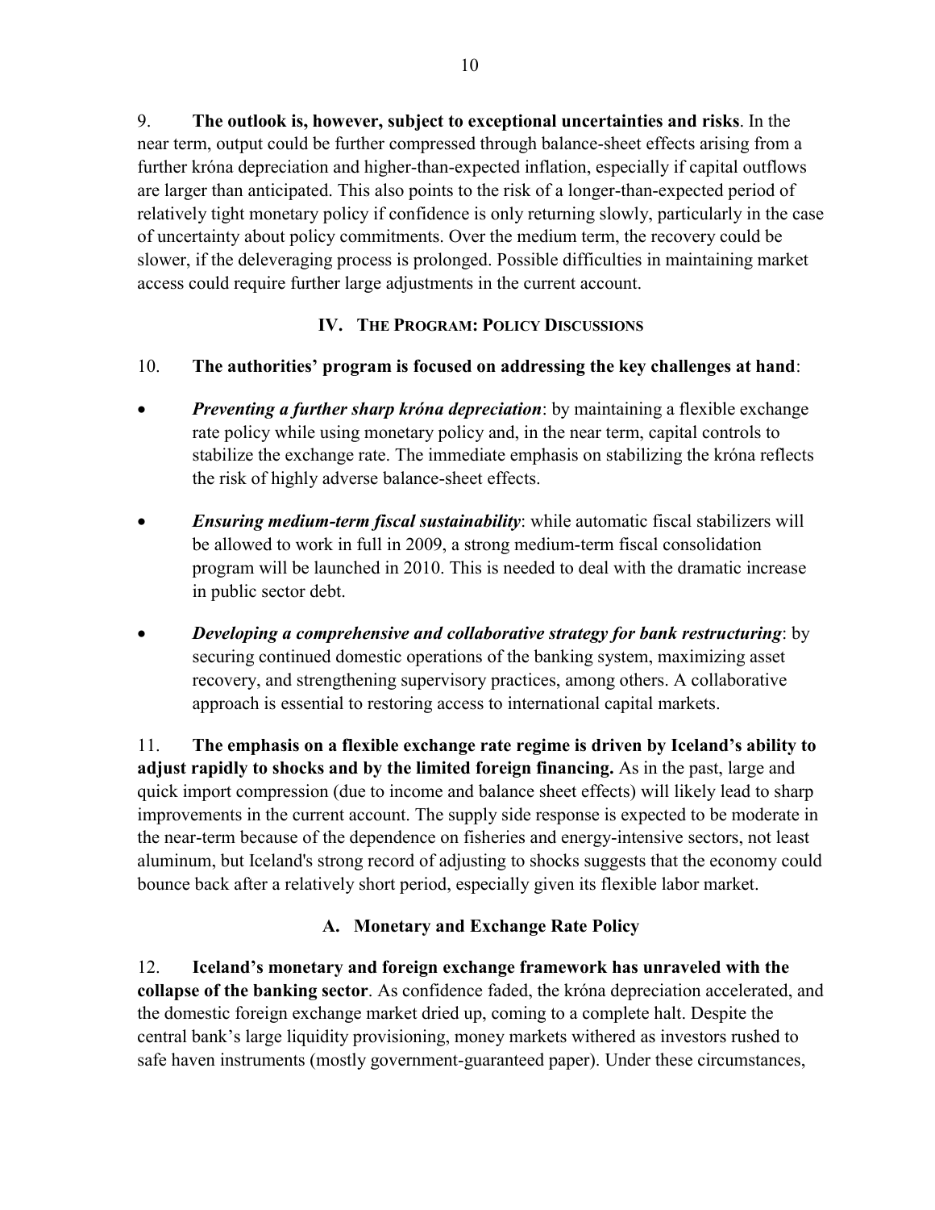9. **The outlook is, however, subject to exceptional uncertainties and risks**. In the near term, output could be further compressed through balance-sheet effects arising from a further króna depreciation and higher-than-expected inflation, especially if capital outflows are larger than anticipated. This also points to the risk of a longer-than-expected period of relatively tight monetary policy if confidence is only returning slowly, particularly in the case of uncertainty about policy commitments. Over the medium term, the recovery could be slower, if the deleveraging process is prolonged. Possible difficulties in maintaining market access could require further large adjustments in the current account.

## IV. The Program: Policy Discussions

10. **The authorities' program is focused on addressing the key challenges at hand**:

- ***Preventing a further sharp króna depreciation***: by maintaining a flexible exchange rate policy while using monetary policy and, in the near term, capital controls to stabilize the exchange rate. The immediate emphasis on stabilizing the króna reflects the risk of highly adverse balance-sheet effects.
- ***Ensuring medium-term fiscal sustainability***: while automatic fiscal stabilizers will be allowed to work in full in 2009, a strong medium-term fiscal consolidation program will be launched in 2010. This is needed to deal with the dramatic increase in public sector debt.
- ***Developing a comprehensive and collaborative strategy for bank restructuring***: by securing continued domestic operations of the banking system, maximizing asset recovery, and strengthening supervisory practices, among others. A collaborative approach is essential to restoring access to international capital markets.

11. **The emphasis on a flexible exchange rate regime is driven by Iceland's ability to adjust rapidly to shocks and by the limited foreign financing.** As in the past, large and quick import compression (due to income and balance sheet effects) will likely lead to sharp improvements in the current account. The supply side response is expected to be moderate in the near-term because of the dependence on fisheries and energy-intensive sectors, not least aluminum, but Iceland's strong record of adjusting to shocks suggests that the economy could bounce back after a relatively short period, especially given its flexible labor market.

### A. Monetary and Exchange Rate Policy

12. **Iceland's monetary and foreign exchange framework has unraveled with the collapse of the banking sector**. As confidence faded, the króna depreciation accelerated, and the domestic foreign exchange market dried up, coming to a complete halt. Despite the central bank's large liquidity provisioning, money markets withered as investors rushed to safe haven instruments (mostly government-guaranteed paper). Under these circumstances,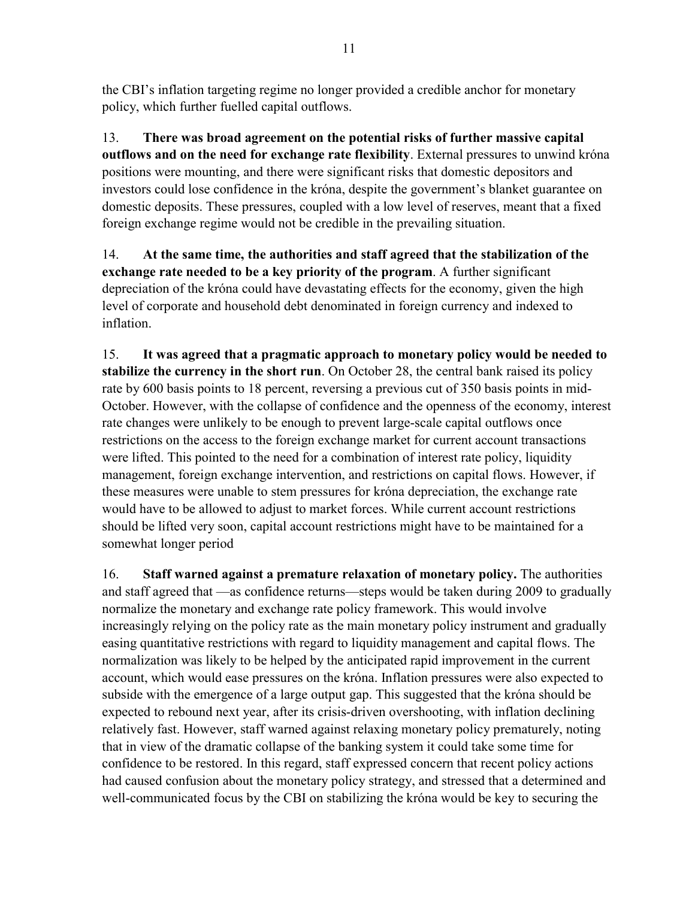the CBI's inflation targeting regime no longer provided a credible anchor for monetary policy, which further fuelled capital outflows.

13. **There was broad agreement on the potential risks of further massive capital outflows and on the need for exchange rate flexibility**. External pressures to unwind króna positions were mounting, and there were significant risks that domestic depositors and investors could lose confidence in the króna, despite the government's blanket guarantee on domestic deposits. These pressures, coupled with a low level of reserves, meant that a fixed foreign exchange regime would not be credible in the prevailing situation.

14. **At the same time, the authorities and staff agreed that the stabilization of the exchange rate needed to be a key priority of the program**. A further significant depreciation of the króna could have devastating effects for the economy, given the high level of corporate and household debt denominated in foreign currency and indexed to inflation.

15. **It was agreed that a pragmatic approach to monetary policy would be needed to stabilize the currency in the short run**. On October 28, the central bank raised its policy rate by 600 basis points to 18 percent, reversing a previous cut of 350 basis points in mid-October. However, with the collapse of confidence and the openness of the economy, interest rate changes were unlikely to be enough to prevent large-scale capital outflows once restrictions on the access to the foreign exchange market for current account transactions were lifted. This pointed to the need for a combination of interest rate policy, liquidity management, foreign exchange intervention, and restrictions on capital flows. However, if these measures were unable to stem pressures for króna depreciation, the exchange rate would have to be allowed to adjust to market forces. While current account restrictions should be lifted very soon, capital account restrictions might have to be maintained for a somewhat longer period

16. **Staff warned against a premature relaxation of monetary policy.** The authorities and staff agreed that —as confidence returns—steps would be taken during 2009 to gradually normalize the monetary and exchange rate policy framework. This would involve increasingly relying on the policy rate as the main monetary policy instrument and gradually easing quantitative restrictions with regard to liquidity management and capital flows. The normalization was likely to be helped by the anticipated rapid improvement in the current account, which would ease pressures on the króna. Inflation pressures were also expected to subside with the emergence of a large output gap. This suggested that the króna should be expected to rebound next year, after its crisis-driven overshooting, with inflation declining relatively fast. However, staff warned against relaxing monetary policy prematurely, noting that in view of the dramatic collapse of the banking system it could take some time for confidence to be restored. In this regard, staff expressed concern that recent policy actions had caused confusion about the monetary policy strategy, and stressed that a determined and well-communicated focus by the CBI on stabilizing the króna would be key to securing the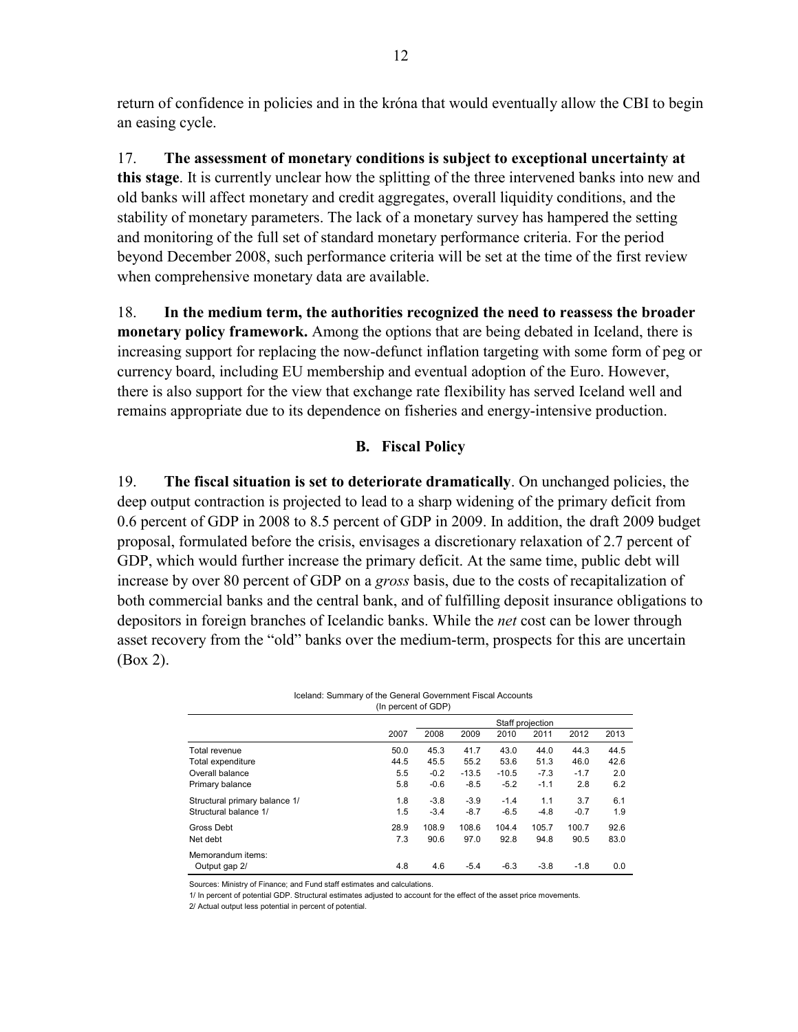return of confidence in policies and in the króna that would eventually allow the CBI to begin an easing cycle.

17. **The assessment of monetary conditions is subject to exceptional uncertainty at this stage**. It is currently unclear how the splitting of the three intervened banks into new and old banks will affect monetary and credit aggregates, overall liquidity conditions, and the stability of monetary parameters. The lack of a monetary survey has hampered the setting and monitoring of the full set of standard monetary performance criteria. For the period beyond December 2008, such performance criteria will be set at the time of the first review when comprehensive monetary data are available.

18. **In the medium term, the authorities recognized the need to reassess the broader monetary policy framework.** Among the options that are being debated in Iceland, there is increasing support for replacing the now-defunct inflation targeting with some form of peg or currency board, including EU membership and eventual adoption of the Euro. However, there is also support for the view that exchange rate flexibility has served Iceland well and remains appropriate due to its dependence on fisheries and energy-intensive production.

### B. Fiscal Policy

19. **The fiscal situation is set to deteriorate dramatically**. On unchanged policies, the deep output contraction is projected to lead to a sharp widening of the primary deficit from 0.6 percent of GDP in 2008 to 8.5 percent of GDP in 2009. In addition, the draft 2009 budget proposal, formulated before the crisis, envisages a discretionary relaxation of 2.7 percent of GDP, which would further increase the primary deficit. At the same time, public debt will increase by over 80 percent of GDP on a *gross* basis, due to the costs of recapitalization of both commercial banks and the central bank, and of fulfilling deposit insurance obligations to depositors in foreign branches of Icelandic banks. While the *net* cost can be lower through asset recovery from the "old" banks over the medium-term, prospects for this are uncertain (Box 2).

Iceland: Summary of the General Government Fiscal Accounts
(In percent of GDP)

| | | Staff projection | | | | | |
|---|---|---|---|---|---|---|---|
| | 2007 | 2008 | 2009 | 2010 | 2011 | 2012 | 2013 |
| Total revenue | 50.0 | 45.3 | 41.7 | 43.0 | 44.0 | 44.3 | 44.5 |
| Total expenditure | 44.5 | 45.5 | 55.2 | 53.6 | 51.3 | 46.0 | 42.6 |
| Overall balance | 5.5 | -0.2 | -13.5 | -10.5 | -7.3 | -1.7 | 2.0 |
| Primary balance | 5.8 | -0.6 | -8.5 | -5.2 | -1.1 | 2.8 | 6.2 |
| Structural primary balance 1/ | 1.8 | -3.8 | -3.9 | -1.4 | 1.1 | 3.7 | 6.1 |
| Structural balance 1/ | 1.5 | -3.4 | -8.7 | -6.5 | -4.8 | -0.7 | 1.9 |
| Gross Debt | 28.9 | 108.9 | 108.6 | 104.4 | 105.7 | 100.7 | 92.6 |
| Net debt | 7.3 | 90.6 | 97.0 | 92.8 | 94.8 | 90.5 | 83.0 |
| Memorandum items: | | | | | | | |
| Output gap 2/ | 4.8 | 4.6 | -5.4 | -6.3 | -3.8 | -1.8 | 0.0 |

Sources: Ministry of Finance; and Fund staff estimates and calculations.

1/ In percent of potential GDP. Structural estimates adjusted to account for the effect of the asset price movements.

2/ Actual output less potential in percent of potential.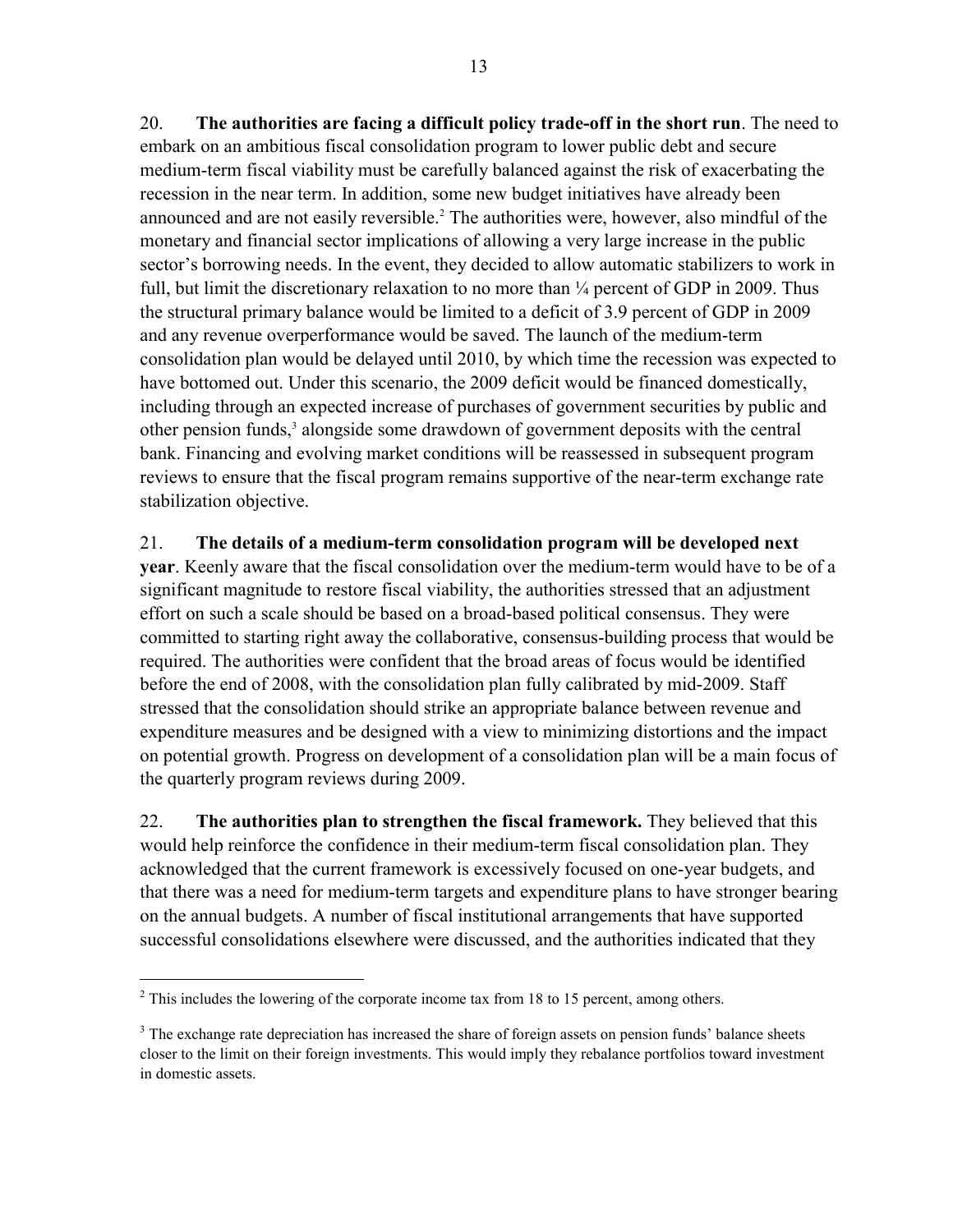20. **The authorities are facing a difficult policy trade-off in the short run**. The need to embark on an ambitious fiscal consolidation program to lower public debt and secure medium-term fiscal viability must be carefully balanced against the risk of exacerbating the recession in the near term. In addition, some new budget initiatives have already been announced and are not easily reversible.[2] The authorities were, however, also mindful of the monetary and financial sector implications of allowing a very large increase in the public sector's borrowing needs. In the event, they decided to allow automatic stabilizers to work in full, but limit the discretionary relaxation to no more than ¼ percent of GDP in 2009. Thus the structural primary balance would be limited to a deficit of 3.9 percent of GDP in 2009 and any revenue overperformance would be saved. The launch of the medium-term consolidation plan would be delayed until 2010, by which time the recession was expected to have bottomed out. Under this scenario, the 2009 deficit would be financed domestically, including through an expected increase of purchases of government securities by public and other pension funds,[3] alongside some drawdown of government deposits with the central bank. Financing and evolving market conditions will be reassessed in subsequent program reviews to ensure that the fiscal program remains supportive of the near-term exchange rate stabilization objective.

21. **The details of a medium-term consolidation program will be developed next year**. Keenly aware that the fiscal consolidation over the medium-term would have to be of a significant magnitude to restore fiscal viability, the authorities stressed that an adjustment effort on such a scale should be based on a broad-based political consensus. They were committed to starting right away the collaborative, consensus-building process that would be required. The authorities were confident that the broad areas of focus would be identified before the end of 2008, with the consolidation plan fully calibrated by mid-2009. Staff stressed that the consolidation should strike an appropriate balance between revenue and expenditure measures and be designed with a view to minimizing distortions and the impact on potential growth. Progress on development of a consolidation plan will be a main focus of the quarterly program reviews during 2009.

22. **The authorities plan to strengthen the fiscal framework.** They believed that this would help reinforce the confidence in their medium-term fiscal consolidation plan. They acknowledged that the current framework is excessively focused on one-year budgets, and that there was a need for medium-term targets and expenditure plans to have stronger bearing on the annual budgets. A number of fiscal institutional arrangements that have supported successful consolidations elsewhere were discussed, and the authorities indicated that they

---

[2] This includes the lowering of the corporate income tax from 18 to 15 percent, among others.

[3] The exchange rate depreciation has increased the share of foreign assets on pension funds' balance sheets closer to the limit on their foreign investments. This would imply they rebalance portfolios toward investment in domestic assets.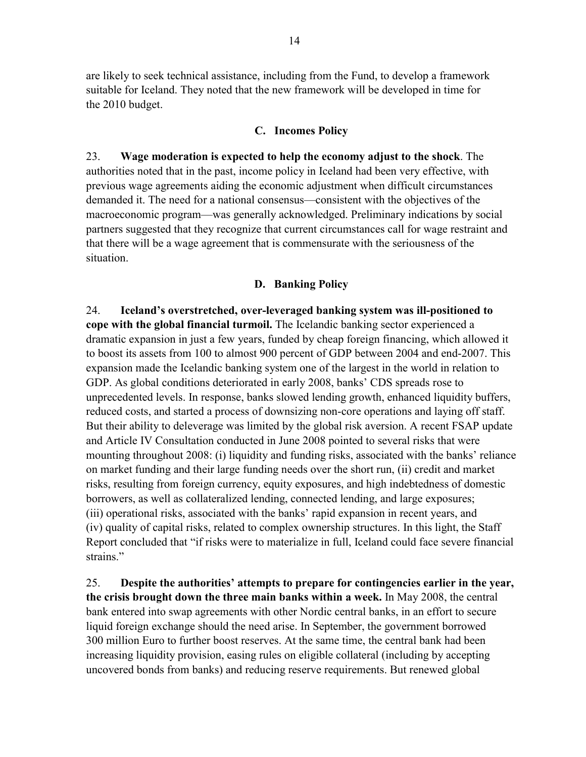are likely to seek technical assistance, including from the Fund, to develop a framework suitable for Iceland. They noted that the new framework will be developed in time for the 2010 budget.

### C. Incomes Policy

23. **Wage moderation is expected to help the economy adjust to the shock**. The authorities noted that in the past, income policy in Iceland had been very effective, with previous wage agreements aiding the economic adjustment when difficult circumstances demanded it. The need for a national consensus—consistent with the objectives of the macroeconomic program—was generally acknowledged. Preliminary indications by social partners suggested that they recognize that current circumstances call for wage restraint and that there will be a wage agreement that is commensurate with the seriousness of the situation.

### D. Banking Policy

24. **Iceland's overstretched, over-leveraged banking system was ill-positioned to cope with the global financial turmoil.** The Icelandic banking sector experienced a dramatic expansion in just a few years, funded by cheap foreign financing, which allowed it to boost its assets from 100 to almost 900 percent of GDP between 2004 and end-2007. This expansion made the Icelandic banking system one of the largest in the world in relation to GDP. As global conditions deteriorated in early 2008, banks' CDS spreads rose to unprecedented levels. In response, banks slowed lending growth, enhanced liquidity buffers, reduced costs, and started a process of downsizing non-core operations and laying off staff. But their ability to deleverage was limited by the global risk aversion. A recent FSAP update and Article IV Consultation conducted in June 2008 pointed to several risks that were mounting throughout 2008: (i) liquidity and funding risks, associated with the banks' reliance on market funding and their large funding needs over the short run, (ii) credit and market risks, resulting from foreign currency, equity exposures, and high indebtedness of domestic borrowers, as well as collateralized lending, connected lending, and large exposures; (iii) operational risks, associated with the banks' rapid expansion in recent years, and (iv) quality of capital risks, related to complex ownership structures. In this light, the Staff Report concluded that "if risks were to materialize in full, Iceland could face severe financial strains."

25. **Despite the authorities' attempts to prepare for contingencies earlier in the year, the crisis brought down the three main banks within a week.** In May 2008, the central bank entered into swap agreements with other Nordic central banks, in an effort to secure liquid foreign exchange should the need arise. In September, the government borrowed 300 million Euro to further boost reserves. At the same time, the central bank had been increasing liquidity provision, easing rules on eligible collateral (including by accepting uncovered bonds from banks) and reducing reserve requirements. But renewed global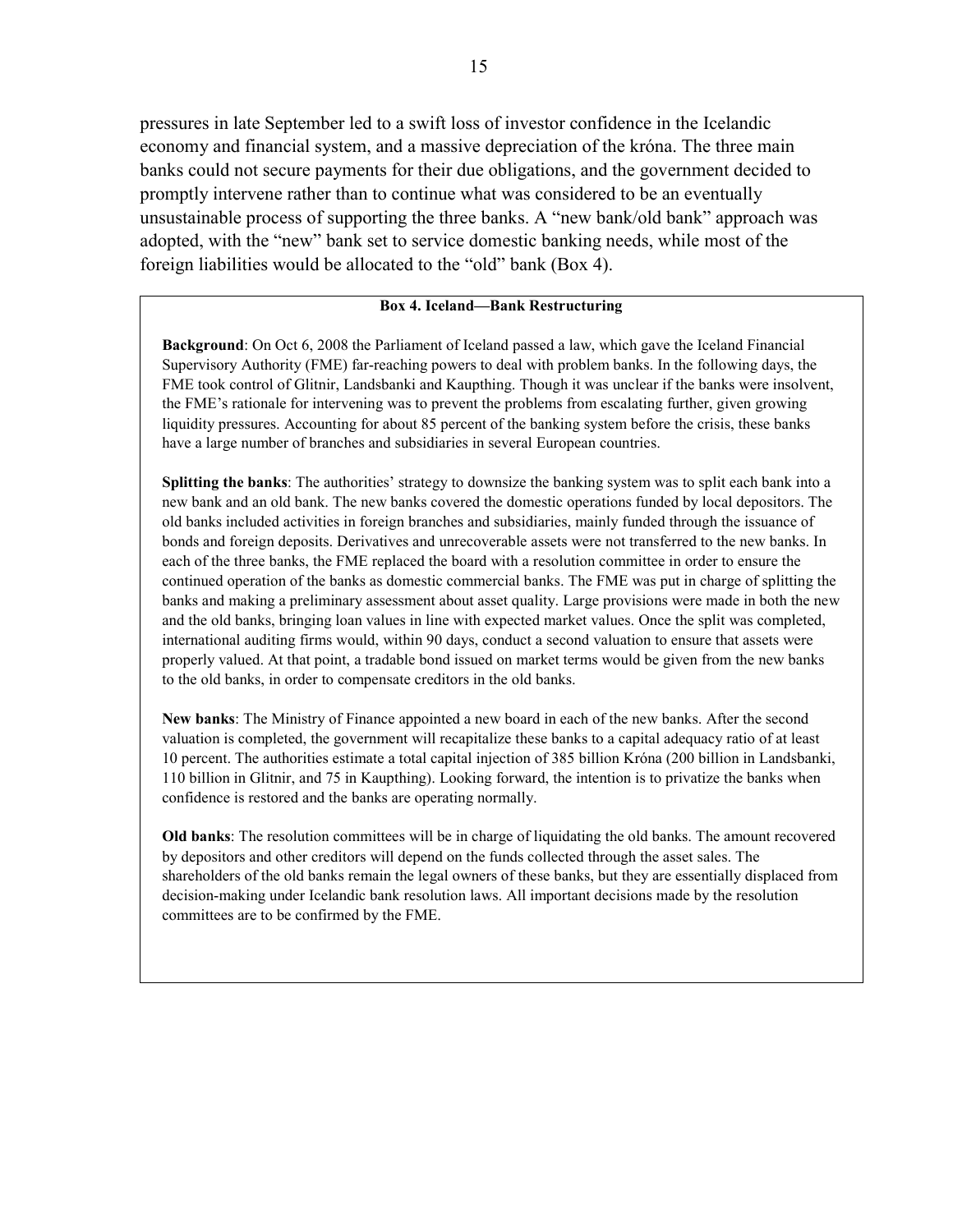pressures in late September led to a swift loss of investor confidence in the Icelandic economy and financial system, and a massive depreciation of the króna. The three main banks could not secure payments for their due obligations, and the government decided to promptly intervene rather than to continue what was considered to be an eventually unsustainable process of supporting the three banks. A "new bank/old bank" approach was adopted, with the "new" bank set to service domestic banking needs, while most of the foreign liabilities would be allocated to the "old" bank (Box 4).

### Box 4. Iceland—Bank Restructuring

**Background**: On Oct 6, 2008 the Parliament of Iceland passed a law, which gave the Iceland Financial Supervisory Authority (FME) far-reaching powers to deal with problem banks. In the following days, the FME took control of Glitnir, Landsbanki and Kaupthing. Though it was unclear if the banks were insolvent, the FME's rationale for intervening was to prevent the problems from escalating further, given growing liquidity pressures. Accounting for about 85 percent of the banking system before the crisis, these banks have a large number of branches and subsidiaries in several European countries.

**Splitting the banks**: The authorities' strategy to downsize the banking system was to split each bank into a new bank and an old bank. The new banks covered the domestic operations funded by local depositors. The old banks included activities in foreign branches and subsidiaries, mainly funded through the issuance of bonds and foreign deposits. Derivatives and unrecoverable assets were not transferred to the new banks. In each of the three banks, the FME replaced the board with a resolution committee in order to ensure the continued operation of the banks as domestic commercial banks. The FME was put in charge of splitting the banks and making a preliminary assessment about asset quality. Large provisions were made in both the new and the old banks, bringing loan values in line with expected market values. Once the split was completed, international auditing firms would, within 90 days, conduct a second valuation to ensure that assets were properly valued. At that point, a tradable bond issued on market terms would be given from the new banks to the old banks, in order to compensate creditors in the old banks.

**New banks**: The Ministry of Finance appointed a new board in each of the new banks. After the second valuation is completed, the government will recapitalize these banks to a capital adequacy ratio of at least 10 percent. The authorities estimate a total capital injection of 385 billion Króna (200 billion in Landsbanki, 110 billion in Glitnir, and 75 in Kaupthing). Looking forward, the intention is to privatize the banks when confidence is restored and the banks are operating normally.

**Old banks**: The resolution committees will be in charge of liquidating the old banks. The amount recovered by depositors and other creditors will depend on the funds collected through the asset sales. The shareholders of the old banks remain the legal owners of these banks, but they are essentially displaced from decision-making under Icelandic bank resolution laws. All important decisions made by the resolution committees are to be confirmed by the FME.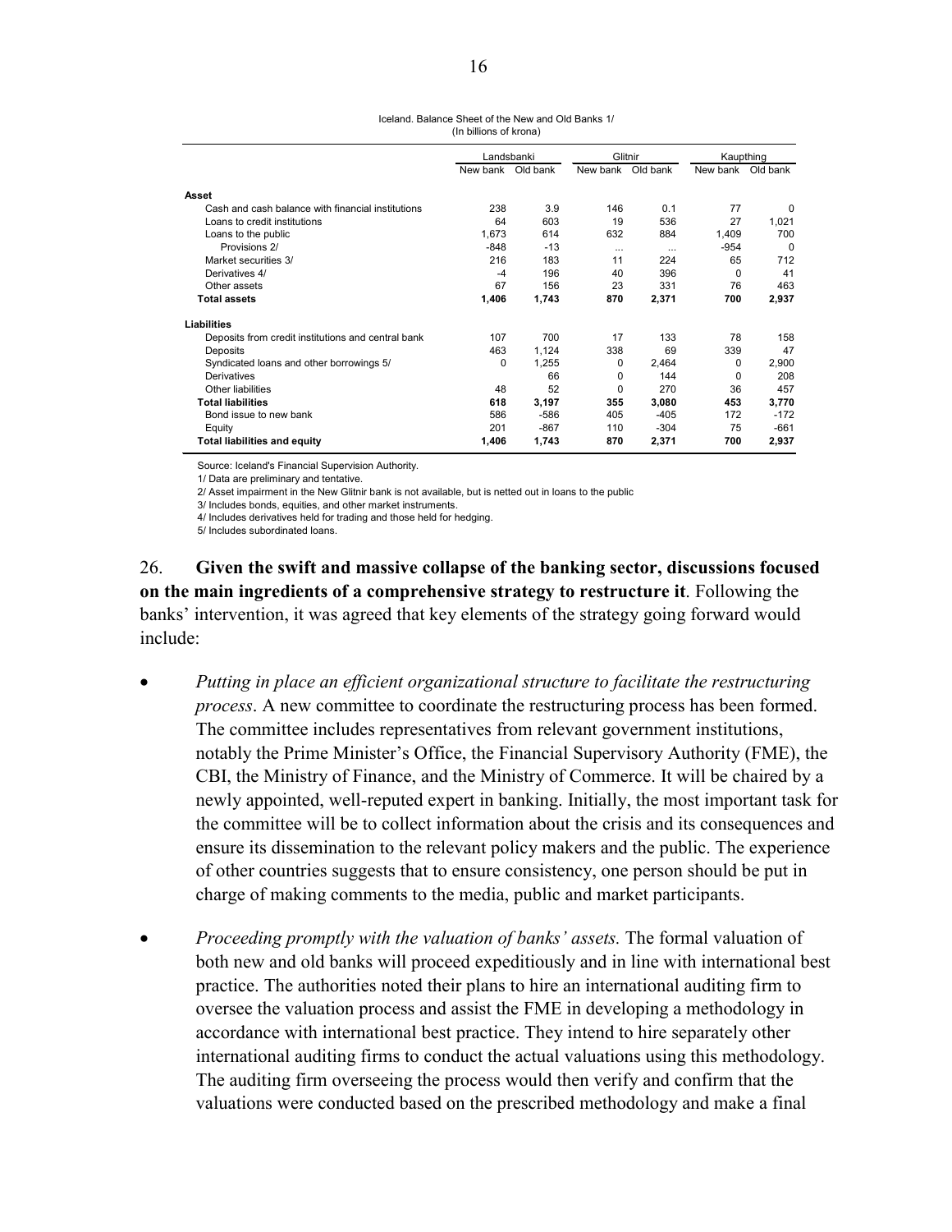Iceland. Balance Sheet of the New and Old Banks 1/
(In billions of krona)

| | Landsbanki | | Glitnir | | Kaupthing | |
|---|---|---|---|---|---|---|
| | New bank | Old bank | New bank | Old bank | New bank | Old bank |
| **Asset** | | | | | | |
| Cash and cash balance with financial institutions | 238 | 3.9 | 146 | 0.1 | 77 | 0 |
| Loans to credit institutions | 64 | 603 | 19 | 536 | 27 | 1,021 |
| Loans to the public | 1,673 | 614 | 632 | 884 | 1,409 | 700 |
| Provisions 2/ | -848 | -13 | ... | ... | -954 | 0 |
| Market securities 3/ | 216 | 183 | 11 | 224 | 65 | 712 |
| Derivatives 4/ | -4 | 196 | 40 | 396 | 0 | 41 |
| Other assets | 67 | 156 | 23 | 331 | 76 | 463 |
| **Total assets** | **1,406** | **1,743** | **870** | **2,371** | **700** | **2,937** |
| **Liabilities** | | | | | | |
| Deposits from credit institutions and central bank | 107 | 700 | 17 | 133 | 78 | 158 |
| Deposits | 463 | 1,124 | 338 | 69 | 339 | 47 |
| Syndicated loans and other borrowings 5/ | 0 | 1,255 | 0 | 2,464 | 0 | 2,900 |
| Derivatives | | 66 | 0 | 144 | 0 | 208 |
| Other liabilities | 48 | 52 | 0 | 270 | 36 | 457 |
| **Total liabilities** | **618** | **3,197** | **355** | **3,080** | **453** | **3,770** |
| Bond issue to new bank | 586 | -586 | 405 | -405 | 172 | -172 |
| Equity | 201 | -867 | 110 | -304 | 75 | -661 |
| **Total liabilities and equity** | **1,406** | **1,743** | **870** | **2,371** | **700** | **2,937** |

Source: Iceland's Financial Supervision Authority.

1/ Data are preliminary and tentative.

2/ Asset impairment in the New Glitnir bank is not available, but is netted out in loans to the public

3/ Includes bonds, equities, and other market instruments.

4/ Includes derivatives held for trading and those held for hedging.

5/ Includes subordinated loans.

26. **Given the swift and massive collapse of the banking sector, discussions focused on the main ingredients of a comprehensive strategy to restructure it**. Following the banks' intervention, it was agreed that key elements of the strategy going forward would include:

- *Putting in place an efficient organizational structure to facilitate the restructuring process*. A new committee to coordinate the restructuring process has been formed. The committee includes representatives from relevant government institutions, notably the Prime Minister's Office, the Financial Supervisory Authority (FME), the CBI, the Ministry of Finance, and the Ministry of Commerce. It will be chaired by a newly appointed, well-reputed expert in banking. Initially, the most important task for the committee will be to collect information about the crisis and its consequences and ensure its dissemination to the relevant policy makers and the public. The experience of other countries suggests that to ensure consistency, one person should be put in charge of making comments to the media, public and market participants.

- *Proceeding promptly with the valuation of banks' assets.* The formal valuation of both new and old banks will proceed expeditiously and in line with international best practice. The authorities noted their plans to hire an international auditing firm to oversee the valuation process and assist the FME in developing a methodology in accordance with international best practice. They intend to hire separately other international auditing firms to conduct the actual valuations using this methodology. The auditing firm overseeing the process would then verify and confirm that the valuations were conducted based on the prescribed methodology and make a final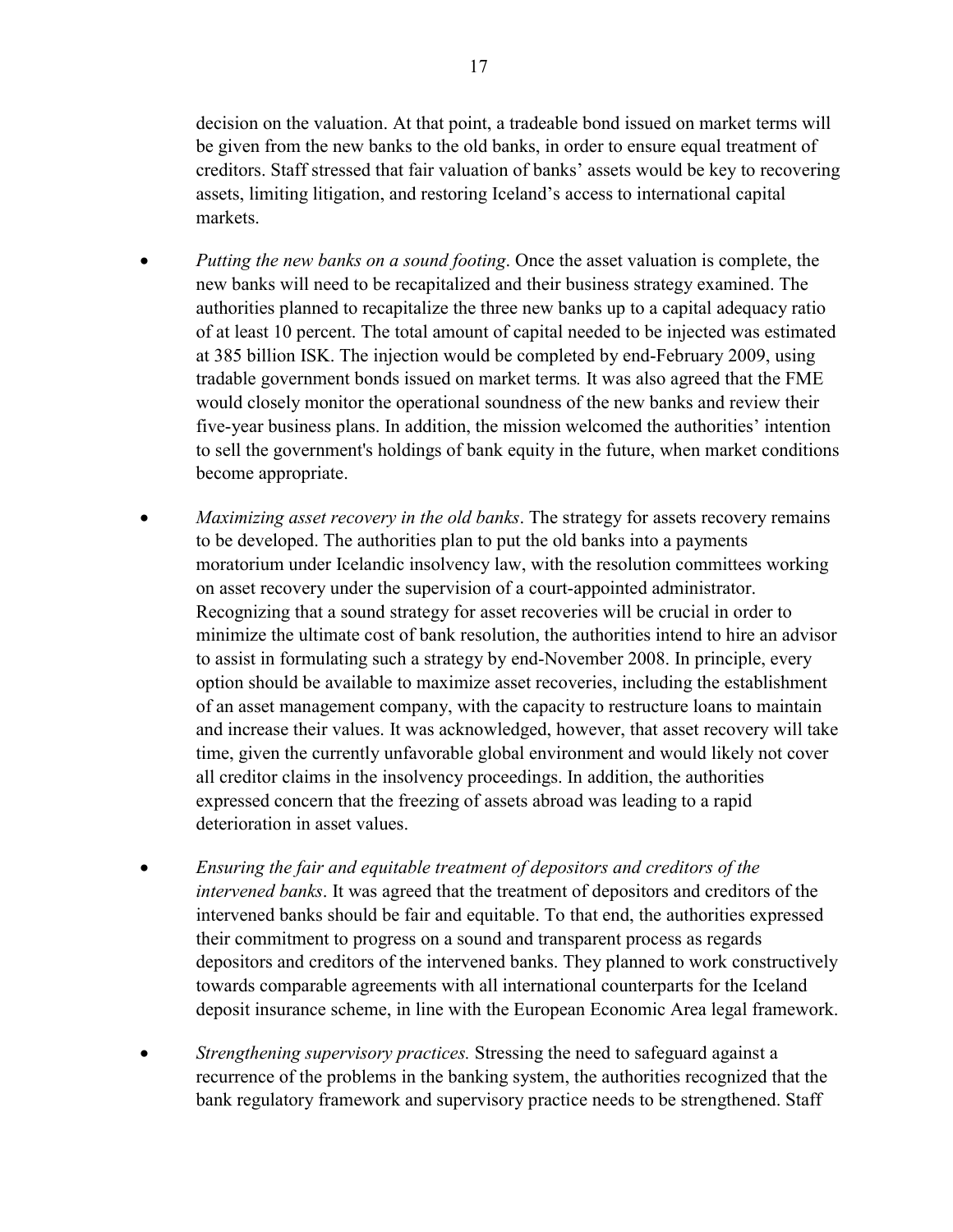decision on the valuation. At that point, a tradeable bond issued on market terms will be given from the new banks to the old banks, in order to ensure equal treatment of creditors. Staff stressed that fair valuation of banks' assets would be key to recovering assets, limiting litigation, and restoring Iceland's access to international capital markets.

- *Putting the new banks on a sound footing*. Once the asset valuation is complete, the new banks will need to be recapitalized and their business strategy examined. The authorities planned to recapitalize the three new banks up to a capital adequacy ratio of at least 10 percent. The total amount of capital needed to be injected was estimated at 385 billion ISK. The injection would be completed by end-February 2009, using tradable government bonds issued on market terms*.* It was also agreed that the FME would closely monitor the operational soundness of the new banks and review their five-year business plans. In addition, the mission welcomed the authorities' intention to sell the government's holdings of bank equity in the future, when market conditions become appropriate.

- *Maximizing asset recovery in the old banks*. The strategy for assets recovery remains to be developed. The authorities plan to put the old banks into a payments moratorium under Icelandic insolvency law, with the resolution committees working on asset recovery under the supervision of a court-appointed administrator. Recognizing that a sound strategy for asset recoveries will be crucial in order to minimize the ultimate cost of bank resolution, the authorities intend to hire an advisor to assist in formulating such a strategy by end-November 2008. In principle, every option should be available to maximize asset recoveries, including the establishment of an asset management company, with the capacity to restructure loans to maintain and increase their values. It was acknowledged, however, that asset recovery will take time, given the currently unfavorable global environment and would likely not cover all creditor claims in the insolvency proceedings. In addition, the authorities expressed concern that the freezing of assets abroad was leading to a rapid deterioration in asset values.

- *Ensuring the fair and equitable treatment of depositors and creditors of the intervened banks*. It was agreed that the treatment of depositors and creditors of the intervened banks should be fair and equitable. To that end, the authorities expressed their commitment to progress on a sound and transparent process as regards depositors and creditors of the intervened banks. They planned to work constructively towards comparable agreements with all international counterparts for the Iceland deposit insurance scheme, in line with the European Economic Area legal framework.

- *Strengthening supervisory practices.* Stressing the need to safeguard against a recurrence of the problems in the banking system, the authorities recognized that the bank regulatory framework and supervisory practice needs to be strengthened. Staff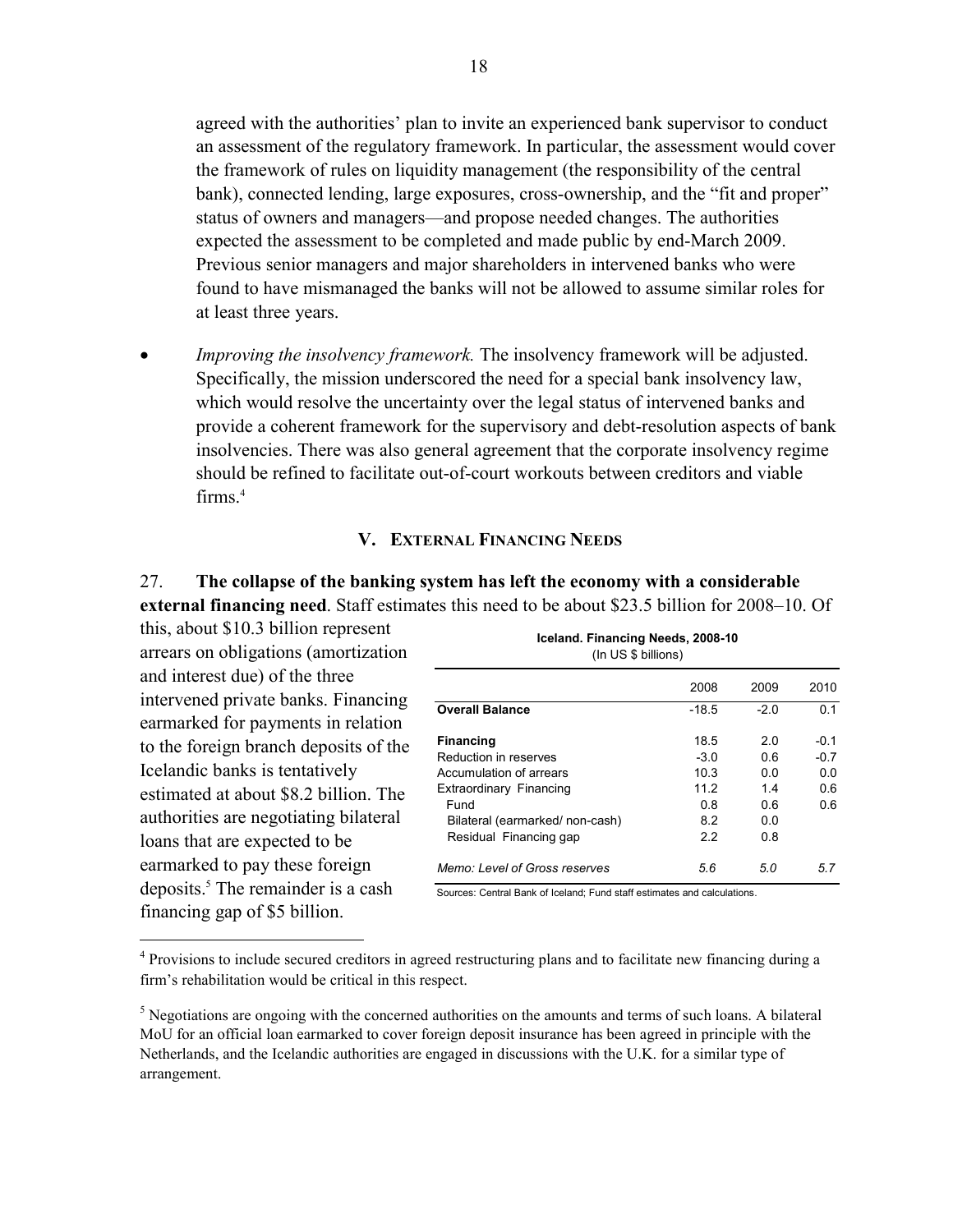agreed with the authorities' plan to invite an experienced bank supervisor to conduct an assessment of the regulatory framework. In particular, the assessment would cover the framework of rules on liquidity management (the responsibility of the central bank), connected lending, large exposures, cross-ownership, and the "fit and proper" status of owners and managers—and propose needed changes. The authorities expected the assessment to be completed and made public by end-March 2009. Previous senior managers and major shareholders in intervened banks who were found to have mismanaged the banks will not be allowed to assume similar roles for at least three years.

- *Improving the insolvency framework.* The insolvency framework will be adjusted. Specifically, the mission underscored the need for a special bank insolvency law, which would resolve the uncertainty over the legal status of intervened banks and provide a coherent framework for the supervisory and debt-resolution aspects of bank insolvencies. There was also general agreement that the corporate insolvency regime should be refined to facilitate out-of-court workouts between creditors and viable firms.[4]

## V. External Financing Needs

27. **The collapse of the banking system has left the economy with a considerable external financing need**. Staff estimates this need to be about \$23.5 billion for 2008–10. Of this, about \$10.3 billion represent arrears on obligations (amortization and interest due) of the three intervened private banks. Financing earmarked for payments in relation to the foreign branch deposits of the Icelandic banks is tentatively estimated at about \$8.2 billion. The authorities are negotiating bilateral loans that are expected to be earmarked to pay these foreign deposits.[5] The remainder is a cash financing gap of \$5 billion.

**Iceland. Financing Needs, 2008-10**
(In US \$ billions)

| | 2008 | 2009 | 2010 |
|---|---|---|---|
| **Overall Balance** | -18.5 | -2.0 | 0.1 |
| **Financing** | 18.5 | 2.0 | -0.1 |
| Reduction in reserves | -3.0 | 0.6 | -0.7 |
| Accumulation of arrears | 10.3 | 0.0 | 0.0 |
| Extraordinary Financing | 11.2 | 1.4 | 0.6 |
| Fund | 0.8 | 0.6 | 0.6 |
| Bilateral (earmarked/ non-cash) | 8.2 | 0.0 | |
| Residual Financing gap | 2.2 | 0.8 | |
| *Memo: Level of Gross reserves* | *5.6* | *5.0* | *5.7* |

Sources: Central Bank of Iceland; Fund staff estimates and calculations.

[4] Provisions to include secured creditors in agreed restructuring plans and to facilitate new financing during a firm's rehabilitation would be critical in this respect.

[5] Negotiations are ongoing with the concerned authorities on the amounts and terms of such loans. A bilateral MoU for an official loan earmarked to cover foreign deposit insurance has been agreed in principle with the Netherlands, and the Icelandic authorities are engaged in discussions with the U.K. for a similar type of arrangement.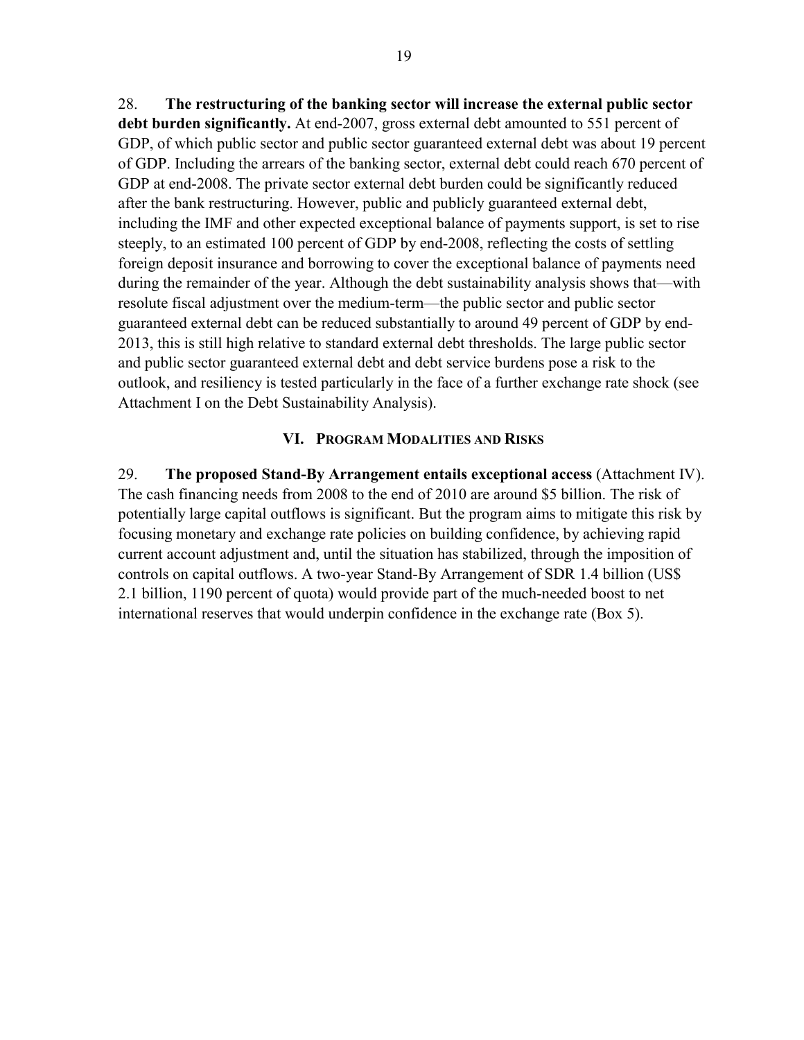28. **The restructuring of the banking sector will increase the external public sector debt burden significantly.** At end-2007, gross external debt amounted to 551 percent of GDP, of which public sector and public sector guaranteed external debt was about 19 percent of GDP. Including the arrears of the banking sector, external debt could reach 670 percent of GDP at end-2008. The private sector external debt burden could be significantly reduced after the bank restructuring. However, public and publicly guaranteed external debt, including the IMF and other expected exceptional balance of payments support, is set to rise steeply, to an estimated 100 percent of GDP by end-2008, reflecting the costs of settling foreign deposit insurance and borrowing to cover the exceptional balance of payments need during the remainder of the year. Although the debt sustainability analysis shows that—with resolute fiscal adjustment over the medium-term—the public sector and public sector guaranteed external debt can be reduced substantially to around 49 percent of GDP by end-2013, this is still high relative to standard external debt thresholds. The large public sector and public sector guaranteed external debt and debt service burdens pose a risk to the outlook, and resiliency is tested particularly in the face of a further exchange rate shock (see Attachment I on the Debt Sustainability Analysis).

## VI. Program Modalities and Risks

29. **The proposed Stand-By Arrangement entails exceptional access** (Attachment IV). The cash financing needs from 2008 to the end of 2010 are around $5 billion. The risk of potentially large capital outflows is significant. But the program aims to mitigate this risk by focusing monetary and exchange rate policies on building confidence, by achieving rapid current account adjustment and, until the situation has stabilized, through the imposition of controls on capital outflows. A two-year Stand-By Arrangement of SDR 1.4 billion (US$ 2.1 billion, 1190 percent of quota) would provide part of the much-needed boost to net international reserves that would underpin confidence in the exchange rate (Box 5).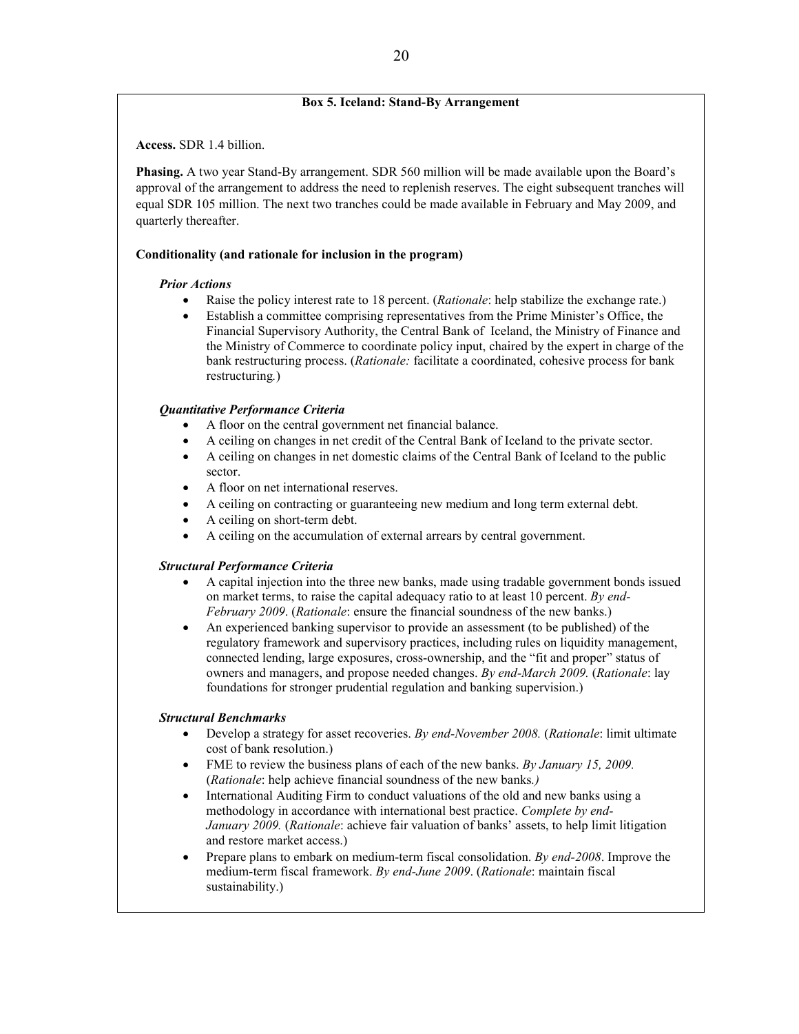### Box 5. Iceland: Stand-By Arrangement

**Access.** SDR 1.4 billion.

**Phasing.** A two year Stand-By arrangement. SDR 560 million will be made available upon the Board's approval of the arrangement to address the need to replenish reserves. The eight subsequent tranches will equal SDR 105 million. The next two tranches could be made available in February and May 2009, and quarterly thereafter.

**Conditionality (and rationale for inclusion in the program)**

***Prior Actions***

- Raise the policy interest rate to 18 percent. (*Rationale*: help stabilize the exchange rate.)
- Establish a committee comprising representatives from the Prime Minister's Office, the Financial Supervisory Authority, the Central Bank of Iceland, the Ministry of Finance and the Ministry of Commerce to coordinate policy input, chaired by the expert in charge of the bank restructuring process. (*Rationale:* facilitate a coordinated, cohesive process for bank restructuring*.*)

***Quantitative Performance Criteria***

- A floor on the central government net financial balance.
- A ceiling on changes in net credit of the Central Bank of Iceland to the private sector.
- A ceiling on changes in net domestic claims of the Central Bank of Iceland to the public sector.
- A floor on net international reserves.
- A ceiling on contracting or guaranteeing new medium and long term external debt.
- A ceiling on short-term debt.
- A ceiling on the accumulation of external arrears by central government.

***Structural Performance Criteria***

- A capital injection into the three new banks, made using tradable government bonds issued on market terms, to raise the capital adequacy ratio to at least 10 percent. *By end-February 2009*. (*Rationale*: ensure the financial soundness of the new banks.)
- An experienced banking supervisor to provide an assessment (to be published) of the regulatory framework and supervisory practices, including rules on liquidity management, connected lending, large exposures, cross-ownership, and the "fit and proper" status of owners and managers, and propose needed changes. *By end-March 2009.* (*Rationale*: lay foundations for stronger prudential regulation and banking supervision.)

***Structural Benchmarks***

- Develop a strategy for asset recoveries. *By end-November 2008.* (*Rationale*: limit ultimate cost of bank resolution.)
- FME to review the business plans of each of the new banks. *By January 15, 2009.* (*Rationale*: help achieve financial soundness of the new banks*.)*
- International Auditing Firm to conduct valuations of the old and new banks using a methodology in accordance with international best practice. *Complete by end-January 2009.* (*Rationale*: achieve fair valuation of banks' assets, to help limit litigation and restore market access.)
- Prepare plans to embark on medium-term fiscal consolidation. *By end-2008*. Improve the medium-term fiscal framework. *By end-June 2009*. (*Rationale*: maintain fiscal sustainability.)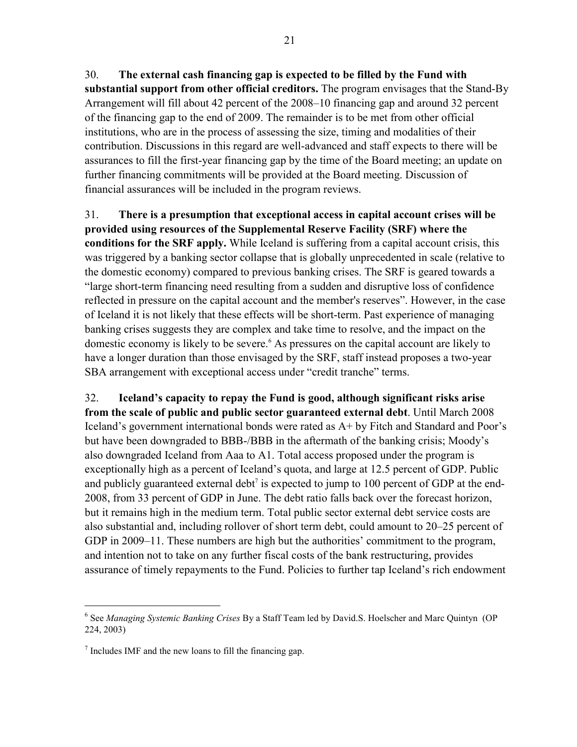30. **The external cash financing gap is expected to be filled by the Fund with substantial support from other official creditors.** The program envisages that the Stand-By Arrangement will fill about 42 percent of the 2008–10 financing gap and around 32 percent of the financing gap to the end of 2009. The remainder is to be met from other official institutions, who are in the process of assessing the size, timing and modalities of their contribution. Discussions in this regard are well-advanced and staff expects to there will be assurances to fill the first-year financing gap by the time of the Board meeting; an update on further financing commitments will be provided at the Board meeting. Discussion of financial assurances will be included in the program reviews.

31. **There is a presumption that exceptional access in capital account crises will be provided using resources of the Supplemental Reserve Facility (SRF) where the conditions for the SRF apply.** While Iceland is suffering from a capital account crisis, this was triggered by a banking sector collapse that is globally unprecedented in scale (relative to the domestic economy) compared to previous banking crises. The SRF is geared towards a "large short-term financing need resulting from a sudden and disruptive loss of confidence reflected in pressure on the capital account and the member's reserves". However, in the case of Iceland it is not likely that these effects will be short-term. Past experience of managing banking crises suggests they are complex and take time to resolve, and the impact on the domestic economy is likely to be severe.[6] As pressures on the capital account are likely to have a longer duration than those envisaged by the SRF, staff instead proposes a two-year SBA arrangement with exceptional access under "credit tranche" terms.

32. **Iceland's capacity to repay the Fund is good, although significant risks arise from the scale of public and public sector guaranteed external debt**. Until March 2008 Iceland's government international bonds were rated as A+ by Fitch and Standard and Poor's but have been downgraded to BBB-/BBB in the aftermath of the banking crisis; Moody's also downgraded Iceland from Aaa to A1. Total access proposed under the program is exceptionally high as a percent of Iceland's quota, and large at 12.5 percent of GDP. Public and publicly guaranteed external debt[7] is expected to jump to 100 percent of GDP at the end-2008, from 33 percent of GDP in June. The debt ratio falls back over the forecast horizon, but it remains high in the medium term. Total public sector external debt service costs are also substantial and, including rollover of short term debt, could amount to 20–25 percent of GDP in 2009–11. These numbers are high but the authorities' commitment to the program, and intention not to take on any further fiscal costs of the bank restructuring, provides assurance of timely repayments to the Fund. Policies to further tap Iceland's rich endowment

---

[6] See *Managing Systemic Banking Crises* By a Staff Team led by David.S. Hoelscher and Marc Quintyn (OP 224, 2003)

[7] Includes IMF and the new loans to fill the financing gap.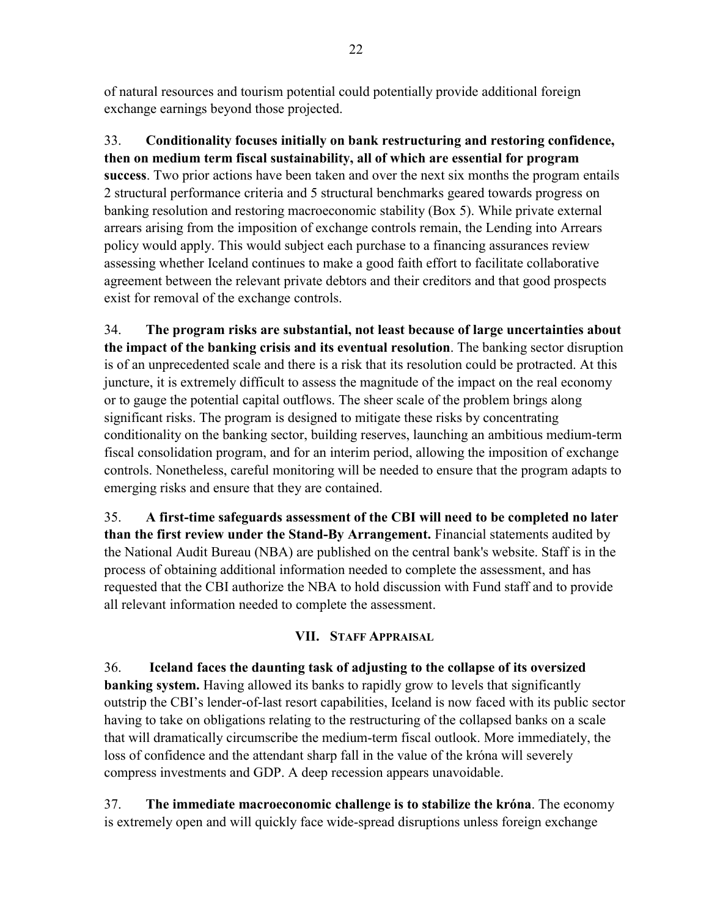of natural resources and tourism potential could potentially provide additional foreign exchange earnings beyond those projected.

33. **Conditionality focuses initially on bank restructuring and restoring confidence, then on medium term fiscal sustainability, all of which are essential for program success**. Two prior actions have been taken and over the next six months the program entails 2 structural performance criteria and 5 structural benchmarks geared towards progress on banking resolution and restoring macroeconomic stability (Box 5). While private external arrears arising from the imposition of exchange controls remain, the Lending into Arrears policy would apply. This would subject each purchase to a financing assurances review assessing whether Iceland continues to make a good faith effort to facilitate collaborative agreement between the relevant private debtors and their creditors and that good prospects exist for removal of the exchange controls.

34. **The program risks are substantial, not least because of large uncertainties about the impact of the banking crisis and its eventual resolution**. The banking sector disruption is of an unprecedented scale and there is a risk that its resolution could be protracted. At this juncture, it is extremely difficult to assess the magnitude of the impact on the real economy or to gauge the potential capital outflows. The sheer scale of the problem brings along significant risks. The program is designed to mitigate these risks by concentrating conditionality on the banking sector, building reserves, launching an ambitious medium-term fiscal consolidation program, and for an interim period, allowing the imposition of exchange controls. Nonetheless, careful monitoring will be needed to ensure that the program adapts to emerging risks and ensure that they are contained.

35. **A first-time safeguards assessment of the CBI will need to be completed no later than the first review under the Stand-By Arrangement.** Financial statements audited by the National Audit Bureau (NBA) are published on the central bank's website. Staff is in the process of obtaining additional information needed to complete the assessment, and has requested that the CBI authorize the NBA to hold discussion with Fund staff and to provide all relevant information needed to complete the assessment.

## VII. Staff Appraisal

36. **Iceland faces the daunting task of adjusting to the collapse of its oversized banking system.** Having allowed its banks to rapidly grow to levels that significantly outstrip the CBI's lender-of-last resort capabilities, Iceland is now faced with its public sector having to take on obligations relating to the restructuring of the collapsed banks on a scale that will dramatically circumscribe the medium-term fiscal outlook. More immediately, the loss of confidence and the attendant sharp fall in the value of the króna will severely compress investments and GDP. A deep recession appears unavoidable.

37. **The immediate macroeconomic challenge is to stabilize the króna**. The economy is extremely open and will quickly face wide-spread disruptions unless foreign exchange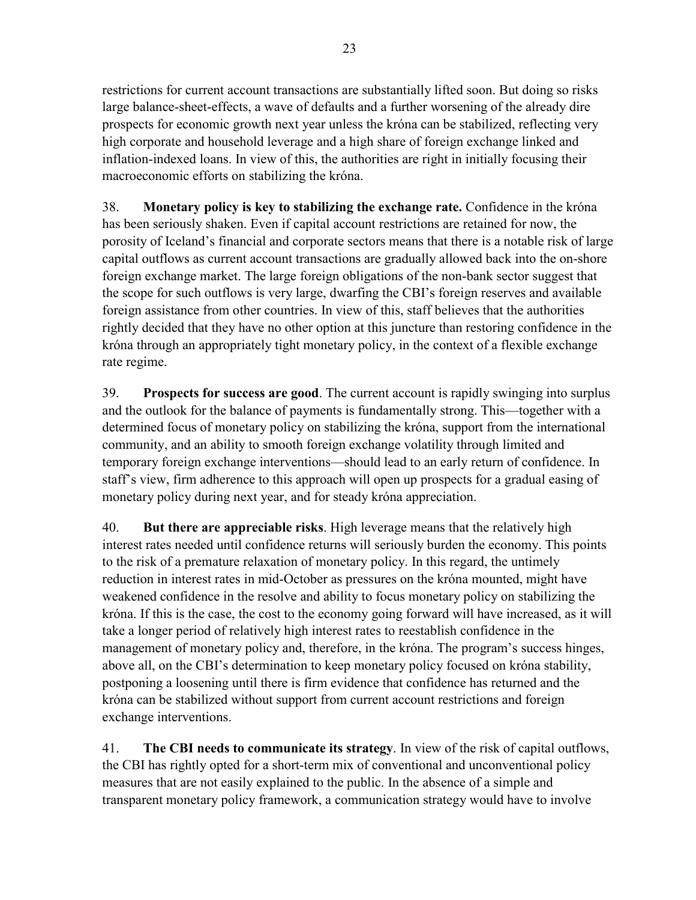restrictions for current account transactions are substantially lifted soon. But doing so risks large balance-sheet-effects, a wave of defaults and a further worsening of the already dire prospects for economic growth next year unless the króna can be stabilized, reflecting very high corporate and household leverage and a high share of foreign exchange linked and inflation-indexed loans. In view of this, the authorities are right in initially focusing their macroeconomic efforts on stabilizing the króna.

38. **Monetary policy is key to stabilizing the exchange rate.** Confidence in the króna has been seriously shaken. Even if capital account restrictions are retained for now, the porosity of Iceland's financial and corporate sectors means that there is a notable risk of large capital outflows as current account transactions are gradually allowed back into the on-shore foreign exchange market. The large foreign obligations of the non-bank sector suggest that the scope for such outflows is very large, dwarfing the CBI's foreign reserves and available foreign assistance from other countries. In view of this, staff believes that the authorities rightly decided that they have no other option at this juncture than restoring confidence in the króna through an appropriately tight monetary policy, in the context of a flexible exchange rate regime.

39. **Prospects for success are good**. The current account is rapidly swinging into surplus and the outlook for the balance of payments is fundamentally strong. This—together with a determined focus of monetary policy on stabilizing the króna, support from the international community, and an ability to smooth foreign exchange volatility through limited and temporary foreign exchange interventions—should lead to an early return of confidence. In staff's view, firm adherence to this approach will open up prospects for a gradual easing of monetary policy during next year, and for steady króna appreciation.

40. **But there are appreciable risks**. High leverage means that the relatively high interest rates needed until confidence returns will seriously burden the economy. This points to the risk of a premature relaxation of monetary policy. In this regard, the untimely reduction in interest rates in mid-October as pressures on the króna mounted, might have weakened confidence in the resolve and ability to focus monetary policy on stabilizing the króna. If this is the case, the cost to the economy going forward will have increased, as it will take a longer period of relatively high interest rates to reestablish confidence in the management of monetary policy and, therefore, in the króna. The program's success hinges, above all, on the CBI's determination to keep monetary policy focused on króna stability, postponing a loosening until there is firm evidence that confidence has returned and the króna can be stabilized without support from current account restrictions and foreign exchange interventions.

41. **The CBI needs to communicate its strategy**. In view of the risk of capital outflows, the CBI has rightly opted for a short-term mix of conventional and unconventional policy measures that are not easily explained to the public. In the absence of a simple and transparent monetary policy framework, a communication strategy would have to involve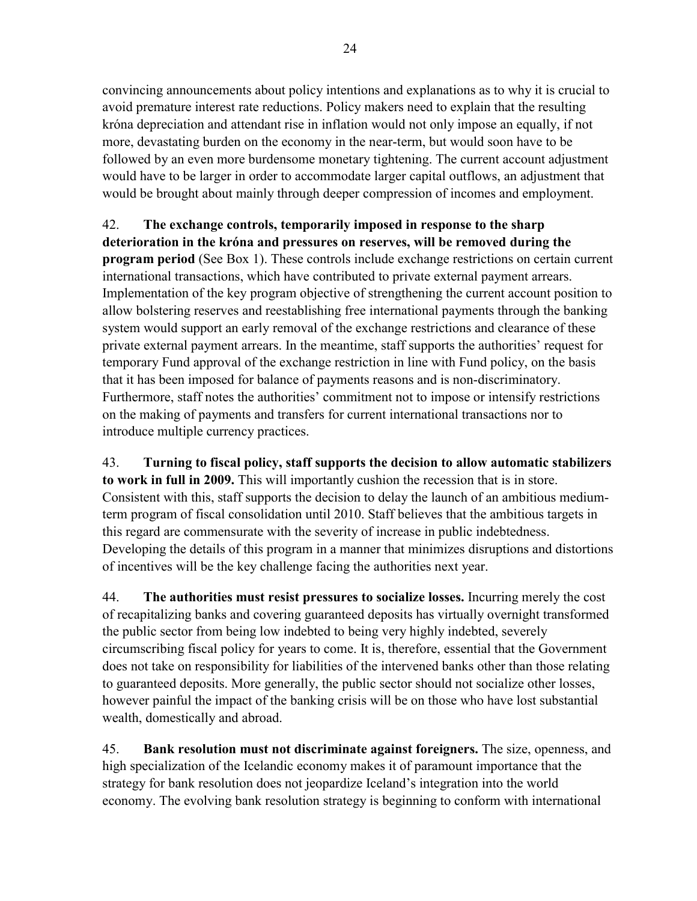convincing announcements about policy intentions and explanations as to why it is crucial to avoid premature interest rate reductions. Policy makers need to explain that the resulting króna depreciation and attendant rise in inflation would not only impose an equally, if not more, devastating burden on the economy in the near-term, but would soon have to be followed by an even more burdensome monetary tightening. The current account adjustment would have to be larger in order to accommodate larger capital outflows, an adjustment that would be brought about mainly through deeper compression of incomes and employment.

42. **The exchange controls, temporarily imposed in response to the sharp deterioration in the króna and pressures on reserves, will be removed during the program period** (See Box 1). These controls include exchange restrictions on certain current international transactions, which have contributed to private external payment arrears. Implementation of the key program objective of strengthening the current account position to allow bolstering reserves and reestablishing free international payments through the banking system would support an early removal of the exchange restrictions and clearance of these private external payment arrears. In the meantime, staff supports the authorities' request for temporary Fund approval of the exchange restriction in line with Fund policy, on the basis that it has been imposed for balance of payments reasons and is non-discriminatory. Furthermore, staff notes the authorities' commitment not to impose or intensify restrictions on the making of payments and transfers for current international transactions nor to introduce multiple currency practices.

43. **Turning to fiscal policy, staff supports the decision to allow automatic stabilizers to work in full in 2009.** This will importantly cushion the recession that is in store. Consistent with this, staff supports the decision to delay the launch of an ambitious medium-term program of fiscal consolidation until 2010. Staff believes that the ambitious targets in this regard are commensurate with the severity of increase in public indebtedness. Developing the details of this program in a manner that minimizes disruptions and distortions of incentives will be the key challenge facing the authorities next year.

44. **The authorities must resist pressures to socialize losses.** Incurring merely the cost of recapitalizing banks and covering guaranteed deposits has virtually overnight transformed the public sector from being low indebted to being very highly indebted, severely circumscribing fiscal policy for years to come. It is, therefore, essential that the Government does not take on responsibility for liabilities of the intervened banks other than those relating to guaranteed deposits. More generally, the public sector should not socialize other losses, however painful the impact of the banking crisis will be on those who have lost substantial wealth, domestically and abroad.

45. **Bank resolution must not discriminate against foreigners.** The size, openness, and high specialization of the Icelandic economy makes it of paramount importance that the strategy for bank resolution does not jeopardize Iceland's integration into the world economy. The evolving bank resolution strategy is beginning to conform with international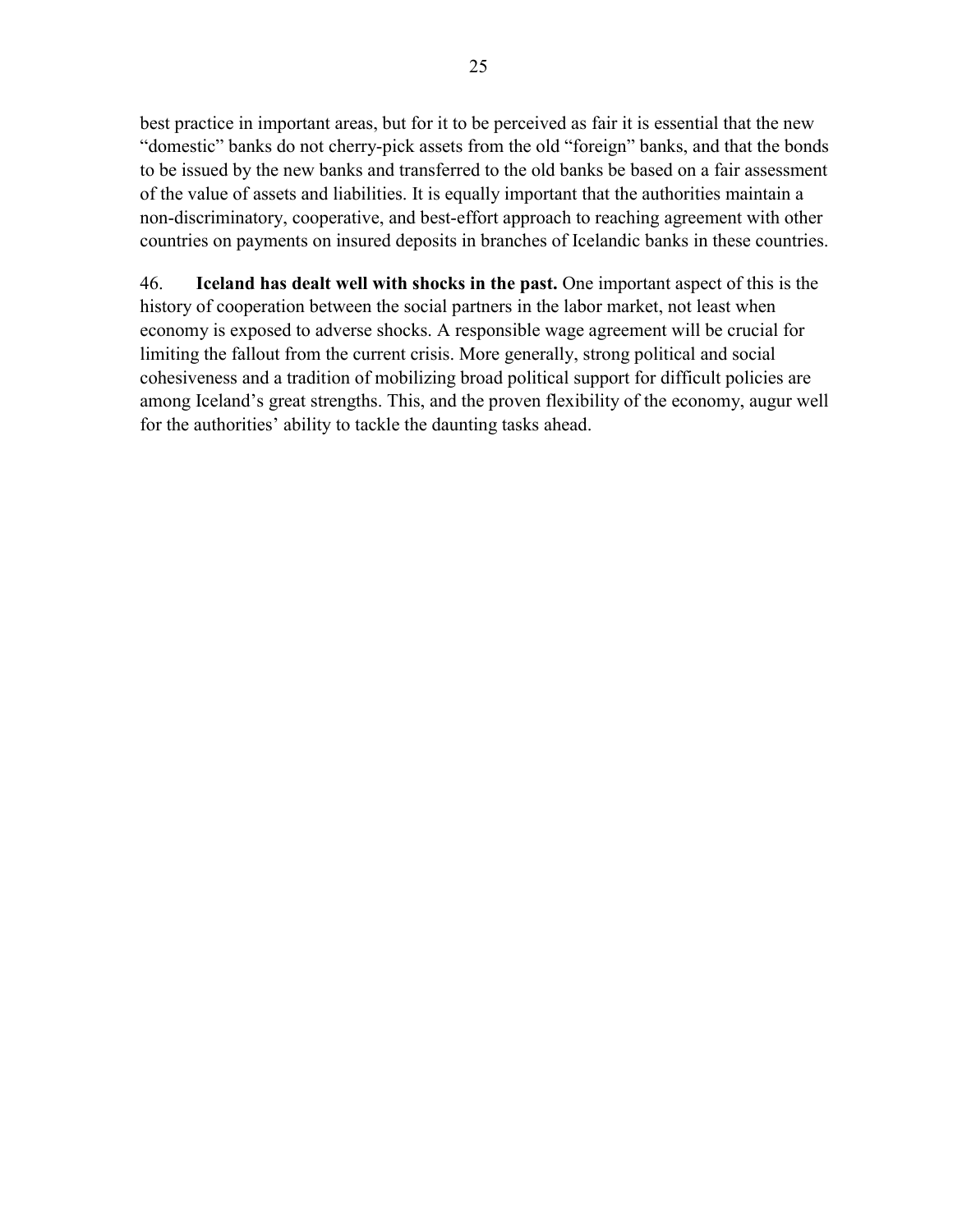best practice in important areas, but for it to be perceived as fair it is essential that the new "domestic" banks do not cherry-pick assets from the old "foreign" banks, and that the bonds to be issued by the new banks and transferred to the old banks be based on a fair assessment of the value of assets and liabilities. It is equally important that the authorities maintain a non-discriminatory, cooperative, and best-effort approach to reaching agreement with other countries on payments on insured deposits in branches of Icelandic banks in these countries.

46. **Iceland has dealt well with shocks in the past.** One important aspect of this is the history of cooperation between the social partners in the labor market, not least when economy is exposed to adverse shocks. A responsible wage agreement will be crucial for limiting the fallout from the current crisis. More generally, strong political and social cohesiveness and a tradition of mobilizing broad political support for difficult policies are among Iceland's great strengths. This, and the proven flexibility of the economy, augur well for the authorities' ability to tackle the daunting tasks ahead.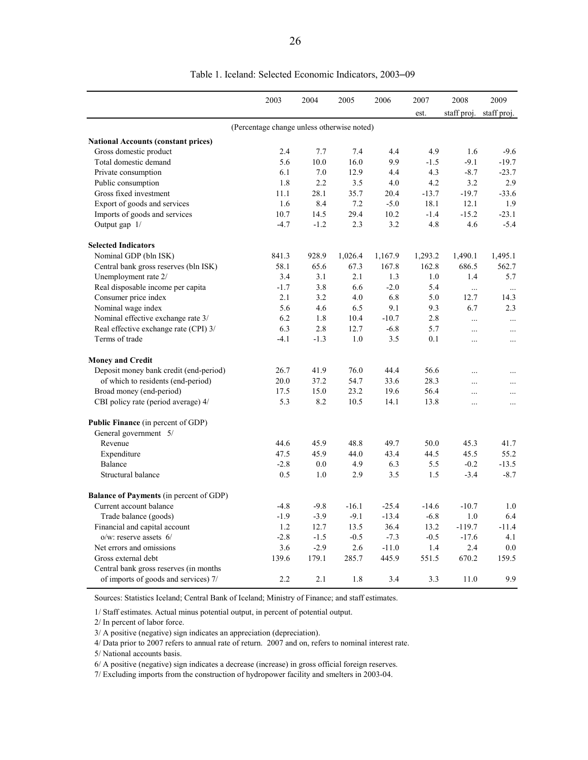Table 1. Iceland: Selected Economic Indicators, 2003–09

| | 2003 | 2004 | 2005 | 2006 | 2007 est. | 2008 staff proj. | 2009 staff proj. |
|---|---|---|---|---|---|---|---|
| | (Percentage change unless otherwise noted) | | | | | | |
| **National Accounts (constant prices)** | | | | | | | |
| Gross domestic product | 2.4 | 7.7 | 7.4 | 4.4 | 4.9 | 1.6 | -9.6 |
| Total domestic demand | 5.6 | 10.0 | 16.0 | 9.9 | -1.5 | -9.1 | -19.7 |
| Private consumption | 6.1 | 7.0 | 12.9 | 4.4 | 4.3 | -8.7 | -23.7 |
| Public consumption | 1.8 | 2.2 | 3.5 | 4.0 | 4.2 | 3.2 | 2.9 |
| Gross fixed investment | 11.1 | 28.1 | 35.7 | 20.4 | -13.7 | -19.7 | -33.6 |
| Export of goods and services | 1.6 | 8.4 | 7.2 | -5.0 | 18.1 | 12.1 | 1.9 |
| Imports of goods and services | 10.7 | 14.5 | 29.4 | 10.2 | -1.4 | -15.2 | -23.1 |
| Output gap 1/ | -4.7 | -1.2 | 2.3 | 3.2 | 4.8 | 4.6 | -5.4 |
| **Selected Indicators** | | | | | | | |
| Nominal GDP (bln ISK) | 841.3 | 928.9 | 1,026.4 | 1,167.9 | 1,293.2 | 1,490.1 | 1,495.1 |
| Central bank gross reserves (bln ISK) | 58.1 | 65.6 | 67.3 | 167.8 | 162.8 | 686.5 | 562.7 |
| Unemployment rate 2/ | 3.4 | 3.1 | 2.1 | 1.3 | 1.0 | 1.4 | 5.7 |
| Real disposable income per capita | -1.7 | 3.8 | 6.6 | -2.0 | 5.4 | ... | ... |
| Consumer price index | 2.1 | 3.2 | 4.0 | 6.8 | 5.0 | 12.7 | 14.3 |
| Nominal wage index | 5.6 | 4.6 | 6.5 | 9.1 | 9.3 | 6.7 | 2.3 |
| Nominal effective exchange rate 3/ | 6.2 | 1.8 | 10.4 | -10.7 | 2.8 | ... | ... |
| Real effective exchange rate (CPI) 3/ | 6.3 | 2.8 | 12.7 | -6.8 | 5.7 | ... | ... |
| Terms of trade | -4.1 | -1.3 | 1.0 | 3.5 | 0.1 | ... | ... |
| **Money and Credit** | | | | | | | |
| Deposit money bank credit (end-period) | 26.7 | 41.9 | 76.0 | 44.4 | 56.6 | ... | ... |
| of which to residents (end-period) | 20.0 | 37.2 | 54.7 | 33.6 | 28.3 | ... | ... |
| Broad money (end-period) | 17.5 | 15.0 | 23.2 | 19.6 | 56.4 | ... | ... |
| CBI policy rate (period average) 4/ | 5.3 | 8.2 | 10.5 | 14.1 | 13.8 | ... | ... |
| **Public Finance** (in percent of GDP) | | | | | | | |
| General government 5/ | | | | | | | |
| Revenue | 44.6 | 45.9 | 48.8 | 49.7 | 50.0 | 45.3 | 41.7 |
| Expenditure | 47.5 | 45.9 | 44.0 | 43.4 | 44.5 | 45.5 | 55.2 |
| Balance | -2.8 | 0.0 | 4.9 | 6.3 | 5.5 | -0.2 | -13.5 |
| Structural balance | 0.5 | 1.0 | 2.9 | 3.5 | 1.5 | -3.4 | -8.7 |
| **Balance of Payments** (in percent of GDP) | | | | | | | |
| Current account balance | -4.8 | -9.8 | -16.1 | -25.4 | -14.6 | -10.7 | 1.0 |
| Trade balance (goods) | -1.9 | -3.9 | -9.1 | -13.4 | -6.8 | 1.0 | 6.4 |
| Financial and capital account | 1.2 | 12.7 | 13.5 | 36.4 | 13.2 | -119.7 | -11.4 |
| o/w: reserve assets 6/ | -2.8 | -1.5 | -0.5 | -7.3 | -0.5 | -17.6 | 4.1 |
| Net errors and omissions | 3.6 | -2.9 | 2.6 | -11.0 | 1.4 | 2.4 | 0.0 |
| Gross external debt | 139.6 | 179.1 | 285.7 | 445.9 | 551.5 | 670.2 | 159.5 |
| Central bank gross reserves (in months of imports of goods and services) 7/ | 2.2 | 2.1 | 1.8 | 3.4 | 3.3 | 11.0 | 9.9 |

Sources: Statistics Iceland; Central Bank of Iceland; Ministry of Finance; and staff estimates.

1/ Staff estimates. Actual minus potential output, in percent of potential output.

2/ In percent of labor force.

3/ A positive (negative) sign indicates an appreciation (depreciation).

4/ Data prior to 2007 refers to annual rate of return. 2007 and on, refers to nominal interest rate.

5/ National accounts basis.

6/ A positive (negative) sign indicates a decrease (increase) in gross official foreign reserves.

7/ Excluding imports from the construction of hydropower facility and smelters in 2003-04.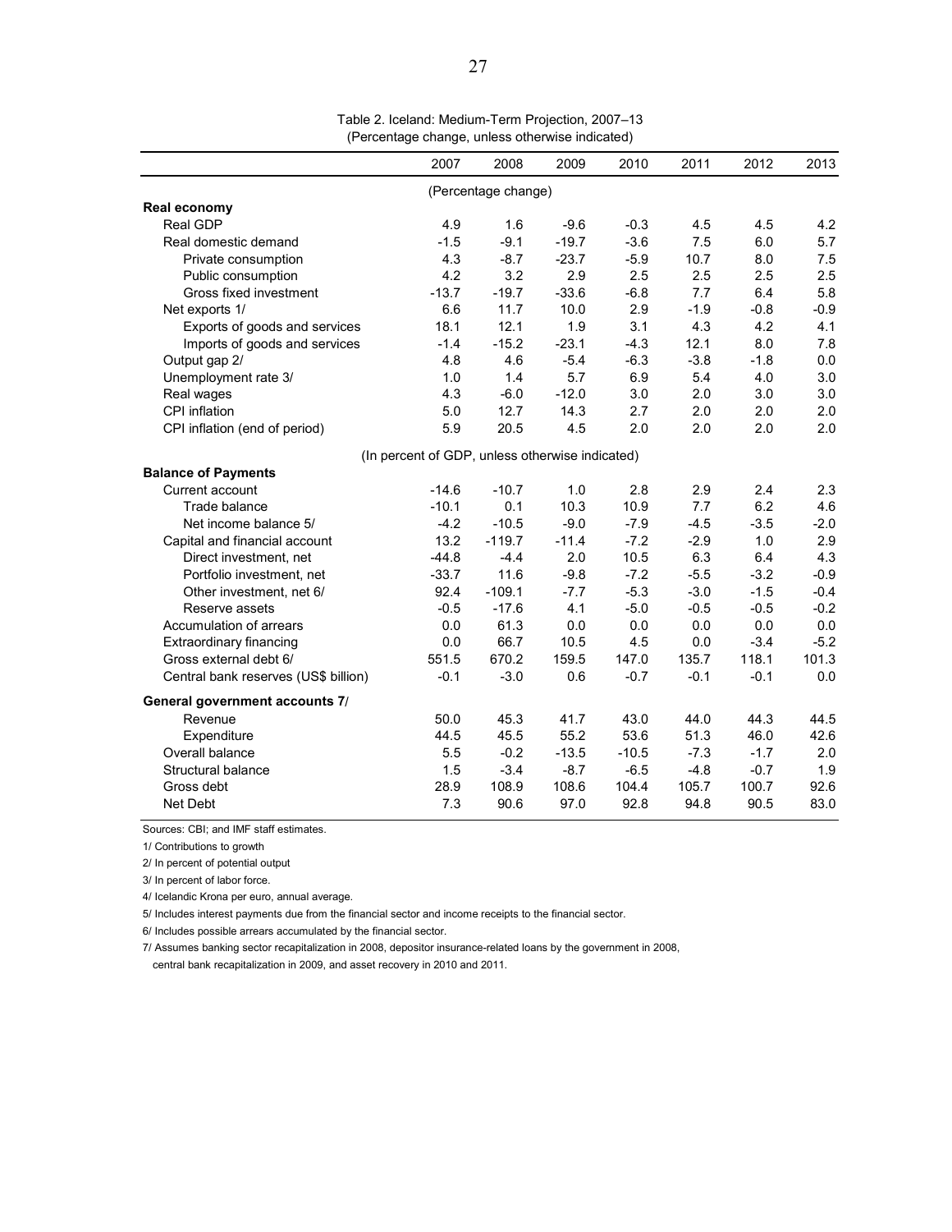Table 2. Iceland: Medium-Term Projection, 2007–13
(Percentage change, unless otherwise indicated)

| | 2007 | 2008 | 2009 | 2010 | 2011 | 2012 | 2013 |
|---|---|---|---|---|---|---|---|
| | (Percentage change) | | | | | | |
| **Real economy** | | | | | | | |
| Real GDP | 4.9 | 1.6 | -9.6 | -0.3 | 4.5 | 4.5 | 4.2 |
| Real domestic demand | -1.5 | -9.1 | -19.7 | -3.6 | 7.5 | 6.0 | 5.7 |
| Private consumption | 4.3 | -8.7 | -23.7 | -5.9 | 10.7 | 8.0 | 7.5 |
| Public consumption | 4.2 | 3.2 | 2.9 | 2.5 | 2.5 | 2.5 | 2.5 |
| Gross fixed investment | -13.7 | -19.7 | -33.6 | -6.8 | 7.7 | 6.4 | 5.8 |
| Net exports 1/ | 6.6 | 11.7 | 10.0 | 2.9 | -1.9 | -0.8 | -0.9 |
| Exports of goods and services | 18.1 | 12.1 | 1.9 | 3.1 | 4.3 | 4.2 | 4.1 |
| Imports of goods and services | -1.4 | -15.2 | -23.1 | -4.3 | 12.1 | 8.0 | 7.8 |
| Output gap 2/ | 4.8 | 4.6 | -5.4 | -6.3 | -3.8 | -1.8 | 0.0 |
| Unemployment rate 3/ | 1.0 | 1.4 | 5.7 | 6.9 | 5.4 | 4.0 | 3.0 |
| Real wages | 4.3 | -6.0 | -12.0 | 3.0 | 2.0 | 3.0 | 3.0 |
| CPI inflation | 5.0 | 12.7 | 14.3 | 2.7 | 2.0 | 2.0 | 2.0 |
| CPI inflation (end of period) | 5.9 | 20.5 | 4.5 | 2.0 | 2.0 | 2.0 | 2.0 |
| | (In percent of GDP, unless otherwise indicated) | | | | | | |
| **Balance of Payments** | | | | | | | |
| Current account | -14.6 | -10.7 | 1.0 | 2.8 | 2.9 | 2.4 | 2.3 |
| Trade balance | -10.1 | 0.1 | 10.3 | 10.9 | 7.7 | 6.2 | 4.6 |
| Net income balance 5/ | -4.2 | -10.5 | -9.0 | -7.9 | -4.5 | -3.5 | -2.0 |
| Capital and financial account | 13.2 | -119.7 | -11.4 | -7.2 | -2.9 | 1.0 | 2.9 |
| Direct investment, net | -44.8 | -4.4 | 2.0 | 10.5 | 6.3 | 6.4 | 4.3 |
| Portfolio investment, net | -33.7 | 11.6 | -9.8 | -7.2 | -5.5 | -3.2 | -0.9 |
| Other investment, net 6/ | 92.4 | -109.1 | -7.7 | -5.3 | -3.0 | -1.5 | -0.4 |
| Reserve assets | -0.5 | -17.6 | 4.1 | -5.0 | -0.5 | -0.5 | -0.2 |
| Accumulation of arrears | 0.0 | 61.3 | 0.0 | 0.0 | 0.0 | 0.0 | 0.0 |
| Extraordinary financing | 0.0 | 66.7 | 10.5 | 4.5 | 0.0 | -3.4 | -5.2 |
| Gross external debt 6/ | 551.5 | 670.2 | 159.5 | 147.0 | 135.7 | 118.1 | 101.3 |
| Central bank reserves (US$ billion) | -0.1 | -3.0 | 0.6 | -0.7 | -0.1 | -0.1 | 0.0 |
| **General government accounts 7/** | | | | | | | |
| Revenue | 50.0 | 45.3 | 41.7 | 43.0 | 44.0 | 44.3 | 44.5 |
| Expenditure | 44.5 | 45.5 | 55.2 | 53.6 | 51.3 | 46.0 | 42.6 |
| Overall balance | 5.5 | -0.2 | -13.5 | -10.5 | -7.3 | -1.7 | 2.0 |
| Structural balance | 1.5 | -3.4 | -8.7 | -6.5 | -4.8 | -0.7 | 1.9 |
| Gross debt | 28.9 | 108.9 | 108.6 | 104.4 | 105.7 | 100.7 | 92.6 |
| Net Debt | 7.3 | 90.6 | 97.0 | 92.8 | 94.8 | 90.5 | 83.0 |

Sources: CBI; and IMF staff estimates.

1/ Contributions to growth

2/ In percent of potential output

3/ In percent of labor force.

4/ Icelandic Krona per euro, annual average.

5/ Includes interest payments due from the financial sector and income receipts to the financial sector.

6/ Includes possible arrears accumulated by the financial sector.

7/ Assumes banking sector recapitalization in 2008, depositor insurance-related loans by the government in 2008, central bank recapitalization in 2009, and asset recovery in 2010 and 2011.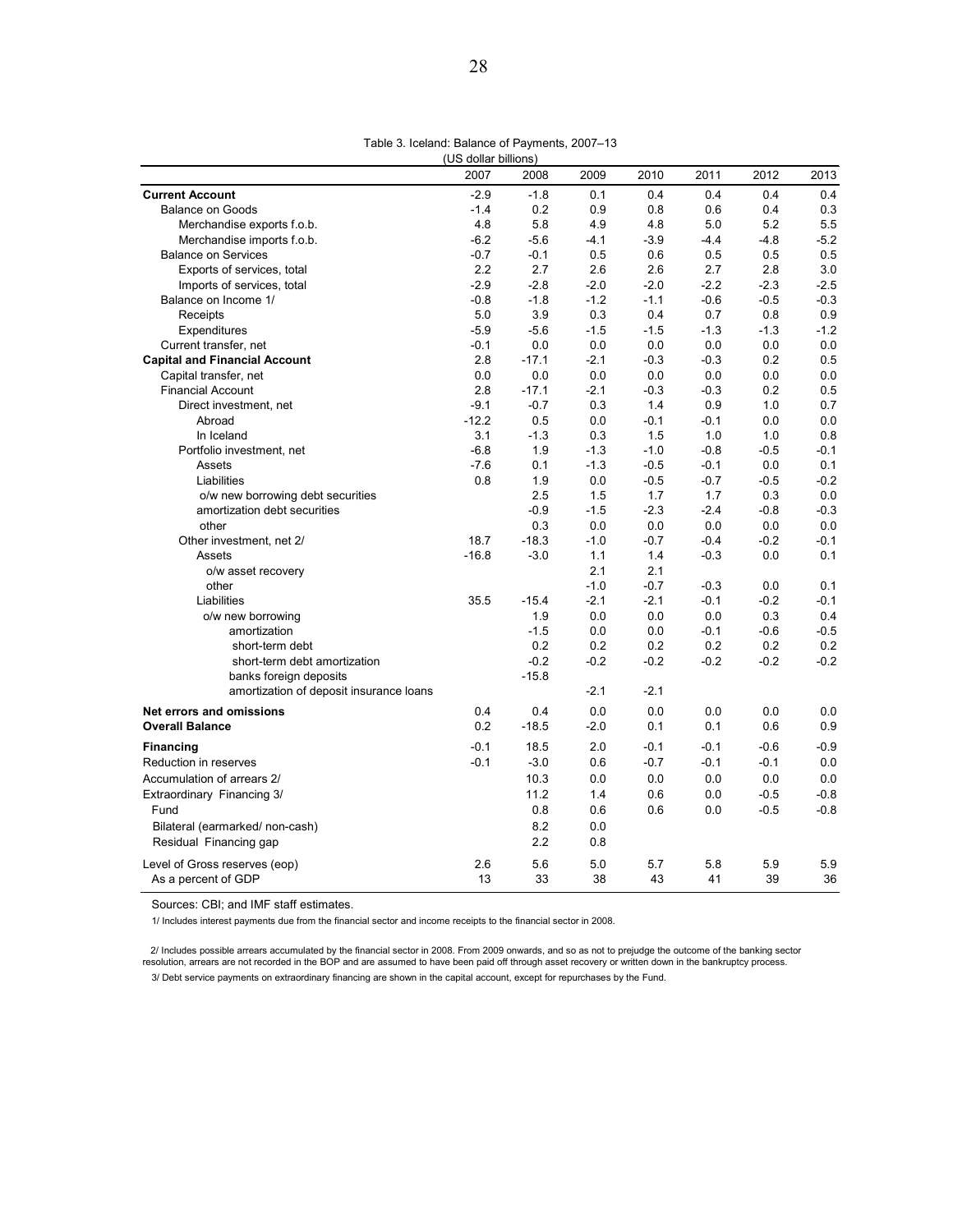Table 3. Iceland: Balance of Payments, 2007–13

(US dollar billions)

| | 2007 | 2008 | 2009 | 2010 | 2011 | 2012 | 2013 |
|---|---|---|---|---|---|---|---|
| **Current Account** | -2.9 | -1.8 | 0.1 | 0.4 | 0.4 | 0.4 | 0.4 |
| Balance on Goods | -1.4 | 0.2 | 0.9 | 0.8 | 0.6 | 0.4 | 0.3 |
| Merchandise exports f.o.b. | 4.8 | 5.8 | 4.9 | 4.8 | 5.0 | 5.2 | 5.5 |
| Merchandise imports f.o.b. | -6.2 | -5.6 | -4.1 | -3.9 | -4.4 | -4.8 | -5.2 |
| Balance on Services | -0.7 | -0.1 | 0.5 | 0.6 | 0.5 | 0.5 | 0.5 |
| Exports of services, total | 2.2 | 2.7 | 2.6 | 2.6 | 2.7 | 2.8 | 3.0 |
| Imports of services, total | -2.9 | -2.8 | -2.0 | -2.0 | -2.2 | -2.3 | -2.5 |
| Balance on Income 1/ | -0.8 | -1.8 | -1.2 | -1.1 | -0.6 | -0.5 | -0.3 |
| Receipts | 5.0 | 3.9 | 0.3 | 0.4 | 0.7 | 0.8 | 0.9 |
| Expenditures | -5.9 | -5.6 | -1.5 | -1.5 | -1.3 | -1.3 | -1.2 |
| Current transfer, net | -0.1 | 0.0 | 0.0 | 0.0 | 0.0 | 0.0 | 0.0 |
| **Capital and Financial Account** | 2.8 | -17.1 | -2.1 | -0.3 | -0.3 | 0.2 | 0.5 |
| Capital transfer, net | 0.0 | 0.0 | 0.0 | 0.0 | 0.0 | 0.0 | 0.0 |
| Financial Account | 2.8 | -17.1 | -2.1 | -0.3 | -0.3 | 0.2 | 0.5 |
| Direct investment, net | -9.1 | -0.7 | 0.3 | 1.4 | 0.9 | 1.0 | 0.7 |
| Abroad | -12.2 | 0.5 | 0.0 | -0.1 | -0.1 | 0.0 | 0.0 |
| In Iceland | 3.1 | -1.3 | 0.3 | 1.5 | 1.0 | 1.0 | 0.8 |
| Portfolio investment, net | -6.8 | 1.9 | -1.3 | -1.0 | -0.8 | -0.5 | -0.1 |
| Assets | -7.6 | 0.1 | -1.3 | -0.5 | -0.1 | 0.0 | 0.1 |
| Liabilities | 0.8 | 1.9 | 0.0 | -0.5 | -0.7 | -0.5 | -0.2 |
| o/w new borrowing debt securities | | 2.5 | 1.5 | 1.7 | 1.7 | 0.3 | 0.0 |
| amortization debt securities | | -0.9 | -1.5 | -2.3 | -2.4 | -0.8 | -0.3 |
| other | | 0.3 | 0.0 | 0.0 | 0.0 | 0.0 | 0.0 |
| Other investment, net 2/ | 18.7 | -18.3 | -1.0 | -0.7 | -0.4 | -0.2 | -0.1 |
| Assets | -16.8 | -3.0 | 1.1 | 1.4 | -0.3 | 0.0 | 0.1 |
| o/w asset recovery | | | 2.1 | 2.1 | | | |
| other | | | -1.0 | -0.7 | -0.3 | 0.0 | 0.1 |
| Liabilities | 35.5 | -15.4 | -2.1 | -2.1 | -0.1 | -0.2 | -0.1 |
| o/w new borrowing | | 1.9 | 0.0 | 0.0 | 0.0 | 0.3 | 0.4 |
| amortization | | -1.5 | 0.0 | 0.0 | -0.1 | -0.6 | -0.5 |
| short-term debt | | 0.2 | 0.2 | 0.2 | 0.2 | 0.2 | 0.2 |
| short-term debt amortization | | -0.2 | -0.2 | -0.2 | -0.2 | -0.2 | -0.2 |
| banks foreign deposits | | -15.8 | | | | | |
| amortization of deposit insurance loans | | | -2.1 | -2.1 | | | |
| **Net errors and omissions** | 0.4 | 0.4 | 0.0 | 0.0 | 0.0 | 0.0 | 0.0 |
| **Overall Balance** | 0.2 | -18.5 | -2.0 | 0.1 | 0.1 | 0.6 | 0.9 |
| **Financing** | -0.1 | 18.5 | 2.0 | -0.1 | -0.1 | -0.6 | -0.9 |
| Reduction in reserves | -0.1 | -3.0 | 0.6 | -0.7 | -0.1 | -0.1 | 0.0 |
| Accumulation of arrears 2/ | | 10.3 | 0.0 | 0.0 | 0.0 | 0.0 | 0.0 |
| Extraordinary Financing 3/ | | 11.2 | 1.4 | 0.6 | 0.0 | -0.5 | -0.8 |
| Fund | | 0.8 | 0.6 | 0.6 | 0.0 | -0.5 | -0.8 |
| Bilateral (earmarked/ non-cash) | | 8.2 | 0.0 | | | | |
| Residual Financing gap | | 2.2 | 0.8 | | | | |
| Level of Gross reserves (eop) | 2.6 | 5.6 | 5.0 | 5.7 | 5.8 | 5.9 | 5.9 |
| As a percent of GDP | 13 | 33 | 38 | 43 | 41 | 39 | 36 |

Sources: CBI; and IMF staff estimates.

1/ Includes interest payments due from the financial sector and income receipts to the financial sector in 2008.

2/ Includes possible arrears accumulated by the financial sector in 2008. From 2009 onwards, and so as not to prejudge the outcome of the banking sector resolution, arrears are not recorded in the BOP and are assumed to have been paid off through asset recovery or written down in the bankruptcy process.

3/ Debt service payments on extraordinary financing are shown in the capital account, except for repurchases by the Fund.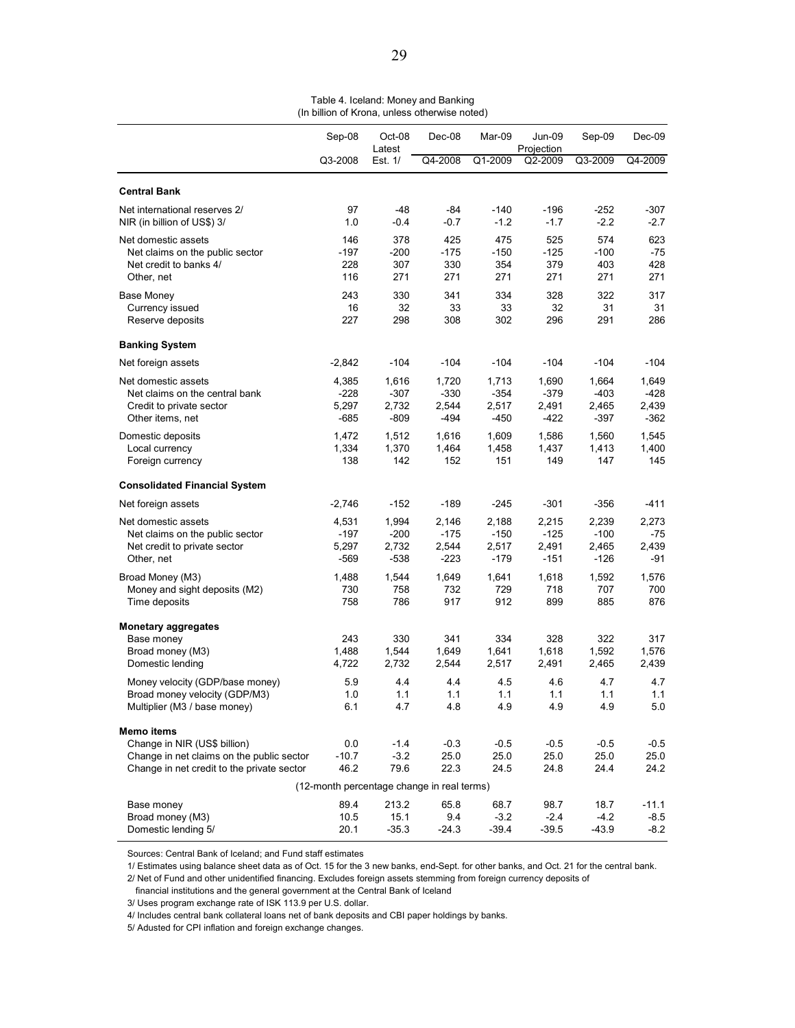Table 4. Iceland: Money and Banking
(In billion of Krona, unless otherwise noted)

| | Sep-08 | Oct-08 Latest | Dec-08 | Mar-09 | Jun-09 Projection | Sep-09 | Dec-09 |
|---|---|---|---|---|---|---|---|
| | Q3-2008 | Est. 1/ | Q4-2008 | Q1-2009 | Q2-2009 | Q3-2009 | Q4-2009 |
| **Central Bank** | | | | | | | |
| Net international reserves 2/ | 97 | -48 | -84 | -140 | -196 | -252 | -307 |
| NIR (in billion of US$) 3/ | 1.0 | -0.4 | -0.7 | -1.2 | -1.7 | -2.2 | -2.7 |
| Net domestic assets | 146 | 378 | 425 | 475 | 525 | 574 | 623 |
| Net claims on the public sector | -197 | -200 | -175 | -150 | -125 | -100 | -75 |
| Net credit to banks 4/ | 228 | 307 | 330 | 354 | 379 | 403 | 428 |
| Other, net | 116 | 271 | 271 | 271 | 271 | 271 | 271 |
| Base Money | 243 | 330 | 341 | 334 | 328 | 322 | 317 |
| Currency issued | 16 | 32 | 33 | 33 | 32 | 31 | 31 |
| Reserve deposits | 227 | 298 | 308 | 302 | 296 | 291 | 286 |
| **Banking System** | | | | | | | |
| Net foreign assets | -2,842 | -104 | -104 | -104 | -104 | -104 | -104 |
| Net domestic assets | 4,385 | 1,616 | 1,720 | 1,713 | 1,690 | 1,664 | 1,649 |
| Net claims on the central bank | -228 | -307 | -330 | -354 | -379 | -403 | -428 |
| Credit to private sector | 5,297 | 2,732 | 2,544 | 2,517 | 2,491 | 2,465 | 2,439 |
| Other items, net | -685 | -809 | -494 | -450 | -422 | -397 | -362 |
| Domestic deposits | 1,472 | 1,512 | 1,616 | 1,609 | 1,586 | 1,560 | 1,545 |
| Local currency | 1,334 | 1,370 | 1,464 | 1,458 | 1,437 | 1,413 | 1,400 |
| Foreign currency | 138 | 142 | 152 | 151 | 149 | 147 | 145 |
| **Consolidated Financial System** | | | | | | | |
| Net foreign assets | -2,746 | -152 | -189 | -245 | -301 | -356 | -411 |
| Net domestic assets | 4,531 | 1,994 | 2,146 | 2,188 | 2,215 | 2,239 | 2,273 |
| Net claims on the public sector | -197 | -200 | -175 | -150 | -125 | -100 | -75 |
| Net credit to private sector | 5,297 | 2,732 | 2,544 | 2,517 | 2,491 | 2,465 | 2,439 |
| Other, net | -569 | -538 | -223 | -179 | -151 | -126 | -91 |
| Broad Money (M3) | 1,488 | 1,544 | 1,649 | 1,641 | 1,618 | 1,592 | 1,576 |
| Money and sight deposits (M2) | 730 | 758 | 732 | 729 | 718 | 707 | 700 |
| Time deposits | 758 | 786 | 917 | 912 | 899 | 885 | 876 |
| **Monetary aggregates** | | | | | | | |
| Base money | 243 | 330 | 341 | 334 | 328 | 322 | 317 |
| Broad money (M3) | 1,488 | 1,544 | 1,649 | 1,641 | 1,618 | 1,592 | 1,576 |
| Domestic lending | 4,722 | 2,732 | 2,544 | 2,517 | 2,491 | 2,465 | 2,439 |
| Money velocity (GDP/base money) | 5.9 | 4.4 | 4.4 | 4.5 | 4.6 | 4.7 | 4.7 |
| Broad money velocity (GDP/M3) | 1.0 | 1.1 | 1.1 | 1.1 | 1.1 | 1.1 | 1.1 |
| Multiplier (M3 / base money) | 6.1 | 4.7 | 4.8 | 4.9 | 4.9 | 4.9 | 5.0 |
| **Memo items** | | | | | | | |
| Change in NIR (US$ billion) | 0.0 | -1.4 | -0.3 | -0.5 | -0.5 | -0.5 | -0.5 |
| Change in net claims on the public sector | -10.7 | -3.2 | 25.0 | 25.0 | 25.0 | 25.0 | 25.0 |
| Change in net credit to the private sector | 46.2 | 79.6 | 22.3 | 24.5 | 24.8 | 24.4 | 24.2 |
| (12-month percentage change in real terms) | | | | | | | |
| Base money | 89.4 | 213.2 | 65.8 | 68.7 | 98.7 | 18.7 | -11.1 |
| Broad money (M3) | 10.5 | 15.1 | 9.4 | -3.2 | -2.4 | -4.2 | -8.5 |
| Domestic lending 5/ | 20.1 | -35.3 | -24.3 | -39.4 | -39.5 | -43.9 | -8.2 |

Sources: Central Bank of Iceland; and Fund staff estimates

1/ Estimates using balance sheet data as of Oct. 15 for the 3 new banks, end-Sept. for other banks, and Oct. 21 for the central bank.

2/ Net of Fund and other unidentified financing. Excludes foreign assets stemming from foreign currency deposits of financial institutions and the general government at the Central Bank of Iceland

3/ Uses program exchange rate of ISK 113.9 per U.S. dollar.

4/ Includes central bank collateral loans net of bank deposits and CBI paper holdings by banks.

5/ Adusted for CPI inflation and foreign exchange changes.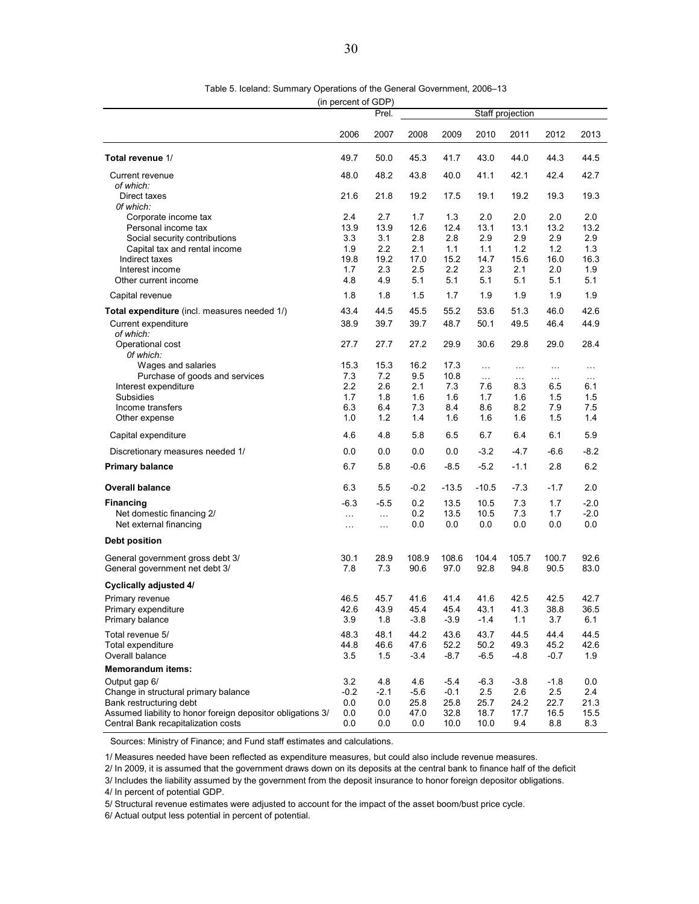Table 5. Iceland: Summary Operations of the General Government, 2006–13

(in percent of GDP)

| | 2006 | Prel. 2007 | Staff projection 2008 | 2009 | 2010 | 2011 | 2012 | 2013 |
|---|---|---|---|---|---|---|---|---|
| **Total revenue** 1/ | 49.7 | 50.0 | 45.3 | 41.7 | 43.0 | 44.0 | 44.3 | 44.5 |
| Current revenue | 48.0 | 48.2 | 43.8 | 40.0 | 41.1 | 42.1 | 42.4 | 42.7 |
| *of which:* | | | | | | | | |
| Direct taxes | 21.6 | 21.8 | 19.2 | 17.5 | 19.1 | 19.2 | 19.3 | 19.3 |
| *Of which:* | | | | | | | | |
| Corporate income tax | 2.4 | 2.7 | 1.7 | 1.3 | 2.0 | 2.0 | 2.0 | 2.0 |
| Personal income tax | 13.9 | 13.9 | 12.6 | 12.4 | 13.1 | 13.1 | 13.2 | 13.2 |
| Social security contributions | 3.3 | 3.1 | 2.8 | 2.8 | 2.9 | 2.9 | 2.9 | 2.9 |
| Capital tax and rental income | 1.9 | 2.2 | 2.1 | 1.1 | 1.1 | 1.2 | 1.2 | 1.3 |
| Indirect taxes | 19.8 | 19.2 | 17.0 | 15.2 | 14.7 | 15.6 | 16.0 | 16.3 |
| Interest income | 1.7 | 2.3 | 2.5 | 2.2 | 2.3 | 2.1 | 2.0 | 1.9 |
| Other current income | 4.8 | 4.9 | 5.1 | 5.1 | 5.1 | 5.1 | 5.1 | 5.1 |
| Capital revenue | 1.8 | 1.8 | 1.5 | 1.7 | 1.9 | 1.9 | 1.9 | 1.9 |
| **Total expenditure** (incl. measures needed 1/) | 43.4 | 44.5 | 45.5 | 55.2 | 53.6 | 51.3 | 46.0 | 42.6 |
| Current expenditure | 38.9 | 39.7 | 39.7 | 48.7 | 50.1 | 49.5 | 46.4 | 44.9 |
| *of which:* | | | | | | | | |
| Operational cost | 27.7 | 27.7 | 27.2 | 29.9 | 30.6 | 29.8 | 29.0 | 28.4 |
| *Of which:* | | | | | | | | |
| Wages and salaries | 15.3 | 15.3 | 16.2 | 17.3 | … | … | … | … |
| Purchase of goods and services | 7.3 | 7.2 | 9.5 | 10.8 | … | … | … | … |
| Interest expenditure | 2.2 | 2.6 | 2.1 | 7.3 | 7.6 | 8.3 | 6.5 | 6.1 |
| Subsidies | 1.7 | 1.8 | 1.6 | 1.6 | 1.7 | 1.6 | 1.5 | 1.5 |
| Income transfers | 6.3 | 6.4 | 7.3 | 8.4 | 8.6 | 8.2 | 7.9 | 7.5 |
| Other expense | 1.0 | 1.2 | 1.4 | 1.6 | 1.6 | 1.6 | 1.5 | 1.4 |
| Capital expenditure | 4.6 | 4.8 | 5.8 | 6.5 | 6.7 | 6.4 | 6.1 | 5.9 |
| Discretionary measures needed 1/ | 0.0 | 0.0 | 0.0 | 0.0 | -3.2 | -4.7 | -6.6 | -8.2 |
| **Primary balance** | 6.7 | 5.8 | -0.6 | -8.5 | -5.2 | -1.1 | 2.8 | 6.2 |
| **Overall balance** | 6.3 | 5.5 | -0.2 | -13.5 | -10.5 | -7.3 | -1.7 | 2.0 |
| **Financing** | -6.3 | -5.5 | 0.2 | 13.5 | 10.5 | 7.3 | 1.7 | -2.0 |
| Net domestic financing 2/ | … | … | 0.2 | 13.5 | 10.5 | 7.3 | 1.7 | -2.0 |
| Net external financing | … | … | 0.0 | 0.0 | 0.0 | 0.0 | 0.0 | 0.0 |
| **Debt position** | | | | | | | | |
| General government gross debt 3/ | 30.1 | 28.9 | 108.9 | 108.6 | 104.4 | 105.7 | 100.7 | 92.6 |
| General government net debt 3/ | 7.8 | 7.3 | 90.6 | 97.0 | 92.8 | 94.8 | 90.5 | 83.0 |
| **Cyclically adjusted 4/** | | | | | | | | |
| Primary revenue | 46.5 | 45.7 | 41.6 | 41.4 | 41.6 | 42.5 | 42.5 | 42.7 |
| Primary expenditure | 42.6 | 43.9 | 45.4 | 45.4 | 43.1 | 41.3 | 38.8 | 36.5 |
| Primary balance | 3.9 | 1.8 | -3.8 | -3.9 | -1.4 | 1.1 | 3.7 | 6.1 |
| Total revenue 5/ | 48.3 | 48.1 | 44.2 | 43.6 | 43.7 | 44.5 | 44.4 | 44.5 |
| Total expenditure | 44.8 | 46.6 | 47.6 | 52.2 | 50.2 | 49.3 | 45.2 | 42.6 |
| Overall balance | 3.5 | 1.5 | -3.4 | -8.7 | -6.5 | -4.8 | -0.7 | 1.9 |
| **Memorandum items:** | | | | | | | | |
| Output gap 6/ | 3.2 | 4.8 | 4.6 | -5.4 | -6.3 | -3.8 | -1.8 | 0.0 |
| Change in structural primary balance | -0.2 | -2.1 | -5.6 | -0.1 | 2.5 | 2.6 | 2.5 | 2.4 |
| Bank restructuring debt | 0.0 | 0.0 | 25.8 | 25.8 | 25.7 | 24.2 | 22.7 | 21.3 |
| Assumed liability to honor foreign depositor obligations 3/ | 0.0 | 0.0 | 47.0 | 32.8 | 18.7 | 17.7 | 16.5 | 15.5 |
| Central Bank recapitalization costs | 0.0 | 0.0 | 0.0 | 10.0 | 10.0 | 9.4 | 8.8 | 8.3 |

Sources: Ministry of Finance; and Fund staff estimates and calculations.

1/ Measures needed have been reflected as expenditure measures, but could also include revenue measures.

2/ In 2009, it is assumed that the government draws down on its deposits at the central bank to finance half of the deficit

3/ Includes the liability assumed by the government from the deposit insurance to honor foreign depositor obligations.

4/ In percent of potential GDP.

5/ Structural revenue estimates were adjusted to account for the impact of the asset boom/bust price cycle.

6/ Actual output less potential in percent of potential.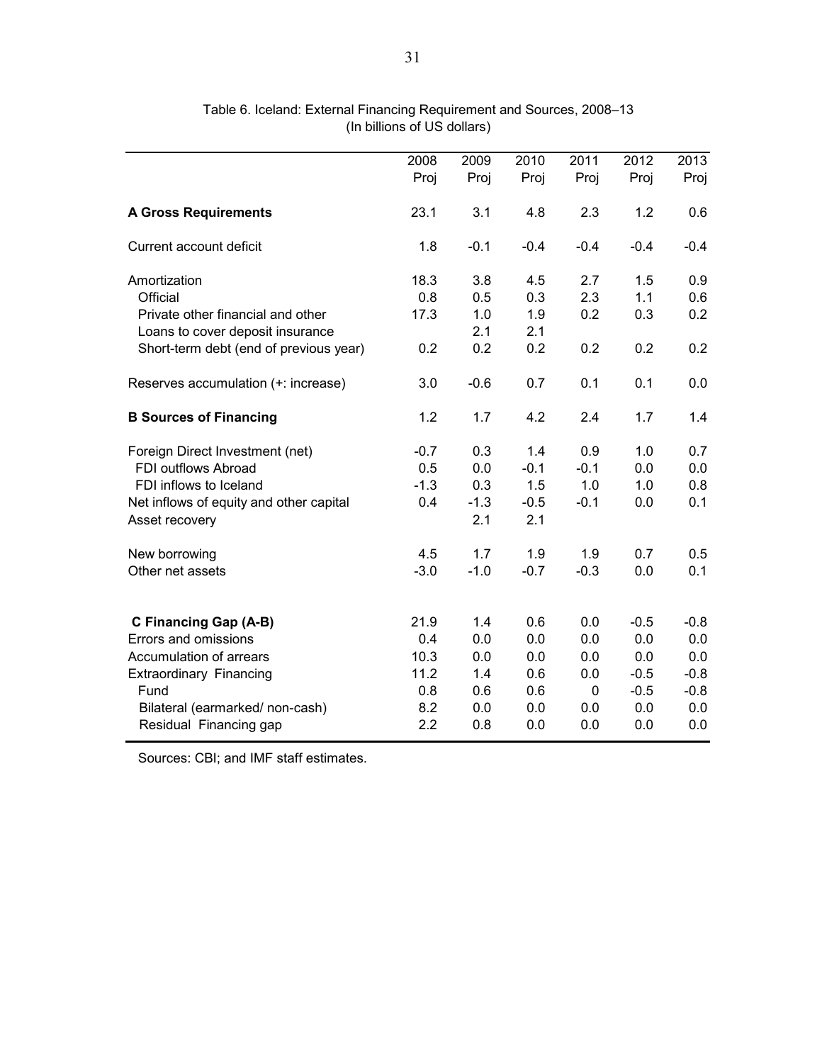Table 6. Iceland: External Financing Requirement and Sources, 2008–13
(In billions of US dollars)

| | 2008 Proj | 2009 Proj | 2010 Proj | 2011 Proj | 2012 Proj | 2013 Proj |
|---|---|---|---|---|---|---|
| **A Gross Requirements** | 23.1 | 3.1 | 4.8 | 2.3 | 1.2 | 0.6 |
| Current account deficit | 1.8 | -0.1 | -0.4 | -0.4 | -0.4 | -0.4 |
| Amortization | 18.3 | 3.8 | 4.5 | 2.7 | 1.5 | 0.9 |
| Official | 0.8 | 0.5 | 0.3 | 2.3 | 1.1 | 0.6 |
| Private other financial and other | 17.3 | 1.0 | 1.9 | 0.2 | 0.3 | 0.2 |
| Loans to cover deposit insurance | | 2.1 | 2.1 | | | |
| Short-term debt (end of previous year) | 0.2 | 0.2 | 0.2 | 0.2 | 0.2 | 0.2 |
| Reserves accumulation (+: increase) | 3.0 | -0.6 | 0.7 | 0.1 | 0.1 | 0.0 |
| **B Sources of Financing** | 1.2 | 1.7 | 4.2 | 2.4 | 1.7 | 1.4 |
| Foreign Direct Investment (net) | -0.7 | 0.3 | 1.4 | 0.9 | 1.0 | 0.7 |
| FDI outflows Abroad | 0.5 | 0.0 | -0.1 | -0.1 | 0.0 | 0.0 |
| FDI inflows to Iceland | -1.3 | 0.3 | 1.5 | 1.0 | 1.0 | 0.8 |
| Net inflows of equity and other capital | 0.4 | -1.3 | -0.5 | -0.1 | 0.0 | 0.1 |
| Asset recovery | | 2.1 | 2.1 | | | |
| New borrowing | 4.5 | 1.7 | 1.9 | 1.9 | 0.7 | 0.5 |
| Other net assets | -3.0 | -1.0 | -0.7 | -0.3 | 0.0 | 0.1 |
| **C Financing Gap (A-B)** | 21.9 | 1.4 | 0.6 | 0.0 | -0.5 | -0.8 |
| Errors and omissions | 0.4 | 0.0 | 0.0 | 0.0 | 0.0 | 0.0 |
| Accumulation of arrears | 10.3 | 0.0 | 0.0 | 0.0 | 0.0 | 0.0 |
| Extraordinary Financing | 11.2 | 1.4 | 0.6 | 0.0 | -0.5 | -0.8 |
| Fund | 0.8 | 0.6 | 0.6 | 0 | -0.5 | -0.8 |
| Bilateral (earmarked/ non-cash) | 8.2 | 0.0 | 0.0 | 0.0 | 0.0 | 0.0 |
| Residual Financing gap | 2.2 | 0.8 | 0.0 | 0.0 | 0.0 | 0.0 |

Sources: CBI; and IMF staff estimates.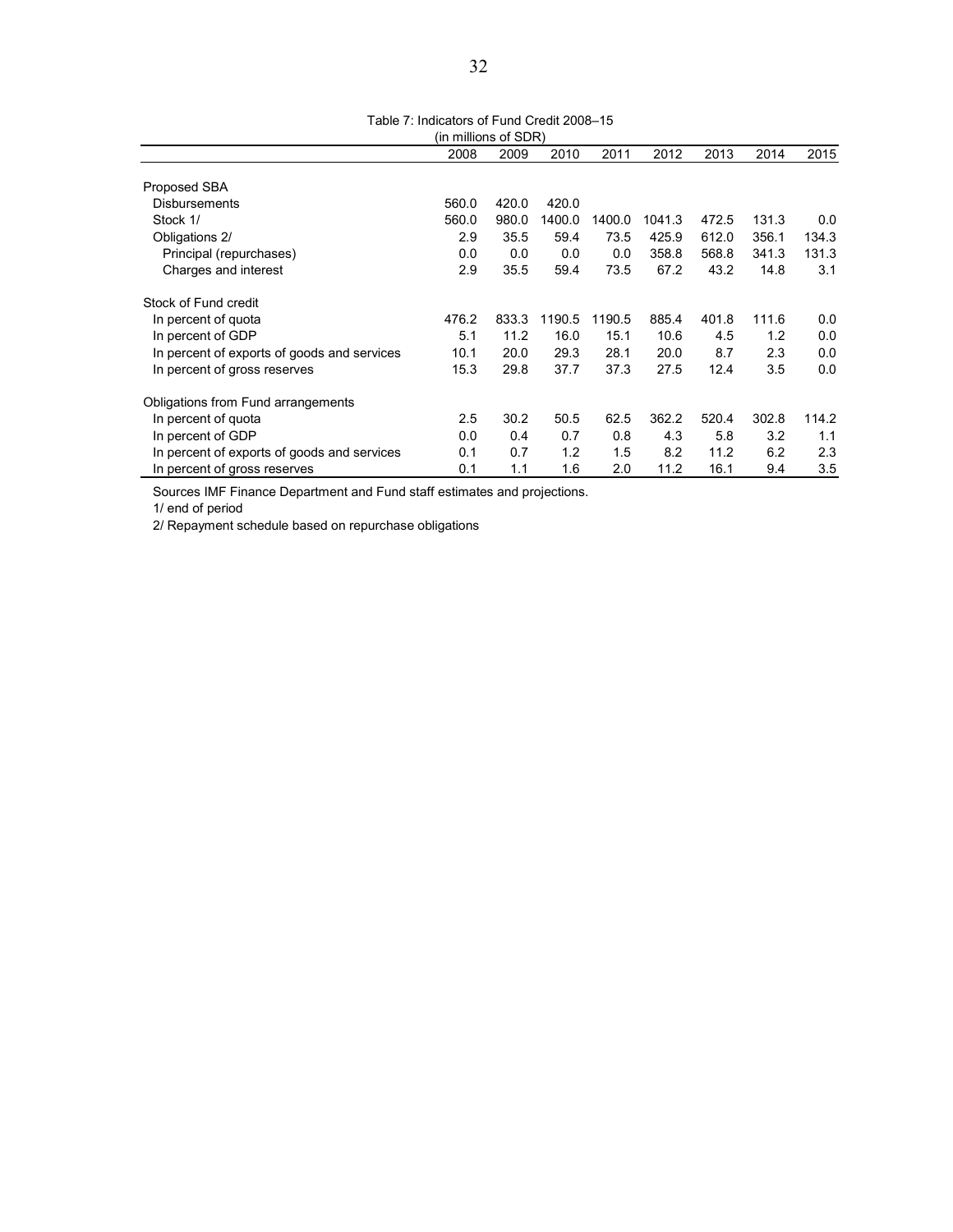Table 7: Indicators of Fund Credit 2008–15

(in millions of SDR)

| | 2008 | 2009 | 2010 | 2011 | 2012 | 2013 | 2014 | 2015 |
|---|---|---|---|---|---|---|---|---|
| Proposed SBA | | | | | | | | |
| Disbursements | 560.0 | 420.0 | 420.0 | | | | | |
| Stock 1/ | 560.0 | 980.0 | 1400.0 | 1400.0 | 1041.3 | 472.5 | 131.3 | 0.0 |
| Obligations 2/ | 2.9 | 35.5 | 59.4 | 73.5 | 425.9 | 612.0 | 356.1 | 134.3 |
| Principal (repurchases) | 0.0 | 0.0 | 0.0 | 0.0 | 358.8 | 568.8 | 341.3 | 131.3 |
| Charges and interest | 2.9 | 35.5 | 59.4 | 73.5 | 67.2 | 43.2 | 14.8 | 3.1 |
| Stock of Fund credit | | | | | | | | |
| In percent of quota | 476.2 | 833.3 | 1190.5 | 1190.5 | 885.4 | 401.8 | 111.6 | 0.0 |
| In percent of GDP | 5.1 | 11.2 | 16.0 | 15.1 | 10.6 | 4.5 | 1.2 | 0.0 |
| In percent of exports of goods and services | 10.1 | 20.0 | 29.3 | 28.1 | 20.0 | 8.7 | 2.3 | 0.0 |
| In percent of gross reserves | 15.3 | 29.8 | 37.7 | 37.3 | 27.5 | 12.4 | 3.5 | 0.0 |
| Obligations from Fund arrangements | | | | | | | | |
| In percent of quota | 2.5 | 30.2 | 50.5 | 62.5 | 362.2 | 520.4 | 302.8 | 114.2 |
| In percent of GDP | 0.0 | 0.4 | 0.7 | 0.8 | 4.3 | 5.8 | 3.2 | 1.1 |
| In percent of exports of goods and services | 0.1 | 0.7 | 1.2 | 1.5 | 8.2 | 11.2 | 6.2 | 2.3 |
| In percent of gross reserves | 0.1 | 1.1 | 1.6 | 2.0 | 11.2 | 16.1 | 9.4 | 3.5 |

Sources IMF Finance Department and Fund staff estimates and projections.

1/ end of period

2/ Repayment schedule based on repurchase obligations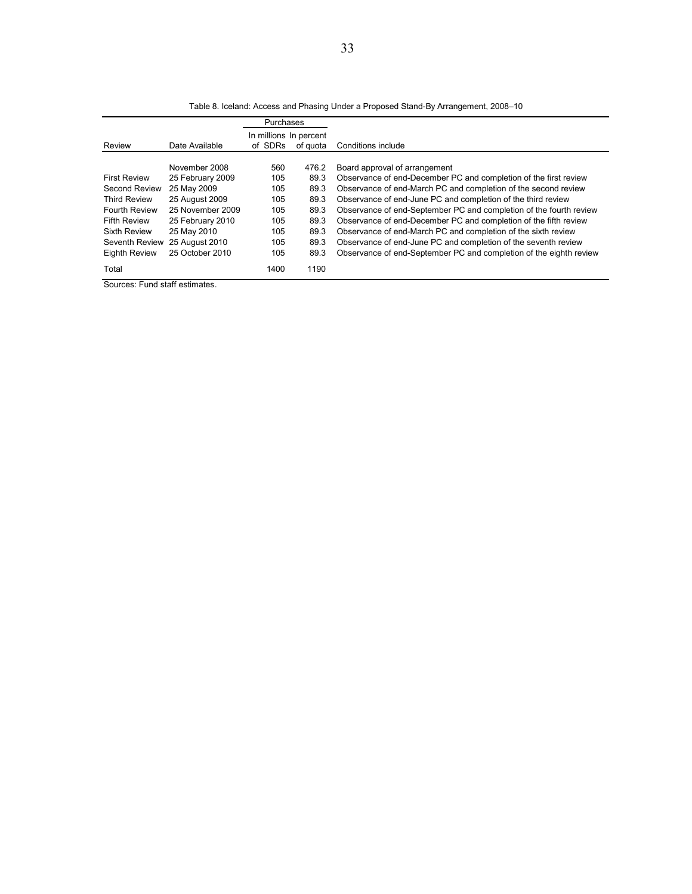Table 8. Iceland: Access and Phasing Under a Proposed Stand-By Arrangement, 2008–10

| Review | Date Available | Purchases | | Conditions include |
|---|---|---|---|---|
| | | In millions of SDRs | In percent of quota | |
| | November 2008 | 560 | 476.2 | Board approval of arrangement |
| First Review | 25 February 2009 | 105 | 89.3 | Observance of end-December PC and completion of the first review |
| Second Review | 25 May 2009 | 105 | 89.3 | Observance of end-March PC and completion of the second review |
| Third Review | 25 August 2009 | 105 | 89.3 | Observance of end-June PC and completion of the third review |
| Fourth Review | 25 November 2009 | 105 | 89.3 | Observance of end-September PC and completion of the fourth review |
| Fifth Review | 25 February 2010 | 105 | 89.3 | Observance of end-December PC and completion of the fifth review |
| Sixth Review | 25 May 2010 | 105 | 89.3 | Observance of end-March PC and completion of the sixth review |
| Seventh Review | 25 August 2010 | 105 | 89.3 | Observance of end-June PC and completion of the seventh review |
| Eighth Review | 25 October 2010 | 105 | 89.3 | Observance of end-September PC and completion of the eighth review |
| Total | | 1400 | 1190 | |

Sources: Fund staff estimates.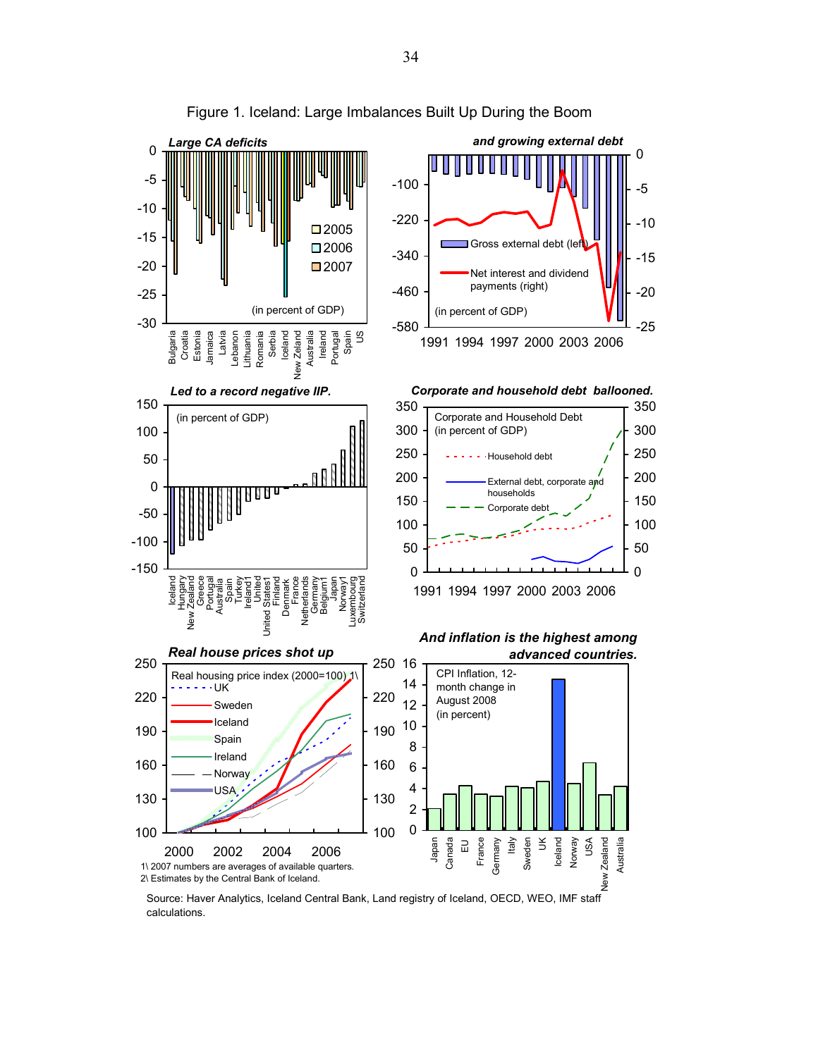# Figure 1. Iceland: Large Imbalances Built Up During the Boom

*Large CA deficits*

(in percent of GDP)

2005, 2006, 2007

Bulgaria, Croatia, Estonia, Jamaica, Latvia, Lebanon, Lithuania, Romania, Serbia, Iceland, New Zealand, Australia, Ireland, Portugal, Spain, US

*and growing external debt*

Gross external debt (left)

Net interest and dividend payments (right)

(in percent of GDP)

*Led to a record negative IIP.*

(in percent of GDP)

Iceland, Hungary, New Zealand, Greece, Portugal, Australia, Spain, Turkey, Ireland1, United States1, Finland, Denmark, France, Netherlands, Germany, Belgium1, Japan, Norway1, Luxembourg, Switzerland

*Corporate and household debt ballooned.*

Corporate and Household Debt (in percent of GDP)

Household debt

External debt, corporate and households

Corporate debt

*Real house prices shot up*

Real housing price index (2000=100) 1\

UK, Sweden, Iceland, Spain, Ireland, Norway, USA

1\ 2007 numbers are averages of available quarters.

2\ Estimates by the Central Bank of Iceland.

*And inflation is the highest among advanced countries.*

CPI Inflation, 12-month change in August 2008 (in percent)

Japan, Canada, EU, France, Germany, Italy, Sweden, UK, Iceland, Norway, USA, New Zealand, Australia

Source: Haver Analytics, Iceland Central Bank, Land registry of Iceland, OECD, WEO, IMF staff calculations.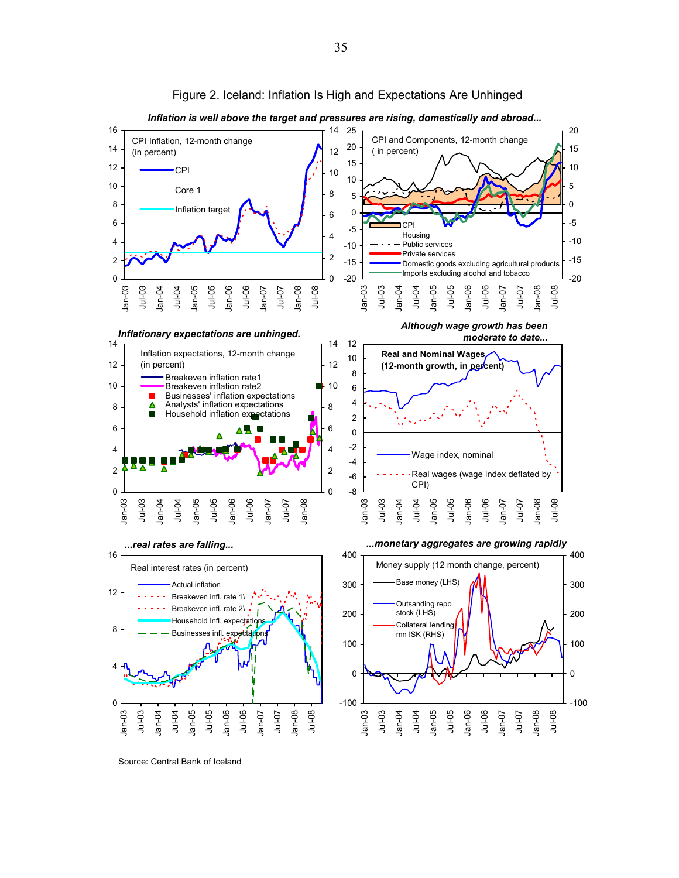# Figure 2. Iceland: Inflation Is High and Expectations Are Unhinged

***Inflation is well above the target and pressures are rising, domestically and abroad...***

CPI Inflation, 12-month change (in percent)

- CPI
- Core 1
- Inflation target

CPI and Components, 12-month change (in percent)

- CPI
- Housing
- Public services
- Private services
- Domestic goods excluding agricultural products
- Imports excluding alcohol and tobacco

***Inflationary expectations are unhinged.***

Inflation expectations, 12-month change (in percent)

- Breakeven inflation rate1
- Breakeven inflation rate2
- Businesses' inflation expectations
- Analysts' inflation expectations
- Household inflation expectations

***Although wage growth has been moderate to date...***

**Real and Nominal Wages (12-month growth, in percent)**

- Wage index, nominal
- Real wages (wage index deflated by CPI)

***...real rates are falling...***

Real interest rates (in percent)

- Actual inflation
- Breakeven infl. rate 1\
- Breakeven infl. rate 2\
- Household Infl. expectations
- Businesses infl. expectations

***...monetary aggregates are growing rapidly***

Money supply (12 month change, percent)

- Base money (LHS)
- Outsanding repo stock (LHS)
- Collateral lending, mn ISK (RHS)

Source: Central Bank of Iceland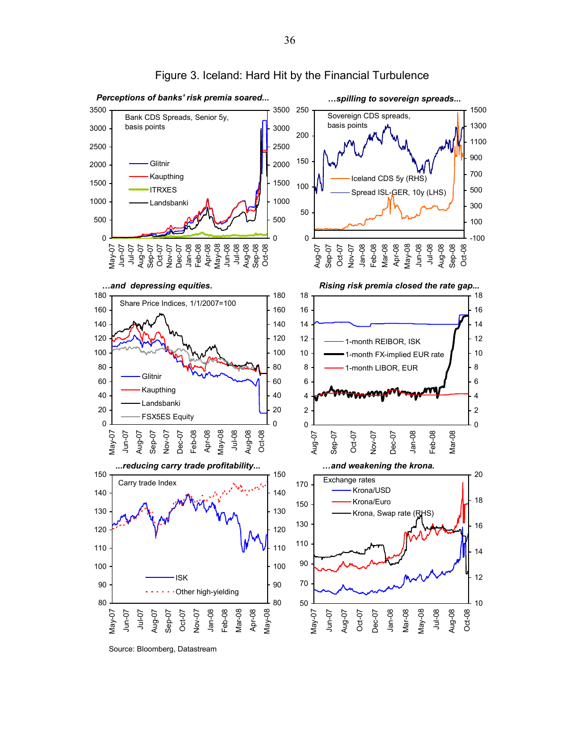# Figure 3. Iceland: Hard Hit by the Financial Turbulence

***Perceptions of banks' risk premia soared...***

***...spilling to sovereign spreads...***

***...and depressing equities.***

***Rising risk premia closed the rate gap...***

***...reducing carry trade profitability...***

***...and weakening the krona.***

Source: Bloomberg, Datastream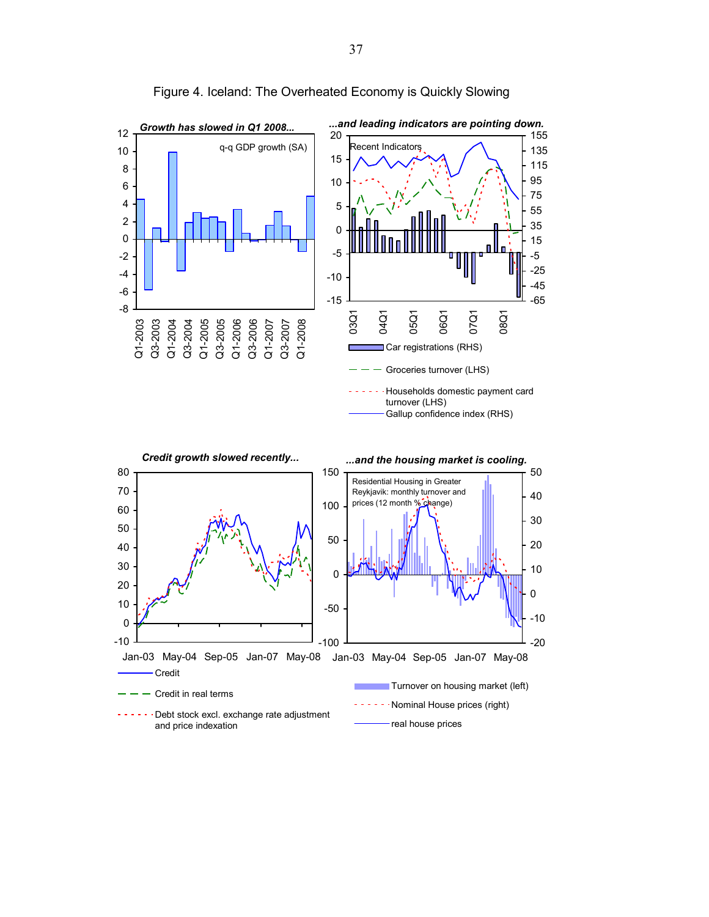Figure 4. Iceland: The Overheated Economy is Quickly Slowing

***Growth has slowed in Q1 2008...***

q-q GDP growth (SA)

***...and leading indicators are pointing down.***

Recent Indicators

Car registrations (RHS)

Groceries turnover (LHS)

Households domestic payment card turnover (LHS)

Gallup confidence index (RHS)

***Credit growth slowed recently...***

Credit

Credit in real terms

Debt stock excl. exchange rate adjustment and price indexation

***...and the housing market is cooling.***

Residential Housing in Greater Reykjavik: monthly turnover and prices (12 month % change)

Turnover on housing market (left)

Nominal House prices (right)

real house prices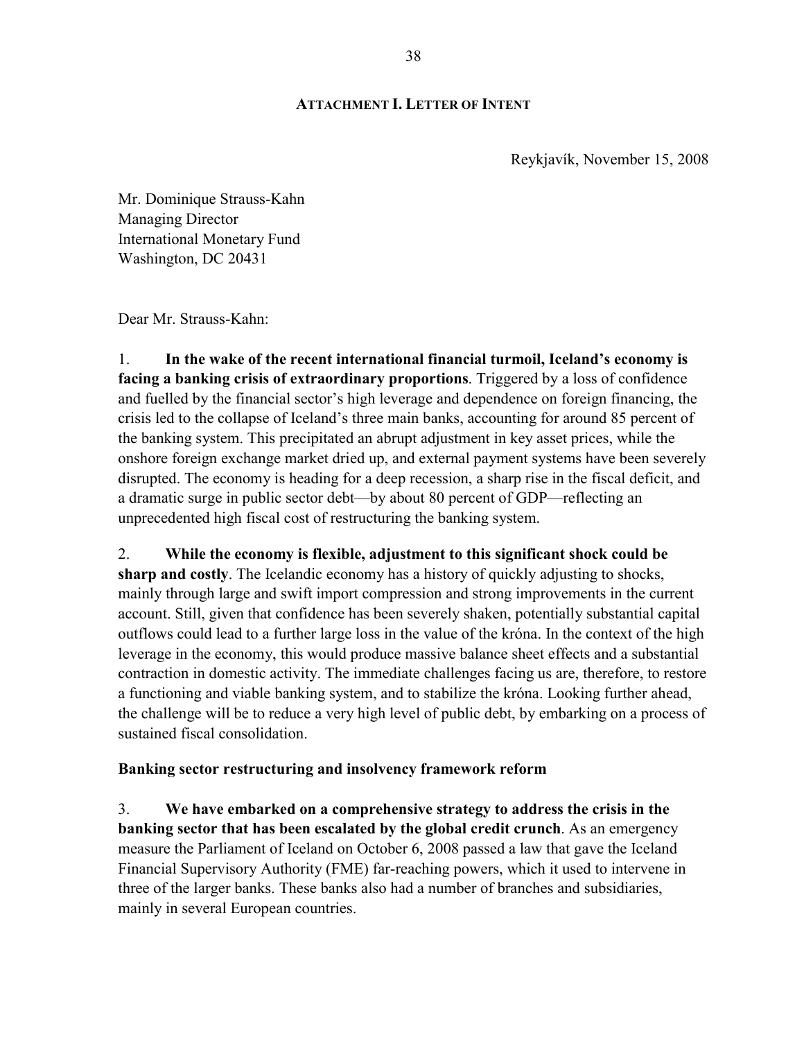## ATTACHMENT I. LETTER OF INTENT

Reykjavík, November 15, 2008

Mr. Dominique Strauss-Kahn
Managing Director
International Monetary Fund
Washington, DC 20431

Dear Mr. Strauss-Kahn:

1. **In the wake of the recent international financial turmoil, Iceland's economy is facing a banking crisis of extraordinary proportions**. Triggered by a loss of confidence and fuelled by the financial sector's high leverage and dependence on foreign financing, the crisis led to the collapse of Iceland's three main banks, accounting for around 85 percent of the banking system. This precipitated an abrupt adjustment in key asset prices, while the onshore foreign exchange market dried up, and external payment systems have been severely disrupted. The economy is heading for a deep recession, a sharp rise in the fiscal deficit, and a dramatic surge in public sector debt—by about 80 percent of GDP—reflecting an unprecedented high fiscal cost of restructuring the banking system.

2. **While the economy is flexible, adjustment to this significant shock could be sharp and costly**. The Icelandic economy has a history of quickly adjusting to shocks, mainly through large and swift import compression and strong improvements in the current account. Still, given that confidence has been severely shaken, potentially substantial capital outflows could lead to a further large loss in the value of the króna. In the context of the high leverage in the economy, this would produce massive balance sheet effects and a substantial contraction in domestic activity. The immediate challenges facing us are, therefore, to restore a functioning and viable banking system, and to stabilize the króna. Looking further ahead, the challenge will be to reduce a very high level of public debt, by embarking on a process of sustained fiscal consolidation.

**Banking sector restructuring and insolvency framework reform**

3. **We have embarked on a comprehensive strategy to address the crisis in the banking sector that has been escalated by the global credit crunch**. As an emergency measure the Parliament of Iceland on October 6, 2008 passed a law that gave the Iceland Financial Supervisory Authority (FME) far-reaching powers, which it used to intervene in three of the larger banks. These banks also had a number of branches and subsidiaries, mainly in several European countries.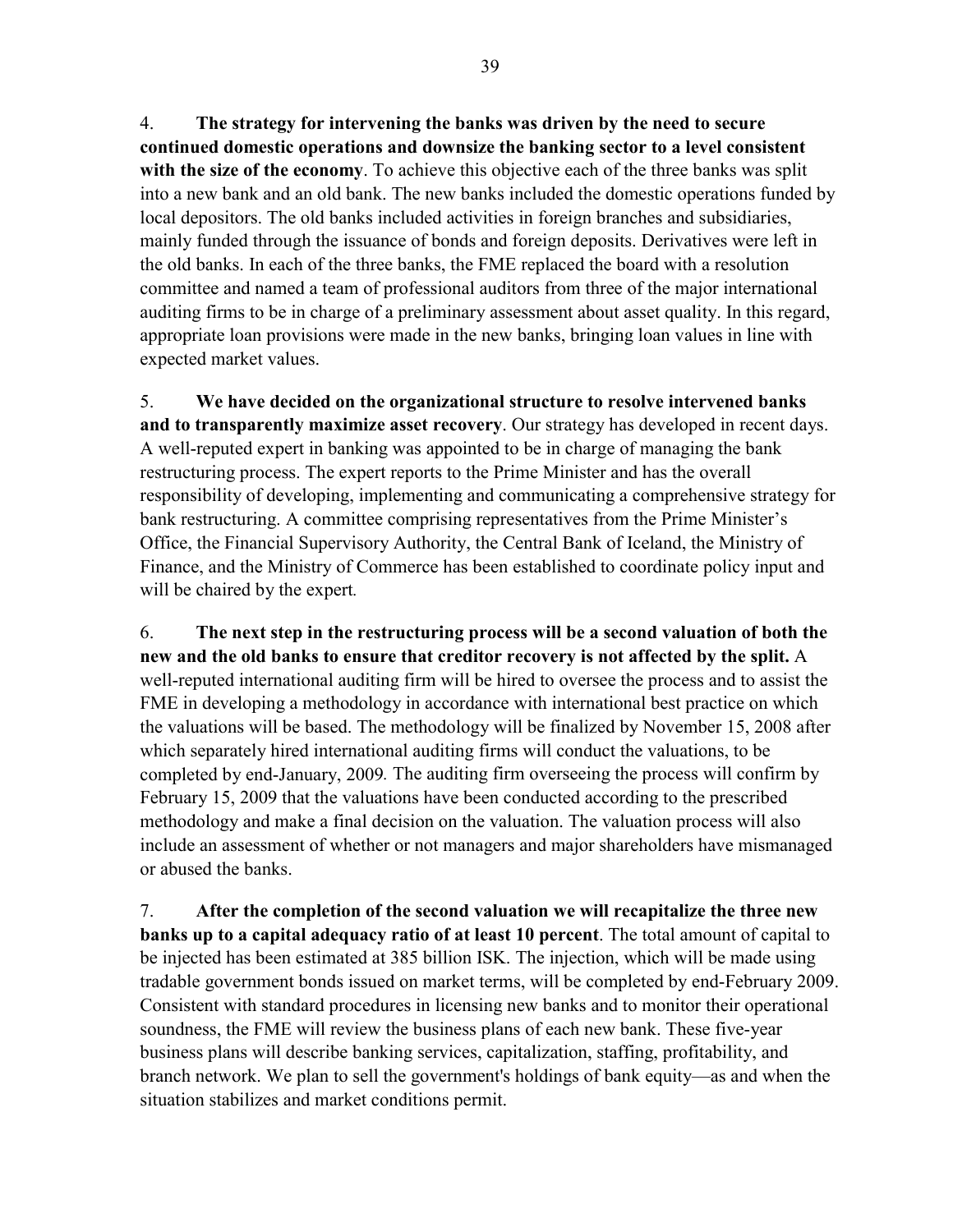4. **The strategy for intervening the banks was driven by the need to secure continued domestic operations and downsize the banking sector to a level consistent with the size of the economy**. To achieve this objective each of the three banks was split into a new bank and an old bank. The new banks included the domestic operations funded by local depositors. The old banks included activities in foreign branches and subsidiaries, mainly funded through the issuance of bonds and foreign deposits. Derivatives were left in the old banks. In each of the three banks, the FME replaced the board with a resolution committee and named a team of professional auditors from three of the major international auditing firms to be in charge of a preliminary assessment about asset quality. In this regard, appropriate loan provisions were made in the new banks, bringing loan values in line with expected market values.

5. **We have decided on the organizational structure to resolve intervened banks and to transparently maximize asset recovery**. Our strategy has developed in recent days. A well-reputed expert in banking was appointed to be in charge of managing the bank restructuring process. The expert reports to the Prime Minister and has the overall responsibility of developing, implementing and communicating a comprehensive strategy for bank restructuring. A committee comprising representatives from the Prime Minister's Office, the Financial Supervisory Authority, the Central Bank of Iceland, the Ministry of Finance, and the Ministry of Commerce has been established to coordinate policy input and will be chaired by the expert.

6. **The next step in the restructuring process will be a second valuation of both the new and the old banks to ensure that creditor recovery is not affected by the split.** A well-reputed international auditing firm will be hired to oversee the process and to assist the FME in developing a methodology in accordance with international best practice on which the valuations will be based. The methodology will be finalized by November 15, 2008 after which separately hired international auditing firms will conduct the valuations, to be completed by end-January, 2009. The auditing firm overseeing the process will confirm by February 15, 2009 that the valuations have been conducted according to the prescribed methodology and make a final decision on the valuation. The valuation process will also include an assessment of whether or not managers and major shareholders have mismanaged or abused the banks.

7. **After the completion of the second valuation we will recapitalize the three new banks up to a capital adequacy ratio of at least 10 percent**. The total amount of capital to be injected has been estimated at 385 billion ISK. The injection, which will be made using tradable government bonds issued on market terms, will be completed by end-February 2009. Consistent with standard procedures in licensing new banks and to monitor their operational soundness, the FME will review the business plans of each new bank. These five-year business plans will describe banking services, capitalization, staffing, profitability, and branch network. We plan to sell the government's holdings of bank equity—as and when the situation stabilizes and market conditions permit.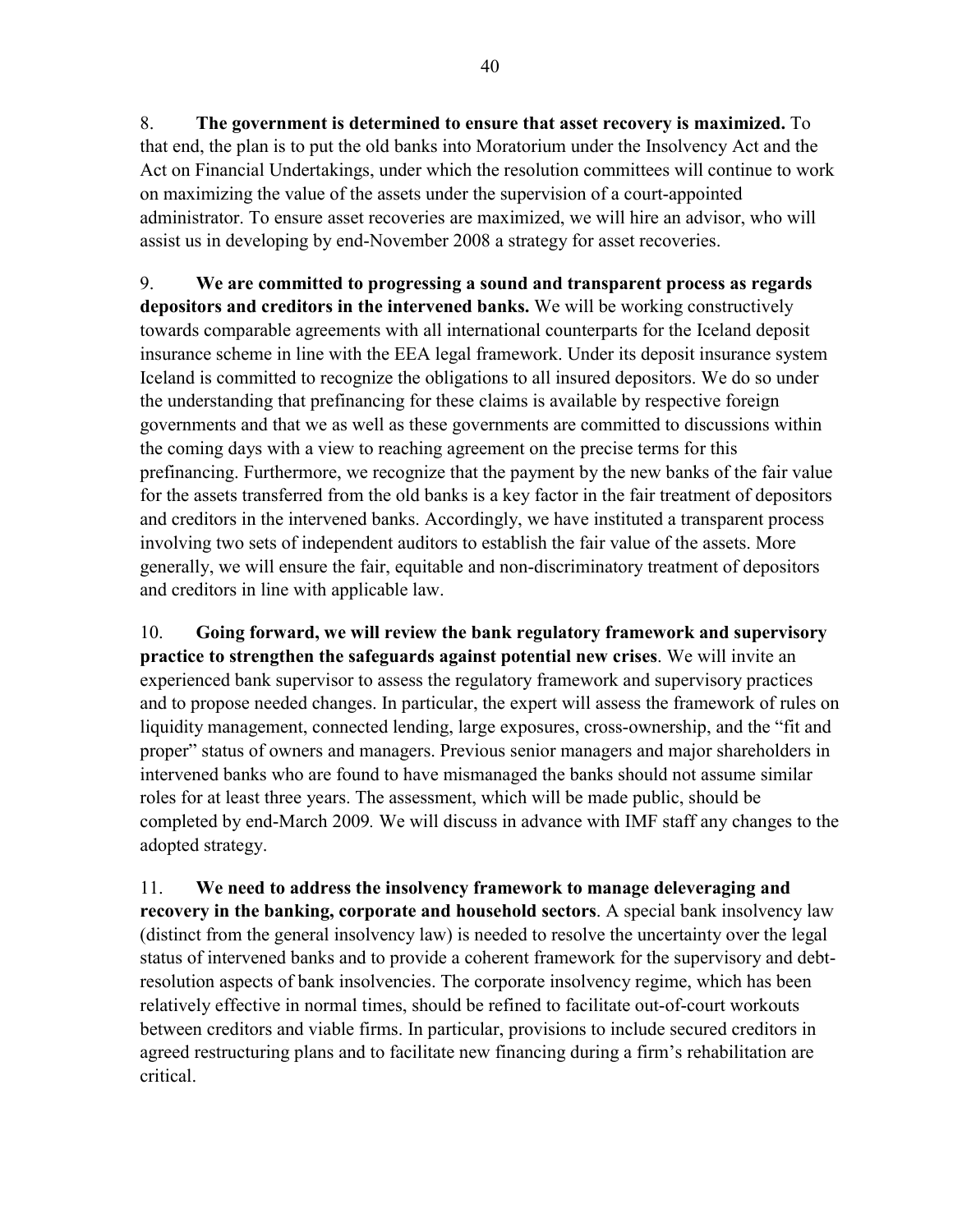8. **The government is determined to ensure that asset recovery is maximized.** To that end, the plan is to put the old banks into Moratorium under the Insolvency Act and the Act on Financial Undertakings, under which the resolution committees will continue to work on maximizing the value of the assets under the supervision of a court-appointed administrator. To ensure asset recoveries are maximized, we will hire an advisor, who will assist us in developing by end-November 2008 a strategy for asset recoveries.

9. **We are committed to progressing a sound and transparent process as regards depositors and creditors in the intervened banks.** We will be working constructively towards comparable agreements with all international counterparts for the Iceland deposit insurance scheme in line with the EEA legal framework. Under its deposit insurance system Iceland is committed to recognize the obligations to all insured depositors. We do so under the understanding that prefinancing for these claims is available by respective foreign governments and that we as well as these governments are committed to discussions within the coming days with a view to reaching agreement on the precise terms for this prefinancing. Furthermore, we recognize that the payment by the new banks of the fair value for the assets transferred from the old banks is a key factor in the fair treatment of depositors and creditors in the intervened banks. Accordingly, we have instituted a transparent process involving two sets of independent auditors to establish the fair value of the assets. More generally, we will ensure the fair, equitable and non-discriminatory treatment of depositors and creditors in line with applicable law.

10. **Going forward, we will review the bank regulatory framework and supervisory practice to strengthen the safeguards against potential new crises**. We will invite an experienced bank supervisor to assess the regulatory framework and supervisory practices and to propose needed changes. In particular, the expert will assess the framework of rules on liquidity management, connected lending, large exposures, cross-ownership, and the "fit and proper" status of owners and managers. Previous senior managers and major shareholders in intervened banks who are found to have mismanaged the banks should not assume similar roles for at least three years. The assessment, which will be made public, should be completed by end-March 2009*.* We will discuss in advance with IMF staff any changes to the adopted strategy.

11. **We need to address the insolvency framework to manage deleveraging and recovery in the banking, corporate and household sectors**. A special bank insolvency law (distinct from the general insolvency law) is needed to resolve the uncertainty over the legal status of intervened banks and to provide a coherent framework for the supervisory and debt-resolution aspects of bank insolvencies. The corporate insolvency regime, which has been relatively effective in normal times, should be refined to facilitate out-of-court workouts between creditors and viable firms. In particular, provisions to include secured creditors in agreed restructuring plans and to facilitate new financing during a firm's rehabilitation are critical.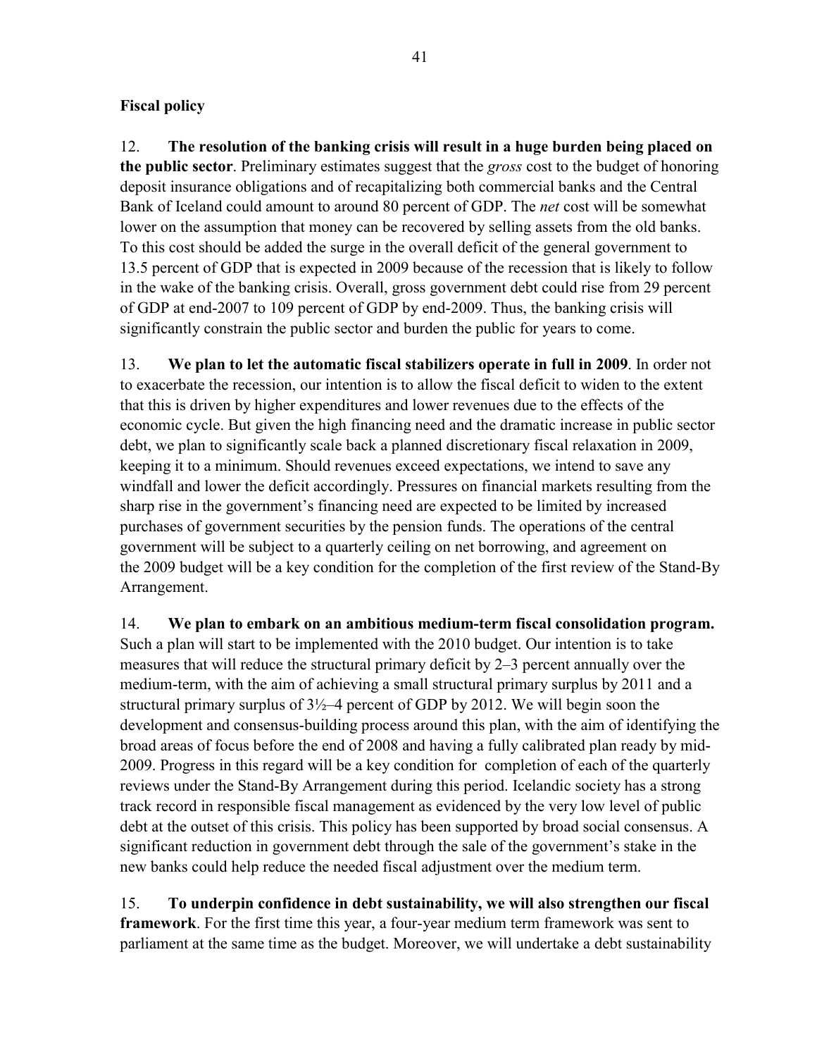**Fiscal policy**

12. **The resolution of the banking crisis will result in a huge burden being placed on the public sector**. Preliminary estimates suggest that the *gross* cost to the budget of honoring deposit insurance obligations and of recapitalizing both commercial banks and the Central Bank of Iceland could amount to around 80 percent of GDP. The *net* cost will be somewhat lower on the assumption that money can be recovered by selling assets from the old banks. To this cost should be added the surge in the overall deficit of the general government to 13.5 percent of GDP that is expected in 2009 because of the recession that is likely to follow in the wake of the banking crisis. Overall, gross government debt could rise from 29 percent of GDP at end-2007 to 109 percent of GDP by end-2009. Thus, the banking crisis will significantly constrain the public sector and burden the public for years to come.

13. **We plan to let the automatic fiscal stabilizers operate in full in 2009**. In order not to exacerbate the recession, our intention is to allow the fiscal deficit to widen to the extent that this is driven by higher expenditures and lower revenues due to the effects of the economic cycle. But given the high financing need and the dramatic increase in public sector debt, we plan to significantly scale back a planned discretionary fiscal relaxation in 2009, keeping it to a minimum. Should revenues exceed expectations, we intend to save any windfall and lower the deficit accordingly. Pressures on financial markets resulting from the sharp rise in the government's financing need are expected to be limited by increased purchases of government securities by the pension funds. The operations of the central government will be subject to a quarterly ceiling on net borrowing, and agreement on the 2009 budget will be a key condition for the completion of the first review of the Stand-By Arrangement.

14. **We plan to embark on an ambitious medium-term fiscal consolidation program.** Such a plan will start to be implemented with the 2010 budget. Our intention is to take measures that will reduce the structural primary deficit by 2–3 percent annually over the medium-term, with the aim of achieving a small structural primary surplus by 2011 and a structural primary surplus of 3½–4 percent of GDP by 2012. We will begin soon the development and consensus-building process around this plan, with the aim of identifying the broad areas of focus before the end of 2008 and having a fully calibrated plan ready by mid-2009. Progress in this regard will be a key condition for completion of each of the quarterly reviews under the Stand-By Arrangement during this period. Icelandic society has a strong track record in responsible fiscal management as evidenced by the very low level of public debt at the outset of this crisis. This policy has been supported by broad social consensus. A significant reduction in government debt through the sale of the government's stake in the new banks could help reduce the needed fiscal adjustment over the medium term.

15. **To underpin confidence in debt sustainability, we will also strengthen our fiscal framework**. For the first time this year, a four-year medium term framework was sent to parliament at the same time as the budget. Moreover, we will undertake a debt sustainability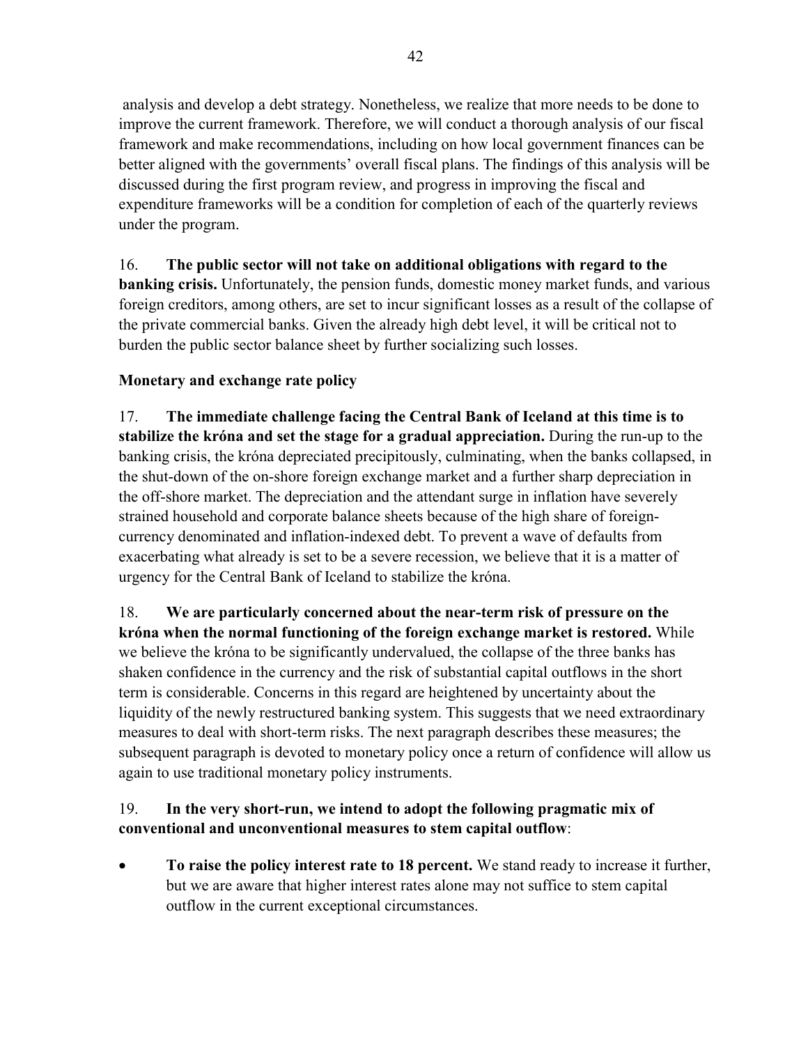analysis and develop a debt strategy. Nonetheless, we realize that more needs to be done to improve the current framework. Therefore, we will conduct a thorough analysis of our fiscal framework and make recommendations, including on how local government finances can be better aligned with the governments' overall fiscal plans. The findings of this analysis will be discussed during the first program review, and progress in improving the fiscal and expenditure frameworks will be a condition for completion of each of the quarterly reviews under the program.

16. **The public sector will not take on additional obligations with regard to the banking crisis.** Unfortunately, the pension funds, domestic money market funds, and various foreign creditors, among others, are set to incur significant losses as a result of the collapse of the private commercial banks. Given the already high debt level, it will be critical not to burden the public sector balance sheet by further socializing such losses.

**Monetary and exchange rate policy**

17. **The immediate challenge facing the Central Bank of Iceland at this time is to stabilize the króna and set the stage for a gradual appreciation.** During the run-up to the banking crisis, the króna depreciated precipitously, culminating, when the banks collapsed, in the shut-down of the on-shore foreign exchange market and a further sharp depreciation in the off-shore market. The depreciation and the attendant surge in inflation have severely strained household and corporate balance sheets because of the high share of foreign-currency denominated and inflation-indexed debt. To prevent a wave of defaults from exacerbating what already is set to be a severe recession, we believe that it is a matter of urgency for the Central Bank of Iceland to stabilize the króna.

18. **We are particularly concerned about the near-term risk of pressure on the króna when the normal functioning of the foreign exchange market is restored.** While we believe the króna to be significantly undervalued, the collapse of the three banks has shaken confidence in the currency and the risk of substantial capital outflows in the short term is considerable. Concerns in this regard are heightened by uncertainty about the liquidity of the newly restructured banking system. This suggests that we need extraordinary measures to deal with short-term risks. The next paragraph describes these measures; the subsequent paragraph is devoted to monetary policy once a return of confidence will allow us again to use traditional monetary policy instruments.

19. **In the very short-run, we intend to adopt the following pragmatic mix of conventional and unconventional measures to stem capital outflow**:

- **To raise the policy interest rate to 18 percent.** We stand ready to increase it further, but we are aware that higher interest rates alone may not suffice to stem capital outflow in the current exceptional circumstances.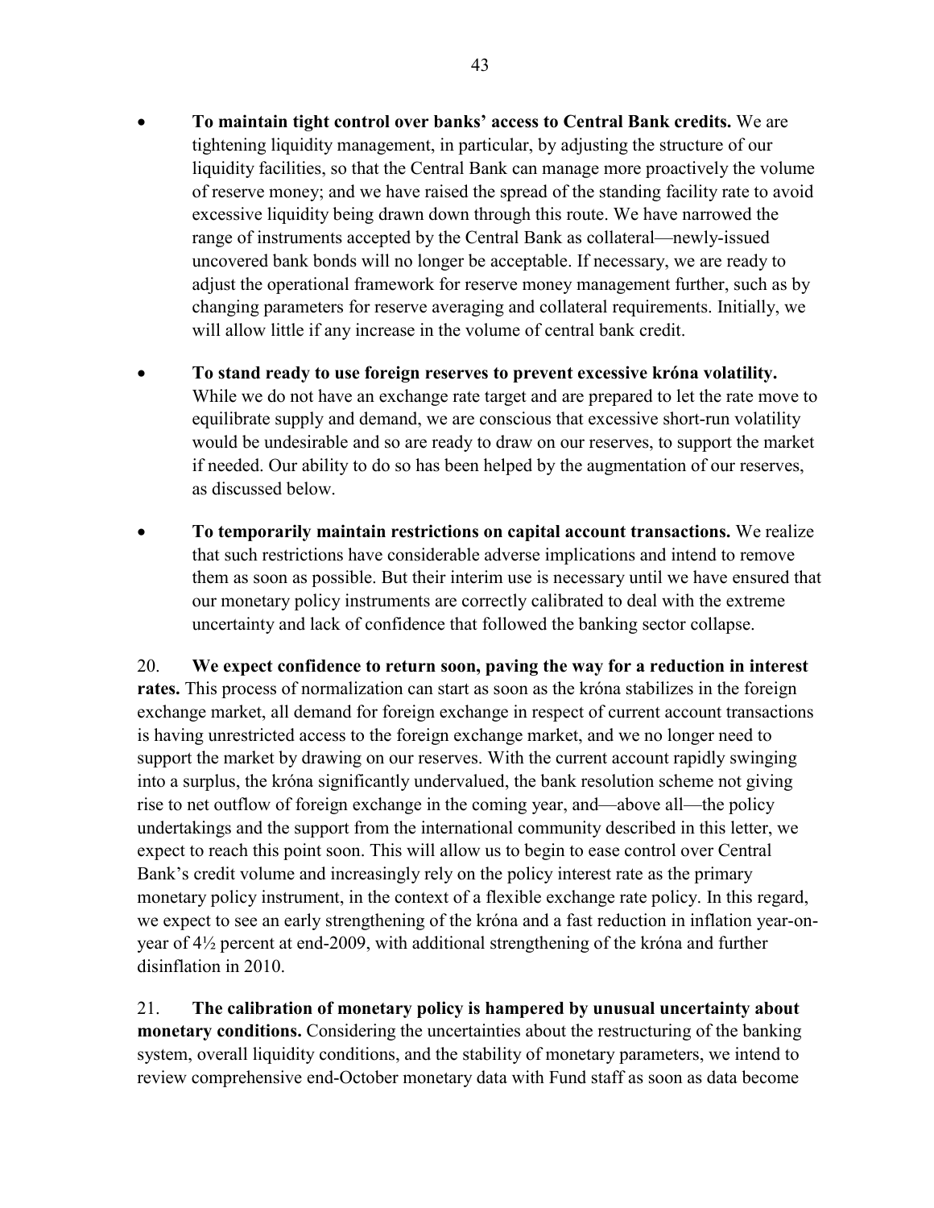- **To maintain tight control over banks' access to Central Bank credits.** We are tightening liquidity management, in particular, by adjusting the structure of our liquidity facilities, so that the Central Bank can manage more proactively the volume of reserve money; and we have raised the spread of the standing facility rate to avoid excessive liquidity being drawn down through this route. We have narrowed the range of instruments accepted by the Central Bank as collateral—newly-issued uncovered bank bonds will no longer be acceptable. If necessary, we are ready to adjust the operational framework for reserve money management further, such as by changing parameters for reserve averaging and collateral requirements. Initially, we will allow little if any increase in the volume of central bank credit.

- **To stand ready to use foreign reserves to prevent excessive króna volatility.** While we do not have an exchange rate target and are prepared to let the rate move to equilibrate supply and demand, we are conscious that excessive short-run volatility would be undesirable and so are ready to draw on our reserves, to support the market if needed. Our ability to do so has been helped by the augmentation of our reserves, as discussed below.

- **To temporarily maintain restrictions on capital account transactions.** We realize that such restrictions have considerable adverse implications and intend to remove them as soon as possible. But their interim use is necessary until we have ensured that our monetary policy instruments are correctly calibrated to deal with the extreme uncertainty and lack of confidence that followed the banking sector collapse.

20. **We expect confidence to return soon, paving the way for a reduction in interest rates.** This process of normalization can start as soon as the króna stabilizes in the foreign exchange market, all demand for foreign exchange in respect of current account transactions is having unrestricted access to the foreign exchange market, and we no longer need to support the market by drawing on our reserves. With the current account rapidly swinging into a surplus, the króna significantly undervalued, the bank resolution scheme not giving rise to net outflow of foreign exchange in the coming year, and—above all—the policy undertakings and the support from the international community described in this letter, we expect to reach this point soon. This will allow us to begin to ease control over Central Bank's credit volume and increasingly rely on the policy interest rate as the primary monetary policy instrument, in the context of a flexible exchange rate policy. In this regard, we expect to see an early strengthening of the króna and a fast reduction in inflation year-on-year of 4½ percent at end-2009, with additional strengthening of the króna and further disinflation in 2010.

21. **The calibration of monetary policy is hampered by unusual uncertainty about monetary conditions.** Considering the uncertainties about the restructuring of the banking system, overall liquidity conditions, and the stability of monetary parameters, we intend to review comprehensive end-October monetary data with Fund staff as soon as data become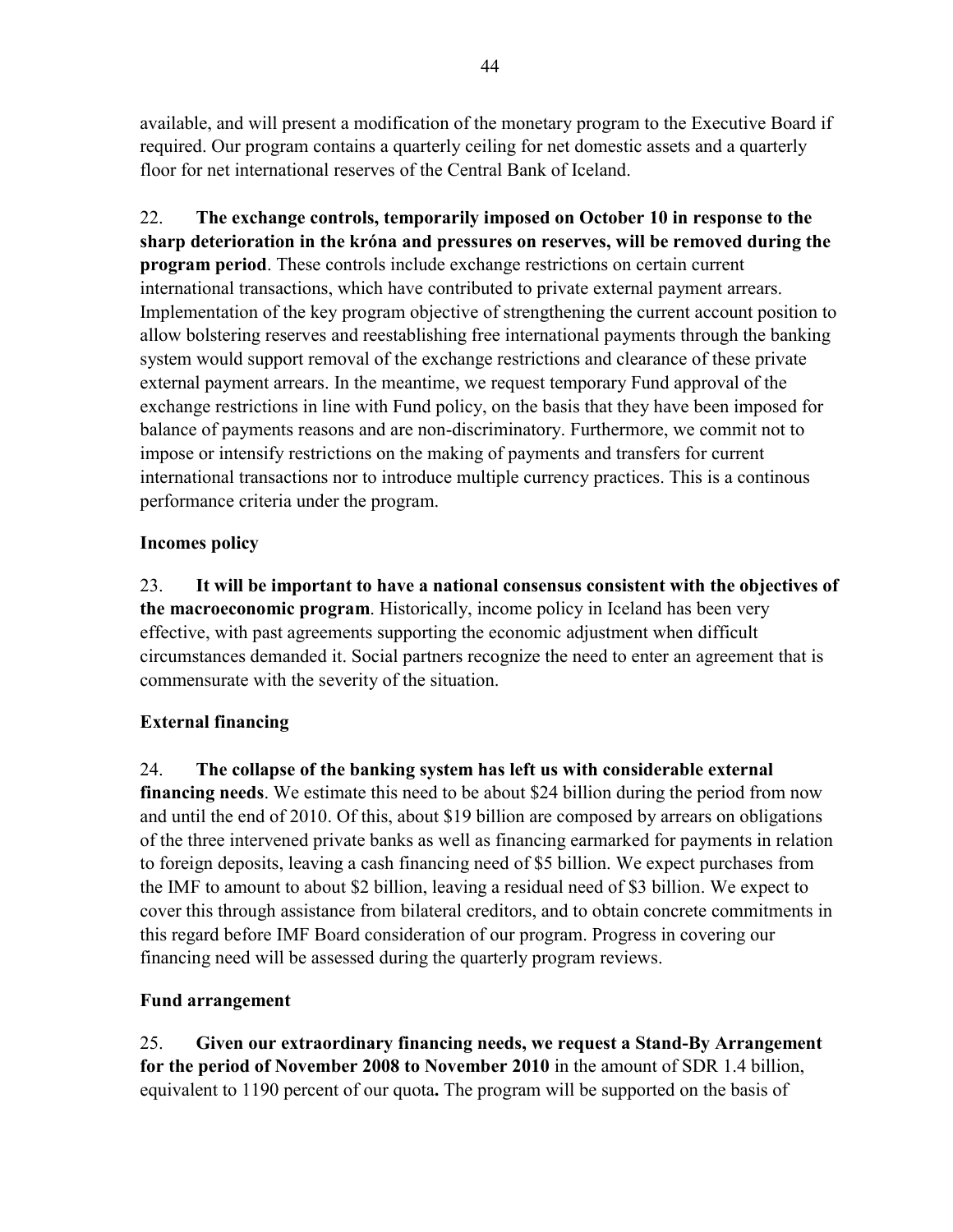available, and will present a modification of the monetary program to the Executive Board if required. Our program contains a quarterly ceiling for net domestic assets and a quarterly floor for net international reserves of the Central Bank of Iceland.

22. **The exchange controls, temporarily imposed on October 10 in response to the sharp deterioration in the króna and pressures on reserves, will be removed during the program period**. These controls include exchange restrictions on certain current international transactions, which have contributed to private external payment arrears. Implementation of the key program objective of strengthening the current account position to allow bolstering reserves and reestablishing free international payments through the banking system would support removal of the exchange restrictions and clearance of these private external payment arrears. In the meantime, we request temporary Fund approval of the exchange restrictions in line with Fund policy, on the basis that they have been imposed for balance of payments reasons and are non-discriminatory. Furthermore, we commit not to impose or intensify restrictions on the making of payments and transfers for current international transactions nor to introduce multiple currency practices. This is a continous performance criteria under the program.

### Incomes policy

23. **It will be important to have a national consensus consistent with the objectives of the macroeconomic program**. Historically, income policy in Iceland has been very effective, with past agreements supporting the economic adjustment when difficult circumstances demanded it. Social partners recognize the need to enter an agreement that is commensurate with the severity of the situation.

### External financing

24. **The collapse of the banking system has left us with considerable external financing needs**. We estimate this need to be about \$24 billion during the period from now and until the end of 2010. Of this, about \$19 billion are composed by arrears on obligations of the three intervened private banks as well as financing earmarked for payments in relation to foreign deposits, leaving a cash financing need of \$5 billion. We expect purchases from the IMF to amount to about \$2 billion, leaving a residual need of \$3 billion. We expect to cover this through assistance from bilateral creditors, and to obtain concrete commitments in this regard before IMF Board consideration of our program. Progress in covering our financing need will be assessed during the quarterly program reviews.

### Fund arrangement

25. **Given our extraordinary financing needs, we request a Stand-By Arrangement for the period of November 2008 to November 2010** in the amount of SDR 1.4 billion, equivalent to 1190 percent of our quota**.** The program will be supported on the basis of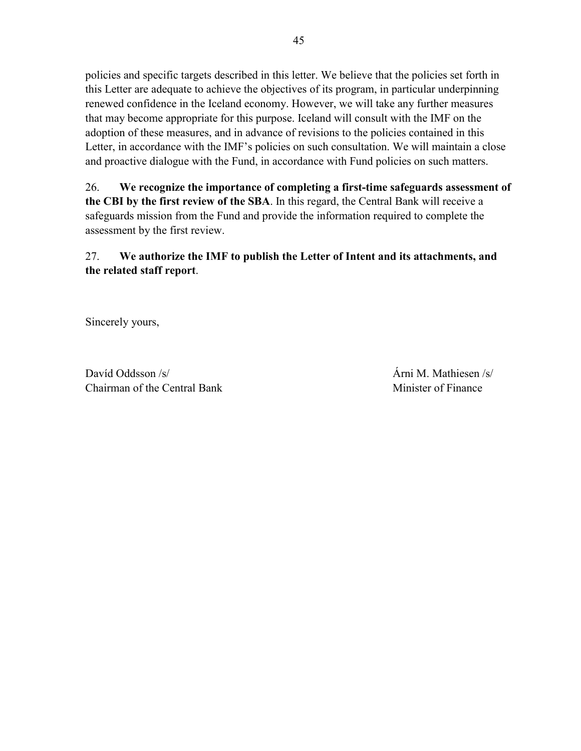policies and specific targets described in this letter. We believe that the policies set forth in this Letter are adequate to achieve the objectives of its program, in particular underpinning renewed confidence in the Iceland economy. However, we will take any further measures that may become appropriate for this purpose. Iceland will consult with the IMF on the adoption of these measures, and in advance of revisions to the policies contained in this Letter, in accordance with the IMF's policies on such consultation. We will maintain a close and proactive dialogue with the Fund, in accordance with Fund policies on such matters.

26. **We recognize the importance of completing a first-time safeguards assessment of the CBI by the first review of the SBA**. In this regard, the Central Bank will receive a safeguards mission from the Fund and provide the information required to complete the assessment by the first review.

27. **We authorize the IMF to publish the Letter of Intent and its attachments, and the related staff report**.

Sincerely yours,

Davíd Oddsson /s/
Chairman of the Central Bank

Árni M. Mathiesen /s/
Minister of Finance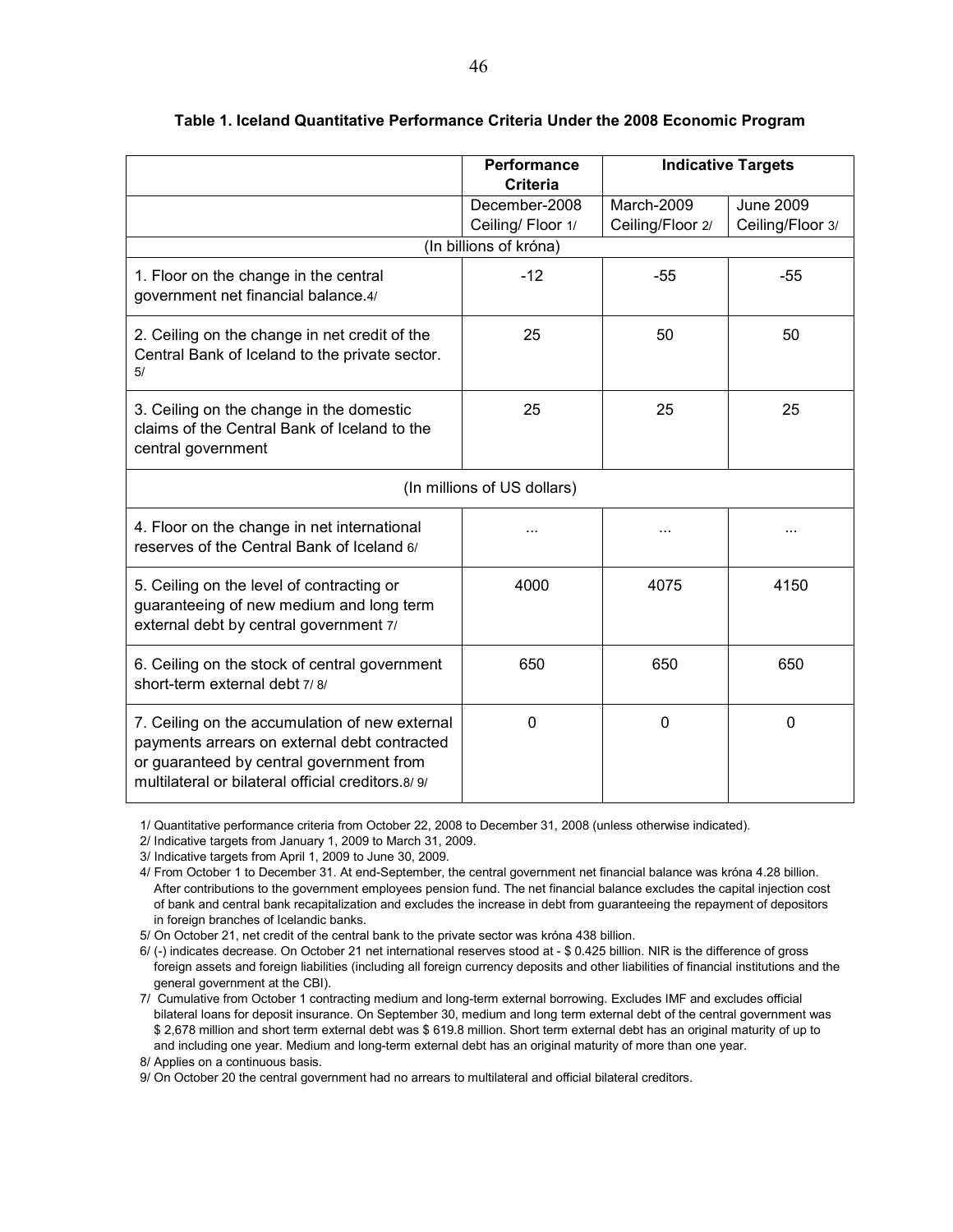**Table 1. Iceland Quantitative Performance Criteria Under the 2008 Economic Program**

| | Performance Criteria | Indicative Targets | |
|---|---|---|---|
| | December-2008 Ceiling/ Floor 1/ | March-2009 Ceiling/Floor 2/ | June 2009 Ceiling/Floor 3/ |
| | (In billions of króna) | | |
| 1. Floor on the change in the central government net financial balance. 4/ | -12 | -55 | -55 |
| 2. Ceiling on the change in net credit of the Central Bank of Iceland to the private sector. 5/ | 25 | 50 | 50 |
| 3. Ceiling on the change in the domestic claims of the Central Bank of Iceland to the central government | 25 | 25 | 25 |
| | (In millions of US dollars) | | |
| 4. Floor on the change in net international reserves of the Central Bank of Iceland 6/ | ... | ... | ... |
| 5. Ceiling on the level of contracting or guaranteeing of new medium and long term external debt by central government 7/ | 4000 | 4075 | 4150 |
| 6. Ceiling on the stock of central government short-term external debt 7/ 8/ | 650 | 650 | 650 |
| 7. Ceiling on the accumulation of new external payments arrears on external debt contracted or guaranteed by central government from multilateral or bilateral official creditors. 8/ 9/ | 0 | 0 | 0 |

1/ Quantitative performance criteria from October 22, 2008 to December 31, 2008 (unless otherwise indicated).

2/ Indicative targets from January 1, 2009 to March 31, 2009.

3/ Indicative targets from April 1, 2009 to June 30, 2009.

4/ From October 1 to December 31. At end-September, the central government net financial balance was króna 4.28 billion. After contributions to the government employees pension fund. The net financial balance excludes the capital injection cost of bank and central bank recapitalization and excludes the increase in debt from guaranteeing the repayment of depositors in foreign branches of Icelandic banks.

5/ On October 21, net credit of the central bank to the private sector was króna 438 billion.

6/ (-) indicates decrease. On October 21 net international reserves stood at - $ 0.425 billion. NIR is the difference of gross foreign assets and foreign liabilities (including all foreign currency deposits and other liabilities of financial institutions and the general government at the CBI).

7/ Cumulative from October 1 contracting medium and long-term external borrowing. Excludes IMF and excludes official bilateral loans for deposit insurance. On September 30, medium and long term external debt of the central government was $ 2,678 million and short term external debt was $ 619.8 million. Short term external debt has an original maturity of up to and including one year. Medium and long-term external debt has an original maturity of more than one year.

8/ Applies on a continuous basis.

9/ On October 20 the central government had no arrears to multilateral and official bilateral creditors.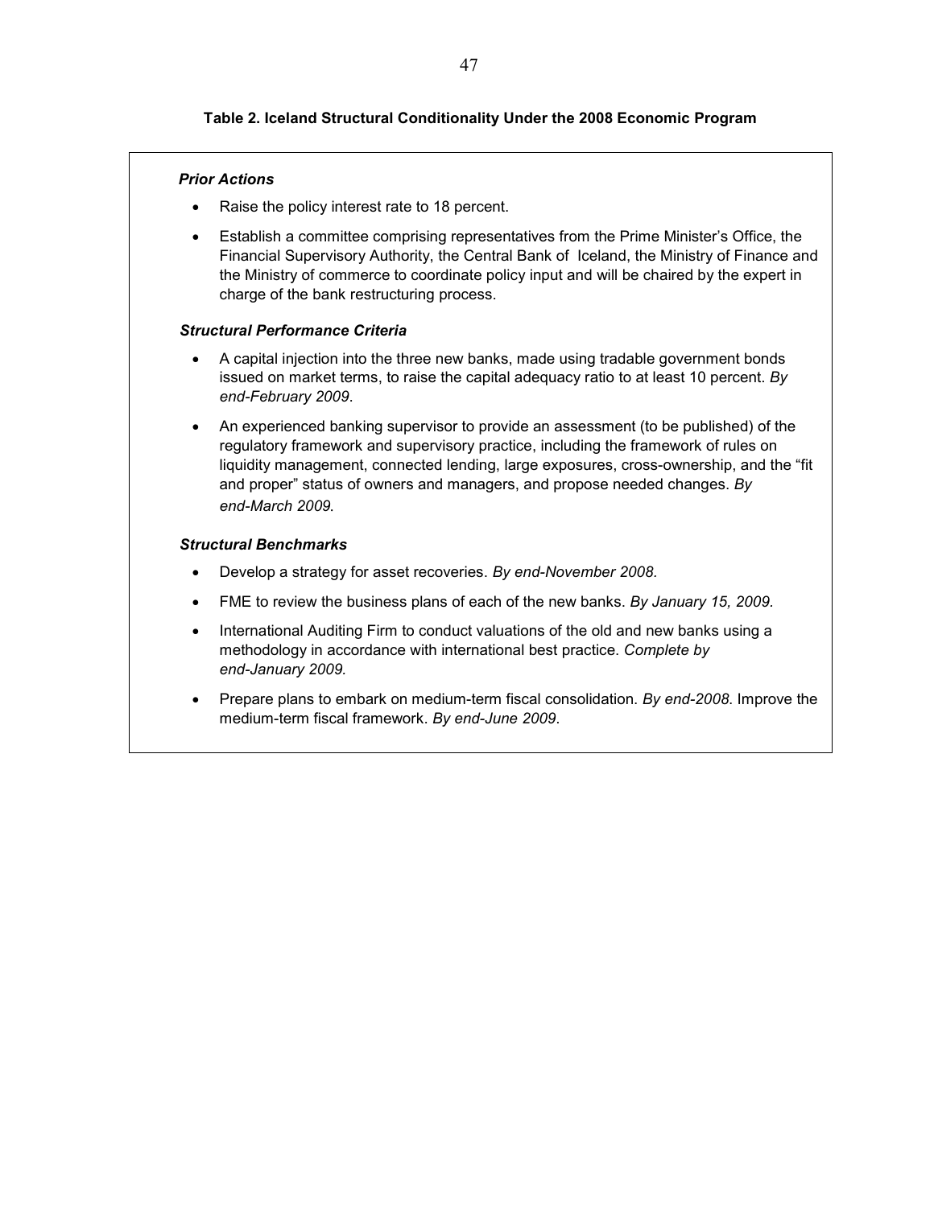### Table 2. Iceland Structural Conditionality Under the 2008 Economic Program

***Prior Actions***

- Raise the policy interest rate to 18 percent.
- Establish a committee comprising representatives from the Prime Minister's Office, the Financial Supervisory Authority, the Central Bank of Iceland, the Ministry of Finance and the Ministry of commerce to coordinate policy input and will be chaired by the expert in charge of the bank restructuring process.

***Structural Performance Criteria***

- A capital injection into the three new banks, made using tradable government bonds issued on market terms, to raise the capital adequacy ratio to at least 10 percent. *By end-February 2009*.
- An experienced banking supervisor to provide an assessment (to be published) of the regulatory framework and supervisory practice, including the framework of rules on liquidity management, connected lending, large exposures, cross-ownership, and the "fit and proper" status of owners and managers, and propose needed changes. *By end-March 2009.*

***Structural Benchmarks***

- Develop a strategy for asset recoveries. *By end-November 2008.*
- FME to review the business plans of each of the new banks. *By January 15, 2009.*
- International Auditing Firm to conduct valuations of the old and new banks using a methodology in accordance with international best practice. *Complete by end-January 2009.*
- Prepare plans to embark on medium-term fiscal consolidation. *By end-2008*. Improve the medium-term fiscal framework. *By end-June 2009*.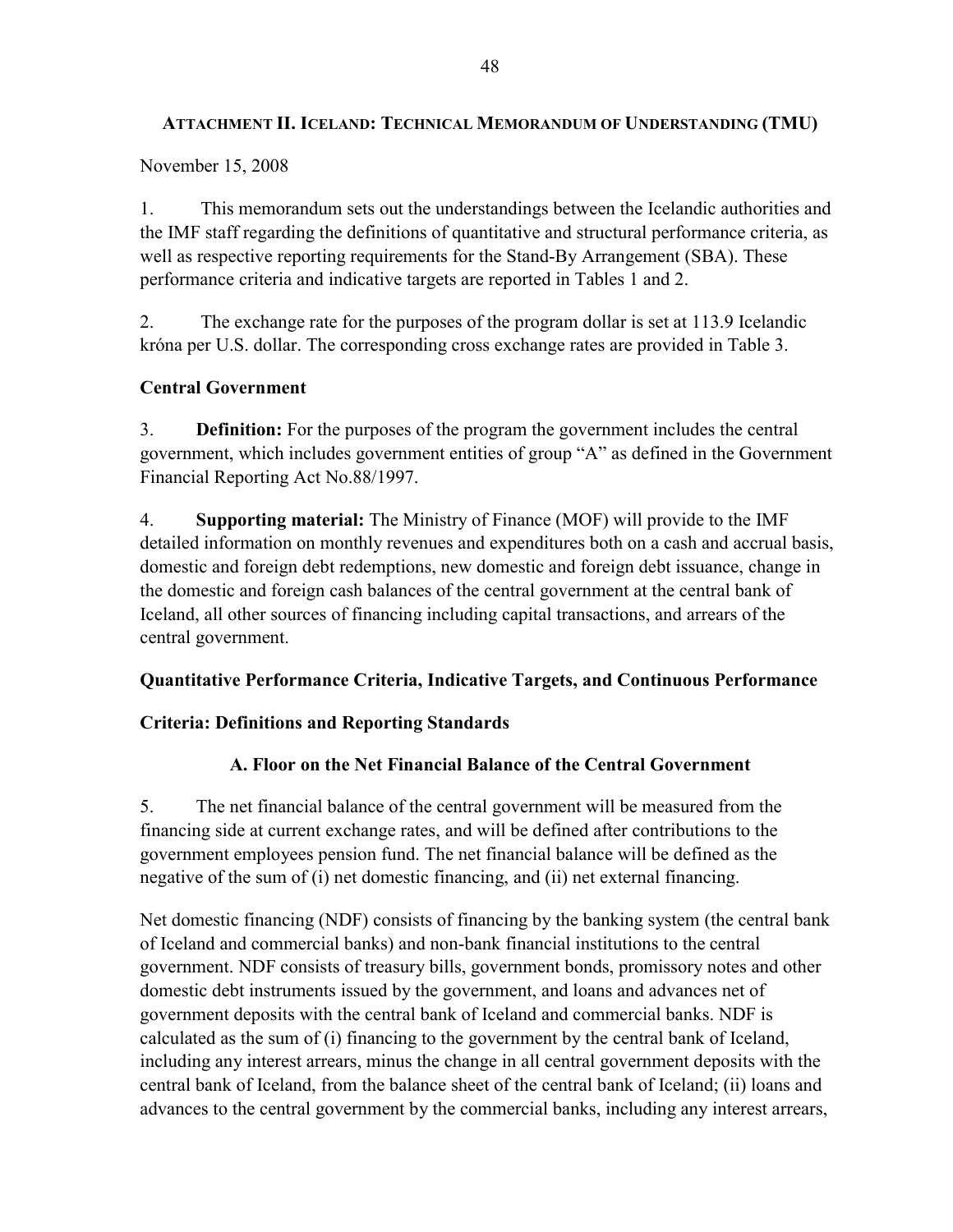## ATTACHMENT II. ICELAND: TECHNICAL MEMORANDUM OF UNDERSTANDING (TMU)

November 15, 2008

1. This memorandum sets out the understandings between the Icelandic authorities and the IMF staff regarding the definitions of quantitative and structural performance criteria, as well as respective reporting requirements for the Stand-By Arrangement (SBA). These performance criteria and indicative targets are reported in Tables 1 and 2.

2. The exchange rate for the purposes of the program dollar is set at 113.9 Icelandic króna per U.S. dollar. The corresponding cross exchange rates are provided in Table 3.

### Central Government

3. **Definition:** For the purposes of the program the government includes the central government, which includes government entities of group "A" as defined in the Government Financial Reporting Act No.88/1997.

4. **Supporting material:** The Ministry of Finance (MOF) will provide to the IMF detailed information on monthly revenues and expenditures both on a cash and accrual basis, domestic and foreign debt redemptions, new domestic and foreign debt issuance, change in the domestic and foreign cash balances of the central government at the central bank of Iceland, all other sources of financing including capital transactions, and arrears of the central government.

### Quantitative Performance Criteria, Indicative Targets, and Continuous Performance Criteria: Definitions and Reporting Standards

#### A. Floor on the Net Financial Balance of the Central Government

5. The net financial balance of the central government will be measured from the financing side at current exchange rates, and will be defined after contributions to the government employees pension fund. The net financial balance will be defined as the negative of the sum of (i) net domestic financing, and (ii) net external financing.

Net domestic financing (NDF) consists of financing by the banking system (the central bank of Iceland and commercial banks) and non-bank financial institutions to the central government. NDF consists of treasury bills, government bonds, promissory notes and other domestic debt instruments issued by the government, and loans and advances net of government deposits with the central bank of Iceland and commercial banks. NDF is calculated as the sum of (i) financing to the government by the central bank of Iceland, including any interest arrears, minus the change in all central government deposits with the central bank of Iceland, from the balance sheet of the central bank of Iceland; (ii) loans and advances to the central government by the commercial banks, including any interest arrears,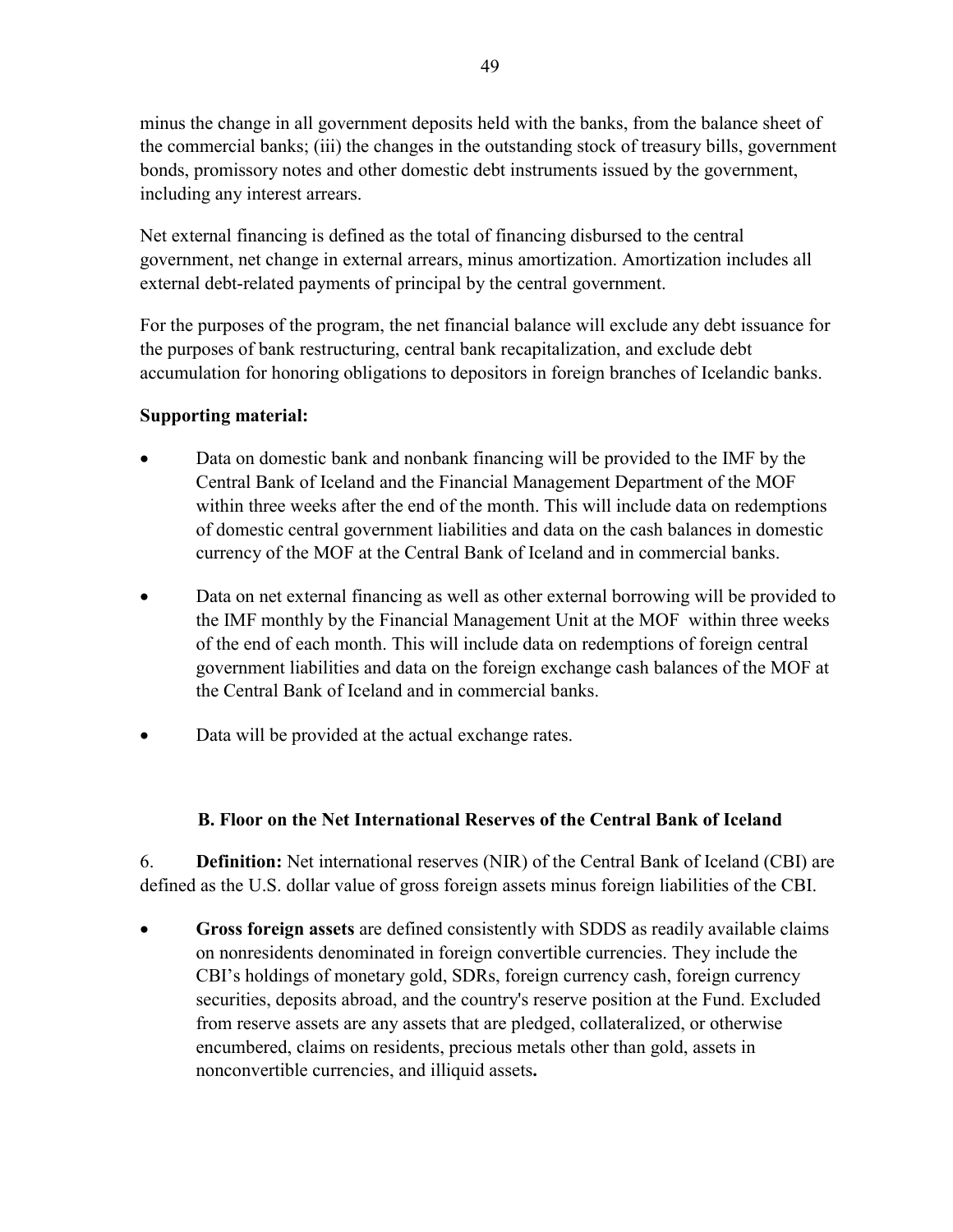minus the change in all government deposits held with the banks, from the balance sheet of the commercial banks; (iii) the changes in the outstanding stock of treasury bills, government bonds, promissory notes and other domestic debt instruments issued by the government, including any interest arrears.

Net external financing is defined as the total of financing disbursed to the central government, net change in external arrears, minus amortization. Amortization includes all external debt-related payments of principal by the central government.

For the purposes of the program, the net financial balance will exclude any debt issuance for the purposes of bank restructuring, central bank recapitalization, and exclude debt accumulation for honoring obligations to depositors in foreign branches of Icelandic banks.

**Supporting material:**

- Data on domestic bank and nonbank financing will be provided to the IMF by the Central Bank of Iceland and the Financial Management Department of the MOF within three weeks after the end of the month. This will include data on redemptions of domestic central government liabilities and data on the cash balances in domestic currency of the MOF at the Central Bank of Iceland and in commercial banks.
- Data on net external financing as well as other external borrowing will be provided to the IMF monthly by the Financial Management Unit at the MOF within three weeks of the end of each month. This will include data on redemptions of foreign central government liabilities and data on the foreign exchange cash balances of the MOF at the Central Bank of Iceland and in commercial banks.
- Data will be provided at the actual exchange rates.

### B. Floor on the Net International Reserves of the Central Bank of Iceland

6. **Definition:** Net international reserves (NIR) of the Central Bank of Iceland (CBI) are defined as the U.S. dollar value of gross foreign assets minus foreign liabilities of the CBI.

- **Gross foreign assets** are defined consistently with SDDS as readily available claims on nonresidents denominated in foreign convertible currencies. They include the CBI's holdings of monetary gold, SDRs, foreign currency cash, foreign currency securities, deposits abroad, and the country's reserve position at the Fund. Excluded from reserve assets are any assets that are pledged, collateralized, or otherwise encumbered, claims on residents, precious metals other than gold, assets in nonconvertible currencies, and illiquid assets**.**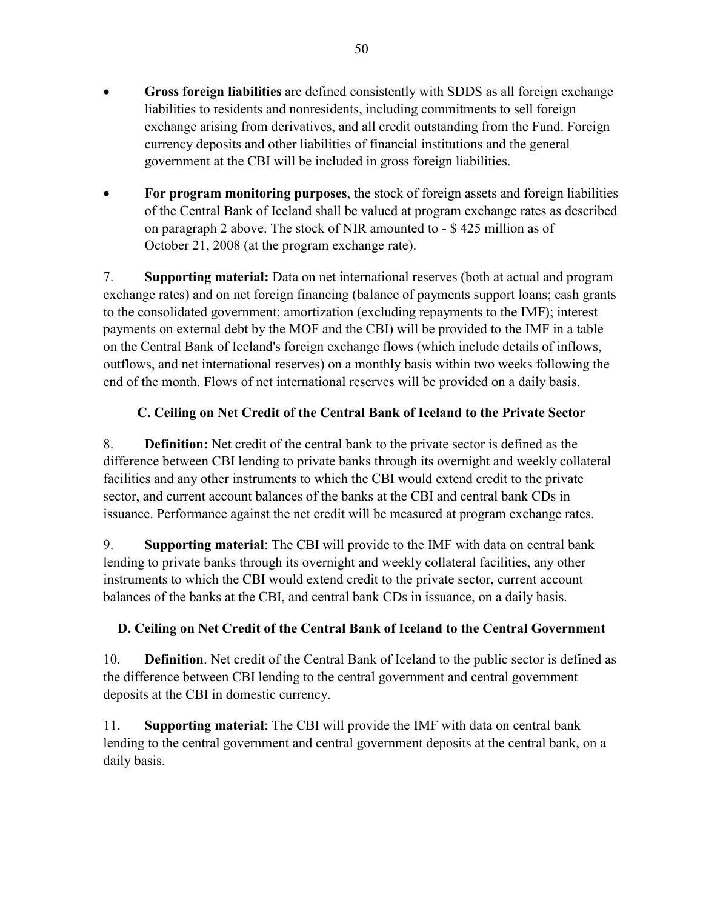- **Gross foreign liabilities** are defined consistently with SDDS as all foreign exchange liabilities to residents and nonresidents, including commitments to sell foreign exchange arising from derivatives, and all credit outstanding from the Fund. Foreign currency deposits and other liabilities of financial institutions and the general government at the CBI will be included in gross foreign liabilities.

- **For program monitoring purposes**, the stock of foreign assets and foreign liabilities of the Central Bank of Iceland shall be valued at program exchange rates as described on paragraph 2 above. The stock of NIR amounted to - $ 425 million as of October 21, 2008 (at the program exchange rate).

7. **Supporting material:** Data on net international reserves (both at actual and program exchange rates) and on net foreign financing (balance of payments support loans; cash grants to the consolidated government; amortization (excluding repayments to the IMF); interest payments on external debt by the MOF and the CBI) will be provided to the IMF in a table on the Central Bank of Iceland's foreign exchange flows (which include details of inflows, outflows, and net international reserves) on a monthly basis within two weeks following the end of the month. Flows of net international reserves will be provided on a daily basis.

### C. Ceiling on Net Credit of the Central Bank of Iceland to the Private Sector

8. **Definition:** Net credit of the central bank to the private sector is defined as the difference between CBI lending to private banks through its overnight and weekly collateral facilities and any other instruments to which the CBI would extend credit to the private sector, and current account balances of the banks at the CBI and central bank CDs in issuance. Performance against the net credit will be measured at program exchange rates.

9. **Supporting material**: The CBI will provide to the IMF with data on central bank lending to private banks through its overnight and weekly collateral facilities, any other instruments to which the CBI would extend credit to the private sector, current account balances of the banks at the CBI, and central bank CDs in issuance, on a daily basis.

### D. Ceiling on Net Credit of the Central Bank of Iceland to the Central Government

10. **Definition**. Net credit of the Central Bank of Iceland to the public sector is defined as the difference between CBI lending to the central government and central government deposits at the CBI in domestic currency.

11. **Supporting material**: The CBI will provide the IMF with data on central bank lending to the central government and central government deposits at the central bank, on a daily basis.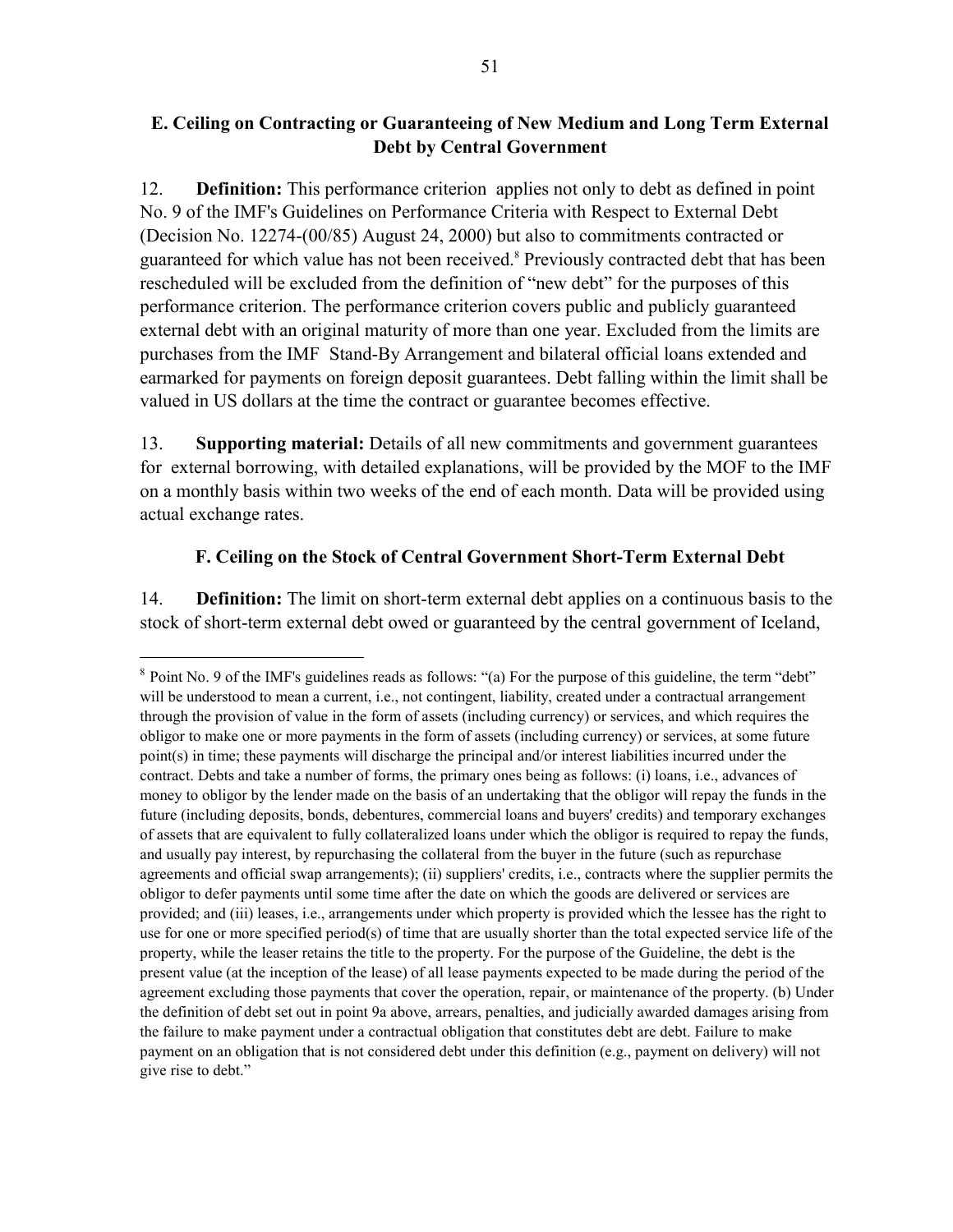### E. Ceiling on Contracting or Guaranteeing of New Medium and Long Term External Debt by Central Government

12. **Definition:** This performance criterion applies not only to debt as defined in point No. 9 of the IMF's Guidelines on Performance Criteria with Respect to External Debt (Decision No. 12274-(00/85) August 24, 2000) but also to commitments contracted or guaranteed for which value has not been received.[8] Previously contracted debt that has been rescheduled will be excluded from the definition of "new debt" for the purposes of this performance criterion. The performance criterion covers public and publicly guaranteed external debt with an original maturity of more than one year. Excluded from the limits are purchases from the IMF Stand-By Arrangement and bilateral official loans extended and earmarked for payments on foreign deposit guarantees. Debt falling within the limit shall be valued in US dollars at the time the contract or guarantee becomes effective.

13. **Supporting material:** Details of all new commitments and government guarantees for external borrowing, with detailed explanations, will be provided by the MOF to the IMF on a monthly basis within two weeks of the end of each month. Data will be provided using actual exchange rates.

### F. Ceiling on the Stock of Central Government Short-Term External Debt

14. **Definition:** The limit on short-term external debt applies on a continuous basis to the stock of short-term external debt owed or guaranteed by the central government of Iceland,

---

[8] Point No. 9 of the IMF's guidelines reads as follows: "(a) For the purpose of this guideline, the term "debt" will be understood to mean a current, i.e., not contingent, liability, created under a contractual arrangement through the provision of value in the form of assets (including currency) or services, and which requires the obligor to make one or more payments in the form of assets (including currency) or services, at some future point(s) in time; these payments will discharge the principal and/or interest liabilities incurred under the contract. Debts and take a number of forms, the primary ones being as follows: (i) loans, i.e., advances of money to obligor by the lender made on the basis of an undertaking that the obligor will repay the funds in the future (including deposits, bonds, debentures, commercial loans and buyers' credits) and temporary exchanges of assets that are equivalent to fully collateralized loans under which the obligor is required to repay the funds, and usually pay interest, by repurchasing the collateral from the buyer in the future (such as repurchase agreements and official swap arrangements); (ii) suppliers' credits, i.e., contracts where the supplier permits the obligor to defer payments until some time after the date on which the goods are delivered or services are provided; and (iii) leases, i.e., arrangements under which property is provided which the lessee has the right to use for one or more specified period(s) of time that are usually shorter than the total expected service life of the property, while the leaser retains the title to the property. For the purpose of the Guideline, the debt is the present value (at the inception of the lease) of all lease payments expected to be made during the period of the agreement excluding those payments that cover the operation, repair, or maintenance of the property. (b) Under the definition of debt set out in point 9a above, arrears, penalties, and judicially awarded damages arising from the failure to make payment under a contractual obligation that constitutes debt are debt. Failure to make payment on an obligation that is not considered debt under this definition (e.g., payment on delivery) will not give rise to debt."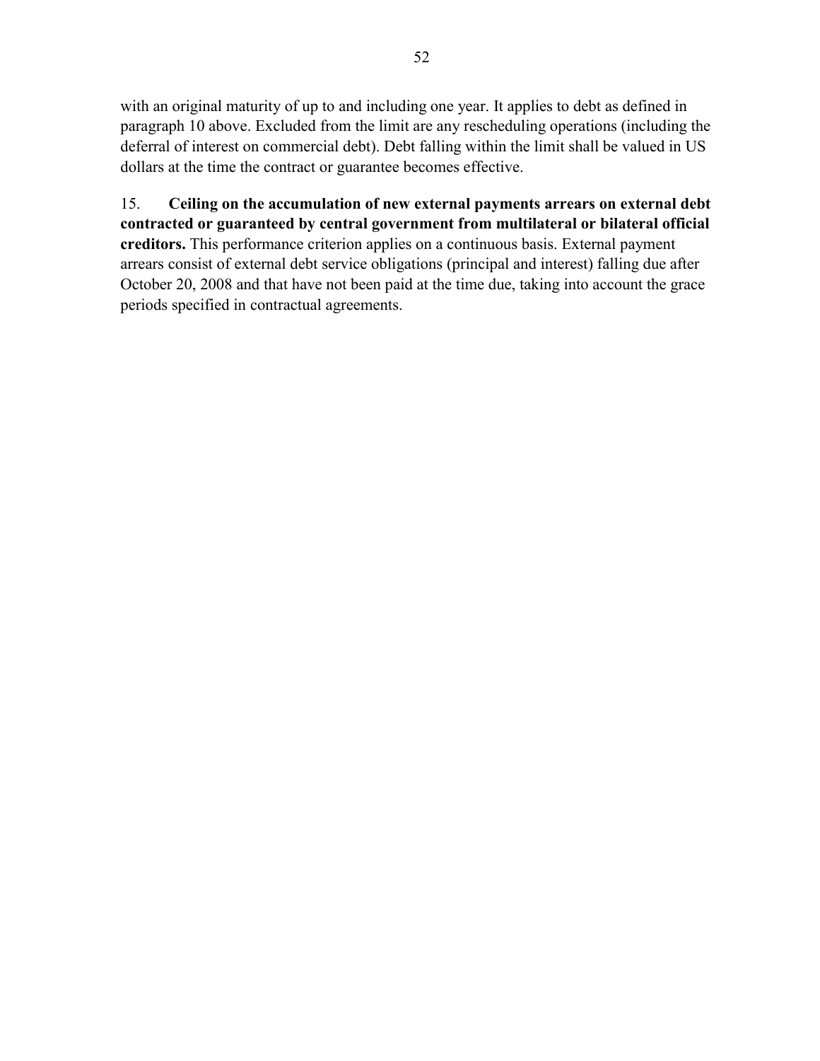with an original maturity of up to and including one year. It applies to debt as defined in paragraph 10 above. Excluded from the limit are any rescheduling operations (including the deferral of interest on commercial debt). Debt falling within the limit shall be valued in US dollars at the time the contract or guarantee becomes effective.

15. **Ceiling on the accumulation of new external payments arrears on external debt contracted or guaranteed by central government from multilateral or bilateral official creditors.** This performance criterion applies on a continuous basis. External payment arrears consist of external debt service obligations (principal and interest) falling due after October 20, 2008 and that have not been paid at the time due, taking into account the grace periods specified in contractual agreements.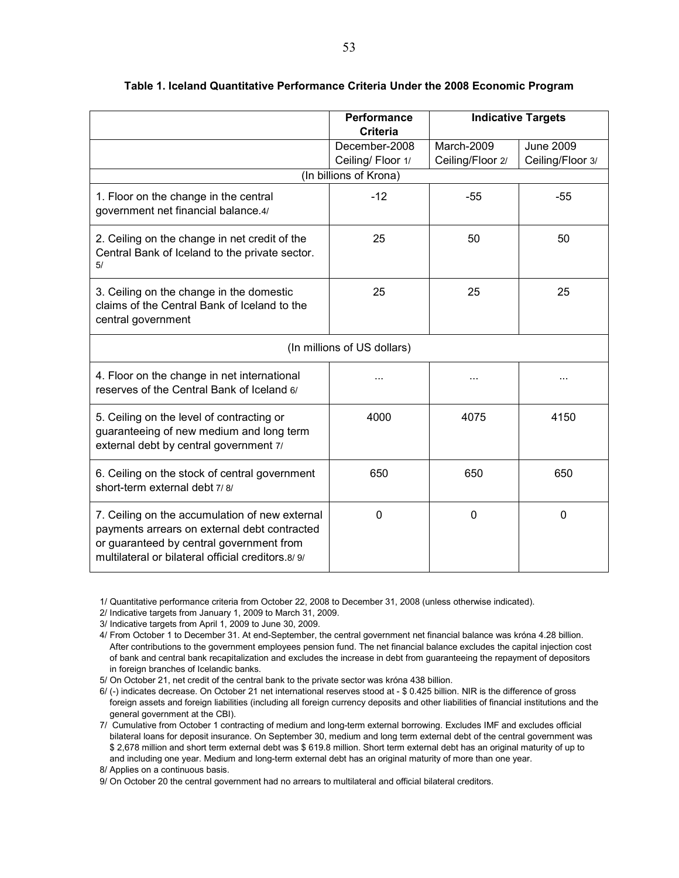**Table 1. Iceland Quantitative Performance Criteria Under the 2008 Economic Program**

| | Performance Criteria | Indicative Targets | |
|---|---|---|---|
| | December-2008 Ceiling/ Floor 1/ | March-2009 Ceiling/Floor 2/ | June 2009 Ceiling/Floor 3/ |
| (In billions of Krona) | | | |
| 1. Floor on the change in the central government net financial balance.4/ | -12 | -55 | -55 |
| 2. Ceiling on the change in net credit of the Central Bank of Iceland to the private sector. 5/ | 25 | 50 | 50 |
| 3. Ceiling on the change in the domestic claims of the Central Bank of Iceland to the central government | 25 | 25 | 25 |
| (In millions of US dollars) | | | |
| 4. Floor on the change in net international reserves of the Central Bank of Iceland 6/ | ... | ... | ... |
| 5. Ceiling on the level of contracting or guaranteeing of new medium and long term external debt by central government 7/ | 4000 | 4075 | 4150 |
| 6. Ceiling on the stock of central government short-term external debt 7/ 8/ | 650 | 650 | 650 |
| 7. Ceiling on the accumulation of new external payments arrears on external debt contracted or guaranteed by central government from multilateral or bilateral official creditors.8/ 9/ | 0 | 0 | 0 |

1/ Quantitative performance criteria from October 22, 2008 to December 31, 2008 (unless otherwise indicated).

2/ Indicative targets from January 1, 2009 to March 31, 2009.

3/ Indicative targets from April 1, 2009 to June 30, 2009.

4/ From October 1 to December 31. At end-September, the central government net financial balance was króna 4.28 billion. After contributions to the government employees pension fund. The net financial balance excludes the capital injection cost of bank and central bank recapitalization and excludes the increase in debt from guaranteeing the repayment of depositors in foreign branches of Icelandic banks.

5/ On October 21, net credit of the central bank to the private sector was króna 438 billion.

6/ (-) indicates decrease. On October 21 net international reserves stood at - $ 0.425 billion. NIR is the difference of gross foreign assets and foreign liabilities (including all foreign currency deposits and other liabilities of financial institutions and the general government at the CBI).

7/ Cumulative from October 1 contracting of medium and long-term external borrowing. Excludes IMF and excludes official bilateral loans for deposit insurance. On September 30, medium and long term external debt of the central government was $ 2,678 million and short term external debt was $ 619.8 million. Short term external debt has an original maturity of up to and including one year. Medium and long-term external debt has an original maturity of more than one year.

8/ Applies on a continuous basis.

9/ On October 20 the central government had no arrears to multilateral and official bilateral creditors.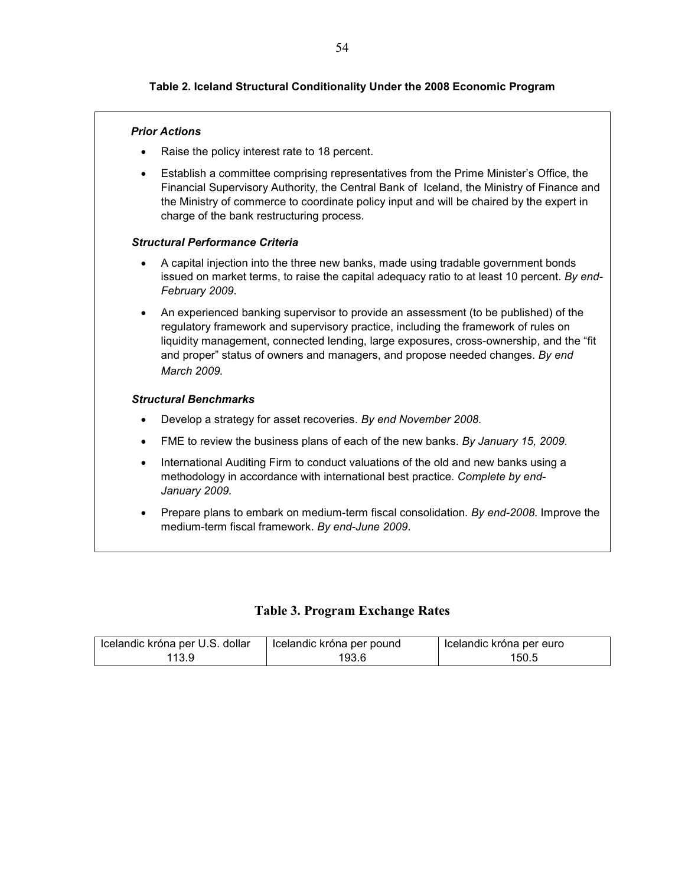### Table 2. Iceland Structural Conditionality Under the 2008 Economic Program

***Prior Actions***

- Raise the policy interest rate to 18 percent.
- Establish a committee comprising representatives from the Prime Minister's Office, the Financial Supervisory Authority, the Central Bank of Iceland, the Ministry of Finance and the Ministry of commerce to coordinate policy input and will be chaired by the expert in charge of the bank restructuring process.

***Structural Performance Criteria***

- A capital injection into the three new banks, made using tradable government bonds issued on market terms, to raise the capital adequacy ratio to at least 10 percent. *By end-February 2009*.
- An experienced banking supervisor to provide an assessment (to be published) of the regulatory framework and supervisory practice, including the framework of rules on liquidity management, connected lending, large exposures, cross-ownership, and the "fit and proper" status of owners and managers, and propose needed changes. *By end March 2009*.

***Structural Benchmarks***

- Develop a strategy for asset recoveries. *By end November 2008.*
- FME to review the business plans of each of the new banks. *By January 15, 2009.*
- International Auditing Firm to conduct valuations of the old and new banks using a methodology in accordance with international best practice. *Complete by end-January 2009.*
- Prepare plans to embark on medium-term fiscal consolidation. *By end-2008*. Improve the medium-term fiscal framework. *By end-June 2009*.

## Table 3. Program Exchange Rates

| Icelandic króna per U.S. dollar | Icelandic króna per pound | Icelandic króna per euro |
|---|---|---|
| 113.9 | 193.6 | 150.5 |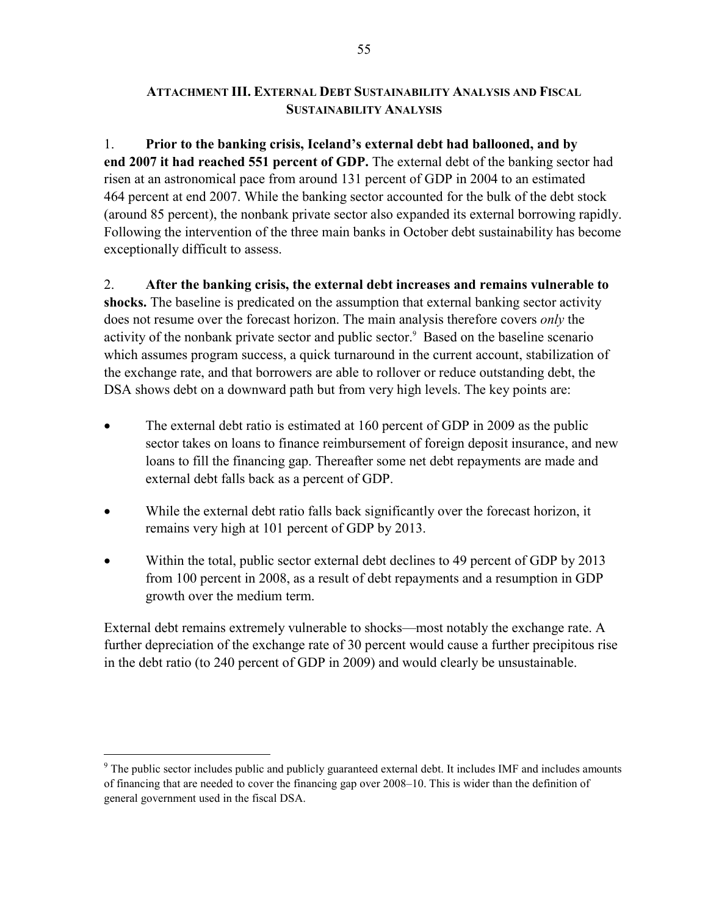## ATTACHMENT III. EXTERNAL DEBT SUSTAINABILITY ANALYSIS AND FISCAL SUSTAINABILITY ANALYSIS

1. **Prior to the banking crisis, Iceland's external debt had ballooned, and by end 2007 it had reached 551 percent of GDP.** The external debt of the banking sector had risen at an astronomical pace from around 131 percent of GDP in 2004 to an estimated 464 percent at end 2007. While the banking sector accounted for the bulk of the debt stock (around 85 percent), the nonbank private sector also expanded its external borrowing rapidly. Following the intervention of the three main banks in October debt sustainability has become exceptionally difficult to assess.

2. **After the banking crisis, the external debt increases and remains vulnerable to shocks.** The baseline is predicated on the assumption that external banking sector activity does not resume over the forecast horizon. The main analysis therefore covers *only* the activity of the nonbank private sector and public sector.[9] Based on the baseline scenario which assumes program success, a quick turnaround in the current account, stabilization of the exchange rate, and that borrowers are able to rollover or reduce outstanding debt, the DSA shows debt on a downward path but from very high levels. The key points are:

- The external debt ratio is estimated at 160 percent of GDP in 2009 as the public sector takes on loans to finance reimbursement of foreign deposit insurance, and new loans to fill the financing gap. Thereafter some net debt repayments are made and external debt falls back as a percent of GDP.
- While the external debt ratio falls back significantly over the forecast horizon, it remains very high at 101 percent of GDP by 2013.
- Within the total, public sector external debt declines to 49 percent of GDP by 2013 from 100 percent in 2008, as a result of debt repayments and a resumption in GDP growth over the medium term.

External debt remains extremely vulnerable to shocks—most notably the exchange rate. A further depreciation of the exchange rate of 30 percent would cause a further precipitous rise in the debt ratio (to 240 percent of GDP in 2009) and would clearly be unsustainable.

---

[9] The public sector includes public and publicly guaranteed external debt. It includes IMF and includes amounts of financing that are needed to cover the financing gap over 2008–10. This is wider than the definition of general government used in the fiscal DSA.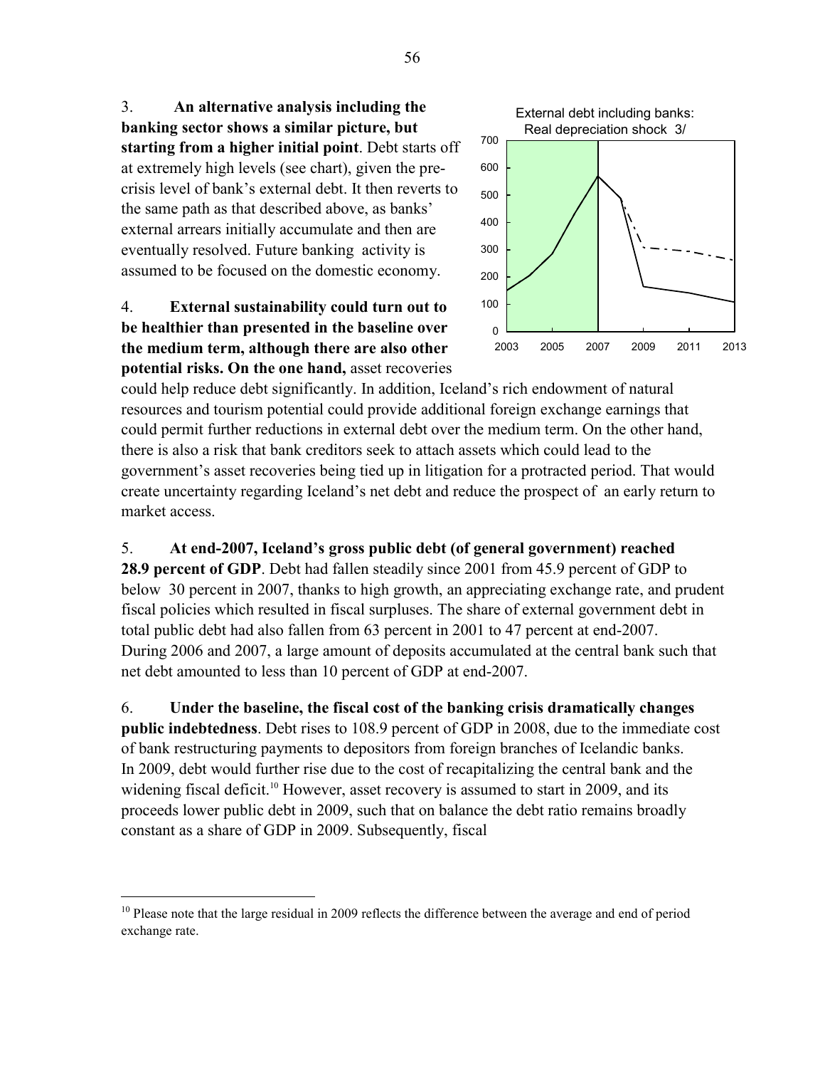3. **An alternative analysis including the banking sector shows a similar picture, but starting from a higher initial point**. Debt starts off at extremely high levels (see chart), given the pre-crisis level of bank's external debt. It then reverts to the same path as that described above, as banks' external arrears initially accumulate and then are eventually resolved. Future banking activity is assumed to be focused on the domestic economy.

External debt including banks: Real depreciation shock 3/

4. **External sustainability could turn out to be healthier than presented in the baseline over the medium term, although there are also other potential risks. On the one hand,** asset recoveries could help reduce debt significantly. In addition, Iceland's rich endowment of natural resources and tourism potential could provide additional foreign exchange earnings that could permit further reductions in external debt over the medium term. On the other hand, there is also a risk that bank creditors seek to attach assets which could lead to the government's asset recoveries being tied up in litigation for a protracted period. That would create uncertainty regarding Iceland's net debt and reduce the prospect of an early return to market access.

5. **At end-2007, Iceland's gross public debt (of general government) reached 28.9 percent of GDP**. Debt had fallen steadily since 2001 from 45.9 percent of GDP to below 30 percent in 2007, thanks to high growth, an appreciating exchange rate, and prudent fiscal policies which resulted in fiscal surpluses. The share of external government debt in total public debt had also fallen from 63 percent in 2001 to 47 percent at end-2007. During 2006 and 2007, a large amount of deposits accumulated at the central bank such that net debt amounted to less than 10 percent of GDP at end-2007.

6. **Under the baseline, the fiscal cost of the banking crisis dramatically changes public indebtedness**. Debt rises to 108.9 percent of GDP in 2008, due to the immediate cost of bank restructuring payments to depositors from foreign branches of Icelandic banks. In 2009, debt would further rise due to the cost of recapitalizing the central bank and the widening fiscal deficit.[10] However, asset recovery is assumed to start in 2009, and its proceeds lower public debt in 2009, such that on balance the debt ratio remains broadly constant as a share of GDP in 2009. Subsequently, fiscal

[10] Please note that the large residual in 2009 reflects the difference between the average and end of period exchange rate.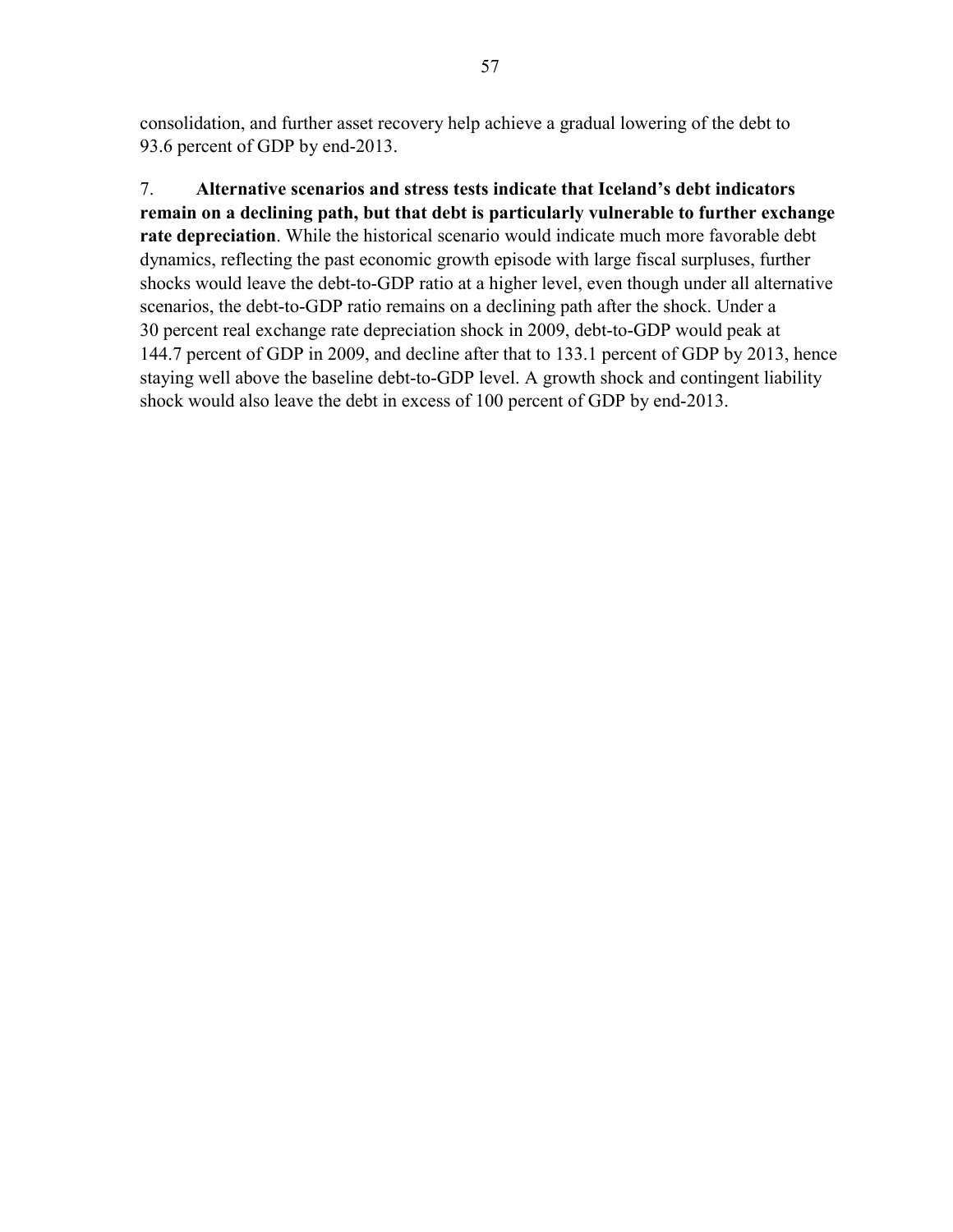consolidation, and further asset recovery help achieve a gradual lowering of the debt to 93.6 percent of GDP by end-2013.

7. **Alternative scenarios and stress tests indicate that Iceland's debt indicators remain on a declining path, but that debt is particularly vulnerable to further exchange rate depreciation**. While the historical scenario would indicate much more favorable debt dynamics, reflecting the past economic growth episode with large fiscal surpluses, further shocks would leave the debt-to-GDP ratio at a higher level, even though under all alternative scenarios, the debt-to-GDP ratio remains on a declining path after the shock. Under a 30 percent real exchange rate depreciation shock in 2009, debt-to-GDP would peak at 144.7 percent of GDP in 2009, and decline after that to 133.1 percent of GDP by 2013, hence staying well above the baseline debt-to-GDP level. A growth shock and contingent liability shock would also leave the debt in excess of 100 percent of GDP by end-2013.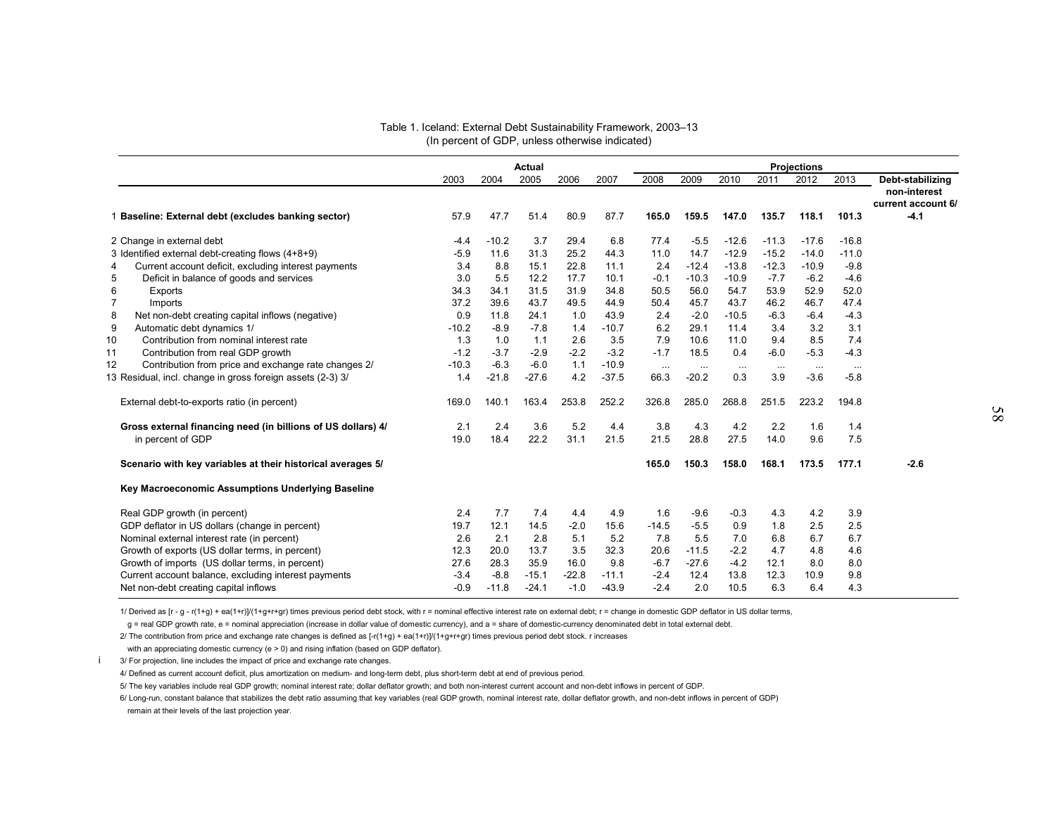Table 1. Iceland: External Debt Sustainability Framework, 2003–13
(In percent of GDP, unless otherwise indicated)

| | Actual | | | | | Projections | | | | | | |
|---|---|---|---|---|---|---|---|---|---|---|---|---|
| | 2003 | 2004 | 2005 | 2006 | 2007 | 2008 | 2009 | 2010 | 2011 | 2012 | 2013 | Debt-stabilizing non-interest current account 6/ |
| 1 **Baseline: External debt (excludes banking sector)** | 57.9 | 47.7 | 51.4 | 80.9 | 87.7 | **165.0** | **159.5** | **147.0** | **135.7** | **118.1** | **101.3** | **-4.1** |
| 2 Change in external debt | -4.4 | -10.2 | 3.7 | 29.4 | 6.8 | 77.4 | -5.5 | -12.6 | -11.3 | -17.6 | -16.8 | |
| 3 Identified external debt-creating flows (4+8+9) | -5.9 | 11.6 | 31.3 | 25.2 | 44.3 | 11.0 | 14.7 | -12.9 | -15.2 | -14.0 | -11.0 | |
| 4 Current account deficit, excluding interest payments | 3.4 | 8.8 | 15.1 | 22.8 | 11.1 | 2.4 | -12.4 | -13.8 | -12.3 | -10.9 | -9.8 | |
| 5 Deficit in balance of goods and services | 3.0 | 5.5 | 12.2 | 17.7 | 10.1 | -0.1 | -10.3 | -10.9 | -7.7 | -6.2 | -4.6 | |
| 6 Exports | 34.3 | 34.1 | 31.5 | 31.9 | 34.8 | 50.5 | 56.0 | 54.7 | 53.9 | 52.9 | 52.0 | |
| 7 Imports | 37.2 | 39.6 | 43.7 | 49.5 | 44.9 | 50.4 | 45.7 | 43.7 | 46.2 | 46.7 | 47.4 | |
| 8 Net non-debt creating capital inflows (negative) | 0.9 | 11.8 | 24.1 | 1.0 | 43.9 | 2.4 | -2.0 | -10.5 | -6.3 | -6.4 | -4.3 | |
| 9 Automatic debt dynamics 1/ | -10.2 | -8.9 | -7.8 | 1.4 | -10.7 | 6.2 | 29.1 | 11.4 | 3.4 | 3.2 | 3.1 | |
| 10 Contribution from nominal interest rate | 1.3 | 1.0 | 1.1 | 2.6 | 3.5 | 7.9 | 10.6 | 11.0 | 9.4 | 8.5 | 7.4 | |
| 11 Contribution from real GDP growth | -1.2 | -3.7 | -2.9 | -2.2 | -3.2 | -1.7 | 18.5 | 0.4 | -6.0 | -5.3 | -4.3 | |
| 12 Contribution from price and exchange rate changes 2/ | -10.3 | -6.3 | -6.0 | 1.1 | -10.9 | ... | ... | ... | ... | ... | ... | |
| 13 Residual, incl. change in gross foreign assets (2-3) 3/ | 1.4 | -21.8 | -27.6 | 4.2 | -37.5 | 66.3 | -20.2 | 0.3 | 3.9 | -3.6 | -5.8 | |
| External debt-to-exports ratio (in percent) | 169.0 | 140.1 | 163.4 | 253.8 | 252.2 | 326.8 | 285.0 | 268.8 | 251.5 | 223.2 | 194.8 | |
| **Gross external financing need (in billions of US dollars) 4/** | 2.1 | 2.4 | 3.6 | 5.2 | 4.4 | 3.8 | 4.3 | 4.2 | 2.2 | 1.6 | 1.4 | |
| in percent of GDP | 19.0 | 18.4 | 22.2 | 31.1 | 21.5 | 21.5 | 28.8 | 27.5 | 14.0 | 9.6 | 7.5 | |
| **Scenario with key variables at their historical averages 5/** | | | | | | **165.0** | **150.3** | **158.0** | **168.1** | **173.5** | **177.1** | **-2.6** |
| **Key Macroeconomic Assumptions Underlying Baseline** | | | | | | | | | | | | |
| Real GDP growth (in percent) | 2.4 | 7.7 | 7.4 | 4.4 | 4.9 | 1.6 | -9.6 | -0.3 | 4.3 | 4.2 | 3.9 | |
| GDP deflator in US dollars (change in percent) | 19.7 | 12.1 | 14.5 | -2.0 | 15.6 | -14.5 | -5.5 | 0.9 | 1.8 | 2.5 | 2.5 | |
| Nominal external interest rate (in percent) | 2.6 | 2.1 | 2.8 | 5.1 | 5.2 | 7.8 | 5.5 | 7.0 | 6.8 | 6.7 | 6.7 | |
| Growth of exports (US dollar terms, in percent) | 12.3 | 20.0 | 13.7 | 3.5 | 32.3 | 20.6 | -11.5 | -2.2 | 4.7 | 4.8 | 4.6 | |
| Growth of imports (US dollar terms, in percent) | 27.6 | 28.3 | 35.9 | 16.0 | 9.8 | -6.7 | -27.6 | -4.2 | 12.1 | 8.0 | 8.0 | |
| Current account balance, excluding interest payments | -3.4 | -8.8 | -15.1 | -22.8 | -11.1 | -2.4 | 12.4 | 13.8 | 12.3 | 10.9 | 9.8 | |
| Net non-debt creating capital inflows | -0.9 | -11.8 | -24.1 | -1.0 | -43.9 | -2.4 | 2.0 | 10.5 | 6.3 | 6.4 | 4.3 | |

1/ Derived as $[r - g - r(1+g) + ea(1+r)]/(1+g+r+gr)$ times previous period debt stock, with $r$ = nominal effective interest rate on external debt; $r$ = change in domestic GDP deflator in US dollar terms, $g$ = real GDP growth rate, $e$ = nominal appreciation (increase in dollar value of domestic currency), and $a$ = share of domestic-currency denominated debt in total external debt.

2/ The contribution from price and exchange rate changes is defined as $[-r(1+g) + ea(1+r)]/(1+g+r+gr)$ times previous period debt stock. $r$ increases with an appreciating domestic currency ($e > 0$) and rising inflation (based on GDP deflator).

3/ For projection, line includes the impact of price and exchange rate changes.

4/ Defined as current account deficit, plus amortization on medium- and long-term debt, plus short-term debt at end of previous period.

5/ The key variables include real GDP growth; nominal interest rate; dollar deflator growth; and both non-interest current account and non-debt inflows in percent of GDP.

6/ Long-run, constant balance that stabilizes the debt ratio assuming that key variables (real GDP growth, nominal interest rate, dollar deflator growth, and non-debt inflows in percent of GDP) remain at their levels of the last projection year.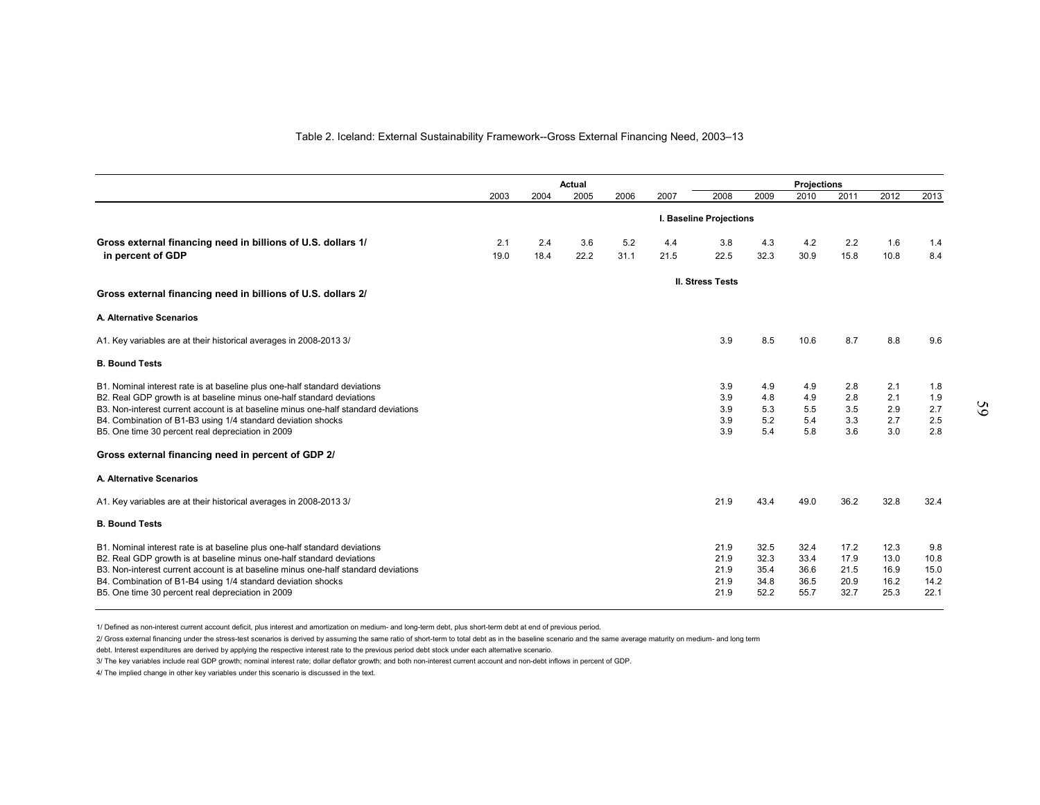Table 2. Iceland: External Sustainability Framework--Gross External Financing Need, 2003–13

| | Actual | | | | | Projections | | | | | |
|---|---|---|---|---|---|---|---|---|---|---|---|
| | 2003 | 2004 | 2005 | 2006 | 2007 | 2008 | 2009 | 2010 | 2011 | 2012 | 2013 |
| | | | | | | **I. Baseline Projections** | | | | | |
| **Gross external financing need in billions of U.S. dollars 1/** | 2.1 | 2.4 | 3.6 | 5.2 | 4.4 | 3.8 | 4.3 | 4.2 | 2.2 | 1.6 | 1.4 |
| **in percent of GDP** | 19.0 | 18.4 | 22.2 | 31.1 | 21.5 | 22.5 | 32.3 | 30.9 | 15.8 | 10.8 | 8.4 |
| | | | | | | **II. Stress Tests** | | | | | |
| **Gross external financing need in billions of U.S. dollars 2/** | | | | | | | | | | | |
| **A. Alternative Scenarios** | | | | | | | | | | | |
| A1. Key variables are at their historical averages in 2008-2013 3/ | | | | | | 3.9 | 8.5 | 10.6 | 8.7 | 8.8 | 9.6 |
| **B. Bound Tests** | | | | | | | | | | | |
| B1. Nominal interest rate is at baseline plus one-half standard deviations | | | | | | 3.9 | 4.9 | 4.9 | 2.8 | 2.1 | 1.8 |
| B2. Real GDP growth is at baseline minus one-half standard deviations | | | | | | 3.9 | 4.8 | 4.9 | 2.8 | 2.1 | 1.9 |
| B3. Non-interest current account is at baseline minus one-half standard deviations | | | | | | 3.9 | 5.3 | 5.5 | 3.5 | 2.9 | 2.7 |
| B4. Combination of B1-B3 using 1/4 standard deviation shocks | | | | | | 3.9 | 5.2 | 5.4 | 3.3 | 2.7 | 2.5 |
| B5. One time 30 percent real depreciation in 2009 | | | | | | 3.9 | 5.4 | 5.8 | 3.6 | 3.0 | 2.8 |
| **Gross external financing need in percent of GDP 2/** | | | | | | | | | | | |
| **A. Alternative Scenarios** | | | | | | | | | | | |
| A1. Key variables are at their historical averages in 2008-2013 3/ | | | | | | 21.9 | 43.4 | 49.0 | 36.2 | 32.8 | 32.4 |
| **B. Bound Tests** | | | | | | | | | | | |
| B1. Nominal interest rate is at baseline plus one-half standard deviations | | | | | | 21.9 | 32.5 | 32.4 | 17.2 | 12.3 | 9.8 |
| B2. Real GDP growth is at baseline minus one-half standard deviations | | | | | | 21.9 | 32.3 | 33.4 | 17.9 | 13.0 | 10.8 |
| B3. Non-interest current account is at baseline minus one-half standard deviations | | | | | | 21.9 | 35.4 | 36.6 | 21.5 | 16.9 | 15.0 |
| B4. Combination of B1-B4 using 1/4 standard deviation shocks | | | | | | 21.9 | 34.8 | 36.5 | 20.9 | 16.2 | 14.2 |
| B5. One time 30 percent real depreciation in 2009 | | | | | | 21.9 | 52.2 | 55.7 | 32.7 | 25.3 | 22.1 |

1/ Defined as non-interest current account deficit, plus interest and amortization on medium- and long-term debt, plus short-term debt at end of previous period.

2/ Gross external financing under the stress-test scenarios is derived by assuming the same ratio of short-term to total debt as in the baseline scenario and the same average maturity on medium- and long term debt. Interest expenditures are derived by applying the respective interest rate to the previous period debt stock under each alternative scenario.

3/ The key variables include real GDP growth; nominal interest rate; dollar deflator growth; and both non-interest current account and non-debt inflows in percent of GDP.

4/ The implied change in other key variables under this scenario is discussed in the text.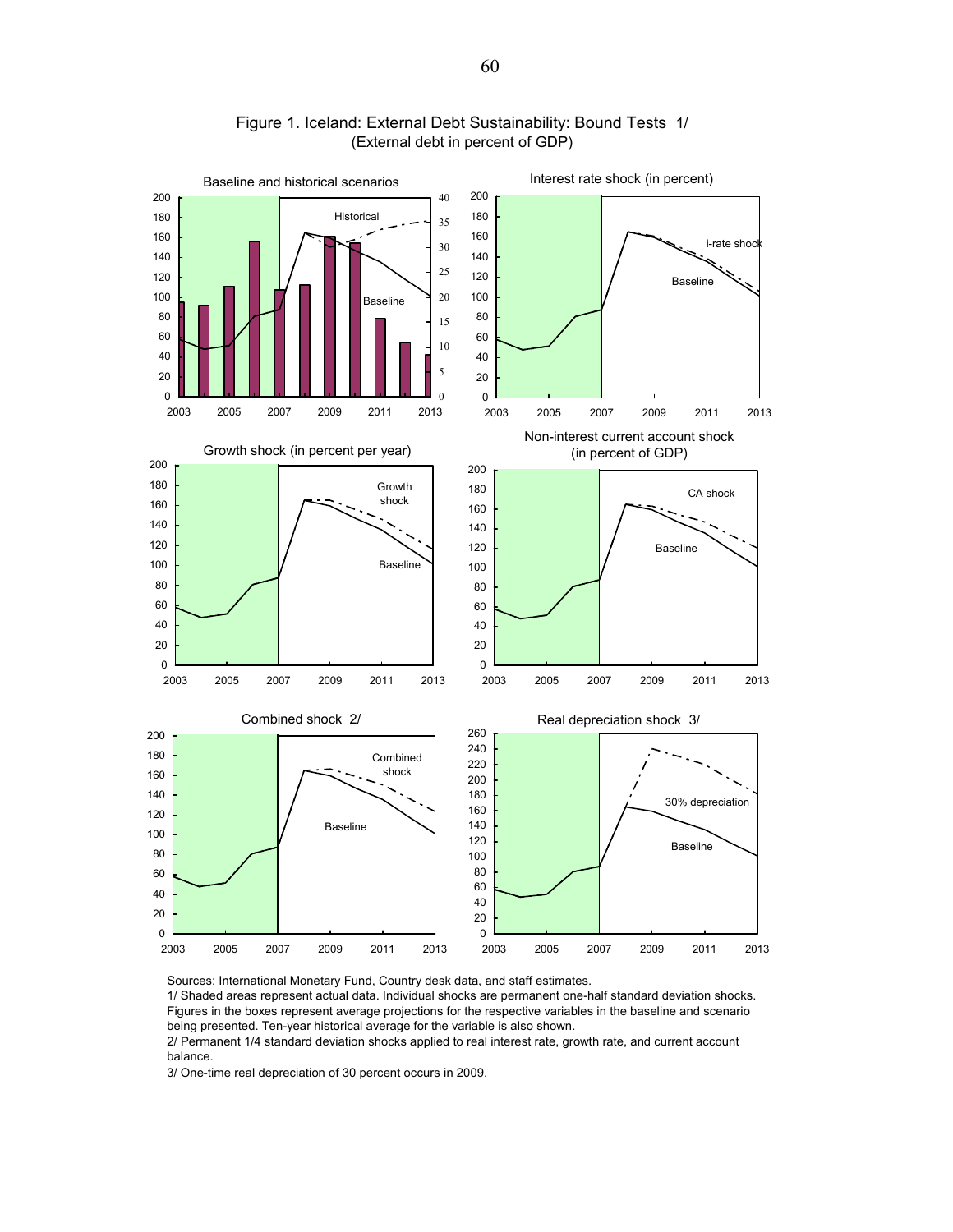Figure 1. Iceland: External Debt Sustainability: Bound Tests 1/
(External debt in percent of GDP)

Sources: International Monetary Fund, Country desk data, and staff estimates.

1/ Shaded areas represent actual data. Individual shocks are permanent one-half standard deviation shocks. Figures in the boxes represent average projections for the respective variables in the baseline and scenario being presented. Ten-year historical average for the variable is also shown.

2/ Permanent 1/4 standard deviation shocks applied to real interest rate, growth rate, and current account balance.

3/ One-time real depreciation of 30 percent occurs in 2009.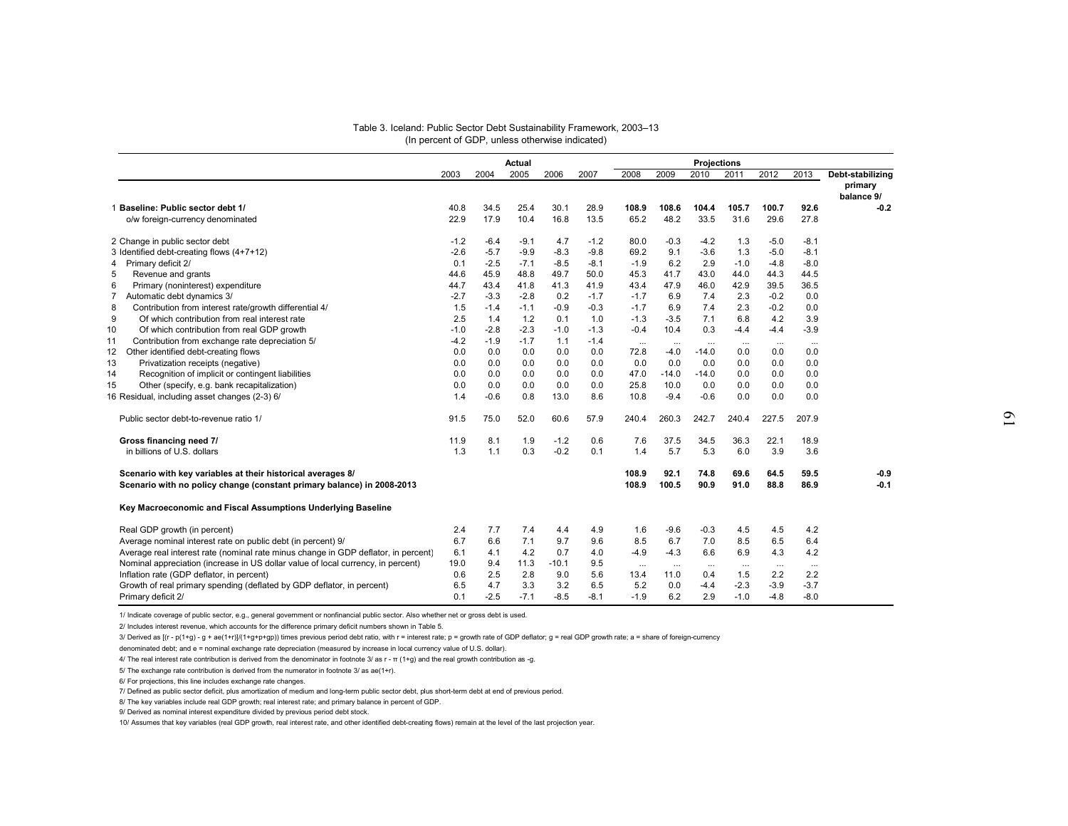Table 3. Iceland: Public Sector Debt Sustainability Framework, 2003–13
(In percent of GDP, unless otherwise indicated)

| | Actual | | | | | Projections | | | | | | |
|---|---|---|---|---|---|---|---|---|---|---|---|---|
| | 2003 | 2004 | 2005 | 2006 | 2007 | 2008 | 2009 | 2010 | 2011 | 2012 | 2013 | Debt-stabilizing primary balance 9/ |
| 1 **Baseline: Public sector debt 1/** | 40.8 | 34.5 | 25.4 | 30.1 | 28.9 | **108.9** | **108.6** | **104.4** | **105.7** | **100.7** | **92.6** | **-0.2** |
| o/w foreign-currency denominated | 22.9 | 17.9 | 10.4 | 16.8 | 13.5 | 65.2 | 48.2 | 33.5 | 31.6 | 29.6 | 27.8 | |
| 2 Change in public sector debt | -1.2 | -6.4 | -9.1 | 4.7 | -1.2 | 80.0 | -0.3 | -4.2 | 1.3 | -5.0 | -8.1 | |
| 3 Identified debt-creating flows (4+7+12) | -2.6 | -5.7 | -9.9 | -8.3 | -9.8 | 69.2 | 9.1 | -3.6 | 1.3 | -5.0 | -8.1 | |
| 4 Primary deficit 2/ | 0.1 | -2.5 | -7.1 | -8.5 | -8.1 | -1.9 | 6.2 | 2.9 | -1.0 | -4.8 | -8.0 | |
| 5 Revenue and grants | 44.6 | 45.9 | 48.8 | 49.7 | 50.0 | 45.3 | 41.7 | 43.0 | 44.0 | 44.3 | 44.5 | |
| 6 Primary (noninterest) expenditure | 44.7 | 43.4 | 41.8 | 41.3 | 41.9 | 43.4 | 47.9 | 46.0 | 42.9 | 39.5 | 36.5 | |
| 7 Automatic debt dynamics 3/ | -2.7 | -3.3 | -2.8 | 0.2 | -1.7 | -1.7 | 6.9 | 7.4 | 2.3 | -0.2 | 0.0 | |
| 8 Contribution from interest rate/growth differential 4/ | 1.5 | -1.4 | -1.1 | -0.9 | -0.3 | -1.7 | 6.9 | 7.4 | 2.3 | -0.2 | 0.0 | |
| 9 Of which contribution from real interest rate | 2.5 | 1.4 | 1.2 | 0.1 | 1.0 | -1.3 | -3.5 | 7.1 | 6.8 | 4.2 | 3.9 | |
| 10 Of which contribution from real GDP growth | -1.0 | -2.8 | -2.3 | -1.0 | -1.3 | -0.4 | 10.4 | 0.3 | -4.4 | -4.4 | -3.9 | |
| 11 Contribution from exchange rate depreciation 5/ | -4.2 | -1.9 | -1.7 | 1.1 | -1.4 | ... | ... | ... | ... | ... | ... | |
| 12 Other identified debt-creating flows | 0.0 | 0.0 | 0.0 | 0.0 | 0.0 | 72.8 | -4.0 | -14.0 | 0.0 | 0.0 | 0.0 | |
| 13 Privatization receipts (negative) | 0.0 | 0.0 | 0.0 | 0.0 | 0.0 | 0.0 | 0.0 | 0.0 | 0.0 | 0.0 | 0.0 | |
| 14 Recognition of implicit or contingent liabilities | 0.0 | 0.0 | 0.0 | 0.0 | 0.0 | 47.0 | -14.0 | -14.0 | 0.0 | 0.0 | 0.0 | |
| 15 Other (specify, e.g. bank recapitalization) | 0.0 | 0.0 | 0.0 | 0.0 | 0.0 | 25.8 | 10.0 | 0.0 | 0.0 | 0.0 | 0.0 | |
| 16 Residual, including asset changes (2-3) 6/ | 1.4 | -0.6 | 0.8 | 13.0 | 8.6 | 10.8 | -9.4 | -0.6 | 0.0 | 0.0 | 0.0 | |
| Public sector debt-to-revenue ratio 1/ | 91.5 | 75.0 | 52.0 | 60.6 | 57.9 | 240.4 | 260.3 | 242.7 | 240.4 | 227.5 | 207.9 | |
| **Gross financing need 7/** | 11.9 | 8.1 | 1.9 | -1.2 | 0.6 | 7.6 | 37.5 | 34.5 | 36.3 | 22.1 | 18.9 | |
| in billions of U.S. dollars | 1.3 | 1.1 | 0.3 | -0.2 | 0.1 | 1.4 | 5.7 | 5.3 | 6.0 | 3.9 | 3.6 | |
| **Scenario with key variables at their historical averages 8/** | | | | | | **108.9** | **92.1** | **74.8** | **69.6** | **64.5** | **59.5** | **-0.9** |
| **Scenario with no policy change (constant primary balance) in 2008-2013** | | | | | | **108.9** | **100.5** | **90.9** | **91.0** | **88.8** | **86.9** | **-0.1** |
| **Key Macroeconomic and Fiscal Assumptions Underlying Baseline** | | | | | | | | | | | | |
| Real GDP growth (in percent) | 2.4 | 7.7 | 7.4 | 4.4 | 4.9 | 1.6 | -9.6 | -0.3 | 4.5 | 4.5 | 4.2 | |
| Average nominal interest rate on public debt (in percent) 9/ | 6.7 | 6.6 | 7.1 | 9.7 | 9.6 | 8.5 | 6.7 | 7.0 | 8.5 | 6.5 | 6.4 | |
| Average real interest rate (nominal rate minus change in GDP deflator, in percent) | 6.1 | 4.1 | 4.2 | 0.7 | 4.0 | -4.9 | -4.3 | 6.6 | 6.9 | 4.3 | 4.2 | |
| Nominal appreciation (increase in US dollar value of local currency, in percent) | 19.0 | 9.4 | 11.3 | -10.1 | 9.5 | ... | ... | ... | ... | ... | ... | |
| Inflation rate (GDP deflator, in percent) | 0.6 | 2.5 | 2.8 | 9.0 | 5.6 | 13.4 | 11.0 | 0.4 | 1.5 | 2.2 | 2.2 | |
| Growth of real primary spending (deflated by GDP deflator, in percent) | 6.5 | 4.7 | 3.3 | 3.2 | 6.5 | 5.2 | 0.0 | -4.4 | -2.3 | -3.9 | -3.7 | |
| Primary deficit 2/ | 0.1 | -2.5 | -7.1 | -8.5 | -8.1 | -1.9 | 6.2 | 2.9 | -1.0 | -4.8 | -8.0 | |

1/ Indicate coverage of public sector, e.g., general government or nonfinancial public sector. Also whether net or gross debt is used.

2/ Includes interest revenue, which accounts for the difference primary deficit numbers shown in Table 5.

3/ Derived as $[(r - p(1+g) - g + ae(1+r)]/(1+g+p+gp))$ times previous period debt ratio, with r = interest rate; p = growth rate of GDP deflator; g = real GDP growth rate; a = share of foreign-currency denominated debt; and e = nominal exchange rate depreciation (measured by increase in local currency value of U.S. dollar).

4/ The real interest rate contribution is derived from the denominator in footnote 3/ as $r - \pi (1+g)$ and the real growth contribution as -g.

5/ The exchange rate contribution is derived from the numerator in footnote 3/ as $ae(1+r)$.

6/ For projections, this line includes exchange rate changes.

7/ Defined as public sector deficit, plus amortization of medium and long-term public sector debt, plus short-term debt at end of previous period.

8/ The key variables include real GDP growth; real interest rate; and primary balance in percent of GDP.

9/ Derived as nominal interest expenditure divided by previous period debt stock.

10/ Assumes that key variables (real GDP growth, real interest rate, and other identified debt-creating flows) remain at the level of the last projection year.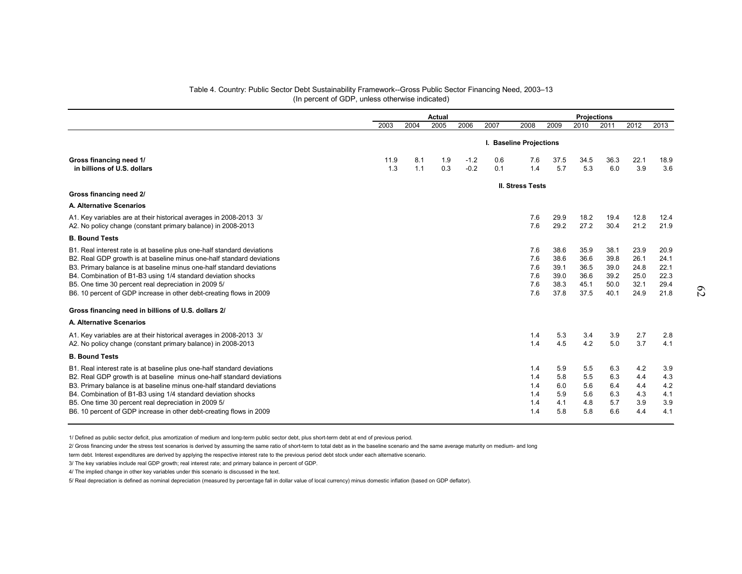Table 4. Country: Public Sector Debt Sustainability Framework--Gross Public Sector Financing Need, 2003–13
(In percent of GDP, unless otherwise indicated)

| | Actual | | | | | Projections | | | | | |
|---|---|---|---|---|---|---|---|---|---|---|---|
| | 2003 | 2004 | 2005 | 2006 | 2007 | 2008 | 2009 | 2010 | 2011 | 2012 | 2013 |
| | | | | | | **I. Baseline Projections** | | | | | |
| **Gross financing need 1/** | 11.9 | 8.1 | 1.9 | -1.2 | 0.6 | 7.6 | 37.5 | 34.5 | 36.3 | 22.1 | 18.9 |
| **in billions of U.S. dollars** | 1.3 | 1.1 | 0.3 | -0.2 | 0.1 | 1.4 | 5.7 | 5.3 | 6.0 | 3.9 | 3.6 |
| | | | | | | **II. Stress Tests** | | | | | |
| **Gross financing need 2/** | | | | | | | | | | | |
| **A. Alternative Scenarios** | | | | | | | | | | | |
| A1. Key variables are at their historical averages in 2008-2013 3/ | | | | | | 7.6 | 29.9 | 18.2 | 19.4 | 12.8 | 12.4 |
| A2. No policy change (constant primary balance) in 2008-2013 | | | | | | 7.6 | 29.2 | 27.2 | 30.4 | 21.2 | 21.9 |
| **B. Bound Tests** | | | | | | | | | | | |
| B1. Real interest rate is at baseline plus one-half standard deviations | | | | | | 7.6 | 38.6 | 35.9 | 38.1 | 23.9 | 20.9 |
| B2. Real GDP growth is at baseline minus one-half standard deviations | | | | | | 7.6 | 38.6 | 36.6 | 39.8 | 26.1 | 24.1 |
| B3. Primary balance is at baseline minus one-half standard deviations | | | | | | 7.6 | 39.1 | 36.5 | 39.0 | 24.8 | 22.1 |
| B4. Combination of B1-B3 using 1/4 standard deviation shocks | | | | | | 7.6 | 39.0 | 36.6 | 39.2 | 25.0 | 22.3 |
| B5. One time 30 percent real depreciation in 2009 5/ | | | | | | 7.6 | 38.3 | 45.1 | 50.0 | 32.1 | 29.4 |
| B6. 10 percent of GDP increase in other debt-creating flows in 2009 | | | | | | 7.6 | 37.8 | 37.5 | 40.1 | 24.9 | 21.8 |
| **Gross financing need in billions of U.S. dollars 2/** | | | | | | | | | | | |
| **A. Alternative Scenarios** | | | | | | | | | | | |
| A1. Key variables are at their historical averages in 2008-2013 3/ | | | | | | 1.4 | 5.3 | 3.4 | 3.9 | 2.7 | 2.8 |
| A2. No policy change (constant primary balance) in 2008-2013 | | | | | | 1.4 | 4.5 | 4.2 | 5.0 | 3.7 | 4.1 |
| **B. Bound Tests** | | | | | | | | | | | |
| B1. Real interest rate is at baseline plus one-half standard deviations | | | | | | 1.4 | 5.9 | 5.5 | 6.3 | 4.2 | 3.9 |
| B2. Real GDP growth is at baseline minus one-half standard deviations | | | | | | 1.4 | 5.8 | 5.5 | 6.3 | 4.4 | 4.3 |
| B3. Primary balance is at baseline minus one-half standard deviations | | | | | | 1.4 | 6.0 | 5.6 | 6.4 | 4.4 | 4.2 |
| B4. Combination of B1-B3 using 1/4 standard deviation shocks | | | | | | 1.4 | 5.9 | 5.6 | 6.3 | 4.3 | 4.1 |
| B5. One time 30 percent real depreciation in 2009 5/ | | | | | | 1.4 | 4.1 | 4.8 | 5.7 | 3.9 | 3.9 |
| B6. 10 percent of GDP increase in other debt-creating flows in 2009 | | | | | | 1.4 | 5.8 | 5.8 | 6.6 | 4.4 | 4.1 |

1/ Defined as public sector deficit, plus amortization of medium and long-term public sector debt, plus short-term debt at end of previous period.

2/ Gross financing under the stress test scenarios is derived by assuming the same ratio of short-term to total debt as in the baseline scenario and the same average maturity on medium- and long term debt. Interest expenditures are derived by applying the respective interest rate to the previous period debt stock under each alternative scenario.

3/ The key variables include real GDP growth; real interest rate; and primary balance in percent of GDP.

4/ The implied change in other key variables under this scenario is discussed in the text.

5/ Real depreciation is defined as nominal depreciation (measured by percentage fall in dollar value of local currency) minus domestic inflation (based on GDP deflator).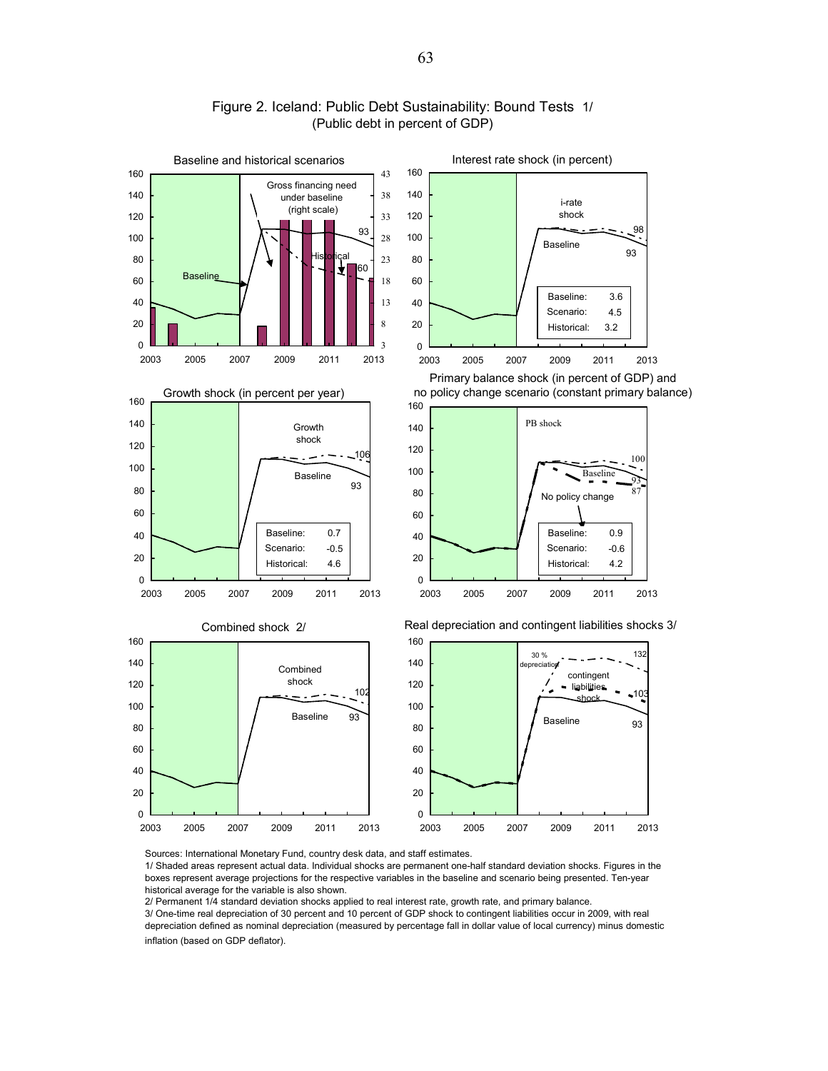# Figure 2. Iceland: Public Debt Sustainability: Bound Tests 1/
(Public debt in percent of GDP)

**Baseline and historical scenarios**

Gross financing need under baseline (right scale)

Baseline; Historical; 93; 60

**Interest rate shock (in percent)**

i-rate shock; Baseline; 98; 93

| | |
|---|---|
| Baseline: | 3.6 |
| Scenario: | 4.5 |
| Historical: | 3.2 |

**Growth shock (in percent per year)**

Growth shock; Baseline; 106; 93

| | |
|---|---|
| Baseline: | 0.7 |
| Scenario: | -0.5 |
| Historical: | 4.6 |

**Primary balance shock (in percent of GDP) and no policy change scenario (constant primary balance)**

PB shock; Baseline; No policy change; 100; 93; 87

| | |
|---|---|
| Baseline: | 0.9 |
| Scenario: | -0.6 |
| Historical: | 4.2 |

**Combined shock 2/**

Combined shock; Baseline; 102; 93

**Real depreciation and contingent liabilities shocks 3/**

30 % depreciation; contingent liabilities shock; Baseline; 132; 103; 93

Sources: International Monetary Fund, country desk data, and staff estimates.

1/ Shaded areas represent actual data. Individual shocks are permanent one-half standard deviation shocks. Figures in the boxes represent average projections for the respective variables in the baseline and scenario being presented. Ten-year historical average for the variable is also shown.

2/ Permanent 1/4 standard deviation shocks applied to real interest rate, growth rate, and primary balance.

3/ One-time real depreciation of 30 percent and 10 percent of GDP shock to contingent liabilities occur in 2009, with real depreciation defined as nominal depreciation (measured by percentage fall in dollar value of local currency) minus domestic inflation (based on GDP deflator).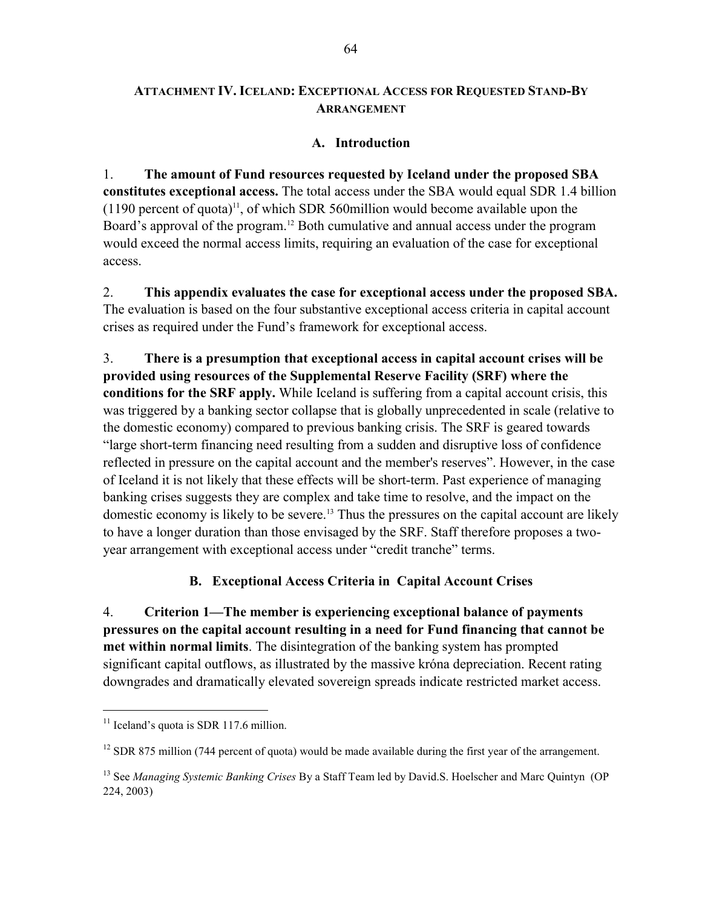## ATTACHMENT IV. ICELAND: EXCEPTIONAL ACCESS FOR REQUESTED STAND-BY ARRANGEMENT

### A. Introduction

1. **The amount of Fund resources requested by Iceland under the proposed SBA constitutes exceptional access.** The total access under the SBA would equal SDR 1.4 billion (1190 percent of quota)[11], of which SDR 560million would become available upon the Board's approval of the program.[12] Both cumulative and annual access under the program would exceed the normal access limits, requiring an evaluation of the case for exceptional access.

2. **This appendix evaluates the case for exceptional access under the proposed SBA.** The evaluation is based on the four substantive exceptional access criteria in capital account crises as required under the Fund's framework for exceptional access.

3. **There is a presumption that exceptional access in capital account crises will be provided using resources of the Supplemental Reserve Facility (SRF) where the conditions for the SRF apply.** While Iceland is suffering from a capital account crisis, this was triggered by a banking sector collapse that is globally unprecedented in scale (relative to the domestic economy) compared to previous banking crisis. The SRF is geared towards "large short-term financing need resulting from a sudden and disruptive loss of confidence reflected in pressure on the capital account and the member's reserves". However, in the case of Iceland it is not likely that these effects will be short-term. Past experience of managing banking crises suggests they are complex and take time to resolve, and the impact on the domestic economy is likely to be severe.[13] Thus the pressures on the capital account are likely to have a longer duration than those envisaged by the SRF. Staff therefore proposes a two-year arrangement with exceptional access under "credit tranche" terms.

### B. Exceptional Access Criteria in Capital Account Crises

4. **Criterion 1—The member is experiencing exceptional balance of payments pressures on the capital account resulting in a need for Fund financing that cannot be met within normal limits**. The disintegration of the banking system has prompted significant capital outflows, as illustrated by the massive króna depreciation. Recent rating downgrades and dramatically elevated sovereign spreads indicate restricted market access.

---

[11] Iceland's quota is SDR 117.6 million.

[12] SDR 875 million (744 percent of quota) would be made available during the first year of the arrangement.

[13] See *Managing Systemic Banking Crises* By a Staff Team led by David.S. Hoelscher and Marc Quintyn (OP 224, 2003)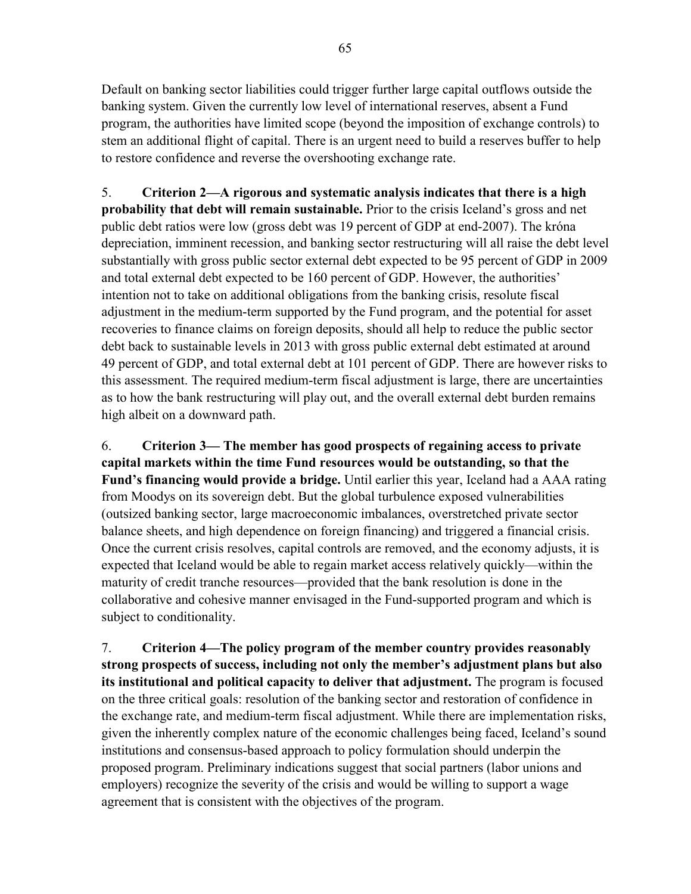Default on banking sector liabilities could trigger further large capital outflows outside the banking system. Given the currently low level of international reserves, absent a Fund program, the authorities have limited scope (beyond the imposition of exchange controls) to stem an additional flight of capital. There is an urgent need to build a reserves buffer to help to restore confidence and reverse the overshooting exchange rate.

5. **Criterion 2—A rigorous and systematic analysis indicates that there is a high probability that debt will remain sustainable.** Prior to the crisis Iceland's gross and net public debt ratios were low (gross debt was 19 percent of GDP at end-2007). The króna depreciation, imminent recession, and banking sector restructuring will all raise the debt level substantially with gross public sector external debt expected to be 95 percent of GDP in 2009 and total external debt expected to be 160 percent of GDP. However, the authorities' intention not to take on additional obligations from the banking crisis, resolute fiscal adjustment in the medium-term supported by the Fund program, and the potential for asset recoveries to finance claims on foreign deposits, should all help to reduce the public sector debt back to sustainable levels in 2013 with gross public external debt estimated at around 49 percent of GDP, and total external debt at 101 percent of GDP. There are however risks to this assessment. The required medium-term fiscal adjustment is large, there are uncertainties as to how the bank restructuring will play out, and the overall external debt burden remains high albeit on a downward path.

6. **Criterion 3— The member has good prospects of regaining access to private capital markets within the time Fund resources would be outstanding, so that the Fund's financing would provide a bridge.** Until earlier this year, Iceland had a AAA rating from Moodys on its sovereign debt. But the global turbulence exposed vulnerabilities (outsized banking sector, large macroeconomic imbalances, overstretched private sector balance sheets, and high dependence on foreign financing) and triggered a financial crisis. Once the current crisis resolves, capital controls are removed, and the economy adjusts, it is expected that Iceland would be able to regain market access relatively quickly—within the maturity of credit tranche resources—provided that the bank resolution is done in the collaborative and cohesive manner envisaged in the Fund-supported program and which is subject to conditionality.

7. **Criterion 4—The policy program of the member country provides reasonably strong prospects of success, including not only the member's adjustment plans but also its institutional and political capacity to deliver that adjustment.** The program is focused on the three critical goals: resolution of the banking sector and restoration of confidence in the exchange rate, and medium-term fiscal adjustment. While there are implementation risks, given the inherently complex nature of the economic challenges being faced, Iceland's sound institutions and consensus-based approach to policy formulation should underpin the proposed program. Preliminary indications suggest that social partners (labor unions and employers) recognize the severity of the crisis and would be willing to support a wage agreement that is consistent with the objectives of the program.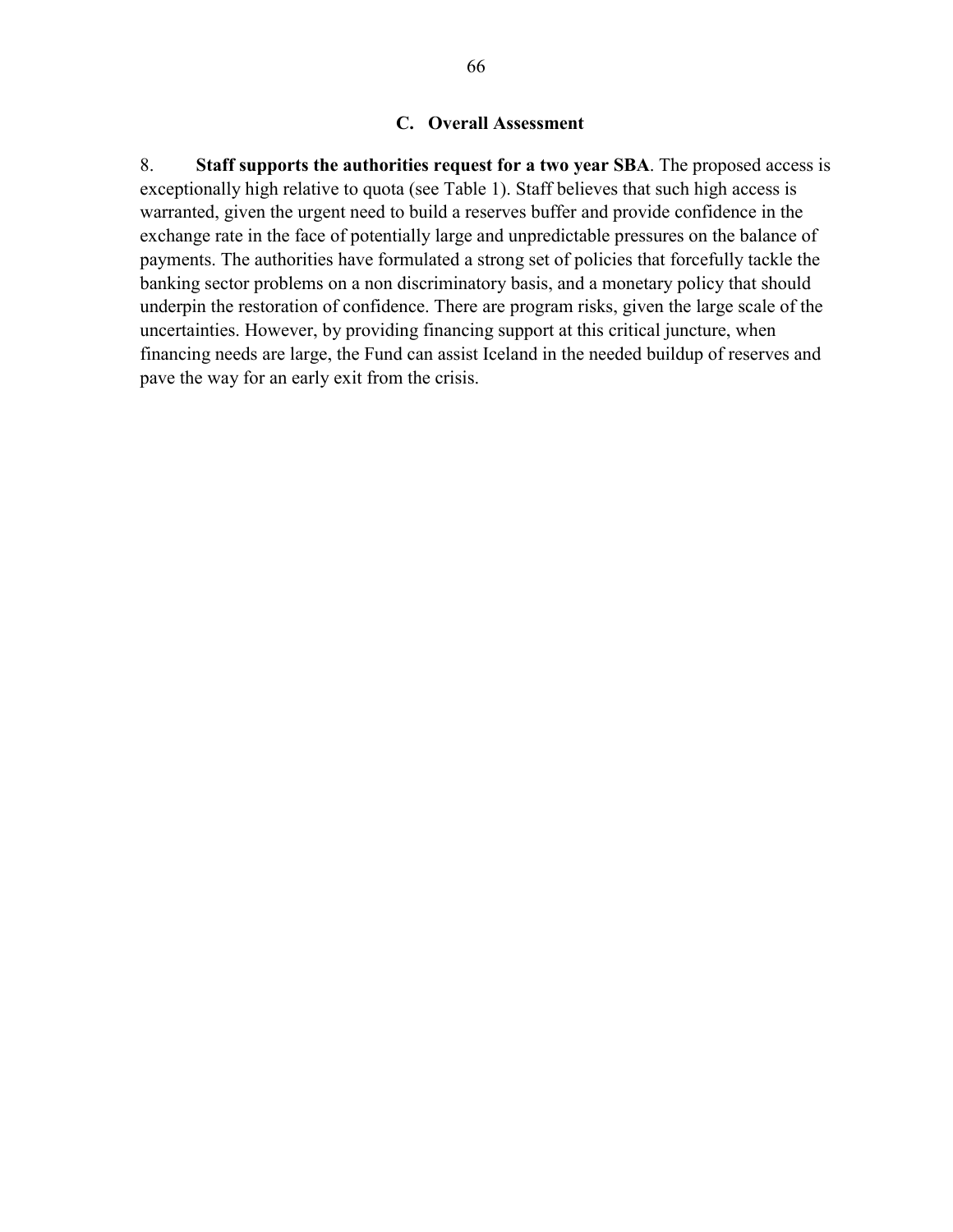### C. Overall Assessment

8. **Staff supports the authorities request for a two year SBA**. The proposed access is exceptionally high relative to quota (see Table 1). Staff believes that such high access is warranted, given the urgent need to build a reserves buffer and provide confidence in the exchange rate in the face of potentially large and unpredictable pressures on the balance of payments. The authorities have formulated a strong set of policies that forcefully tackle the banking sector problems on a non discriminatory basis, and a monetary policy that should underpin the restoration of confidence. There are program risks, given the large scale of the uncertainties. However, by providing financing support at this critical juncture, when financing needs are large, the Fund can assist Iceland in the needed buildup of reserves and pave the way for an early exit from the crisis.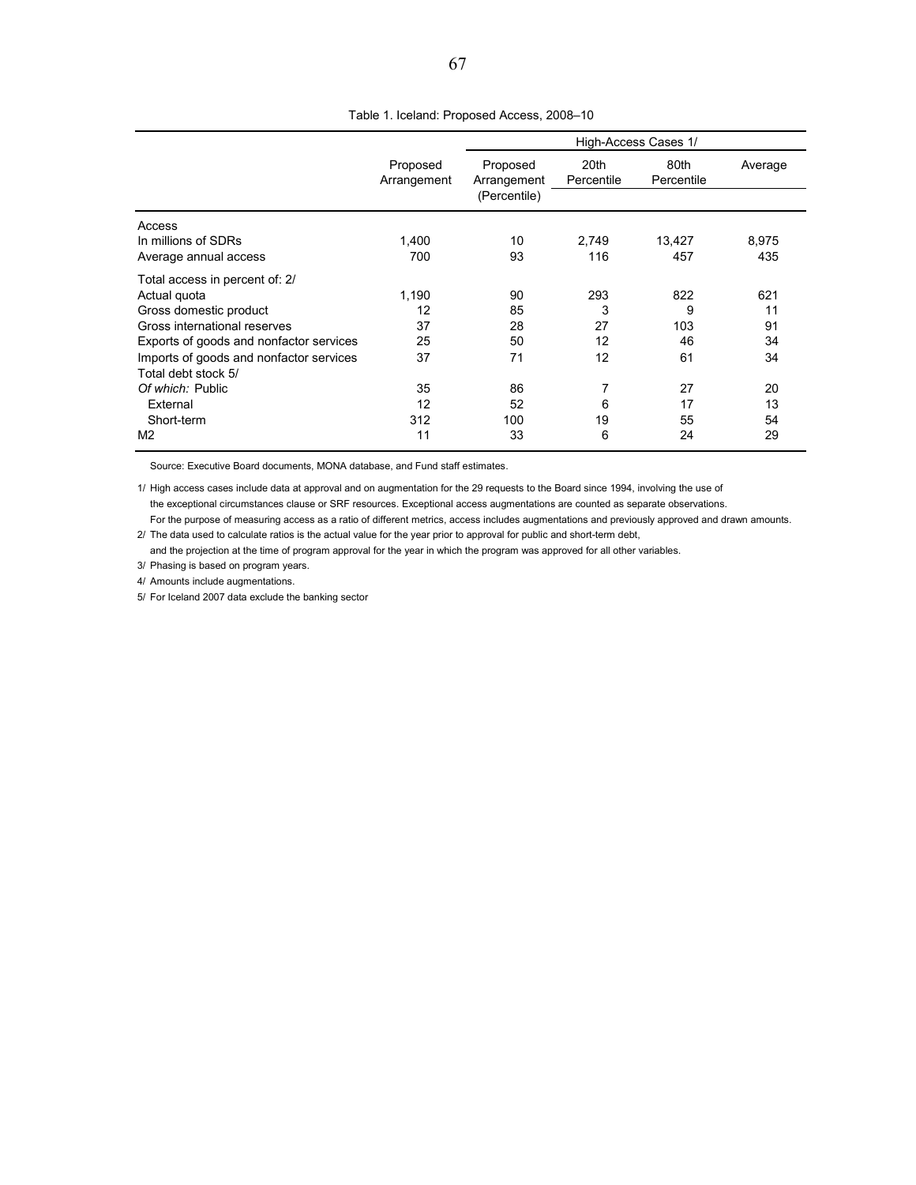Table 1. Iceland: Proposed Access, 2008–10

| | Proposed Arrangement | High-Access Cases 1/ | | | |
|---|---|---|---|---|---|
| | | Proposed Arrangement (Percentile) | 20th Percentile | 80th Percentile | Average |
| Access | | | | | |
| In millions of SDRs | 1,400 | 10 | 2,749 | 13,427 | 8,975 |
| Average annual access | 700 | 93 | 116 | 457 | 435 |
| Total access in percent of: 2/ | | | | | |
| Actual quota | 1,190 | 90 | 293 | 822 | 621 |
| Gross domestic product | 12 | 85 | 3 | 9 | 11 |
| Gross international reserves | 37 | 28 | 27 | 103 | 91 |
| Exports of goods and nonfactor services | 25 | 50 | 12 | 46 | 34 |
| Imports of goods and nonfactor services | 37 | 71 | 12 | 61 | 34 |
| Total debt stock 5/ | | | | | |
| *Of which:* Public | 35 | 86 | 7 | 27 | 20 |
| External | 12 | 52 | 6 | 17 | 13 |
| Short-term | 312 | 100 | 19 | 55 | 54 |
| M2 | 11 | 33 | 6 | 24 | 29 |

Source: Executive Board documents, MONA database, and Fund staff estimates.

1/ High access cases include data at approval and on augmentation for the 29 requests to the Board since 1994, involving the use of the exceptional circumstances clause or SRF resources. Exceptional access augmentations are counted as separate observations. For the purpose of measuring access as a ratio of different metrics, access includes augmentations and previously approved and drawn amounts.

2/ The data used to calculate ratios is the actual value for the year prior to approval for public and short-term debt, and the projection at the time of program approval for the year in which the program was approved for all other variables.

3/ Phasing is based on program years.

4/ Amounts include augmentations.

5/ For Iceland 2007 data exclude the banking sector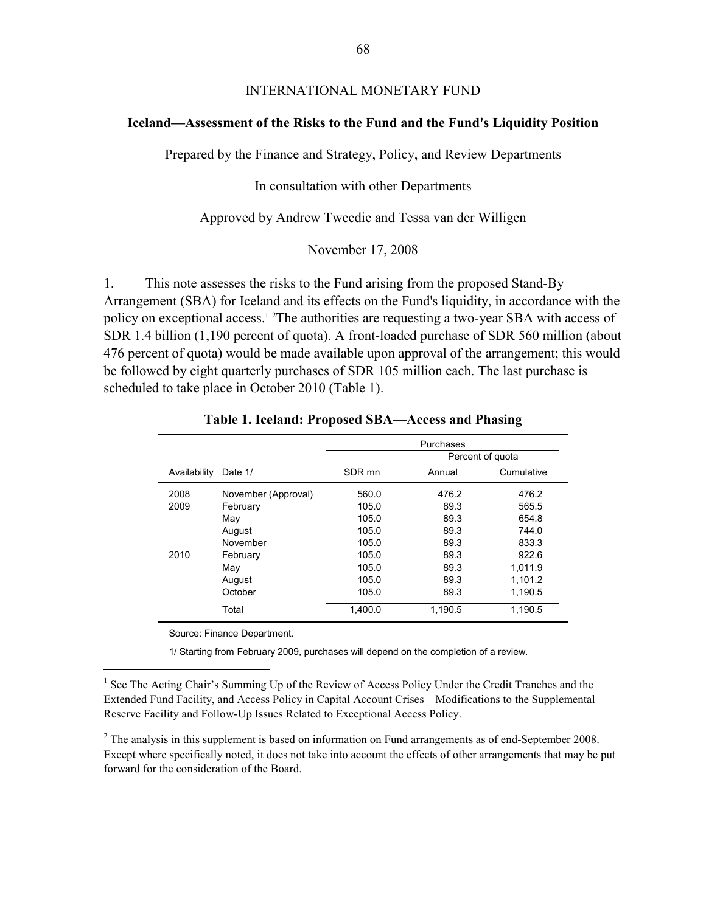INTERNATIONAL MONETARY FUND

## Iceland—Assessment of the Risks to the Fund and the Fund's Liquidity Position

Prepared by the Finance and Strategy, Policy, and Review Departments

In consultation with other Departments

Approved by Andrew Tweedie and Tessa van der Willigen

November 17, 2008

1. This note assesses the risks to the Fund arising from the proposed Stand-By Arrangement (SBA) for Iceland and its effects on the Fund's liquidity, in accordance with the policy on exceptional access.[1] [2]The authorities are requesting a two-year SBA with access of SDR 1.4 billion (1,190 percent of quota). A front-loaded purchase of SDR 560 million (about 476 percent of quota) would be made available upon approval of the arrangement; this would be followed by eight quarterly purchases of SDR 105 million each. The last purchase is scheduled to take place in October 2010 (Table 1).

**Table 1. Iceland: Proposed SBA—Access and Phasing**

| | | Purchases | | |
|---|---|---|---|---|
| | | | Percent of quota | |
| Availability | Date 1/ | SDR mn | Annual | Cumulative |
| 2008 | November (Approval) | 560.0 | 476.2 | 476.2 |
| 2009 | February | 105.0 | 89.3 | 565.5 |
| | May | 105.0 | 89.3 | 654.8 |
| | August | 105.0 | 89.3 | 744.0 |
| | November | 105.0 | 89.3 | 833.3 |
| 2010 | February | 105.0 | 89.3 | 922.6 |
| | May | 105.0 | 89.3 | 1,011.9 |
| | August | 105.0 | 89.3 | 1,101.2 |
| | October | 105.0 | 89.3 | 1,190.5 |
| | Total | 1,400.0 | 1,190.5 | 1,190.5 |

Source: Finance Department.

1/ Starting from February 2009, purchases will depend on the completion of a review.

[1] See The Acting Chair's Summing Up of the Review of Access Policy Under the Credit Tranches and the Extended Fund Facility, and Access Policy in Capital Account Crises—Modifications to the Supplemental Reserve Facility and Follow-Up Issues Related to Exceptional Access Policy.

[2] The analysis in this supplement is based on information on Fund arrangements as of end-September 2008. Except where specifically noted, it does not take into account the effects of other arrangements that may be put forward for the consideration of the Board.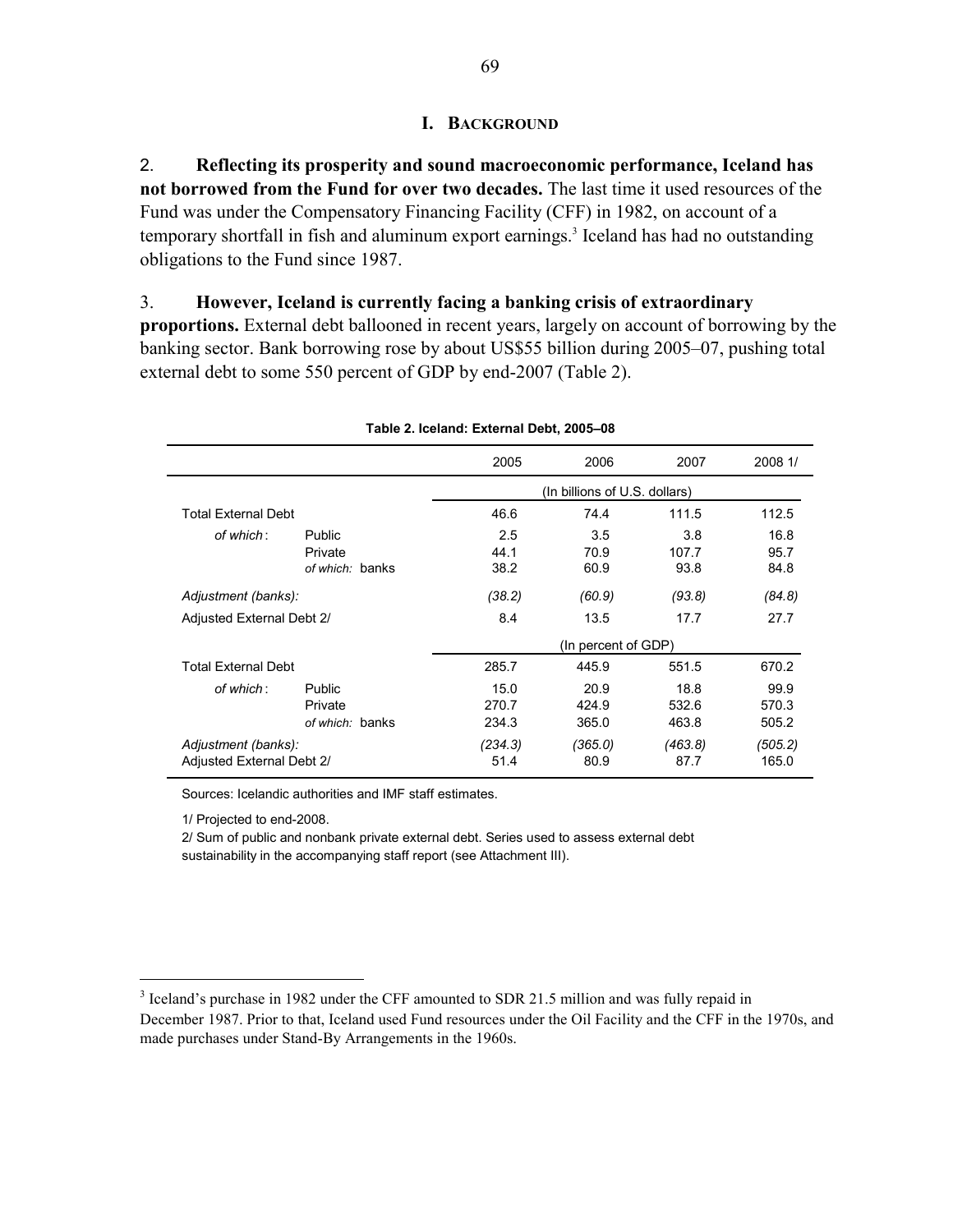## I. BACKGROUND

2. **Reflecting its prosperity and sound macroeconomic performance, Iceland has not borrowed from the Fund for over two decades.** The last time it used resources of the Fund was under the Compensatory Financing Facility (CFF) in 1982, on account of a temporary shortfall in fish and aluminum export earnings.[3] Iceland has had no outstanding obligations to the Fund since 1987.

3. **However, Iceland is currently facing a banking crisis of extraordinary proportions.** External debt ballooned in recent years, largely on account of borrowing by the banking sector. Bank borrowing rose by about US$55 billion during 2005–07, pushing total external debt to some 550 percent of GDP by end-2007 (Table 2).

**Table 2. Iceland: External Debt, 2005–08**

| | | 2005 | 2006 | 2007 | 2008 1/ |
|---|---|---|---|---|---|
| | | (In billions of U.S. dollars) | | | |
| Total External Debt | | 46.6 | 74.4 | 111.5 | 112.5 |
| *of which*: | Public | 2.5 | 3.5 | 3.8 | 16.8 |
| | Private | 44.1 | 70.9 | 107.7 | 95.7 |
| | *of which:* banks | 38.2 | 60.9 | 93.8 | 84.8 |
| *Adjustment (banks):* | | *(38.2)* | *(60.9)* | *(93.8)* | *(84.8)* |
| Adjusted External Debt 2/ | | 8.4 | 13.5 | 17.7 | 27.7 |
| | | (In percent of GDP) | | | |
| Total External Debt | | 285.7 | 445.9 | 551.5 | 670.2 |
| *of which*: | Public | 15.0 | 20.9 | 18.8 | 99.9 |
| | Private | 270.7 | 424.9 | 532.6 | 570.3 |
| | *of which:* banks | 234.3 | 365.0 | 463.8 | 505.2 |
| *Adjustment (banks):* | | *(234.3)* | *(365.0)* | *(463.8)* | *(505.2)* |
| Adjusted External Debt 2/ | | 51.4 | 80.9 | 87.7 | 165.0 |

Sources: Icelandic authorities and IMF staff estimates.

1/ Projected to end-2008.

2/ Sum of public and nonbank private external debt. Series used to assess external debt sustainability in the accompanying staff report (see Attachment III).

[3] Iceland's purchase in 1982 under the CFF amounted to SDR 21.5 million and was fully repaid in December 1987. Prior to that, Iceland used Fund resources under the Oil Facility and the CFF in the 1970s, and made purchases under Stand-By Arrangements in the 1960s.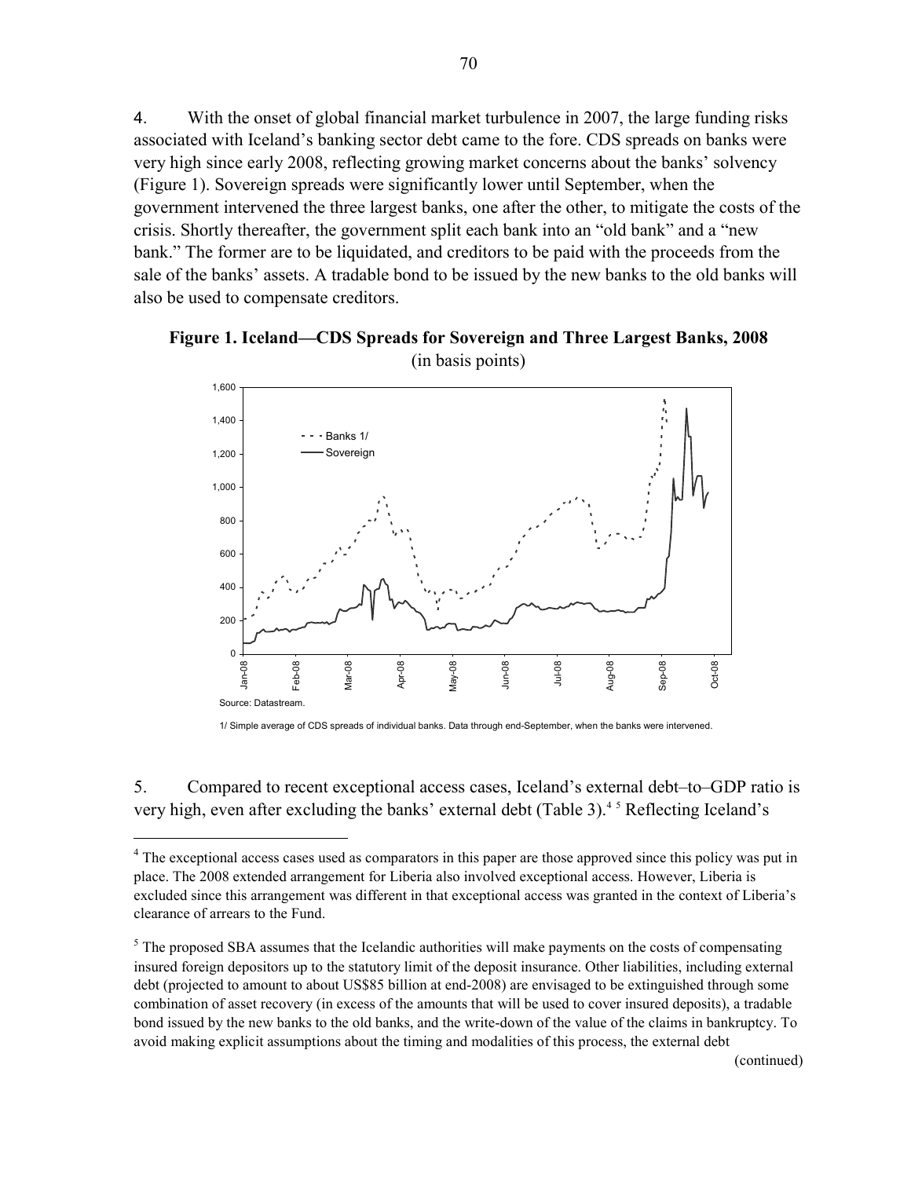4. With the onset of global financial market turbulence in 2007, the large funding risks associated with Iceland's banking sector debt came to the fore. CDS spreads on banks were very high since early 2008, reflecting growing market concerns about the banks' solvency (Figure 1). Sovereign spreads were significantly lower until September, when the government intervened the three largest banks, one after the other, to mitigate the costs of the crisis. Shortly thereafter, the government split each bank into an "old bank" and a "new bank." The former are to be liquidated, and creditors to be paid with the proceeds from the sale of the banks' assets. A tradable bond to be issued by the new banks to the old banks will also be used to compensate creditors.

**Figure 1. Iceland—CDS Spreads for Sovereign and Three Largest Banks, 2008**
(in basis points)

Source: Datastream.

1/ Simple average of CDS spreads of individual banks. Data through end-September, when the banks were intervened.

5. Compared to recent exceptional access cases, Iceland's external debt–to–GDP ratio is very high, even after excluding the banks' external debt (Table 3).[4] [5] Reflecting Iceland's

---

[4] The exceptional access cases used as comparators in this paper are those approved since this policy was put in place. The 2008 extended arrangement for Liberia also involved exceptional access. However, Liberia is excluded since this arrangement was different in that exceptional access was granted in the context of Liberia's clearance of arrears to the Fund.

[5] The proposed SBA assumes that the Icelandic authorities will make payments on the costs of compensating insured foreign depositors up to the statutory limit of the deposit insurance. Other liabilities, including external debt (projected to amount to about US$85 billion at end-2008) are envisaged to be extinguished through some combination of asset recovery (in excess of the amounts that will be used to cover insured deposits), a tradable bond issued by the new banks to the old banks, and the write-down of the value of the claims in bankruptcy. To avoid making explicit assumptions about the timing and modalities of this process, the external debt

(continued)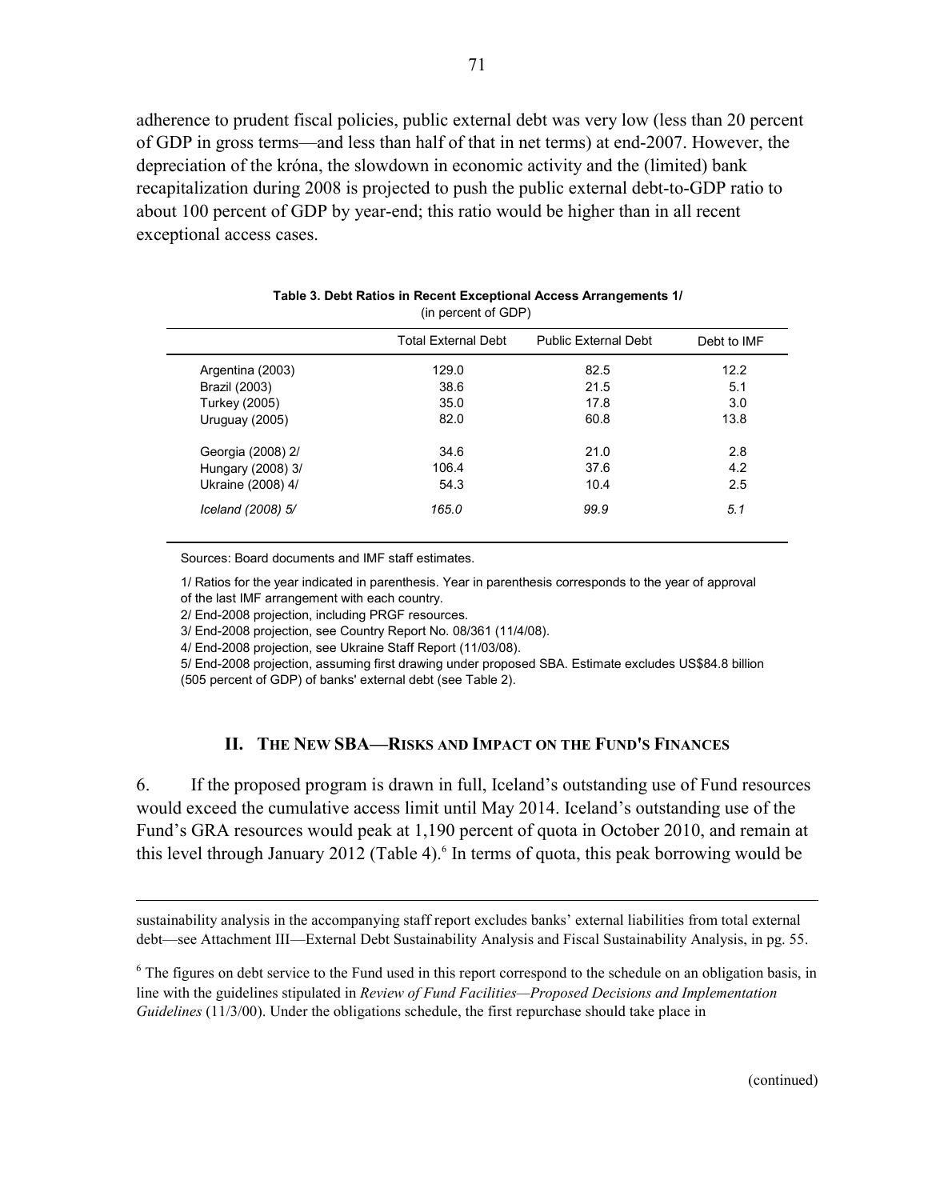adherence to prudent fiscal policies, public external debt was very low (less than 20 percent of GDP in gross terms—and less than half of that in net terms) at end-2007. However, the depreciation of the króna, the slowdown in economic activity and the (limited) bank recapitalization during 2008 is projected to push the public external debt-to-GDP ratio to about 100 percent of GDP by year-end; this ratio would be higher than in all recent exceptional access cases.

**Table 3. Debt Ratios in Recent Exceptional Access Arrangements 1/**
(in percent of GDP)

| | Total External Debt | Public External Debt | Debt to IMF |
|---|---|---|---|
| Argentina (2003) | 129.0 | 82.5 | 12.2 |
| Brazil (2003) | 38.6 | 21.5 | 5.1 |
| Turkey (2005) | 35.0 | 17.8 | 3.0 |
| Uruguay (2005) | 82.0 | 60.8 | 13.8 |
| Georgia (2008) 2/ | 34.6 | 21.0 | 2.8 |
| Hungary (2008) 3/ | 106.4 | 37.6 | 4.2 |
| Ukraine (2008) 4/ | 54.3 | 10.4 | 2.5 |
| *Iceland (2008) 5/* | *165.0* | *99.9* | *5.1* |

Sources: Board documents and IMF staff estimates.

1/ Ratios for the year indicated in parenthesis. Year in parenthesis corresponds to the year of approval of the last IMF arrangement with each country.

2/ End-2008 projection, including PRGF resources.

3/ End-2008 projection, see Country Report No. 08/361 (11/4/08).

4/ End-2008 projection, see Ukraine Staff Report (11/03/08).

5/ End-2008 projection, assuming first drawing under proposed SBA. Estimate excludes US$84.8 billion (505 percent of GDP) of banks' external debt (see Table 2).

## II. The New SBA—Risks and Impact on the Fund's Finances

6. If the proposed program is drawn in full, Iceland's outstanding use of Fund resources would exceed the cumulative access limit until May 2014. Iceland's outstanding use of the Fund's GRA resources would peak at 1,190 percent of quota in October 2010, and remain at this level through January 2012 (Table 4).[6] In terms of quota, this peak borrowing would be

sustainability analysis in the accompanying staff report excludes banks' external liabilities from total external debt—see Attachment III—External Debt Sustainability Analysis and Fiscal Sustainability Analysis, in pg. 55.

[6] The figures on debt service to the Fund used in this report correspond to the schedule on an obligation basis, in line with the guidelines stipulated in *Review of Fund Facilities—Proposed Decisions and Implementation Guidelines* (11/3/00). Under the obligations schedule, the first repurchase should take place in

(continued)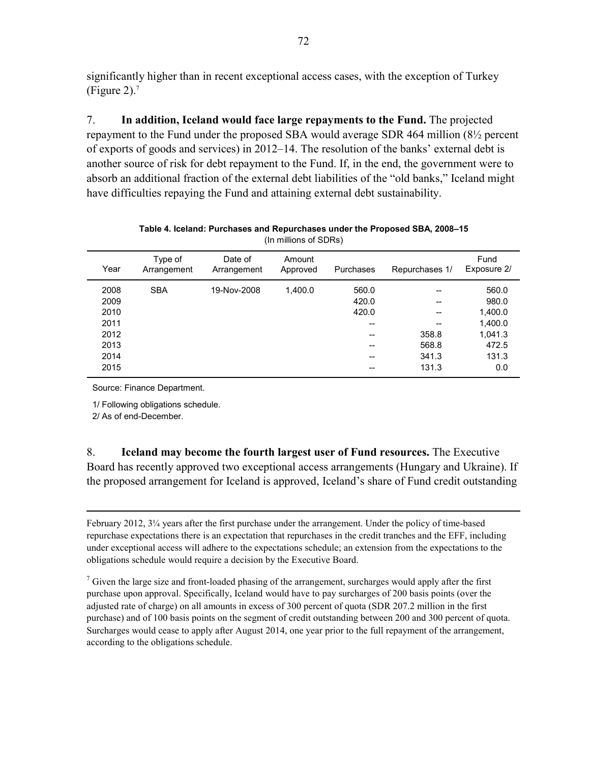significantly higher than in recent exceptional access cases, with the exception of Turkey (Figure 2).[7]

7. **In addition, Iceland would face large repayments to the Fund.** The projected repayment to the Fund under the proposed SBA would average SDR 464 million (8½ percent of exports of goods and services) in 2012–14. The resolution of the banks' external debt is another source of risk for debt repayment to the Fund. If, in the end, the government were to absorb an additional fraction of the external debt liabilities of the "old banks," Iceland might have difficulties repaying the Fund and attaining external debt sustainability.

**Table 4. Iceland: Purchases and Repurchases under the Proposed SBA, 2008–15**
(In millions of SDRs)

| Year | Type of Arrangement | Date of Arrangement | Amount Approved | Purchases | Repurchases 1/ | Fund Exposure 2/ |
|---|---|---|---|---|---|---|
| 2008 | SBA | 19-Nov-2008 | 1,400.0 | 560.0 | -- | 560.0 |
| 2009 | | | | 420.0 | -- | 980.0 |
| 2010 | | | | 420.0 | -- | 1,400.0 |
| 2011 | | | | -- | -- | 1,400.0 |
| 2012 | | | | -- | 358.8 | 1,041.3 |
| 2013 | | | | -- | 568.8 | 472.5 |
| 2014 | | | | -- | 341.3 | 131.3 |
| 2015 | | | | -- | 131.3 | 0.0 |

Source: Finance Department.

1/ Following obligations schedule.

2/ As of end-December.

8. **Iceland may become the fourth largest user of Fund resources.** The Executive Board has recently approved two exceptional access arrangements (Hungary and Ukraine). If the proposed arrangement for Iceland is approved, Iceland's share of Fund credit outstanding

---

February 2012, 3¼ years after the first purchase under the arrangement. Under the policy of time-based repurchase expectations there is an expectation that repurchases in the credit tranches and the EFF, including under exceptional access will adhere to the expectations schedule; an extension from the expectations to the obligations schedule would require a decision by the Executive Board.

[7] Given the large size and front-loaded phasing of the arrangement, surcharges would apply after the first purchase upon approval. Specifically, Iceland would have to pay surcharges of 200 basis points (over the adjusted rate of charge) on all amounts in excess of 300 percent of quota (SDR 207.2 million in the first purchase) and of 100 basis points on the segment of credit outstanding between 200 and 300 percent of quota. Surcharges would cease to apply after August 2014, one year prior to the full repayment of the arrangement, according to the obligations schedule.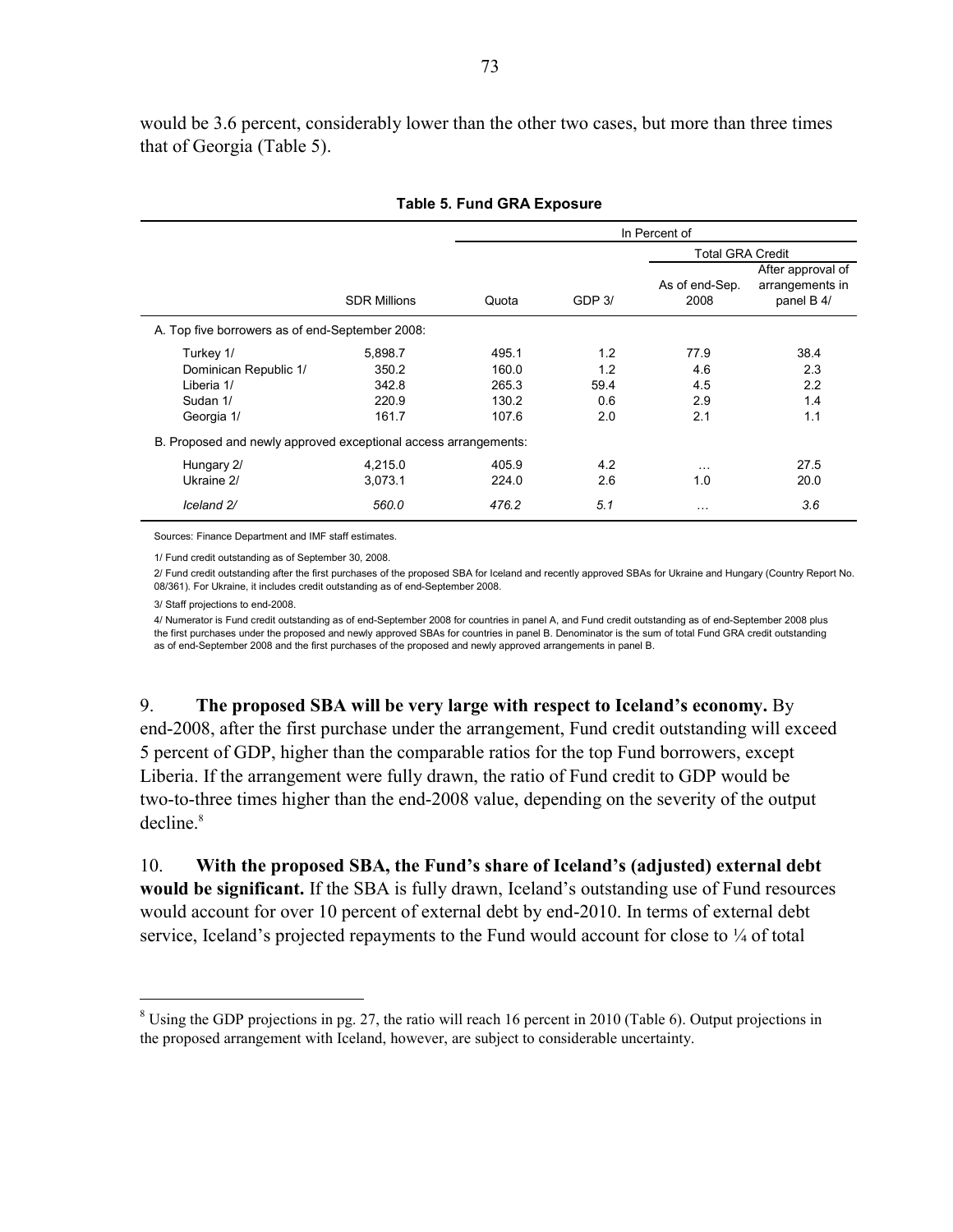would be 3.6 percent, considerably lower than the other two cases, but more than three times that of Georgia (Table 5).

**Table 5. Fund GRA Exposure**

| | | In Percent of | | | |
|---|---|---|---|---|---|
| | | | | Total GRA Credit | |
| | SDR Millions | Quota | GDP 3/ | As of end-Sep. 2008 | After approval of arrangements in panel B 4/ |
| A. Top five borrowers as of end-September 2008: | | | | | |
| Turkey 1/ | 5,898.7 | 495.1 | 1.2 | 77.9 | 38.4 |
| Dominican Republic 1/ | 350.2 | 160.0 | 1.2 | 4.6 | 2.3 |
| Liberia 1/ | 342.8 | 265.3 | 59.4 | 4.5 | 2.2 |
| Sudan 1/ | 220.9 | 130.2 | 0.6 | 2.9 | 1.4 |
| Georgia 1/ | 161.7 | 107.6 | 2.0 | 2.1 | 1.1 |
| B. Proposed and newly approved exceptional access arrangements: | | | | | |
| Hungary 2/ | 4,215.0 | 405.9 | 4.2 | … | 27.5 |
| Ukraine 2/ | 3,073.1 | 224.0 | 2.6 | 1.0 | 20.0 |
| *Iceland 2/* | *560.0* | *476.2* | *5.1* | … | *3.6* |

Sources: Finance Department and IMF staff estimates.

1/ Fund credit outstanding as of September 30, 2008.

2/ Fund credit outstanding after the first purchases of the proposed SBA for Iceland and recently approved SBAs for Ukraine and Hungary (Country Report No. 08/361). For Ukraine, it includes credit outstanding as of end-September 2008.

3/ Staff projections to end-2008.

4/ Numerator is Fund credit outstanding as of end-September 2008 for countries in panel A, and Fund credit outstanding as of end-September 2008 plus the first purchases under the proposed and newly approved SBAs for countries in panel B. Denominator is the sum of total Fund GRA credit outstanding as of end-September 2008 and the first purchases of the proposed and newly approved arrangements in panel B.

9. **The proposed SBA will be very large with respect to Iceland's economy.** By end-2008, after the first purchase under the arrangement, Fund credit outstanding will exceed 5 percent of GDP, higher than the comparable ratios for the top Fund borrowers, except Liberia. If the arrangement were fully drawn, the ratio of Fund credit to GDP would be two-to-three times higher than the end-2008 value, depending on the severity of the output decline.[8]

10. **With the proposed SBA, the Fund's share of Iceland's (adjusted) external debt would be significant.** If the SBA is fully drawn, Iceland's outstanding use of Fund resources would account for over 10 percent of external debt by end-2010. In terms of external debt service, Iceland's projected repayments to the Fund would account for close to ¼ of total

[8] Using the GDP projections in pg. 27, the ratio will reach 16 percent in 2010 (Table 6). Output projections in the proposed arrangement with Iceland, however, are subject to considerable uncertainty.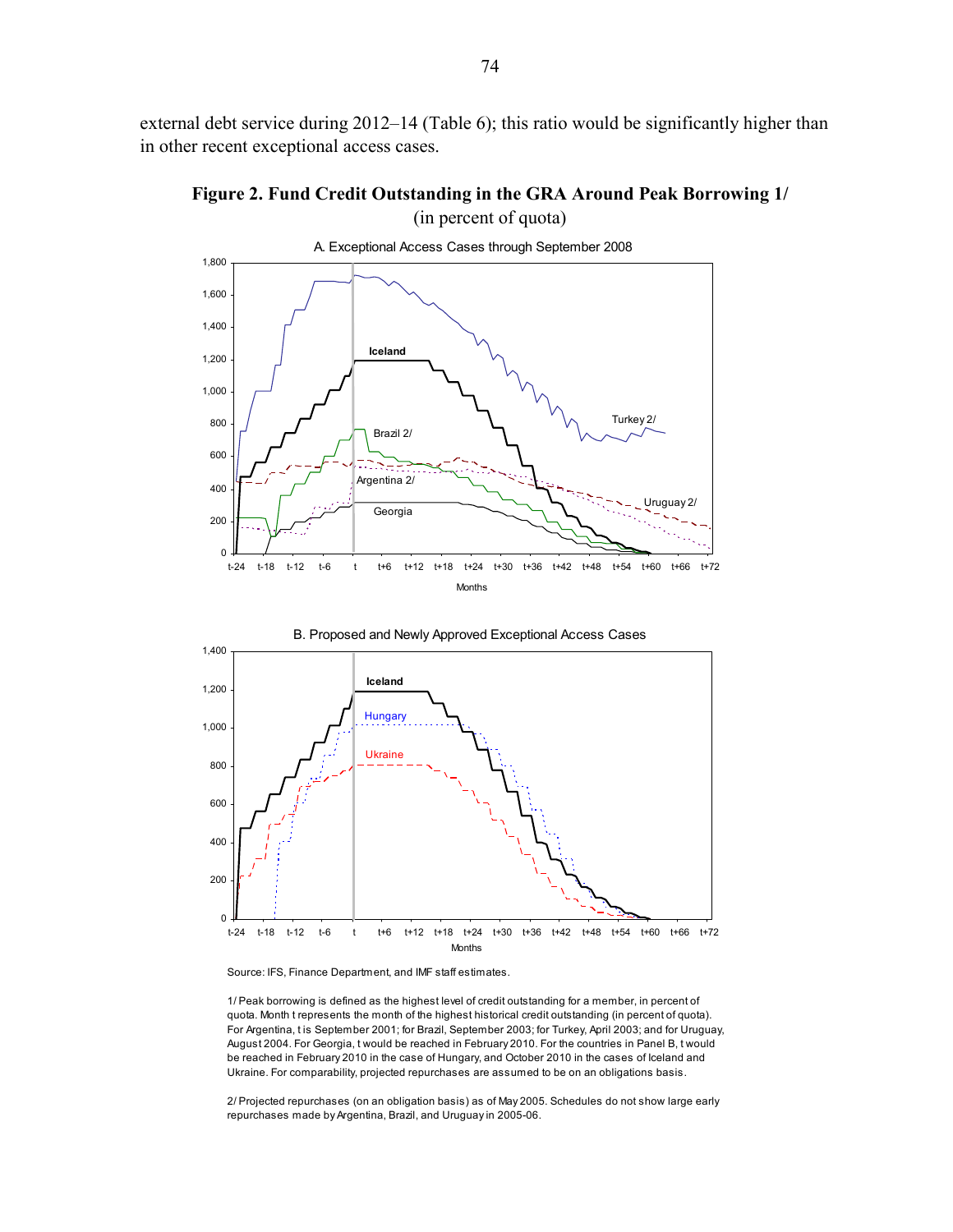external debt service during 2012–14 (Table 6); this ratio would be significantly higher than in other recent exceptional access cases.

**Figure 2. Fund Credit Outstanding in the GRA Around Peak Borrowing 1/**

(in percent of quota)

A. Exceptional Access Cases through September 2008

B. Proposed and Newly Approved Exceptional Access Cases

Source: IFS, Finance Department, and IMF staff estimates.

1/ Peak borrowing is defined as the highest level of credit outstanding for a member, in percent of quota. Month t represents the month of the highest historical credit outstanding (in percent of quota). For Argentina, t is September 2001; for Brazil, September 2003; for Turkey, April 2003; and for Uruguay, August 2004. For Georgia, t would be reached in February 2010. For the countries in Panel B, t would be reached in February 2010 in the case of Hungary, and October 2010 in the cases of Iceland and Ukraine. For comparability, projected repurchases are assumed to be on an obligations basis.

2/ Projected repurchases (on an obligation basis) as of May 2005. Schedules do not show large early repurchases made by Argentina, Brazil, and Uruguay in 2005-06.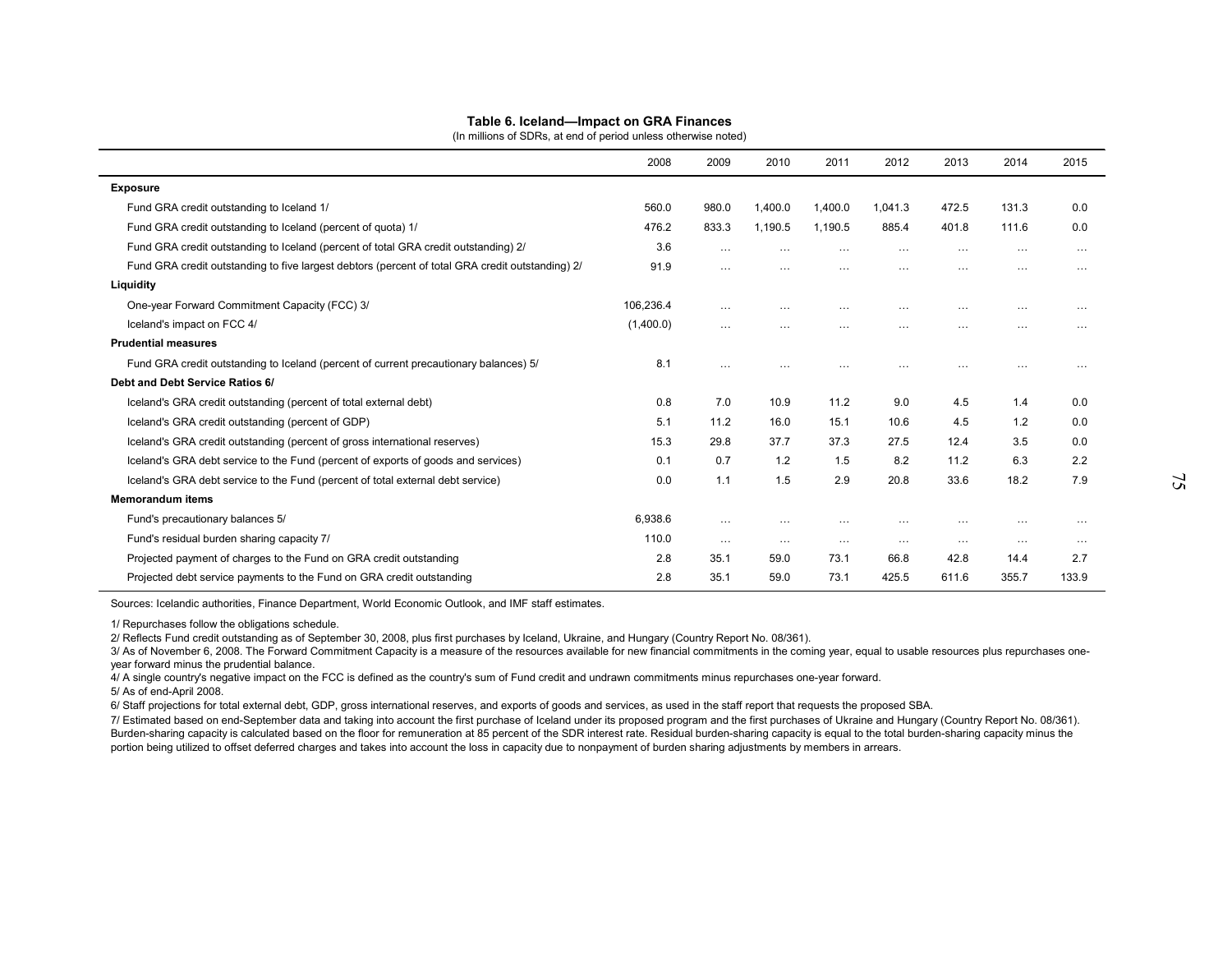**Table 6. Iceland—Impact on GRA Finances**

(In millions of SDRs, at end of period unless otherwise noted)

| | 2008 | 2009 | 2010 | 2011 | 2012 | 2013 | 2014 | 2015 |
|---|---|---|---|---|---|---|---|---|
| **Exposure** | | | | | | | | |
| Fund GRA credit outstanding to Iceland 1/ | 560.0 | 980.0 | 1,400.0 | 1,400.0 | 1,041.3 | 472.5 | 131.3 | 0.0 |
| Fund GRA credit outstanding to Iceland (percent of quota) 1/ | 476.2 | 833.3 | 1,190.5 | 1,190.5 | 885.4 | 401.8 | 111.6 | 0.0 |
| Fund GRA credit outstanding to Iceland (percent of total GRA credit outstanding) 2/ | 3.6 | … | … | … | … | … | … | … |
| Fund GRA credit outstanding to five largest debtors (percent of total GRA credit outstanding) 2/ | 91.9 | … | … | … | … | … | … | … |
| **Liquidity** | | | | | | | | |
| One-year Forward Commitment Capacity (FCC) 3/ | 106,236.4 | … | … | … | … | … | … | … |
| Iceland's impact on FCC 4/ | (1,400.0) | … | … | … | … | … | … | … |
| **Prudential measures** | | | | | | | | |
| Fund GRA credit outstanding to Iceland (percent of current precautionary balances) 5/ | 8.1 | … | … | … | … | … | … | … |
| **Debt and Debt Service Ratios 6/** | | | | | | | | |
| Iceland's GRA credit outstanding (percent of total external debt) | 0.8 | 7.0 | 10.9 | 11.2 | 9.0 | 4.5 | 1.4 | 0.0 |
| Iceland's GRA credit outstanding (percent of GDP) | 5.1 | 11.2 | 16.0 | 15.1 | 10.6 | 4.5 | 1.2 | 0.0 |
| Iceland's GRA credit outstanding (percent of gross international reserves) | 15.3 | 29.8 | 37.7 | 37.3 | 27.5 | 12.4 | 3.5 | 0.0 |
| Iceland's GRA debt service to the Fund (percent of exports of goods and services) | 0.1 | 0.7 | 1.2 | 1.5 | 8.2 | 11.2 | 6.3 | 2.2 |
| Iceland's GRA debt service to the Fund (percent of total external debt service) | 0.0 | 1.1 | 1.5 | 2.9 | 20.8 | 33.6 | 18.2 | 7.9 |
| **Memorandum items** | | | | | | | | |
| Fund's precautionary balances 5/ | 6,938.6 | … | … | … | … | … | … | … |
| Fund's residual burden sharing capacity 7/ | 110.0 | … | … | … | … | … | … | … |
| Projected payment of charges to the Fund on GRA credit outstanding | 2.8 | 35.1 | 59.0 | 73.1 | 66.8 | 42.8 | 14.4 | 2.7 |
| Projected debt service payments to the Fund on GRA credit outstanding | 2.8 | 35.1 | 59.0 | 73.1 | 425.5 | 611.6 | 355.7 | 133.9 |

Sources: Icelandic authorities, Finance Department, World Economic Outlook, and IMF staff estimates.

1/ Repurchases follow the obligations schedule.

2/ Reflects Fund credit outstanding as of September 30, 2008, plus first purchases by Iceland, Ukraine, and Hungary (Country Report No. 08/361).

3/ As of November 6, 2008. The Forward Commitment Capacity is a measure of the resources available for new financial commitments in the coming year, equal to usable resources plus repurchases one-year forward minus the prudential balance.

4/ A single country's negative impact on the FCC is defined as the country's sum of Fund credit and undrawn commitments minus repurchases one-year forward.

5/ As of end-April 2008.

6/ Staff projections for total external debt, GDP, gross international reserves, and exports of goods and services, as used in the staff report that requests the proposed SBA.

7/ Estimated based on end-September data and taking into account the first purchase of Iceland under its proposed program and the first purchases of Ukraine and Hungary (Country Report No. 08/361). Burden-sharing capacity is calculated based on the floor for remuneration at 85 percent of the SDR interest rate. Residual burden-sharing capacity is equal to the total burden-sharing capacity minus the portion being utilized to offset deferred charges and takes into account the loss in capacity due to nonpayment of burden sharing adjustments by members in arrears.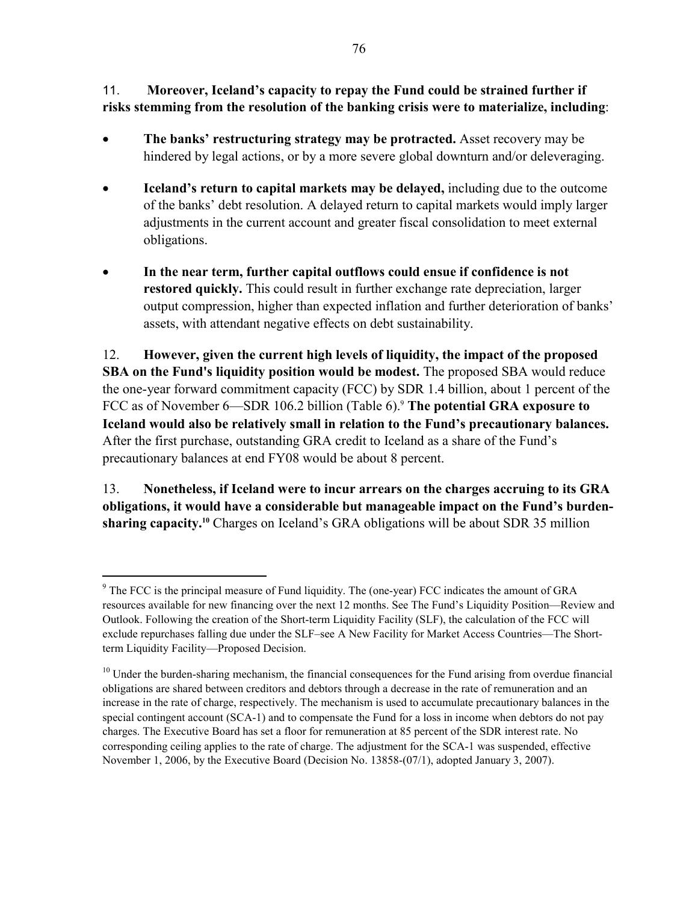11. **Moreover, Iceland's capacity to repay the Fund could be strained further if risks stemming from the resolution of the banking crisis were to materialize, including**:

- **The banks' restructuring strategy may be protracted.** Asset recovery may be hindered by legal actions, or by a more severe global downturn and/or deleveraging.
- **Iceland's return to capital markets may be delayed,** including due to the outcome of the banks' debt resolution. A delayed return to capital markets would imply larger adjustments in the current account and greater fiscal consolidation to meet external obligations.
- **In the near term, further capital outflows could ensue if confidence is not restored quickly.** This could result in further exchange rate depreciation, larger output compression, higher than expected inflation and further deterioration of banks' assets, with attendant negative effects on debt sustainability.

12. **However, given the current high levels of liquidity, the impact of the proposed SBA on the Fund's liquidity position would be modest.** The proposed SBA would reduce the one-year forward commitment capacity (FCC) by SDR 1.4 billion, about 1 percent of the FCC as of November 6—SDR 106.2 billion (Table 6).[9] **The potential GRA exposure to Iceland would also be relatively small in relation to the Fund's precautionary balances.** After the first purchase, outstanding GRA credit to Iceland as a share of the Fund's precautionary balances at end FY08 would be about 8 percent.

13. **Nonetheless, if Iceland were to incur arrears on the charges accruing to its GRA obligations, it would have a considerable but manageable impact on the Fund's burden-sharing capacity.**[10] Charges on Iceland's GRA obligations will be about SDR 35 million

---

[9] The FCC is the principal measure of Fund liquidity. The (one-year) FCC indicates the amount of GRA resources available for new financing over the next 12 months. See The Fund's Liquidity Position—Review and Outlook. Following the creation of the Short-term Liquidity Facility (SLF), the calculation of the FCC will exclude repurchases falling due under the SLF–see A New Facility for Market Access Countries—The Short-term Liquidity Facility—Proposed Decision.

[10] Under the burden-sharing mechanism, the financial consequences for the Fund arising from overdue financial obligations are shared between creditors and debtors through a decrease in the rate of remuneration and an increase in the rate of charge, respectively. The mechanism is used to accumulate precautionary balances in the special contingent account (SCA-1) and to compensate the Fund for a loss in income when debtors do not pay charges. The Executive Board has set a floor for remuneration at 85 percent of the SDR interest rate. No corresponding ceiling applies to the rate of charge. The adjustment for the SCA-1 was suspended, effective November 1, 2006, by the Executive Board (Decision No. 13858-(07/1), adopted January 3, 2007).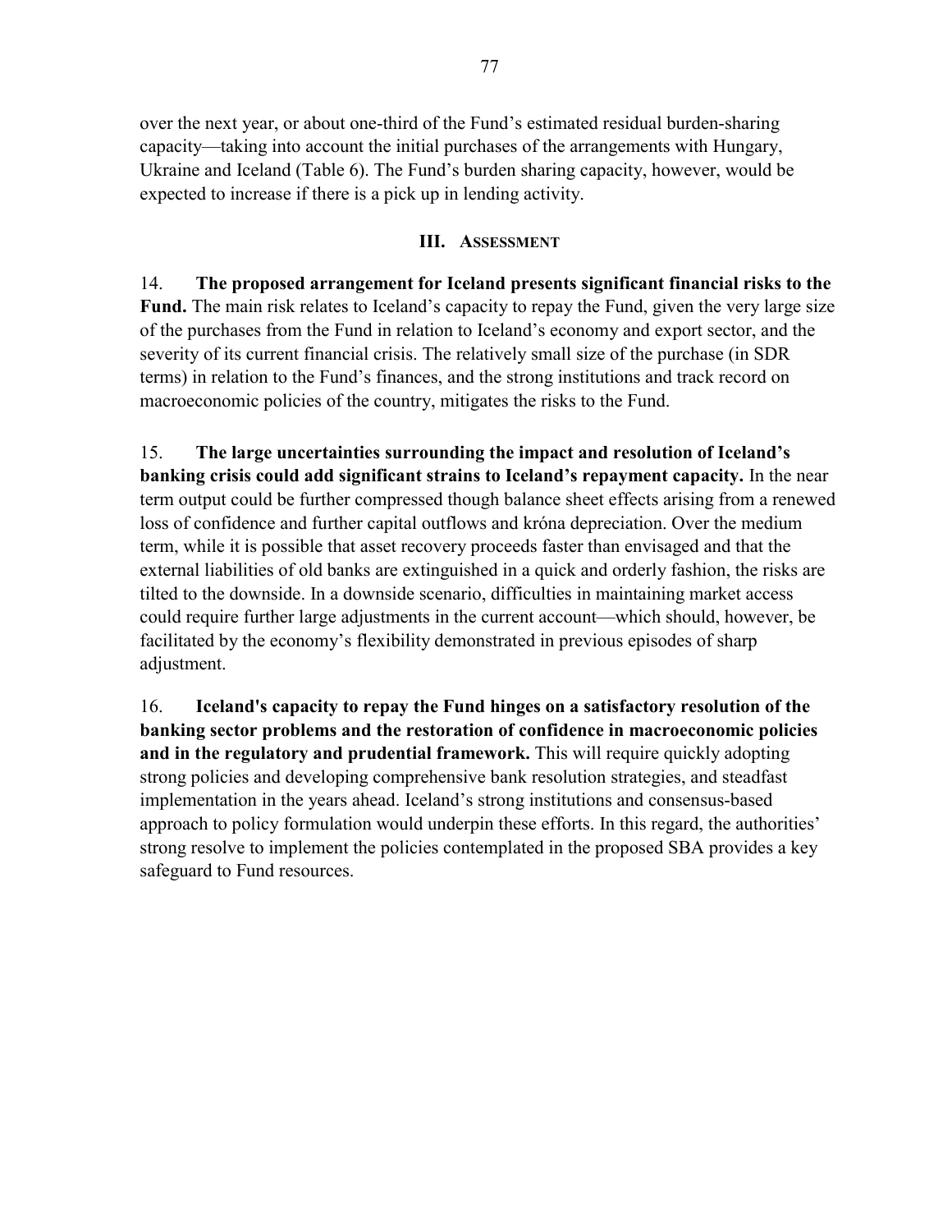over the next year, or about one-third of the Fund's estimated residual burden-sharing capacity—taking into account the initial purchases of the arrangements with Hungary, Ukraine and Iceland (Table 6). The Fund's burden sharing capacity, however, would be expected to increase if there is a pick up in lending activity.

## III. Assessment

14. **The proposed arrangement for Iceland presents significant financial risks to the Fund.** The main risk relates to Iceland's capacity to repay the Fund, given the very large size of the purchases from the Fund in relation to Iceland's economy and export sector, and the severity of its current financial crisis. The relatively small size of the purchase (in SDR terms) in relation to the Fund's finances, and the strong institutions and track record on macroeconomic policies of the country, mitigates the risks to the Fund.

15. **The large uncertainties surrounding the impact and resolution of Iceland's banking crisis could add significant strains to Iceland's repayment capacity.** In the near term output could be further compressed though balance sheet effects arising from a renewed loss of confidence and further capital outflows and króna depreciation. Over the medium term, while it is possible that asset recovery proceeds faster than envisaged and that the external liabilities of old banks are extinguished in a quick and orderly fashion, the risks are tilted to the downside. In a downside scenario, difficulties in maintaining market access could require further large adjustments in the current account—which should, however, be facilitated by the economy's flexibility demonstrated in previous episodes of sharp adjustment.

16. **Iceland's capacity to repay the Fund hinges on a satisfactory resolution of the banking sector problems and the restoration of confidence in macroeconomic policies and in the regulatory and prudential framework.** This will require quickly adopting strong policies and developing comprehensive bank resolution strategies, and steadfast implementation in the years ahead. Iceland's strong institutions and consensus-based approach to policy formulation would underpin these efforts. In this regard, the authorities' strong resolve to implement the policies contemplated in the proposed SBA provides a key safeguard to Fund resources.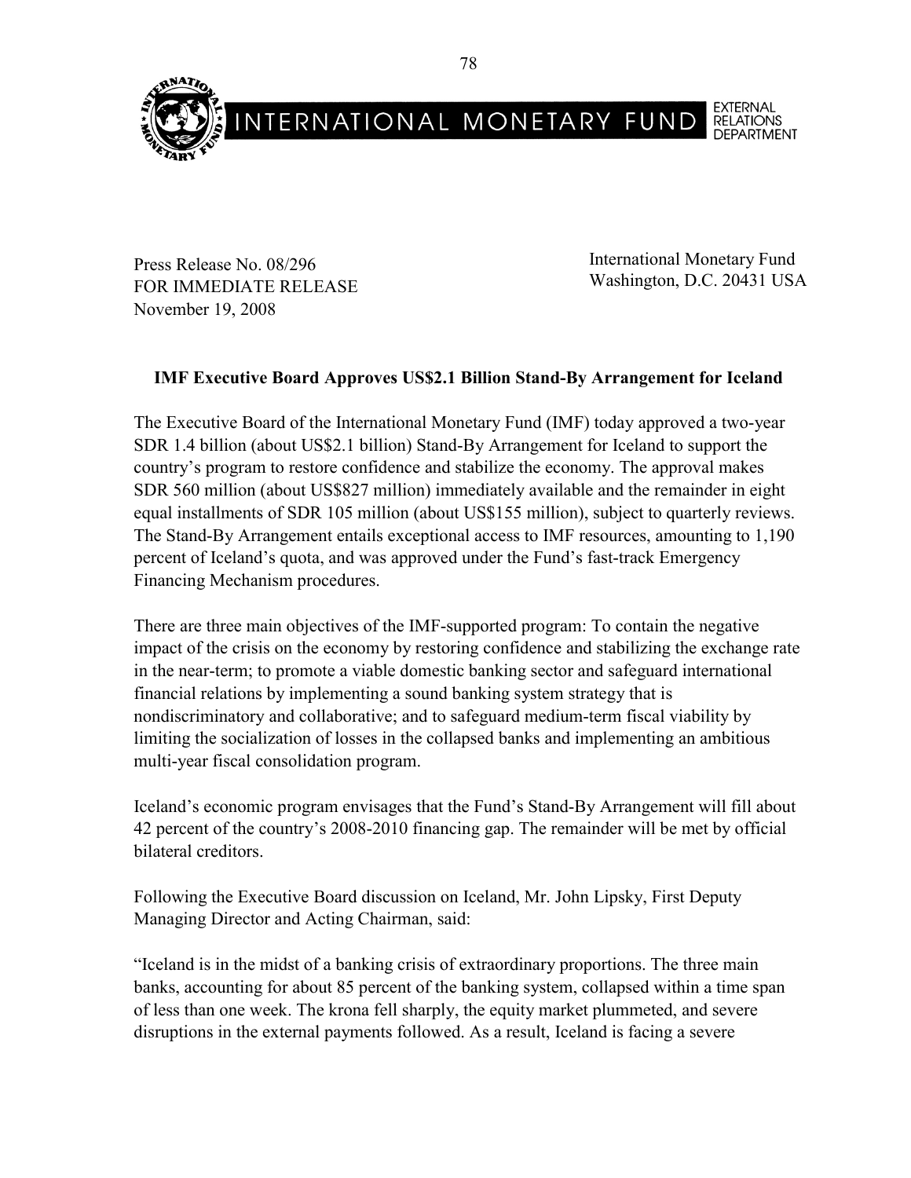INTERNATIONAL MONETARY FUND EXTERNAL RELATIONS DEPARTMENT

Press Release No. 08/296
FOR IMMEDIATE RELEASE
November 19, 2008

International Monetary Fund
Washington, D.C. 20431 USA

**IMF Executive Board Approves US$2.1 Billion Stand-By Arrangement for Iceland**

The Executive Board of the International Monetary Fund (IMF) today approved a two-year SDR 1.4 billion (about US$2.1 billion) Stand-By Arrangement for Iceland to support the country's program to restore confidence and stabilize the economy. The approval makes SDR 560 million (about US$827 million) immediately available and the remainder in eight equal installments of SDR 105 million (about US$155 million), subject to quarterly reviews. The Stand-By Arrangement entails exceptional access to IMF resources, amounting to 1,190 percent of Iceland's quota, and was approved under the Fund's fast-track Emergency Financing Mechanism procedures.

There are three main objectives of the IMF-supported program: To contain the negative impact of the crisis on the economy by restoring confidence and stabilizing the exchange rate in the near-term; to promote a viable domestic banking sector and safeguard international financial relations by implementing a sound banking system strategy that is nondiscriminatory and collaborative; and to safeguard medium-term fiscal viability by limiting the socialization of losses in the collapsed banks and implementing an ambitious multi-year fiscal consolidation program.

Iceland's economic program envisages that the Fund's Stand-By Arrangement will fill about 42 percent of the country's 2008-2010 financing gap. The remainder will be met by official bilateral creditors.

Following the Executive Board discussion on Iceland, Mr. John Lipsky, First Deputy Managing Director and Acting Chairman, said:

"Iceland is in the midst of a banking crisis of extraordinary proportions. The three main banks, accounting for about 85 percent of the banking system, collapsed within a time span of less than one week. The krona fell sharply, the equity market plummeted, and severe disruptions in the external payments followed. As a result, Iceland is facing a severe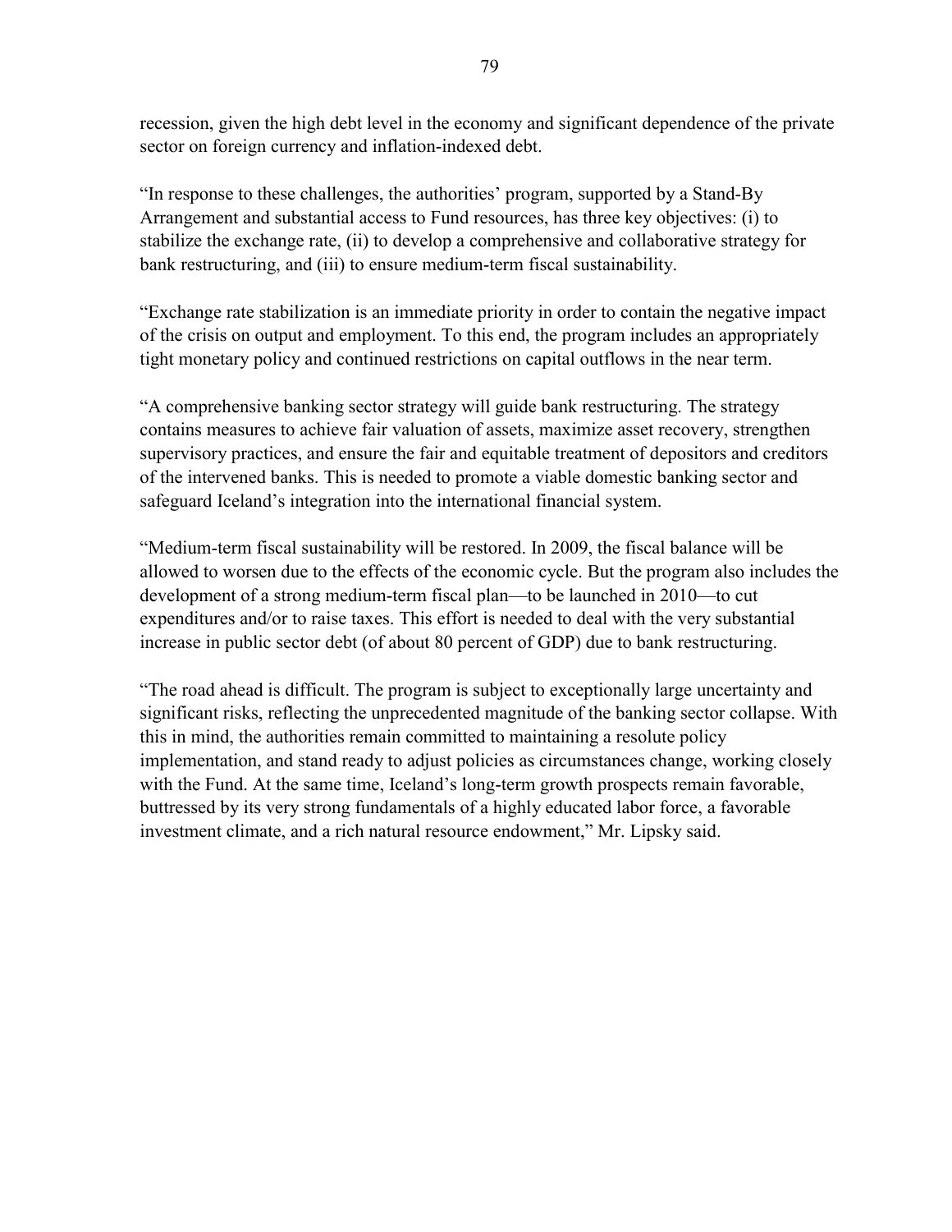recession, given the high debt level in the economy and significant dependence of the private sector on foreign currency and inflation-indexed debt.

"In response to these challenges, the authorities' program, supported by a Stand-By Arrangement and substantial access to Fund resources, has three key objectives: (i) to stabilize the exchange rate, (ii) to develop a comprehensive and collaborative strategy for bank restructuring, and (iii) to ensure medium-term fiscal sustainability.

"Exchange rate stabilization is an immediate priority in order to contain the negative impact of the crisis on output and employment. To this end, the program includes an appropriately tight monetary policy and continued restrictions on capital outflows in the near term.

"A comprehensive banking sector strategy will guide bank restructuring. The strategy contains measures to achieve fair valuation of assets, maximize asset recovery, strengthen supervisory practices, and ensure the fair and equitable treatment of depositors and creditors of the intervened banks. This is needed to promote a viable domestic banking sector and safeguard Iceland's integration into the international financial system.

"Medium-term fiscal sustainability will be restored. In 2009, the fiscal balance will be allowed to worsen due to the effects of the economic cycle. But the program also includes the development of a strong medium-term fiscal plan—to be launched in 2010—to cut expenditures and/or to raise taxes. This effort is needed to deal with the very substantial increase in public sector debt (of about 80 percent of GDP) due to bank restructuring.

"The road ahead is difficult. The program is subject to exceptionally large uncertainty and significant risks, reflecting the unprecedented magnitude of the banking sector collapse. With this in mind, the authorities remain committed to maintaining a resolute policy implementation, and stand ready to adjust policies as circumstances change, working closely with the Fund. At the same time, Iceland's long-term growth prospects remain favorable, buttressed by its very strong fundamentals of a highly educated labor force, a favorable investment climate, and a rich natural resource endowment," Mr. Lipsky said.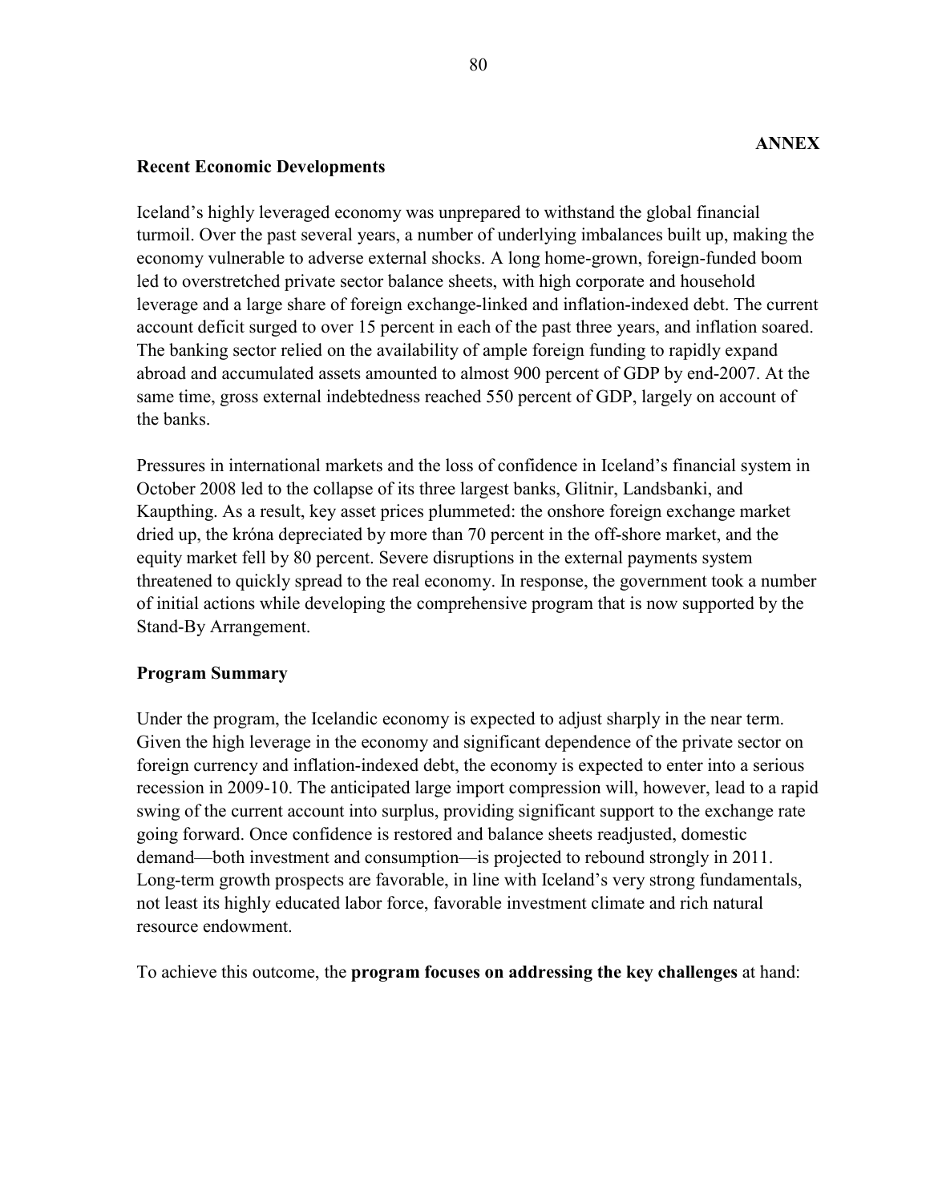**ANNEX**

**Recent Economic Developments**

Iceland's highly leveraged economy was unprepared to withstand the global financial turmoil. Over the past several years, a number of underlying imbalances built up, making the economy vulnerable to adverse external shocks. A long home-grown, foreign-funded boom led to overstretched private sector balance sheets, with high corporate and household leverage and a large share of foreign exchange-linked and inflation-indexed debt. The current account deficit surged to over 15 percent in each of the past three years, and inflation soared. The banking sector relied on the availability of ample foreign funding to rapidly expand abroad and accumulated assets amounted to almost 900 percent of GDP by end-2007. At the same time, gross external indebtedness reached 550 percent of GDP, largely on account of the banks.

Pressures in international markets and the loss of confidence in Iceland's financial system in October 2008 led to the collapse of its three largest banks, Glitnir, Landsbanki, and Kaupthing. As a result, key asset prices plummeted: the onshore foreign exchange market dried up, the króna depreciated by more than 70 percent in the off-shore market, and the equity market fell by 80 percent. Severe disruptions in the external payments system threatened to quickly spread to the real economy. In response, the government took a number of initial actions while developing the comprehensive program that is now supported by the Stand-By Arrangement.

**Program Summary**

Under the program, the Icelandic economy is expected to adjust sharply in the near term. Given the high leverage in the economy and significant dependence of the private sector on foreign currency and inflation-indexed debt, the economy is expected to enter into a serious recession in 2009-10. The anticipated large import compression will, however, lead to a rapid swing of the current account into surplus, providing significant support to the exchange rate going forward. Once confidence is restored and balance sheets readjusted, domestic demand—both investment and consumption—is projected to rebound strongly in 2011. Long-term growth prospects are favorable, in line with Iceland's very strong fundamentals, not least its highly educated labor force, favorable investment climate and rich natural resource endowment.

To achieve this outcome, the **program focuses on addressing the key challenges** at hand: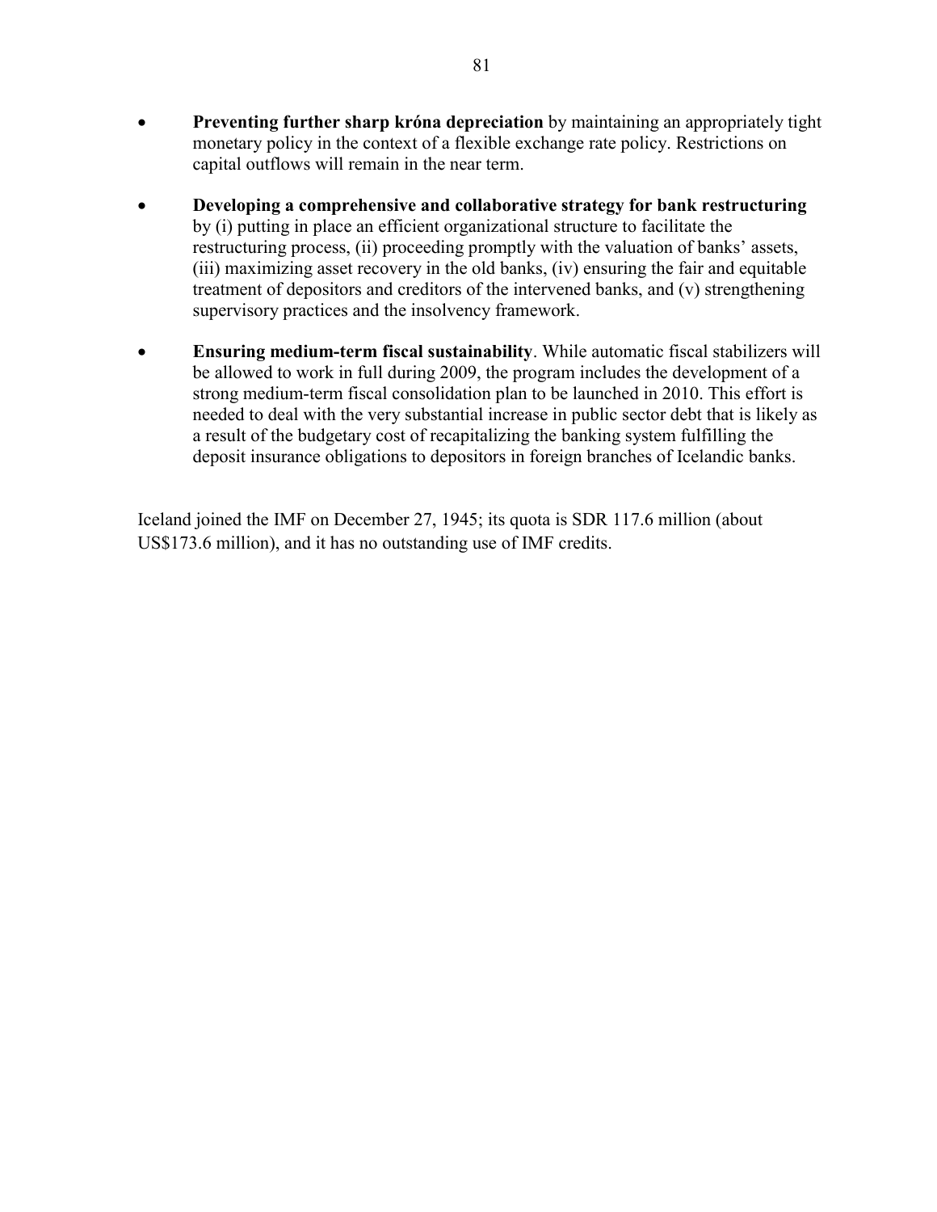- **Preventing further sharp króna depreciation** by maintaining an appropriately tight monetary policy in the context of a flexible exchange rate policy. Restrictions on capital outflows will remain in the near term.

- **Developing a comprehensive and collaborative strategy for bank restructuring** by (i) putting in place an efficient organizational structure to facilitate the restructuring process, (ii) proceeding promptly with the valuation of banks' assets, (iii) maximizing asset recovery in the old banks, (iv) ensuring the fair and equitable treatment of depositors and creditors of the intervened banks, and (v) strengthening supervisory practices and the insolvency framework.

- **Ensuring medium-term fiscal sustainability**. While automatic fiscal stabilizers will be allowed to work in full during 2009, the program includes the development of a strong medium-term fiscal consolidation plan to be launched in 2010. This effort is needed to deal with the very substantial increase in public sector debt that is likely as a result of the budgetary cost of recapitalizing the banking system fulfilling the deposit insurance obligations to depositors in foreign branches of Icelandic banks.

Iceland joined the IMF on December 27, 1945; its quota is SDR 117.6 million (about US$173.6 million), and it has no outstanding use of IMF credits.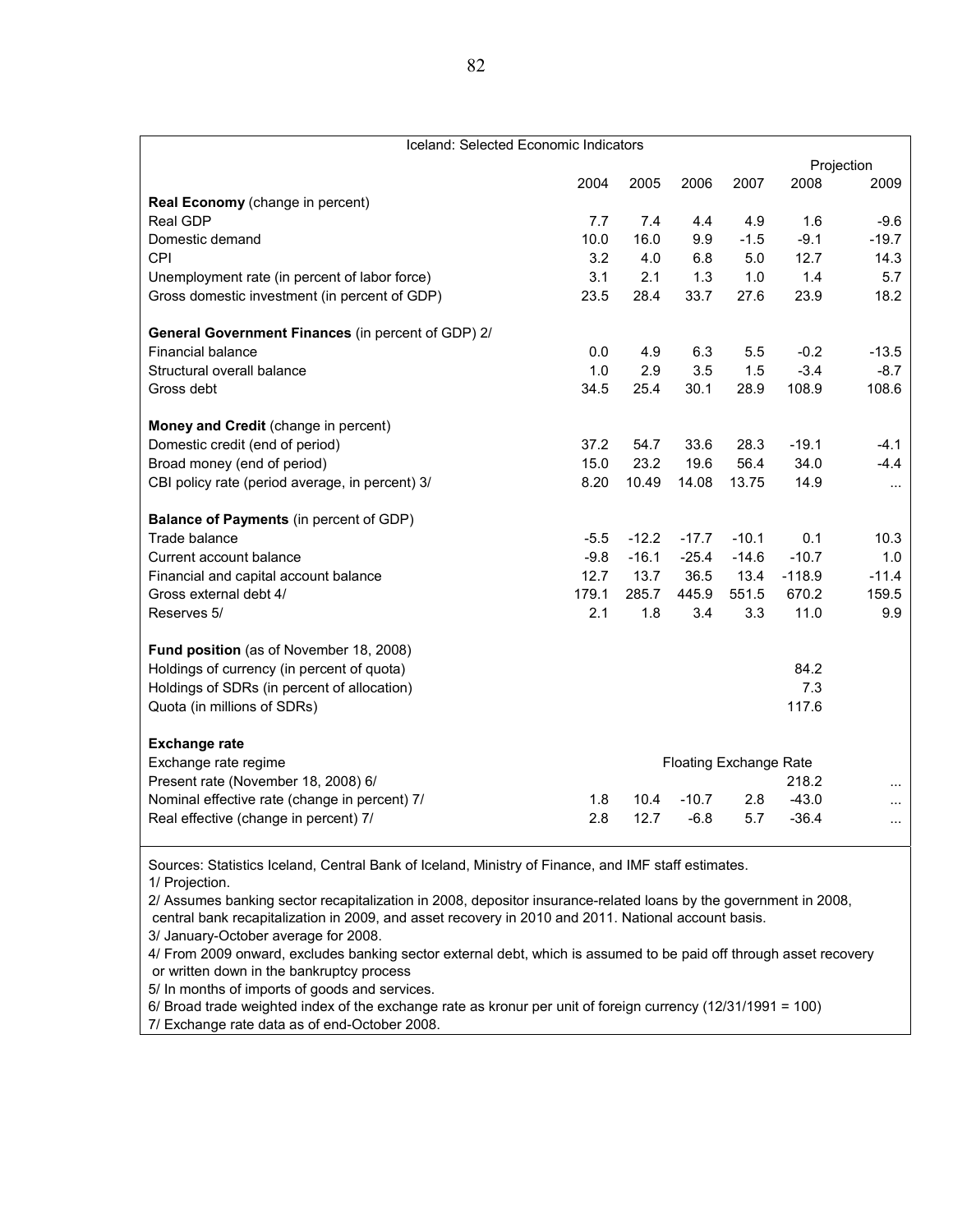| Iceland: Selected Economic Indicators | | | | | | |
|---|---|---|---|---|---|---|
| | | | | | Projection | |
| | 2004 | 2005 | 2006 | 2007 | 2008 | 2009 |
| **Real Economy** (change in percent) | | | | | | |
| Real GDP | 7.7 | 7.4 | 4.4 | 4.9 | 1.6 | -9.6 |
| Domestic demand | 10.0 | 16.0 | 9.9 | -1.5 | -9.1 | -19.7 |
| CPI | 3.2 | 4.0 | 6.8 | 5.0 | 12.7 | 14.3 |
| Unemployment rate (in percent of labor force) | 3.1 | 2.1 | 1.3 | 1.0 | 1.4 | 5.7 |
| Gross domestic investment (in percent of GDP) | 23.5 | 28.4 | 33.7 | 27.6 | 23.9 | 18.2 |
| **General Government Finances** (in percent of GDP) 2/ | | | | | | |
| Financial balance | 0.0 | 4.9 | 6.3 | 5.5 | -0.2 | -13.5 |
| Structural overall balance | 1.0 | 2.9 | 3.5 | 1.5 | -3.4 | -8.7 |
| Gross debt | 34.5 | 25.4 | 30.1 | 28.9 | 108.9 | 108.6 |
| **Money and Credit** (change in percent) | | | | | | |
| Domestic credit (end of period) | 37.2 | 54.7 | 33.6 | 28.3 | -19.1 | -4.1 |
| Broad money (end of period) | 15.0 | 23.2 | 19.6 | 56.4 | 34.0 | -4.4 |
| CBI policy rate (period average, in percent) 3/ | 8.20 | 10.49 | 14.08 | 13.75 | 14.9 | ... |
| **Balance of Payments** (in percent of GDP) | | | | | | |
| Trade balance | -5.5 | -12.2 | -17.7 | -10.1 | 0.1 | 10.3 |
| Current account balance | -9.8 | -16.1 | -25.4 | -14.6 | -10.7 | 1.0 |
| Financial and capital account balance | 12.7 | 13.7 | 36.5 | 13.4 | -118.9 | -11.4 |
| Gross external debt 4/ | 179.1 | 285.7 | 445.9 | 551.5 | 670.2 | 159.5 |
| Reserves 5/ | 2.1 | 1.8 | 3.4 | 3.3 | 11.0 | 9.9 |
| **Fund position** (as of November 18, 2008) | | | | | | |
| Holdings of currency (in percent of quota) | | | | | 84.2 | |
| Holdings of SDRs (in percent of allocation) | | | | | 7.3 | |
| Quota (in millions of SDRs) | | | | | 117.6 | |
| **Exchange rate** | | | | | | |
| Exchange rate regime | | | Floating Exchange Rate | | | |
| Present rate (November 18, 2008) 6/ | | | | | 218.2 | ... |
| Nominal effective rate (change in percent) 7/ | 1.8 | 10.4 | -10.7 | 2.8 | -43.0 | ... |
| Real effective (change in percent) 7/ | 2.8 | 12.7 | -6.8 | 5.7 | -36.4 | ... |

Sources: Statistics Iceland, Central Bank of Iceland, Ministry of Finance, and IMF staff estimates.

1/ Projection.

2/ Assumes banking sector recapitalization in 2008, depositor insurance-related loans by the government in 2008, central bank recapitalization in 2009, and asset recovery in 2010 and 2011. National account basis.

3/ January-October average for 2008.

4/ From 2009 onward, excludes banking sector external debt, which is assumed to be paid off through asset recovery or written down in the bankruptcy process

5/ In months of imports of goods and services.

6/ Broad trade weighted index of the exchange rate as kronur per unit of foreign currency (12/31/1991 = 100)

7/ Exchange rate data as of end-October 2008.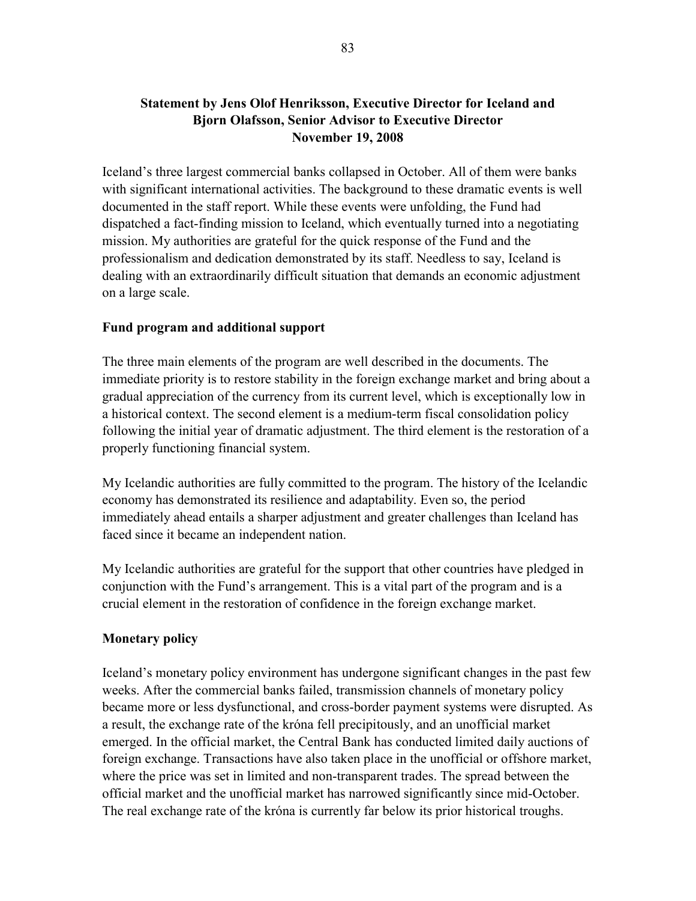## Statement by Jens Olof Henriksson, Executive Director for Iceland and Bjorn Olafsson, Senior Advisor to Executive Director November 19, 2008

Iceland's three largest commercial banks collapsed in October. All of them were banks with significant international activities. The background to these dramatic events is well documented in the staff report. While these events were unfolding, the Fund had dispatched a fact-finding mission to Iceland, which eventually turned into a negotiating mission. My authorities are grateful for the quick response of the Fund and the professionalism and dedication demonstrated by its staff. Needless to say, Iceland is dealing with an extraordinarily difficult situation that demands an economic adjustment on a large scale.

### Fund program and additional support

The three main elements of the program are well described in the documents. The immediate priority is to restore stability in the foreign exchange market and bring about a gradual appreciation of the currency from its current level, which is exceptionally low in a historical context. The second element is a medium-term fiscal consolidation policy following the initial year of dramatic adjustment. The third element is the restoration of a properly functioning financial system.

My Icelandic authorities are fully committed to the program. The history of the Icelandic economy has demonstrated its resilience and adaptability. Even so, the period immediately ahead entails a sharper adjustment and greater challenges than Iceland has faced since it became an independent nation.

My Icelandic authorities are grateful for the support that other countries have pledged in conjunction with the Fund's arrangement. This is a vital part of the program and is a crucial element in the restoration of confidence in the foreign exchange market.

### Monetary policy

Iceland's monetary policy environment has undergone significant changes in the past few weeks. After the commercial banks failed, transmission channels of monetary policy became more or less dysfunctional, and cross-border payment systems were disrupted. As a result, the exchange rate of the króna fell precipitously, and an unofficial market emerged. In the official market, the Central Bank has conducted limited daily auctions of foreign exchange. Transactions have also taken place in the unofficial or offshore market, where the price was set in limited and non-transparent trades. The spread between the official market and the unofficial market has narrowed significantly since mid-October. The real exchange rate of the króna is currently far below its prior historical troughs.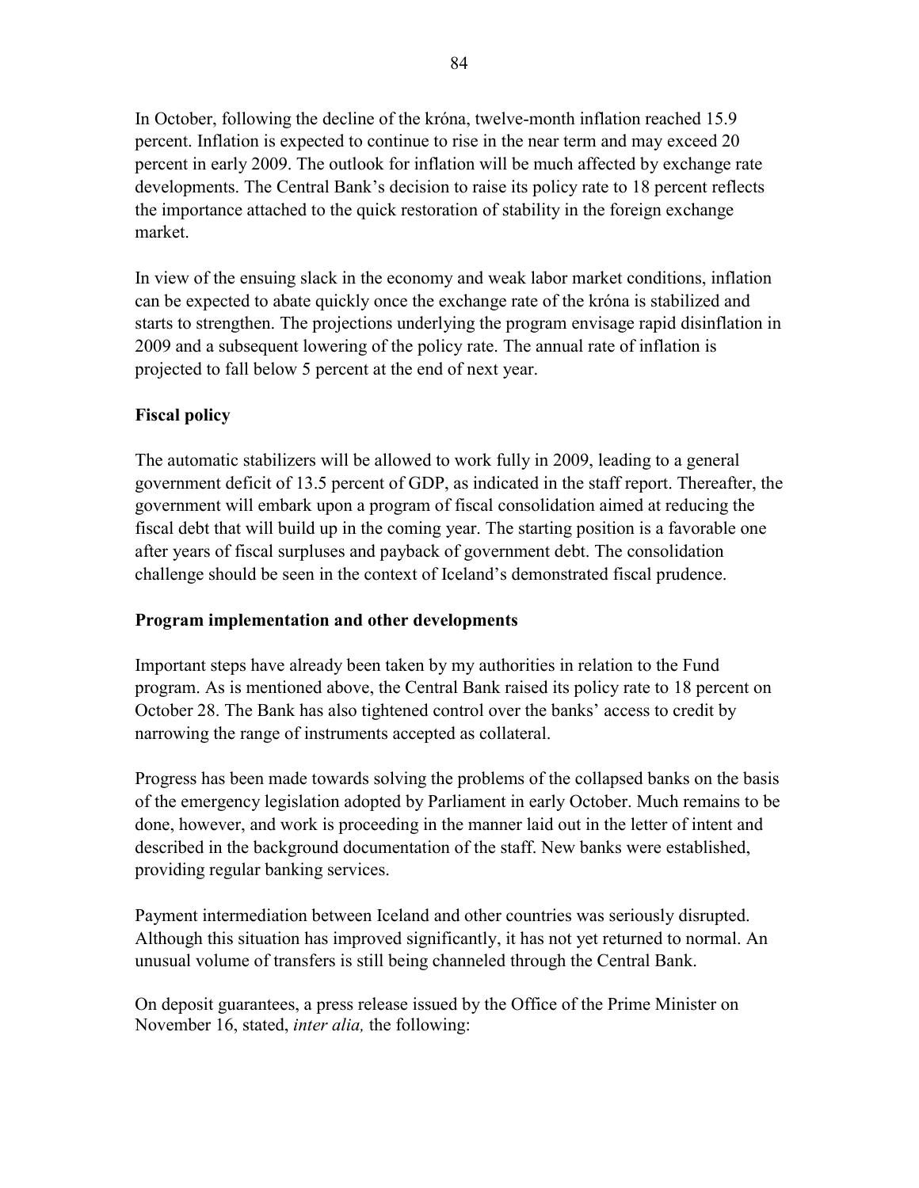In October, following the decline of the króna, twelve-month inflation reached 15.9 percent. Inflation is expected to continue to rise in the near term and may exceed 20 percent in early 2009. The outlook for inflation will be much affected by exchange rate developments. The Central Bank's decision to raise its policy rate to 18 percent reflects the importance attached to the quick restoration of stability in the foreign exchange market.

In view of the ensuing slack in the economy and weak labor market conditions, inflation can be expected to abate quickly once the exchange rate of the króna is stabilized and starts to strengthen. The projections underlying the program envisage rapid disinflation in 2009 and a subsequent lowering of the policy rate. The annual rate of inflation is projected to fall below 5 percent at the end of next year.

**Fiscal policy**

The automatic stabilizers will be allowed to work fully in 2009, leading to a general government deficit of 13.5 percent of GDP, as indicated in the staff report. Thereafter, the government will embark upon a program of fiscal consolidation aimed at reducing the fiscal debt that will build up in the coming year. The starting position is a favorable one after years of fiscal surpluses and payback of government debt. The consolidation challenge should be seen in the context of Iceland's demonstrated fiscal prudence.

**Program implementation and other developments**

Important steps have already been taken by my authorities in relation to the Fund program. As is mentioned above, the Central Bank raised its policy rate to 18 percent on October 28. The Bank has also tightened control over the banks' access to credit by narrowing the range of instruments accepted as collateral.

Progress has been made towards solving the problems of the collapsed banks on the basis of the emergency legislation adopted by Parliament in early October. Much remains to be done, however, and work is proceeding in the manner laid out in the letter of intent and described in the background documentation of the staff. New banks were established, providing regular banking services.

Payment intermediation between Iceland and other countries was seriously disrupted. Although this situation has improved significantly, it has not yet returned to normal. An unusual volume of transfers is still being channeled through the Central Bank.

On deposit guarantees, a press release issued by the Office of the Prime Minister on November 16, stated, *inter alia,* the following: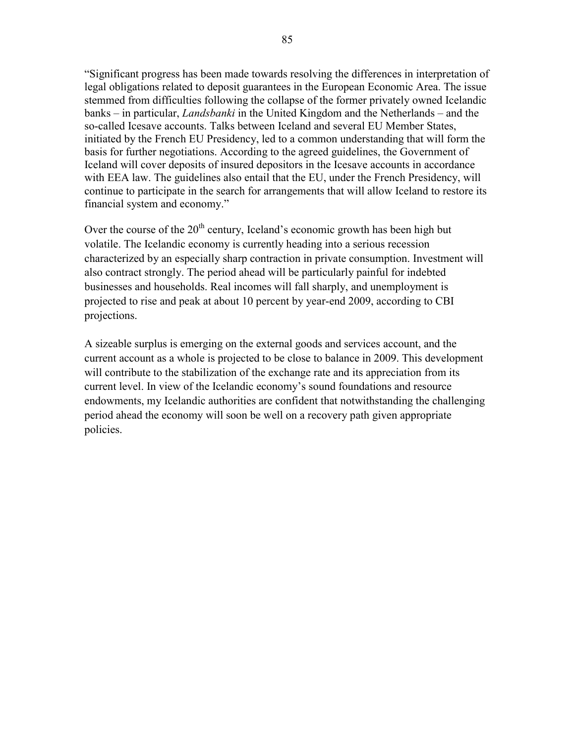"Significant progress has been made towards resolving the differences in interpretation of legal obligations related to deposit guarantees in the European Economic Area. The issue stemmed from difficulties following the collapse of the former privately owned Icelandic banks – in particular, *Landsbanki* in the United Kingdom and the Netherlands – and the so-called Icesave accounts. Talks between Iceland and several EU Member States, initiated by the French EU Presidency, led to a common understanding that will form the basis for further negotiations. According to the agreed guidelines, the Government of Iceland will cover deposits of insured depositors in the Icesave accounts in accordance with EEA law. The guidelines also entail that the EU, under the French Presidency, will continue to participate in the search for arrangements that will allow Iceland to restore its financial system and economy."

Over the course of the 20th century, Iceland's economic growth has been high but volatile. The Icelandic economy is currently heading into a serious recession characterized by an especially sharp contraction in private consumption. Investment will also contract strongly. The period ahead will be particularly painful for indebted businesses and households. Real incomes will fall sharply, and unemployment is projected to rise and peak at about 10 percent by year-end 2009, according to CBI projections.

A sizeable surplus is emerging on the external goods and services account, and the current account as a whole is projected to be close to balance in 2009. This development will contribute to the stabilization of the exchange rate and its appreciation from its current level. In view of the Icelandic economy's sound foundations and resource endowments, my Icelandic authorities are confident that notwithstanding the challenging period ahead the economy will soon be well on a recovery path given appropriate policies.